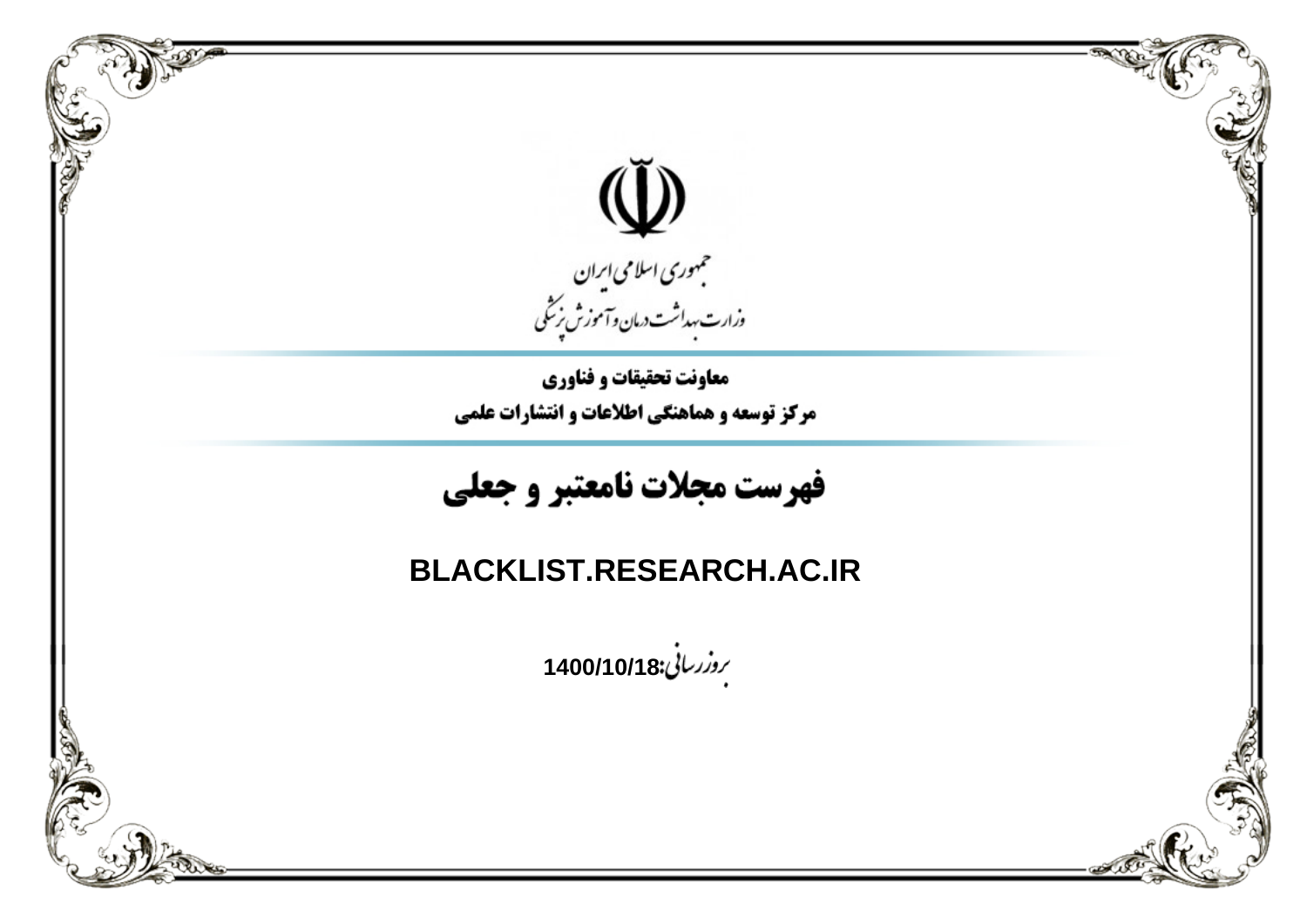جمهوری اسلامی ایران

وزارت بهداشت درمان و آموزش پزشکی

**معاونت تحقیقات و فناوری**

**مرکز توسعه و هماهنگی اطلاعات و انتشارات علمی**

# فهرست مجلات نامعتبر و جعلی

## BLACKLIST.RESEARCH.AC.IR

بروزرسانی:**1400/10/18**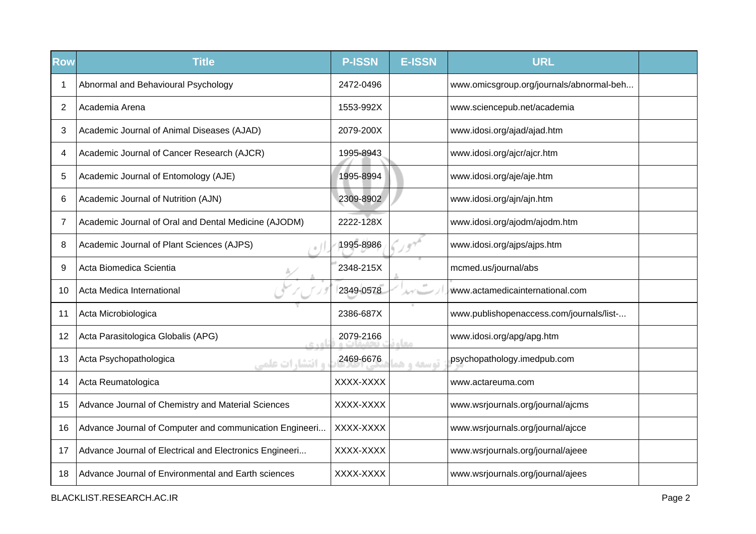| Row | Title | P-ISSN | E-ISSN | URL | |
|---|---|---|---|---|---|
| 1 | Abnormal and Behavioural Psychology | 2472-0496 | | www.omicsgroup.org/journals/abnormal-beh... | |
| 2 | Academia Arena | 1553-992X | | www.sciencepub.net/academia | |
| 3 | Academic Journal of Animal Diseases (AJAD) | 2079-200X | | www.idosi.org/ajad/ajad.htm | |
| 4 | Academic Journal of Cancer Research (AJCR) | 1995-8943 | | www.idosi.org/ajcr/ajcr.htm | |
| 5 | Academic Journal of Entomology (AJE) | 1995-8994 | | www.idosi.org/aje/aje.htm | |
| 6 | Academic Journal of Nutrition (AJN) | 2309-8902 | | www.idosi.org/ajn/ajn.htm | |
| 7 | Academic Journal of Oral and Dental Medicine (AJODM) | 2222-128X | | www.idosi.org/ajodm/ajodm.htm | |
| 8 | Academic Journal of Plant Sciences (AJPS) | 1995-8986 | | www.idosi.org/ajps/ajps.htm | |
| 9 | Acta Biomedica Scientia | 2348-215X | | mcmed.us/journal/abs | |
| 10 | Acta Medica International | 2349-0578 | | www.actamedicainternational.com | |
| 11 | Acta Microbiologica | 2386-687X | | www.publishopenaccess.com/journals/list-... | |
| 12 | Acta Parasitologica Globalis (APG) | 2079-2166 | | www.idosi.org/apg/apg.htm | |
| 13 | Acta Psychopathologica | 2469-6676 | | psychopathology.imedpub.com | |
| 14 | Acta Reumatologica | XXXX-XXXX | | www.actareuma.com | |
| 15 | Advance Journal of Chemistry and Material Sciences | XXXX-XXXX | | www.wsrjournals.org/journal/ajcms | |
| 16 | Advance Journal of Computer and communication Engineeri... | XXXX-XXXX | | www.wsrjournals.org/journal/ajcce | |
| 17 | Advance Journal of Electrical and Electronics Engineeri... | XXXX-XXXX | | www.wsrjournals.org/journal/ajeee | |
| 18 | Advance Journal of Environmental and Earth sciences | XXXX-XXXX | | www.wsrjournals.org/journal/ajees | |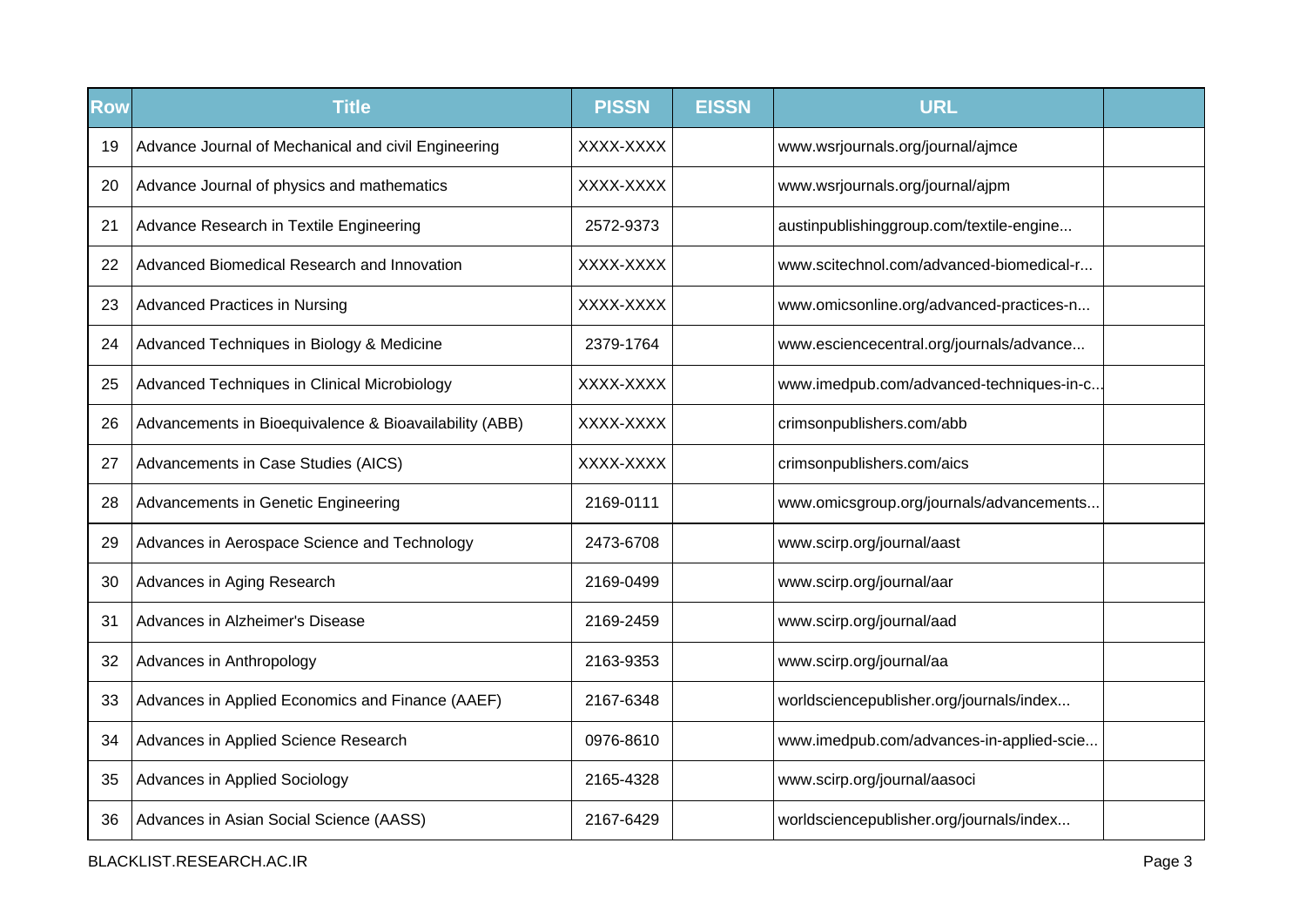| Row | Title | PISSN | EISSN | URL | |
|---|---|---|---|---|---|
| 19 | Advance Journal of Mechanical and civil Engineering | XXXX-XXXX | | www.wsrjournals.org/journal/ajmce | |
| 20 | Advance Journal of physics and mathematics | XXXX-XXXX | | www.wsrjournals.org/journal/ajpm | |
| 21 | Advance Research in Textile Engineering | 2572-9373 | | austinpublishinggroup.com/textile-engine... | |
| 22 | Advanced Biomedical Research and Innovation | XXXX-XXXX | | www.scitechnol.com/advanced-biomedical-r... | |
| 23 | Advanced Practices in Nursing | XXXX-XXXX | | www.omicsonline.org/advanced-practices-n... | |
| 24 | Advanced Techniques in Biology & Medicine | 2379-1764 | | www.esciencecentral.org/journals/advance... | |
| 25 | Advanced Techniques in Clinical Microbiology | XXXX-XXXX | | www.imedpub.com/advanced-techniques-in-c... | |
| 26 | Advancements in Bioequivalence & Bioavailability (ABB) | XXXX-XXXX | | crimsonpublishers.com/abb | |
| 27 | Advancements in Case Studies (AICS) | XXXX-XXXX | | crimsonpublishers.com/aics | |
| 28 | Advancements in Genetic Engineering | 2169-0111 | | www.omicsgroup.org/journals/advancements... | |
| 29 | Advances in Aerospace Science and Technology | 2473-6708 | | www.scirp.org/journal/aast | |
| 30 | Advances in Aging Research | 2169-0499 | | www.scirp.org/journal/aar | |
| 31 | Advances in Alzheimer's Disease | 2169-2459 | | www.scirp.org/journal/aad | |
| 32 | Advances in Anthropology | 2163-9353 | | www.scirp.org/journal/aa | |
| 33 | Advances in Applied Economics and Finance (AAEF) | 2167-6348 | | worldsciencepublisher.org/journals/index... | |
| 34 | Advances in Applied Science Research | 0976-8610 | | www.imedpub.com/advances-in-applied-scie... | |
| 35 | Advances in Applied Sociology | 2165-4328 | | www.scirp.org/journal/aasoci | |
| 36 | Advances in Asian Social Science (AASS) | 2167-6429 | | worldsciencepublisher.org/journals/index... | |

BLACKLIST.RESEARCH.AC.IR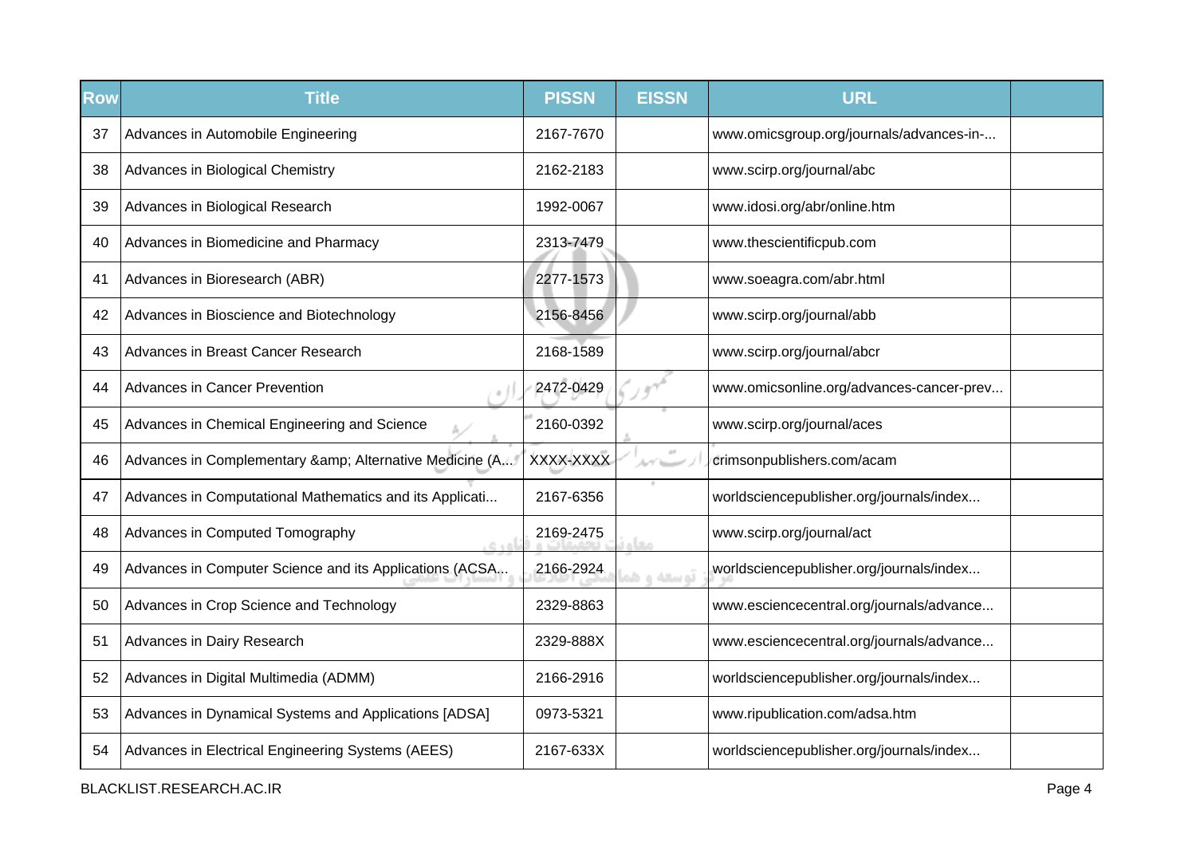| Row | Title | PISSN | EISSN | URL | |
|---|---|---|---|---|---|
| 37 | Advances in Automobile Engineering | 2167-7670 | | www.omicsgroup.org/journals/advances-in-... | |
| 38 | Advances in Biological Chemistry | 2162-2183 | | www.scirp.org/journal/abc | |
| 39 | Advances in Biological Research | 1992-0067 | | www.idosi.org/abr/online.htm | |
| 40 | Advances in Biomedicine and Pharmacy | 2313-7479 | | www.thescientificpub.com | |
| 41 | Advances in Bioresearch (ABR) | 2277-1573 | | www.soeagra.com/abr.html | |
| 42 | Advances in Bioscience and Biotechnology | 2156-8456 | | www.scirp.org/journal/abb | |
| 43 | Advances in Breast Cancer Research | 2168-1589 | | www.scirp.org/journal/abcr | |
| 44 | Advances in Cancer Prevention | 2472-0429 | | www.omicsonline.org/advances-cancer-prev... | |
| 45 | Advances in Chemical Engineering and Science | 2160-0392 | | www.scirp.org/journal/aces | |
| 46 | Advances in Complementary &amp; Alternative Medicine (A... | XXXX-XXXX | | crimsonpublishers.com/acam | |
| 47 | Advances in Computational Mathematics and its Applicati... | 2167-6356 | | worldsciencepublisher.org/journals/index... | |
| 48 | Advances in Computed Tomography | 2169-2475 | | www.scirp.org/journal/act | |
| 49 | Advances in Computer Science and its Applications (ACSA... | 2166-2924 | | worldsciencepublisher.org/journals/index... | |
| 50 | Advances in Crop Science and Technology | 2329-8863 | | www.esciencecentral.org/journals/advance... | |
| 51 | Advances in Dairy Research | 2329-888X | | www.esciencecentral.org/journals/advance... | |
| 52 | Advances in Digital Multimedia (ADMM) | 2166-2916 | | worldsciencepublisher.org/journals/index... | |
| 53 | Advances in Dynamical Systems and Applications [ADSA] | 0973-5321 | | www.ripublication.com/adsa.htm | |
| 54 | Advances in Electrical Engineering Systems (AEES) | 2167-633X | | worldsciencepublisher.org/journals/index... | |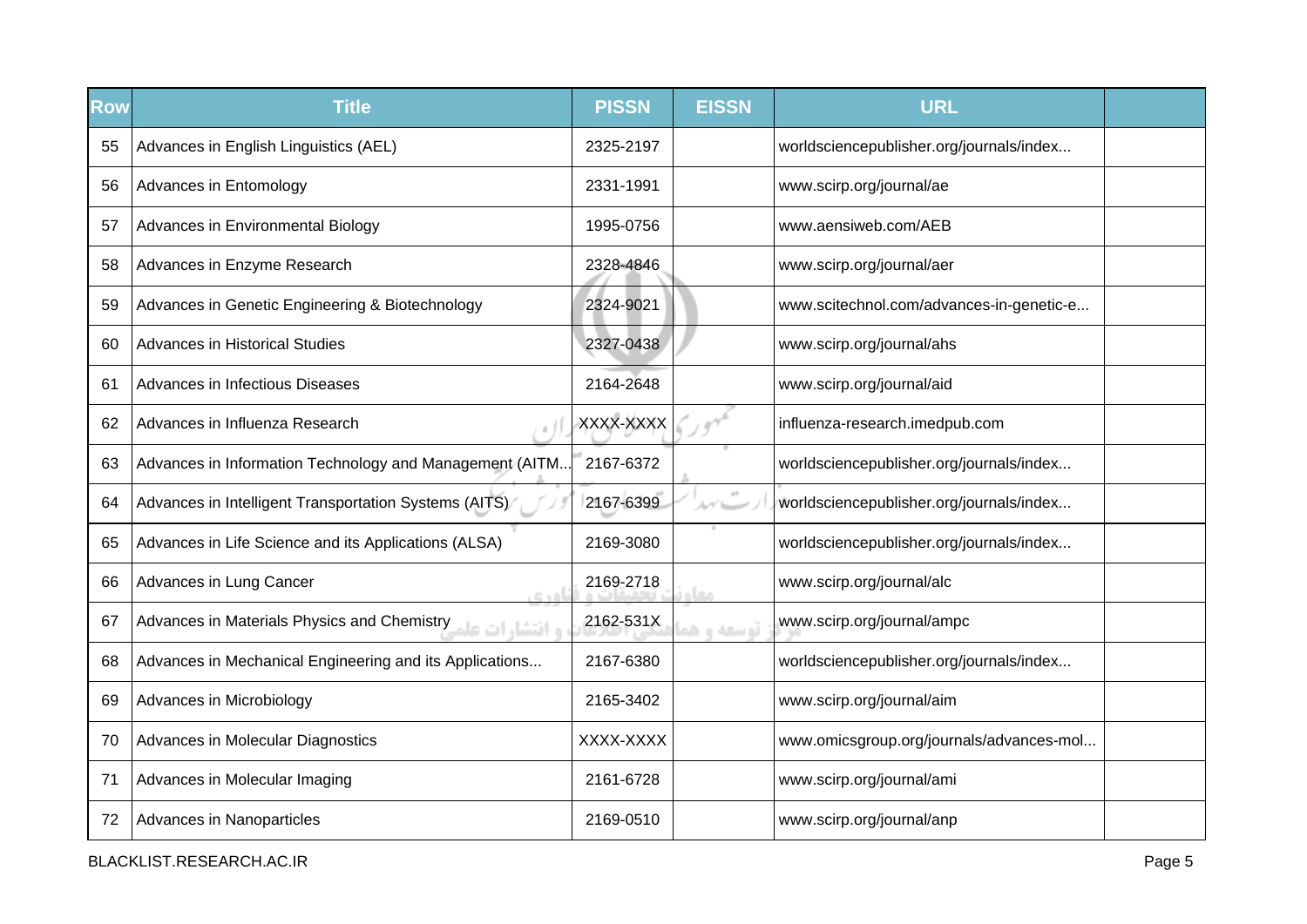| Row | Title | PISSN | EISSN | URL | |
|---|---|---|---|---|---|
| 55 | Advances in English Linguistics (AEL) | 2325-2197 | | worldsciencepublisher.org/journals/index... | |
| 56 | Advances in Entomology | 2331-1991 | | www.scirp.org/journal/ae | |
| 57 | Advances in Environmental Biology | 1995-0756 | | www.aensiweb.com/AEB | |
| 58 | Advances in Enzyme Research | 2328-4846 | | www.scirp.org/journal/aer | |
| 59 | Advances in Genetic Engineering & Biotechnology | 2324-9021 | | www.scitechnol.com/advances-in-genetic-e... | |
| 60 | Advances in Historical Studies | 2327-0438 | | www.scirp.org/journal/ahs | |
| 61 | Advances in Infectious Diseases | 2164-2648 | | www.scirp.org/journal/aid | |
| 62 | Advances in Influenza Research | XXXX-XXXX | | influenza-research.imedpub.com | |
| 63 | Advances in Information Technology and Management (AITM... | 2167-6372 | | worldsciencepublisher.org/journals/index... | |
| 64 | Advances in Intelligent Transportation Systems (AITS) | 2167-6399 | | worldsciencepublisher.org/journals/index... | |
| 65 | Advances in Life Science and its Applications (ALSA) | 2169-3080 | | worldsciencepublisher.org/journals/index... | |
| 66 | Advances in Lung Cancer | 2169-2718 | | www.scirp.org/journal/alc | |
| 67 | Advances in Materials Physics and Chemistry | 2162-531X | | www.scirp.org/journal/ampc | |
| 68 | Advances in Mechanical Engineering and its Applications... | 2167-6380 | | worldsciencepublisher.org/journals/index... | |
| 69 | Advances in Microbiology | 2165-3402 | | www.scirp.org/journal/aim | |
| 70 | Advances in Molecular Diagnostics | XXXX-XXXX | | www.omicsgroup.org/journals/advances-mol... | |
| 71 | Advances in Molecular Imaging | 2161-6728 | | www.scirp.org/journal/ami | |
| 72 | Advances in Nanoparticles | 2169-0510 | | www.scirp.org/journal/anp | |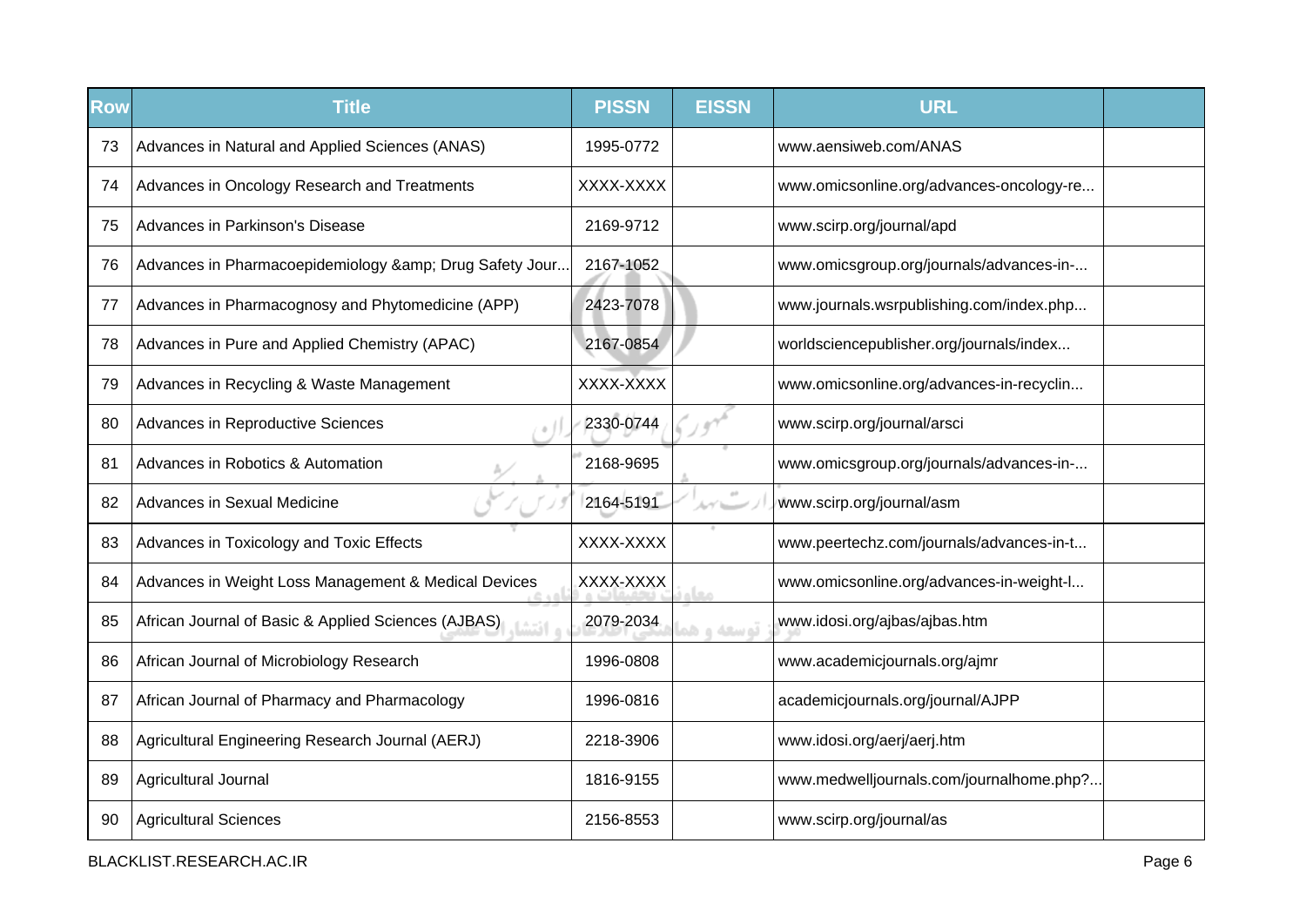| Row | Title | PISSN | EISSN | URL | |
|---|---|---|---|---|---|
| 73 | Advances in Natural and Applied Sciences (ANAS) | 1995-0772 | | www.aensiweb.com/ANAS | |
| 74 | Advances in Oncology Research and Treatments | XXXX-XXXX | | www.omicsonline.org/advances-oncology-re... | |
| 75 | Advances in Parkinson's Disease | 2169-9712 | | www.scirp.org/journal/apd | |
| 76 | Advances in Pharmacoepidemiology &amp; Drug Safety Jour... | 2167-1052 | | www.omicsgroup.org/journals/advances-in-... | |
| 77 | Advances in Pharmacognosy and Phytomedicine (APP) | 2423-7078 | | www.journals.wsrpublishing.com/index.php... | |
| 78 | Advances in Pure and Applied Chemistry (APAC) | 2167-0854 | | worldsciencepublisher.org/journals/index... | |
| 79 | Advances in Recycling & Waste Management | XXXX-XXXX | | www.omicsonline.org/advances-in-recyclin... | |
| 80 | Advances in Reproductive Sciences | 2330-0744 | | www.scirp.org/journal/arsci | |
| 81 | Advances in Robotics & Automation | 2168-9695 | | www.omicsgroup.org/journals/advances-in-... | |
| 82 | Advances in Sexual Medicine | 2164-5191 | | www.scirp.org/journal/asm | |
| 83 | Advances in Toxicology and Toxic Effects | XXXX-XXXX | | www.peertechz.com/journals/advances-in-t... | |
| 84 | Advances in Weight Loss Management & Medical Devices | XXXX-XXXX | | www.omicsonline.org/advances-in-weight-l... | |
| 85 | African Journal of Basic & Applied Sciences (AJBAS) | 2079-2034 | | www.idosi.org/ajbas/ajbas.htm | |
| 86 | African Journal of Microbiology Research | 1996-0808 | | www.academicjournals.org/ajmr | |
| 87 | African Journal of Pharmacy and Pharmacology | 1996-0816 | | academicjournals.org/journal/AJPP | |
| 88 | Agricultural Engineering Research Journal (AERJ) | 2218-3906 | | www.idosi.org/aerj/aerj.htm | |
| 89 | Agricultural Journal | 1816-9155 | | www.medwelljournals.com/journalhome.php?... | |
| 90 | Agricultural Sciences | 2156-8553 | | www.scirp.org/journal/as | |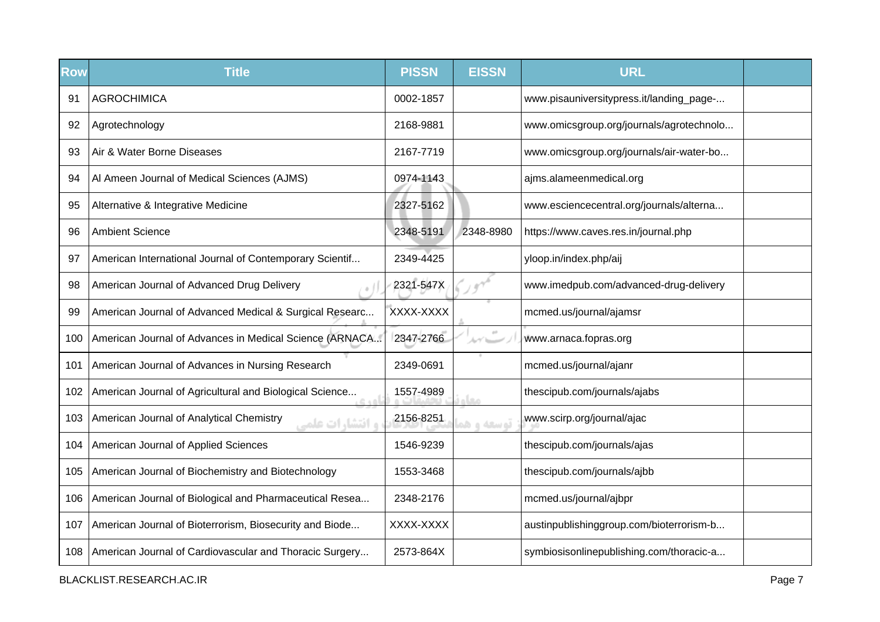| Row | Title | PISSN | EISSN | URL | |
|---|---|---|---|---|---|
| 91 | AGROCHIMICA | 0002-1857 | | www.pisauniversitypress.it/landing_page-... | |
| 92 | Agrotechnology | 2168-9881 | | www.omicsgroup.org/journals/agrotechnolo... | |
| 93 | Air & Water Borne Diseases | 2167-7719 | | www.omicsgroup.org/journals/air-water-bo... | |
| 94 | Al Ameen Journal of Medical Sciences (AJMS) | 0974-1143 | | ajms.alameenmedical.org | |
| 95 | Alternative & Integrative Medicine | 2327-5162 | | www.esciencecentral.org/journals/alterna... | |
| 96 | Ambient Science | 2348-5191 | 2348-8980 | https://www.caves.res.in/journal.php | |
| 97 | American International Journal of Contemporary Scientif... | 2349-4425 | | yloop.in/index.php/aij | |
| 98 | American Journal of Advanced Drug Delivery | 2321-547X | | www.imedpub.com/advanced-drug-delivery | |
| 99 | American Journal of Advanced Medical & Surgical Researc... | XXXX-XXXX | | mcmed.us/journal/ajamsr | |
| 100 | American Journal of Advances in Medical Science (ARNACA... | 2347-2766 | | www.arnaca.fopras.org | |
| 101 | American Journal of Advances in Nursing Research | 2349-0691 | | mcmed.us/journal/ajanr | |
| 102 | American Journal of Agricultural and Biological Science... | 1557-4989 | | thescipub.com/journals/ajabs | |
| 103 | American Journal of Analytical Chemistry | 2156-8251 | | www.scirp.org/journal/ajac | |
| 104 | American Journal of Applied Sciences | 1546-9239 | | thescipub.com/journals/ajas | |
| 105 | American Journal of Biochemistry and Biotechnology | 1553-3468 | | thescipub.com/journals/ajbb | |
| 106 | American Journal of Biological and Pharmaceutical Resea... | 2348-2176 | | mcmed.us/journal/ajbpr | |
| 107 | American Journal of Bioterrorism, Biosecurity and Biode... | XXXX-XXXX | | austinpublishinggroup.com/bioterrorism-b... | |
| 108 | American Journal of Cardiovascular and Thoracic Surgery... | 2573-864X | | symbiosisonlinepublishing.com/thoracic-a... | |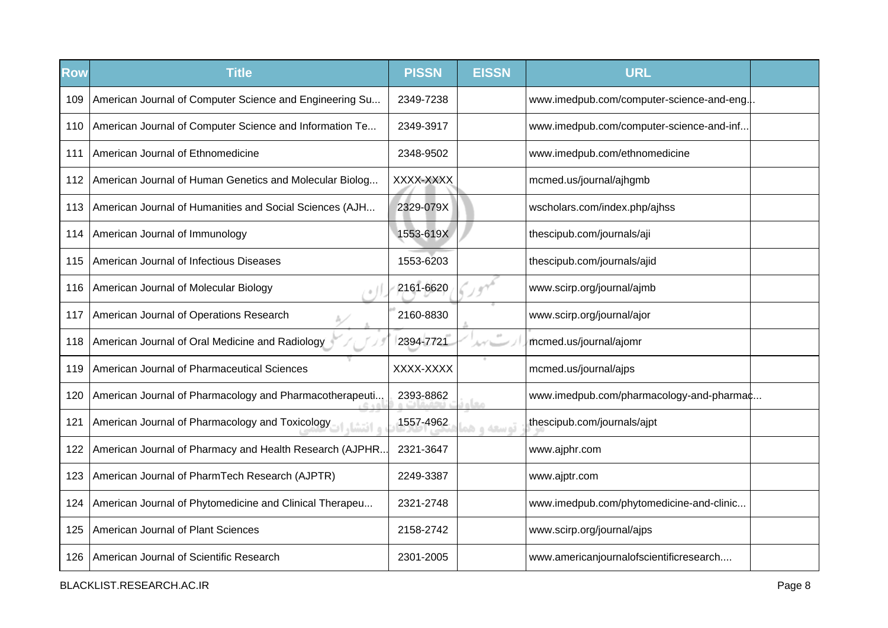| Row | Title | PISSN | EISSN | URL | |
|---|---|---|---|---|---|
| 109 | American Journal of Computer Science and Engineering Su... | 2349-7238 | | www.imedpub.com/computer-science-and-eng... | |
| 110 | American Journal of Computer Science and Information Te... | 2349-3917 | | www.imedpub.com/computer-science-and-inf... | |
| 111 | American Journal of Ethnomedicine | 2348-9502 | | www.imedpub.com/ethnomedicine | |
| 112 | American Journal of Human Genetics and Molecular Biolog... | XXXX-XXXX | | mcmed.us/journal/ajhgmb | |
| 113 | American Journal of Humanities and Social Sciences (AJH... | 2329-079X | | wscholars.com/index.php/ajhss | |
| 114 | American Journal of Immunology | 1553-619X | | thescipub.com/journals/aji | |
| 115 | American Journal of Infectious Diseases | 1553-6203 | | thescipub.com/journals/ajid | |
| 116 | American Journal of Molecular Biology | 2161-6620 | | www.scirp.org/journal/ajmb | |
| 117 | American Journal of Operations Research | 2160-8830 | | www.scirp.org/journal/ajor | |
| 118 | American Journal of Oral Medicine and Radiology | 2394-7721 | | mcmed.us/journal/ajomr | |
| 119 | American Journal of Pharmaceutical Sciences | XXXX-XXXX | | mcmed.us/journal/ajps | |
| 120 | American Journal of Pharmacology and Pharmacotherapeuti... | 2393-8862 | | www.imedpub.com/pharmacology-and-pharmac... | |
| 121 | American Journal of Pharmacology and Toxicology | 1557-4962 | | thescipub.com/journals/ajpt | |
| 122 | American Journal of Pharmacy and Health Research (AJPHR... | 2321-3647 | | www.ajphr.com | |
| 123 | American Journal of PharmTech Research (AJPTR) | 2249-3387 | | www.ajptr.com | |
| 124 | American Journal of Phytomedicine and Clinical Therapeu... | 2321-2748 | | www.imedpub.com/phytomedicine-and-clinic... | |
| 125 | American Journal of Plant Sciences | 2158-2742 | | www.scirp.org/journal/ajps | |
| 126 | American Journal of Scientific Research | 2301-2005 | | www.americanjournalofscientificresearch.... | |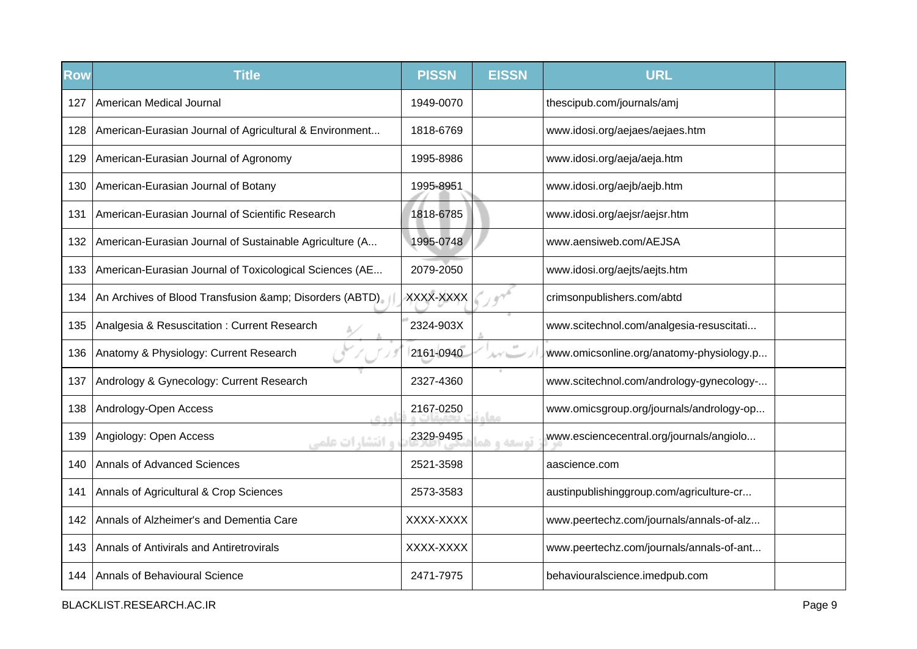| Row | Title | PISSN | EISSN | URL | |
|---|---|---|---|---|---|
| 127 | American Medical Journal | 1949-0070 | | thescipub.com/journals/amj | |
| 128 | American-Eurasian Journal of Agricultural & Environment... | 1818-6769 | | www.idosi.org/aejaes/aejaes.htm | |
| 129 | American-Eurasian Journal of Agronomy | 1995-8986 | | www.idosi.org/aeja/aeja.htm | |
| 130 | American-Eurasian Journal of Botany | 1995-8951 | | www.idosi.org/aejb/aejb.htm | |
| 131 | American-Eurasian Journal of Scientific Research | 1818-6785 | | www.idosi.org/aejsr/aejsr.htm | |
| 132 | American-Eurasian Journal of Sustainable Agriculture (A... | 1995-0748 | | www.aensiweb.com/AEJSA | |
| 133 | American-Eurasian Journal of Toxicological Sciences (AE... | 2079-2050 | | www.idosi.org/aejts/aejts.htm | |
| 134 | An Archives of Blood Transfusion &amp; Disorders (ABTD) | XXXX-XXXX | | crimsonpublishers.com/abtd | |
| 135 | Analgesia & Resuscitation : Current Research | 2324-903X | | www.scitechnol.com/analgesia-resuscitati... | |
| 136 | Anatomy & Physiology: Current Research | 2161-0940 | | www.omicsonline.org/anatomy-physiology.p... | |
| 137 | Andrology & Gynecology: Current Research | 2327-4360 | | www.scitechnol.com/andrology-gynecology-... | |
| 138 | Andrology-Open Access | 2167-0250 | | www.omicsgroup.org/journals/andrology-op... | |
| 139 | Angiology: Open Access | 2329-9495 | | www.esciencecentral.org/journals/angiolo... | |
| 140 | Annals of Advanced Sciences | 2521-3598 | | aascience.com | |
| 141 | Annals of Agricultural & Crop Sciences | 2573-3583 | | austinpublishinggroup.com/agriculture-cr... | |
| 142 | Annals of Alzheimer's and Dementia Care | XXXX-XXXX | | www.peertechz.com/journals/annals-of-alz... | |
| 143 | Annals of Antivirals and Antiretrovirals | XXXX-XXXX | | www.peertechz.com/journals/annals-of-ant... | |
| 144 | Annals of Behavioural Science | 2471-7975 | | behaviouralscience.imedpub.com | |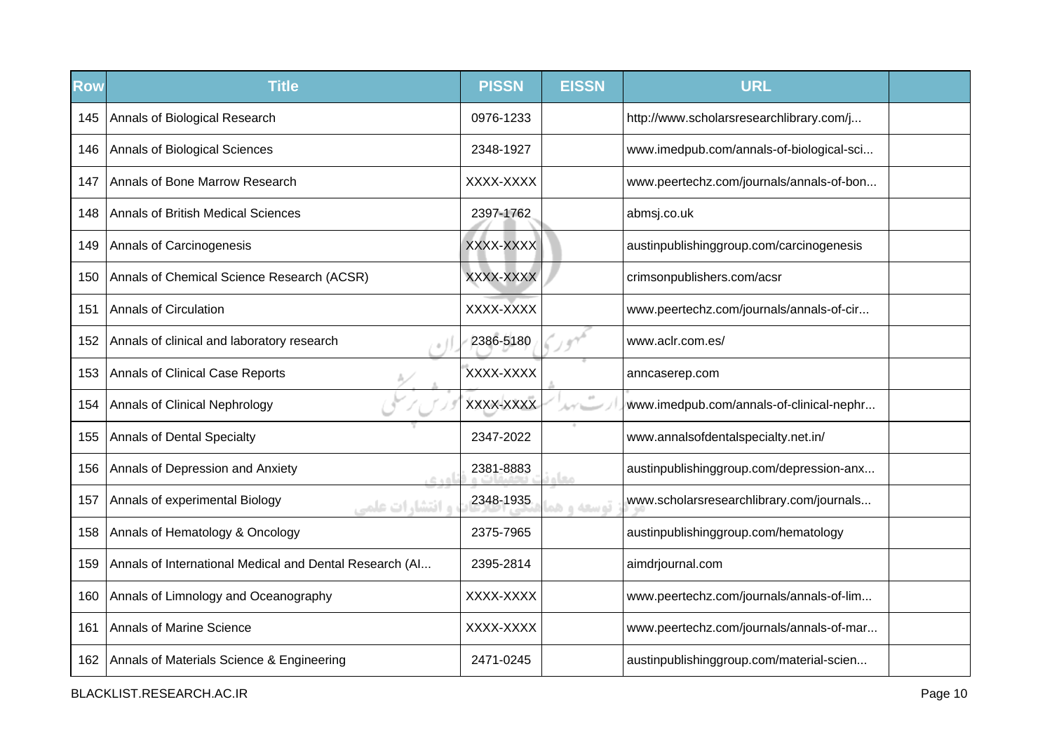| Row | Title | PISSN | EISSN | URL | |
|---|---|---|---|---|---|
| 145 | Annals of Biological Research | 0976-1233 | | http://www.scholarsresearchlibrary.com/j... | |
| 146 | Annals of Biological Sciences | 2348-1927 | | www.imedpub.com/annals-of-biological-sci... | |
| 147 | Annals of Bone Marrow Research | XXXX-XXXX | | www.peertechz.com/journals/annals-of-bon... | |
| 148 | Annals of British Medical Sciences | 2397-1762 | | abmsj.co.uk | |
| 149 | Annals of Carcinogenesis | XXXX-XXXX | | austinpublishinggroup.com/carcinogenesis | |
| 150 | Annals of Chemical Science Research (ACSR) | XXXX-XXXX | | crimsonpublishers.com/acsr | |
| 151 | Annals of Circulation | XXXX-XXXX | | www.peertechz.com/journals/annals-of-cir... | |
| 152 | Annals of clinical and laboratory research | 2386-5180 | | www.aclr.com.es/ | |
| 153 | Annals of Clinical Case Reports | XXXX-XXXX | | anncaserep.com | |
| 154 | Annals of Clinical Nephrology | XXXX-XXXX | | www.imedpub.com/annals-of-clinical-nephr... | |
| 155 | Annals of Dental Specialty | 2347-2022 | | www.annalsofdentalspecialty.net.in/ | |
| 156 | Annals of Depression and Anxiety | 2381-8883 | | austinpublishinggroup.com/depression-anx... | |
| 157 | Annals of experimental Biology | 2348-1935 | | www.scholarsresearchlibrary.com/journals... | |
| 158 | Annals of Hematology & Oncology | 2375-7965 | | austinpublishinggroup.com/hematology | |
| 159 | Annals of International Medical and Dental Research (AI... | 2395-2814 | | aimdrjournal.com | |
| 160 | Annals of Limnology and Oceanography | XXXX-XXXX | | www.peertechz.com/journals/annals-of-lim... | |
| 161 | Annals of Marine Science | XXXX-XXXX | | www.peertechz.com/journals/annals-of-mar... | |
| 162 | Annals of Materials Science & Engineering | 2471-0245 | | austinpublishinggroup.com/material-scien... | |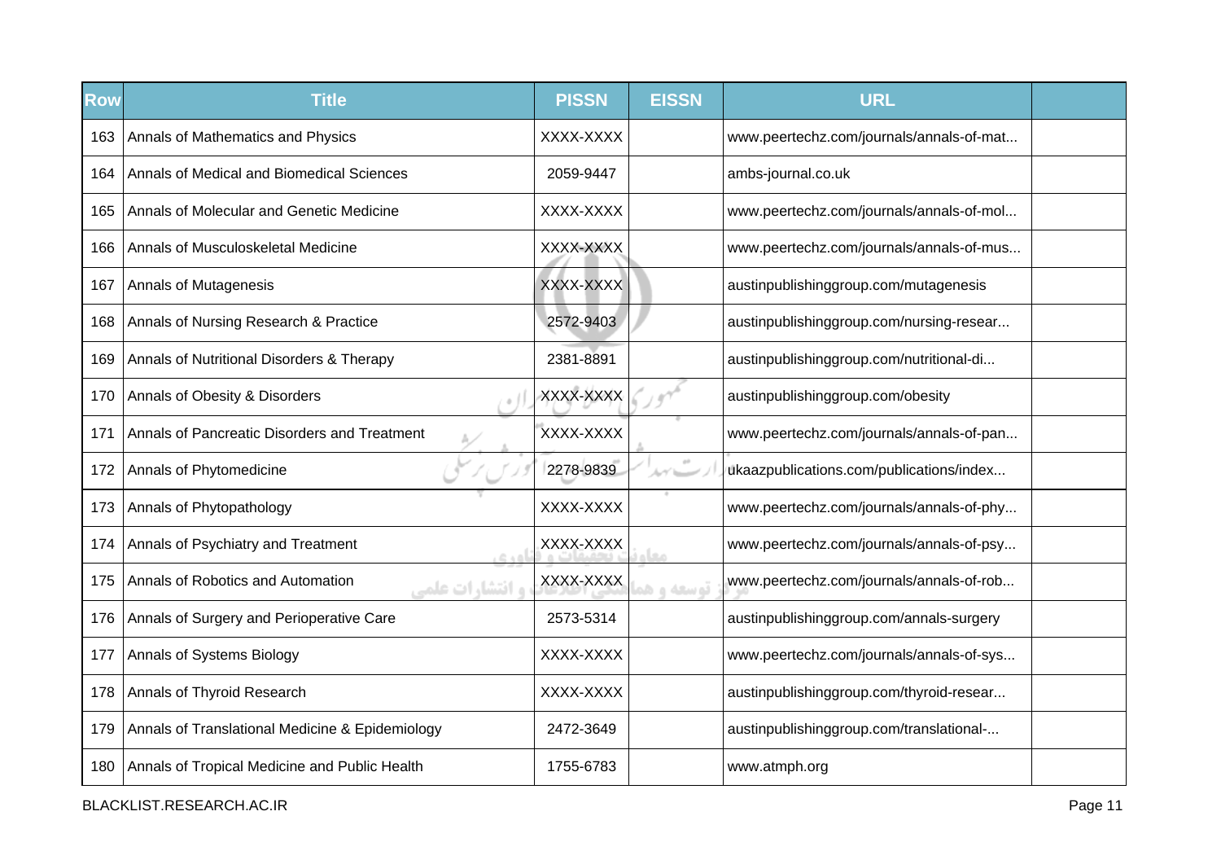| Row | Title | PISSN | EISSN | URL | |
|---|---|---|---|---|---|
| 163 | Annals of Mathematics and Physics | XXXX-XXXX | | www.peertechz.com/journals/annals-of-mat... | |
| 164 | Annals of Medical and Biomedical Sciences | 2059-9447 | | ambs-journal.co.uk | |
| 165 | Annals of Molecular and Genetic Medicine | XXXX-XXXX | | www.peertechz.com/journals/annals-of-mol... | |
| 166 | Annals of Musculoskeletal Medicine | XXXX-XXXX | | www.peertechz.com/journals/annals-of-mus... | |
| 167 | Annals of Mutagenesis | XXXX-XXXX | | austinpublishinggroup.com/mutagenesis | |
| 168 | Annals of Nursing Research & Practice | 2572-9403 | | austinpublishinggroup.com/nursing-resear... | |
| 169 | Annals of Nutritional Disorders & Therapy | 2381-8891 | | austinpublishinggroup.com/nutritional-di... | |
| 170 | Annals of Obesity & Disorders | XXXX-XXXX | | austinpublishinggroup.com/obesity | |
| 171 | Annals of Pancreatic Disorders and Treatment | XXXX-XXXX | | www.peertechz.com/journals/annals-of-pan... | |
| 172 | Annals of Phytomedicine | 2278-9839 | | ukaazpublications.com/publications/index... | |
| 173 | Annals of Phytopathology | XXXX-XXXX | | www.peertechz.com/journals/annals-of-phy... | |
| 174 | Annals of Psychiatry and Treatment | XXXX-XXXX | | www.peertechz.com/journals/annals-of-psy... | |
| 175 | Annals of Robotics and Automation | XXXX-XXXX | | www.peertechz.com/journals/annals-of-rob... | |
| 176 | Annals of Surgery and Perioperative Care | 2573-5314 | | austinpublishinggroup.com/annals-surgery | |
| 177 | Annals of Systems Biology | XXXX-XXXX | | www.peertechz.com/journals/annals-of-sys... | |
| 178 | Annals of Thyroid Research | XXXX-XXXX | | austinpublishinggroup.com/thyroid-resear... | |
| 179 | Annals of Translational Medicine & Epidemiology | 2472-3649 | | austinpublishinggroup.com/translational-... | |
| 180 | Annals of Tropical Medicine and Public Health | 1755-6783 | | www.atmph.org | |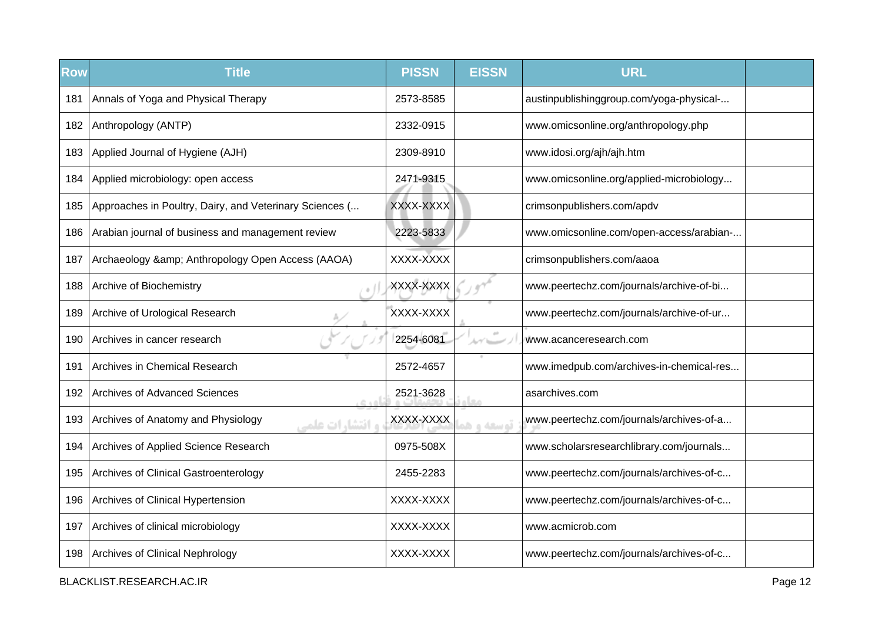| Row | Title | PISSN | EISSN | URL | |
|---|---|---|---|---|---|
| 181 | Annals of Yoga and Physical Therapy | 2573-8585 | | austinpublishinggroup.com/yoga-physical-... | |
| 182 | Anthropology (ANTP) | 2332-0915 | | www.omicsonline.org/anthropology.php | |
| 183 | Applied Journal of Hygiene (AJH) | 2309-8910 | | www.idosi.org/ajh/ajh.htm | |
| 184 | Applied microbiology: open access | 2471-9315 | | www.omicsonline.org/applied-microbiology... | |
| 185 | Approaches in Poultry, Dairy, and Veterinary Sciences (... | XXXX-XXXX | | crimsonpublishers.com/apdv | |
| 186 | Arabian journal of business and management review | 2223-5833 | | www.omicsonline.com/open-access/arabian-... | |
| 187 | Archaeology &amp; Anthropology Open Access (AAOA) | XXXX-XXXX | | crimsonpublishers.com/aaoa | |
| 188 | Archive of Biochemistry | XXXX-XXXX | | www.peertechz.com/journals/archive-of-bi... | |
| 189 | Archive of Urological Research | XXXX-XXXX | | www.peertechz.com/journals/archive-of-ur... | |
| 190 | Archives in cancer research | 2254-6081 | | www.acanceresearch.com | |
| 191 | Archives in Chemical Research | 2572-4657 | | www.imedpub.com/archives-in-chemical-res... | |
| 192 | Archives of Advanced Sciences | 2521-3628 | | asarchives.com | |
| 193 | Archives of Anatomy and Physiology | XXXX-XXXX | | www.peertechz.com/journals/archives-of-a... | |
| 194 | Archives of Applied Science Research | 0975-508X | | www.scholarsresearchlibrary.com/journals... | |
| 195 | Archives of Clinical Gastroenterology | 2455-2283 | | www.peertechz.com/journals/archives-of-c... | |
| 196 | Archives of Clinical Hypertension | XXXX-XXXX | | www.peertechz.com/journals/archives-of-c... | |
| 197 | Archives of clinical microbiology | XXXX-XXXX | | www.acmicrob.com | |
| 198 | Archives of Clinical Nephrology | XXXX-XXXX | | www.peertechz.com/journals/archives-of-c... | |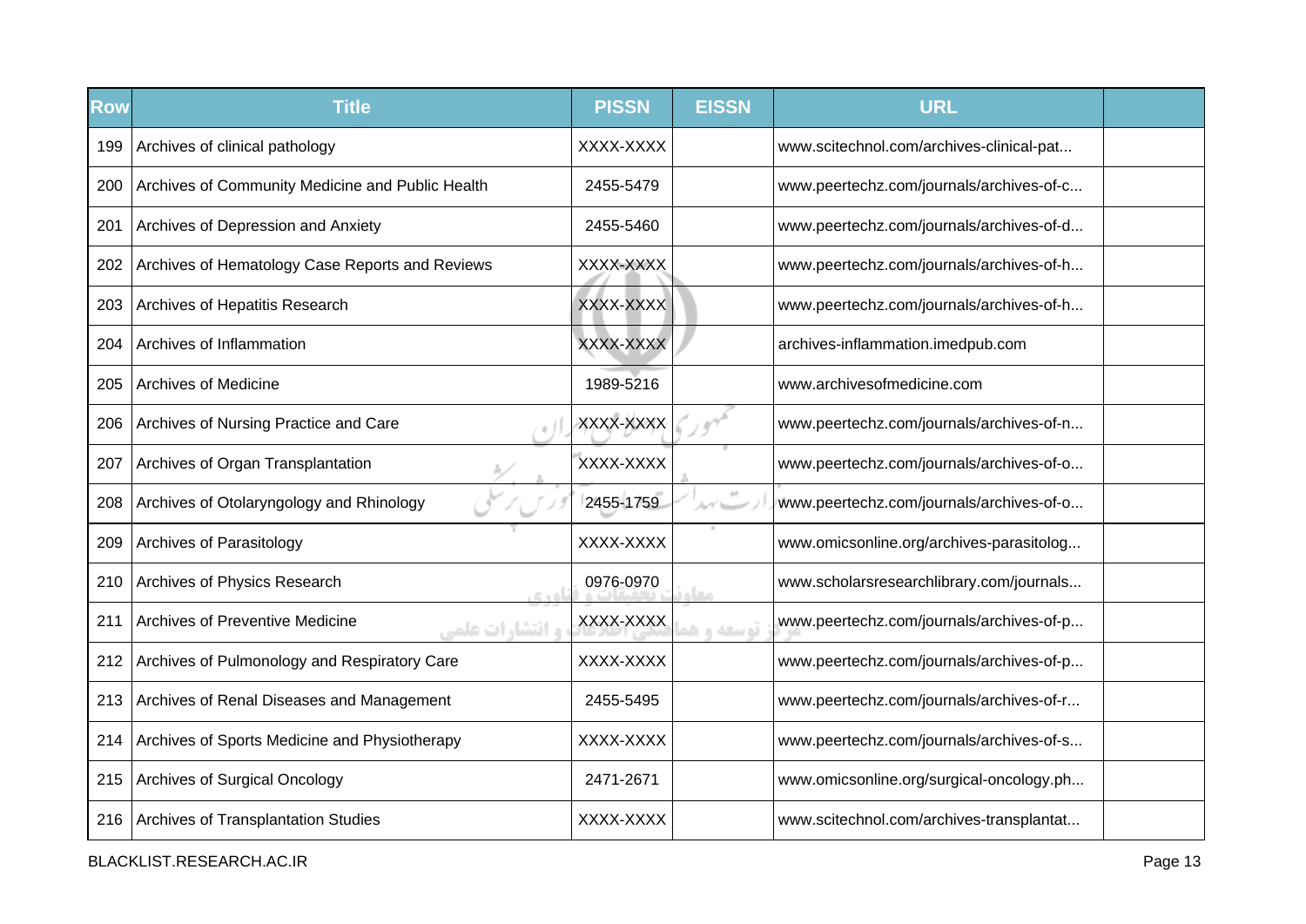| Row | Title | PISSN | EISSN | URL | |
|---|---|---|---|---|---|
| 199 | Archives of clinical pathology | XXXX-XXXX | | www.scitechnol.com/archives-clinical-pat... | |
| 200 | Archives of Community Medicine and Public Health | 2455-5479 | | www.peertechz.com/journals/archives-of-c... | |
| 201 | Archives of Depression and Anxiety | 2455-5460 | | www.peertechz.com/journals/archives-of-d... | |
| 202 | Archives of Hematology Case Reports and Reviews | XXXX-XXXX | | www.peertechz.com/journals/archives-of-h... | |
| 203 | Archives of Hepatitis Research | XXXX-XXXX | | www.peertechz.com/journals/archives-of-h... | |
| 204 | Archives of Inflammation | XXXX-XXXX | | archives-inflammation.imedpub.com | |
| 205 | Archives of Medicine | 1989-5216 | | www.archivesofmedicine.com | |
| 206 | Archives of Nursing Practice and Care | XXXX-XXXX | | www.peertechz.com/journals/archives-of-n... | |
| 207 | Archives of Organ Transplantation | XXXX-XXXX | | www.peertechz.com/journals/archives-of-o... | |
| 208 | Archives of Otolaryngology and Rhinology | 2455-1759 | | www.peertechz.com/journals/archives-of-o... | |
| 209 | Archives of Parasitology | XXXX-XXXX | | www.omicsonline.org/archives-parasitolog... | |
| 210 | Archives of Physics Research | 0976-0970 | | www.scholarsresearchlibrary.com/journals... | |
| 211 | Archives of Preventive Medicine | XXXX-XXXX | | www.peertechz.com/journals/archives-of-p... | |
| 212 | Archives of Pulmonology and Respiratory Care | XXXX-XXXX | | www.peertechz.com/journals/archives-of-p... | |
| 213 | Archives of Renal Diseases and Management | 2455-5495 | | www.peertechz.com/journals/archives-of-r... | |
| 214 | Archives of Sports Medicine and Physiotherapy | XXXX-XXXX | | www.peertechz.com/journals/archives-of-s... | |
| 215 | Archives of Surgical Oncology | 2471-2671 | | www.omicsonline.org/surgical-oncology.ph... | |
| 216 | Archives of Transplantation Studies | XXXX-XXXX | | www.scitechnol.com/archives-transplantat... | |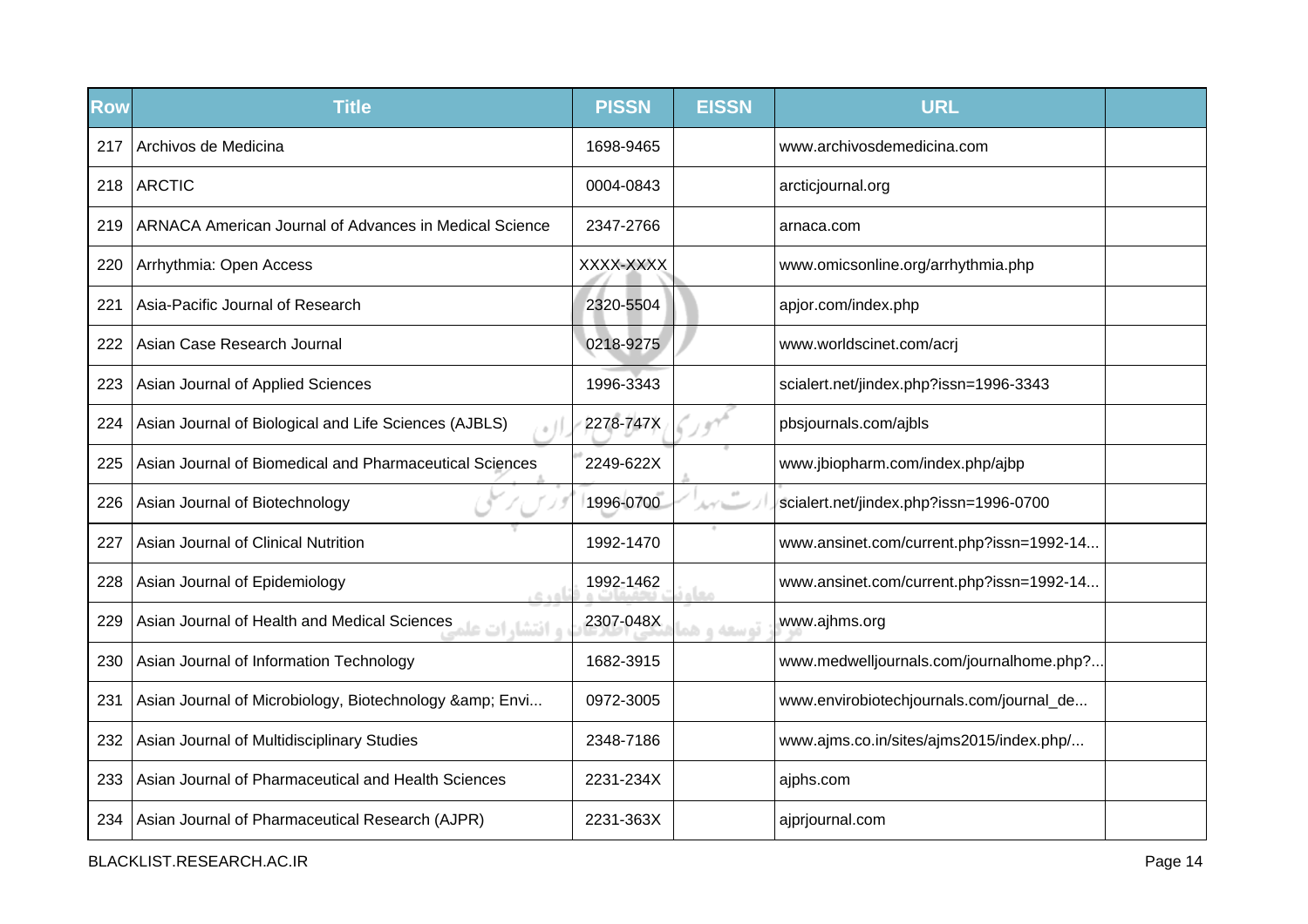| Row | Title | PISSN | EISSN | URL | |
|---|---|---|---|---|---|
| 217 | Archivos de Medicina | 1698-9465 | | www.archivosdemedicina.com | |
| 218 | ARCTIC | 0004-0843 | | arcticjournal.org | |
| 219 | ARNACA American Journal of Advances in Medical Science | 2347-2766 | | arnaca.com | |
| 220 | Arrhythmia: Open Access | XXXX-XXXX | | www.omicsonline.org/arrhythmia.php | |
| 221 | Asia-Pacific Journal of Research | 2320-5504 | | apjor.com/index.php | |
| 222 | Asian Case Research Journal | 0218-9275 | | www.worldscinet.com/acrj | |
| 223 | Asian Journal of Applied Sciences | 1996-3343 | | scialert.net/jindex.php?issn=1996-3343 | |
| 224 | Asian Journal of Biological and Life Sciences (AJBLS) | 2278-747X | | pbsjournals.com/ajbls | |
| 225 | Asian Journal of Biomedical and Pharmaceutical Sciences | 2249-622X | | www.jbiopharm.com/index.php/ajbp | |
| 226 | Asian Journal of Biotechnology | 1996-0700 | | scialert.net/jindex.php?issn=1996-0700 | |
| 227 | Asian Journal of Clinical Nutrition | 1992-1470 | | www.ansinet.com/current.php?issn=1992-14... | |
| 228 | Asian Journal of Epidemiology | 1992-1462 | | www.ansinet.com/current.php?issn=1992-14... | |
| 229 | Asian Journal of Health and Medical Sciences | 2307-048X | | www.ajhms.org | |
| 230 | Asian Journal of Information Technology | 1682-3915 | | www.medwelljournals.com/journalhome.php?... | |
| 231 | Asian Journal of Microbiology, Biotechnology &amp; Envi... | 0972-3005 | | www.envirobiotechjournals.com/journal_de... | |
| 232 | Asian Journal of Multidisciplinary Studies | 2348-7186 | | www.ajms.co.in/sites/ajms2015/index.php/... | |
| 233 | Asian Journal of Pharmaceutical and Health Sciences | 2231-234X | | ajphs.com | |
| 234 | Asian Journal of Pharmaceutical Research (AJPR) | 2231-363X | | ajprjournal.com | |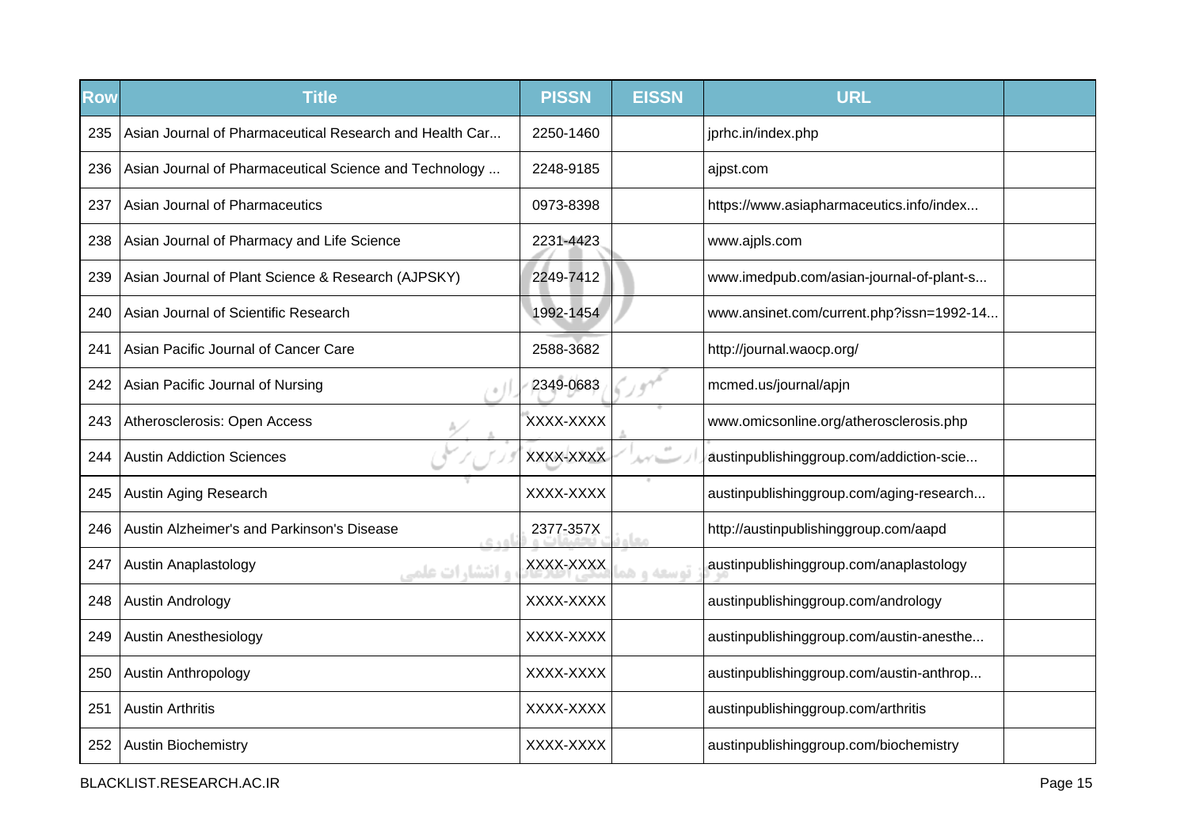| Row | Title | PISSN | EISSN | URL | |
|---|---|---|---|---|---|
| 235 | Asian Journal of Pharmaceutical Research and Health Car... | 2250-1460 | | jprhc.in/index.php | |
| 236 | Asian Journal of Pharmaceutical Science and Technology ... | 2248-9185 | | ajpst.com | |
| 237 | Asian Journal of Pharmaceutics | 0973-8398 | | https://www.asiapharmaceutics.info/index... | |
| 238 | Asian Journal of Pharmacy and Life Science | 2231-4423 | | www.ajpls.com | |
| 239 | Asian Journal of Plant Science & Research (AJPSKY) | 2249-7412 | | www.imedpub.com/asian-journal-of-plant-s... | |
| 240 | Asian Journal of Scientific Research | 1992-1454 | | www.ansinet.com/current.php?issn=1992-14... | |
| 241 | Asian Pacific Journal of Cancer Care | 2588-3682 | | http://journal.waocp.org/ | |
| 242 | Asian Pacific Journal of Nursing | 2349-0683 | | mcmed.us/journal/apjn | |
| 243 | Atherosclerosis: Open Access | XXXX-XXXX | | www.omicsonline.org/atherosclerosis.php | |
| 244 | Austin Addiction Sciences | XXXX-XXXX | | austinpublishinggroup.com/addiction-scie... | |
| 245 | Austin Aging Research | XXXX-XXXX | | austinpublishinggroup.com/aging-research... | |
| 246 | Austin Alzheimer's and Parkinson's Disease | 2377-357X | | http://austinpublishinggroup.com/aapd | |
| 247 | Austin Anaplastology | XXXX-XXXX | | austinpublishinggroup.com/anaplastology | |
| 248 | Austin Andrology | XXXX-XXXX | | austinpublishinggroup.com/andrology | |
| 249 | Austin Anesthesiology | XXXX-XXXX | | austinpublishinggroup.com/austin-anesthe... | |
| 250 | Austin Anthropology | XXXX-XXXX | | austinpublishinggroup.com/austin-anthrop... | |
| 251 | Austin Arthritis | XXXX-XXXX | | austinpublishinggroup.com/arthritis | |
| 252 | Austin Biochemistry | XXXX-XXXX | | austinpublishinggroup.com/biochemistry | |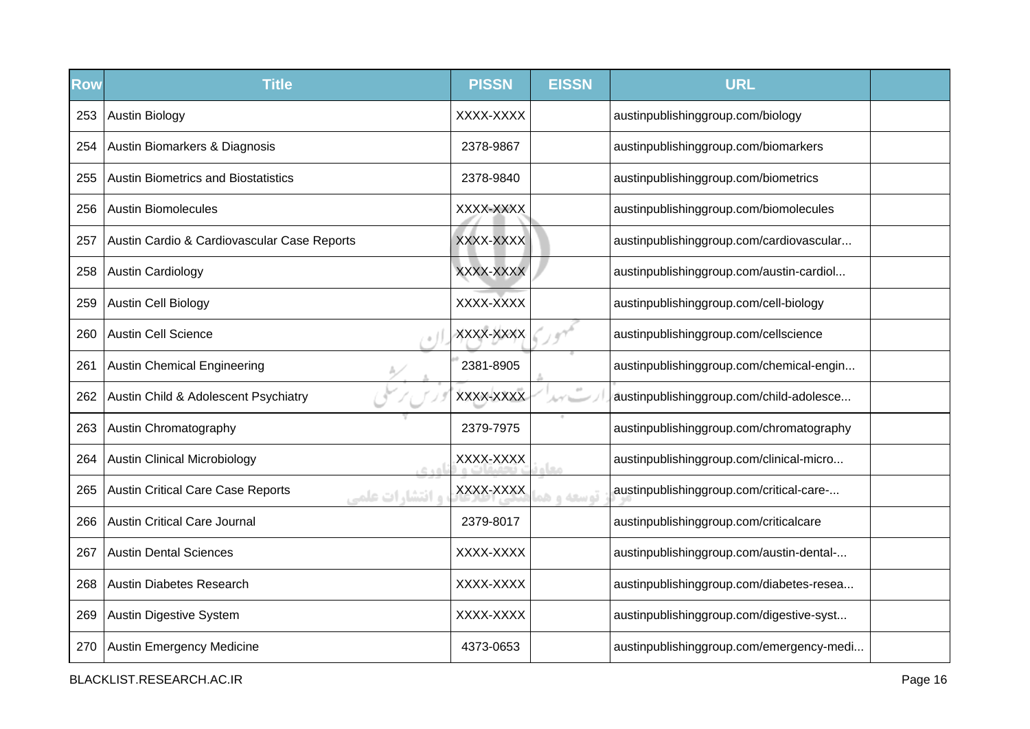| Row | Title | PISSN | EISSN | URL | |
|---|---|---|---|---|---|
| 253 | Austin Biology | XXXX-XXXX | | austinpublishinggroup.com/biology | |
| 254 | Austin Biomarkers & Diagnosis | 2378-9867 | | austinpublishinggroup.com/biomarkers | |
| 255 | Austin Biometrics and Biostatistics | 2378-9840 | | austinpublishinggroup.com/biometrics | |
| 256 | Austin Biomolecules | XXXX-XXXX | | austinpublishinggroup.com/biomolecules | |
| 257 | Austin Cardio & Cardiovascular Case Reports | XXXX-XXXX | | austinpublishinggroup.com/cardiovascular... | |
| 258 | Austin Cardiology | XXXX-XXXX | | austinpublishinggroup.com/austin-cardiol... | |
| 259 | Austin Cell Biology | XXXX-XXXX | | austinpublishinggroup.com/cell-biology | |
| 260 | Austin Cell Science | XXXX-XXXX | | austinpublishinggroup.com/cellscience | |
| 261 | Austin Chemical Engineering | 2381-8905 | | austinpublishinggroup.com/chemical-engin... | |
| 262 | Austin Child & Adolescent Psychiatry | XXXX-XXXX | | austinpublishinggroup.com/child-adolesce... | |
| 263 | Austin Chromatography | 2379-7975 | | austinpublishinggroup.com/chromatography | |
| 264 | Austin Clinical Microbiology | XXXX-XXXX | | austinpublishinggroup.com/clinical-micro... | |
| 265 | Austin Critical Care Case Reports | XXXX-XXXX | | austinpublishinggroup.com/critical-care-... | |
| 266 | Austin Critical Care Journal | 2379-8017 | | austinpublishinggroup.com/criticalcare | |
| 267 | Austin Dental Sciences | XXXX-XXXX | | austinpublishinggroup.com/austin-dental-... | |
| 268 | Austin Diabetes Research | XXXX-XXXX | | austinpublishinggroup.com/diabetes-resea... | |
| 269 | Austin Digestive System | XXXX-XXXX | | austinpublishinggroup.com/digestive-syst... | |
| 270 | Austin Emergency Medicine | 4373-0653 | | austinpublishinggroup.com/emergency-medi... | |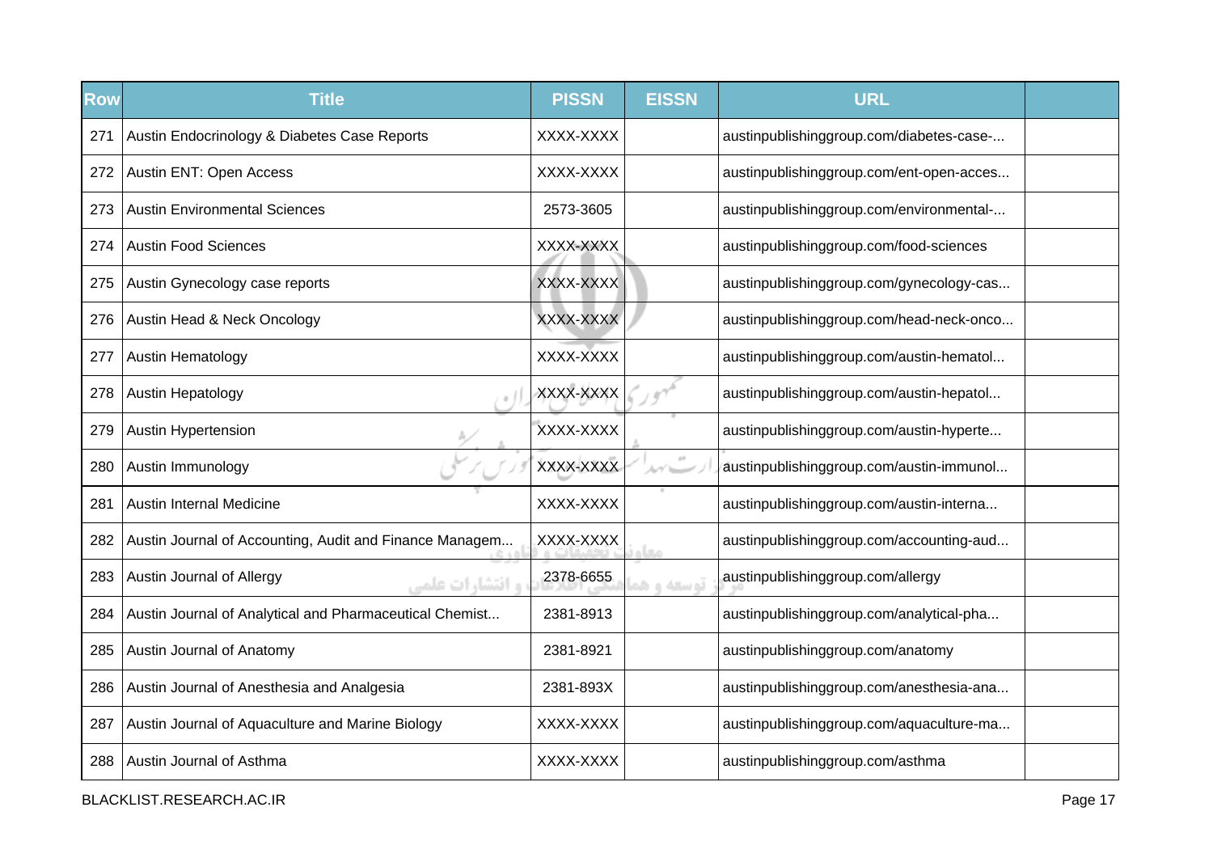| Row | Title | PISSN | EISSN | URL | |
|---|---|---|---|---|---|
| 271 | Austin Endocrinology & Diabetes Case Reports | XXXX-XXXX | | austinpublishinggroup.com/diabetes-case-... | |
| 272 | Austin ENT: Open Access | XXXX-XXXX | | austinpublishinggroup.com/ent-open-acces... | |
| 273 | Austin Environmental Sciences | 2573-3605 | | austinpublishinggroup.com/environmental-... | |
| 274 | Austin Food Sciences | XXXX-XXXX | | austinpublishinggroup.com/food-sciences | |
| 275 | Austin Gynecology case reports | XXXX-XXXX | | austinpublishinggroup.com/gynecology-cas... | |
| 276 | Austin Head & Neck Oncology | XXXX-XXXX | | austinpublishinggroup.com/head-neck-onco... | |
| 277 | Austin Hematology | XXXX-XXXX | | austinpublishinggroup.com/austin-hematol... | |
| 278 | Austin Hepatology | XXXX-XXXX | | austinpublishinggroup.com/austin-hepatol... | |
| 279 | Austin Hypertension | XXXX-XXXX | | austinpublishinggroup.com/austin-hyperte... | |
| 280 | Austin Immunology | XXXX-XXXX | | austinpublishinggroup.com/austin-immunol... | |
| 281 | Austin Internal Medicine | XXXX-XXXX | | austinpublishinggroup.com/austin-interna... | |
| 282 | Austin Journal of Accounting, Audit and Finance Managem... | XXXX-XXXX | | austinpublishinggroup.com/accounting-aud... | |
| 283 | Austin Journal of Allergy | 2378-6655 | | austinpublishinggroup.com/allergy | |
| 284 | Austin Journal of Analytical and Pharmaceutical Chemist... | 2381-8913 | | austinpublishinggroup.com/analytical-pha... | |
| 285 | Austin Journal of Anatomy | 2381-8921 | | austinpublishinggroup.com/anatomy | |
| 286 | Austin Journal of Anesthesia and Analgesia | 2381-893X | | austinpublishinggroup.com/anesthesia-ana... | |
| 287 | Austin Journal of Aquaculture and Marine Biology | XXXX-XXXX | | austinpublishinggroup.com/aquaculture-ma... | |
| 288 | Austin Journal of Asthma | XXXX-XXXX | | austinpublishinggroup.com/asthma | |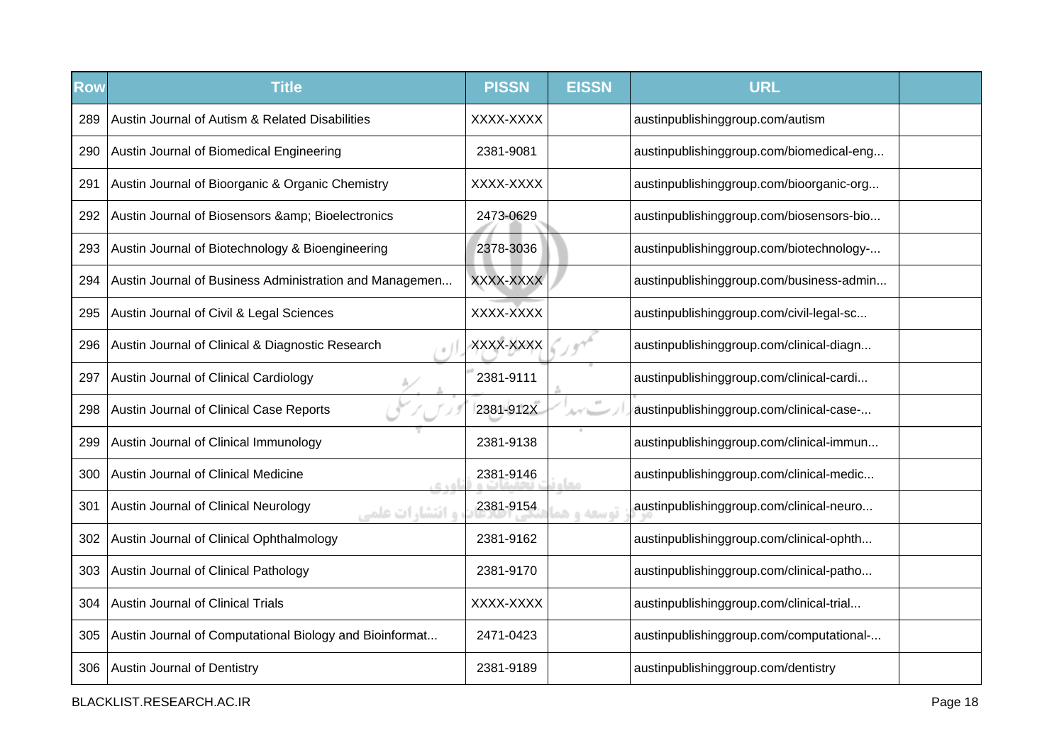| Row | Title | PISSN | EISSN | URL | |
|---|---|---|---|---|---|
| 289 | Austin Journal of Autism & Related Disabilities | XXXX-XXXX | | austinpublishinggroup.com/autism | |
| 290 | Austin Journal of Biomedical Engineering | 2381-9081 | | austinpublishinggroup.com/biomedical-eng... | |
| 291 | Austin Journal of Bioorganic & Organic Chemistry | XXXX-XXXX | | austinpublishinggroup.com/bioorganic-org... | |
| 292 | Austin Journal of Biosensors &amp; Bioelectronics | 2473-0629 | | austinpublishinggroup.com/biosensors-bio... | |
| 293 | Austin Journal of Biotechnology & Bioengineering | 2378-3036 | | austinpublishinggroup.com/biotechnology-... | |
| 294 | Austin Journal of Business Administration and Managemen... | XXXX-XXXX | | austinpublishinggroup.com/business-admin... | |
| 295 | Austin Journal of Civil & Legal Sciences | XXXX-XXXX | | austinpublishinggroup.com/civil-legal-sc... | |
| 296 | Austin Journal of Clinical & Diagnostic Research | XXXX-XXXX | | austinpublishinggroup.com/clinical-diagn... | |
| 297 | Austin Journal of Clinical Cardiology | 2381-9111 | | austinpublishinggroup.com/clinical-cardi... | |
| 298 | Austin Journal of Clinical Case Reports | 2381-912X | | austinpublishinggroup.com/clinical-case-... | |
| 299 | Austin Journal of Clinical Immunology | 2381-9138 | | austinpublishinggroup.com/clinical-immun... | |
| 300 | Austin Journal of Clinical Medicine | 2381-9146 | | austinpublishinggroup.com/clinical-medic... | |
| 301 | Austin Journal of Clinical Neurology | 2381-9154 | | austinpublishinggroup.com/clinical-neuro... | |
| 302 | Austin Journal of Clinical Ophthalmology | 2381-9162 | | austinpublishinggroup.com/clinical-ophth... | |
| 303 | Austin Journal of Clinical Pathology | 2381-9170 | | austinpublishinggroup.com/clinical-patho... | |
| 304 | Austin Journal of Clinical Trials | XXXX-XXXX | | austinpublishinggroup.com/clinical-trial... | |
| 305 | Austin Journal of Computational Biology and Bioinformat... | 2471-0423 | | austinpublishinggroup.com/computational-... | |
| 306 | Austin Journal of Dentistry | 2381-9189 | | austinpublishinggroup.com/dentistry | |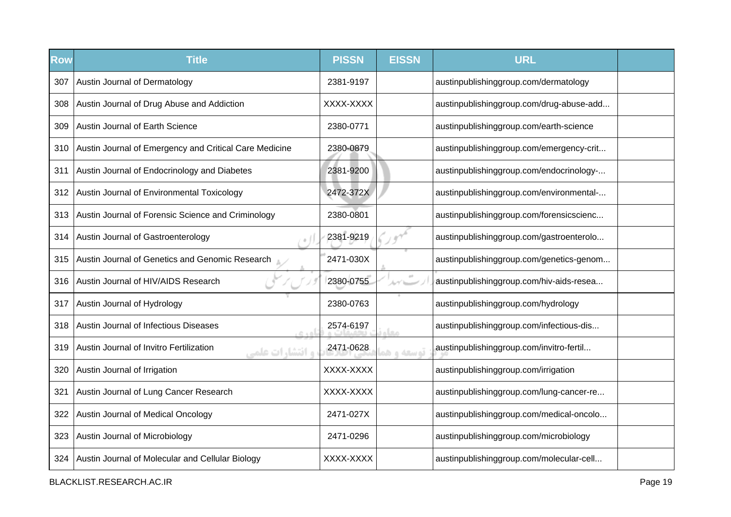| Row | Title | PISSN | EISSN | URL | |
|---|---|---|---|---|---|
| 307 | Austin Journal of Dermatology | 2381-9197 | | austinpublishinggroup.com/dermatology | |
| 308 | Austin Journal of Drug Abuse and Addiction | XXXX-XXXX | | austinpublishinggroup.com/drug-abuse-add... | |
| 309 | Austin Journal of Earth Science | 2380-0771 | | austinpublishinggroup.com/earth-science | |
| 310 | Austin Journal of Emergency and Critical Care Medicine | 2380-0879 | | austinpublishinggroup.com/emergency-crit... | |
| 311 | Austin Journal of Endocrinology and Diabetes | 2381-9200 | | austinpublishinggroup.com/endocrinology-... | |
| 312 | Austin Journal of Environmental Toxicology | 2472-372X | | austinpublishinggroup.com/environmental-... | |
| 313 | Austin Journal of Forensic Science and Criminology | 2380-0801 | | austinpublishinggroup.com/forensicscienc... | |
| 314 | Austin Journal of Gastroenterology | 2381-9219 | | austinpublishinggroup.com/gastroenterolo... | |
| 315 | Austin Journal of Genetics and Genomic Research | 2471-030X | | austinpublishinggroup.com/genetics-genom... | |
| 316 | Austin Journal of HIV/AIDS Research | 2380-0755 | | austinpublishinggroup.com/hiv-aids-resea... | |
| 317 | Austin Journal of Hydrology | 2380-0763 | | austinpublishinggroup.com/hydrology | |
| 318 | Austin Journal of Infectious Diseases | 2574-6197 | | austinpublishinggroup.com/infectious-dis... | |
| 319 | Austin Journal of Invitro Fertilization | 2471-0628 | | austinpublishinggroup.com/invitro-fertil... | |
| 320 | Austin Journal of Irrigation | XXXX-XXXX | | austinpublishinggroup.com/irrigation | |
| 321 | Austin Journal of Lung Cancer Research | XXXX-XXXX | | austinpublishinggroup.com/lung-cancer-re... | |
| 322 | Austin Journal of Medical Oncology | 2471-027X | | austinpublishinggroup.com/medical-oncolo... | |
| 323 | Austin Journal of Microbiology | 2471-0296 | | austinpublishinggroup.com/microbiology | |
| 324 | Austin Journal of Molecular and Cellular Biology | XXXX-XXXX | | austinpublishinggroup.com/molecular-cell... | |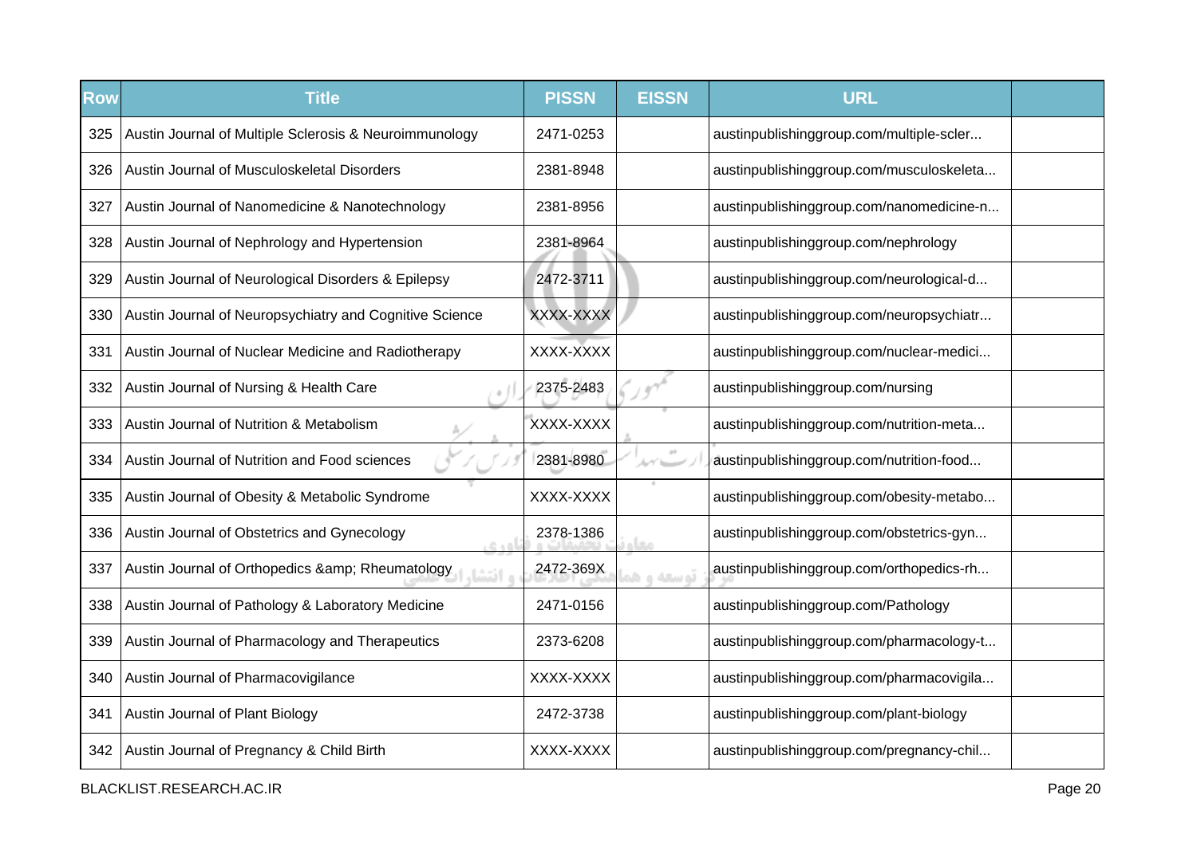| Row | Title | PISSN | EISSN | URL | |
|---|---|---|---|---|---|
| 325 | Austin Journal of Multiple Sclerosis & Neuroimmunology | 2471-0253 | | austinpublishinggroup.com/multiple-scler... | |
| 326 | Austin Journal of Musculoskeletal Disorders | 2381-8948 | | austinpublishinggroup.com/musculoskeleta... | |
| 327 | Austin Journal of Nanomedicine & Nanotechnology | 2381-8956 | | austinpublishinggroup.com/nanomedicine-n... | |
| 328 | Austin Journal of Nephrology and Hypertension | 2381-8964 | | austinpublishinggroup.com/nephrology | |
| 329 | Austin Journal of Neurological Disorders & Epilepsy | 2472-3711 | | austinpublishinggroup.com/neurological-d... | |
| 330 | Austin Journal of Neuropsychiatry and Cognitive Science | XXXX-XXXX | | austinpublishinggroup.com/neuropsychiatr... | |
| 331 | Austin Journal of Nuclear Medicine and Radiotherapy | XXXX-XXXX | | austinpublishinggroup.com/nuclear-medici... | |
| 332 | Austin Journal of Nursing & Health Care | 2375-2483 | | austinpublishinggroup.com/nursing | |
| 333 | Austin Journal of Nutrition & Metabolism | XXXX-XXXX | | austinpublishinggroup.com/nutrition-meta... | |
| 334 | Austin Journal of Nutrition and Food sciences | 2381-8980 | | austinpublishinggroup.com/nutrition-food... | |
| 335 | Austin Journal of Obesity & Metabolic Syndrome | XXXX-XXXX | | austinpublishinggroup.com/obesity-metabo... | |
| 336 | Austin Journal of Obstetrics and Gynecology | 2378-1386 | | austinpublishinggroup.com/obstetrics-gyn... | |
| 337 | Austin Journal of Orthopedics &amp; Rheumatology | 2472-369X | | austinpublishinggroup.com/orthopedics-rh... | |
| 338 | Austin Journal of Pathology & Laboratory Medicine | 2471-0156 | | austinpublishinggroup.com/Pathology | |
| 339 | Austin Journal of Pharmacology and Therapeutics | 2373-6208 | | austinpublishinggroup.com/pharmacology-t... | |
| 340 | Austin Journal of Pharmacovigilance | XXXX-XXXX | | austinpublishinggroup.com/pharmacovigila... | |
| 341 | Austin Journal of Plant Biology | 2472-3738 | | austinpublishinggroup.com/plant-biology | |
| 342 | Austin Journal of Pregnancy & Child Birth | XXXX-XXXX | | austinpublishinggroup.com/pregnancy-chil... | |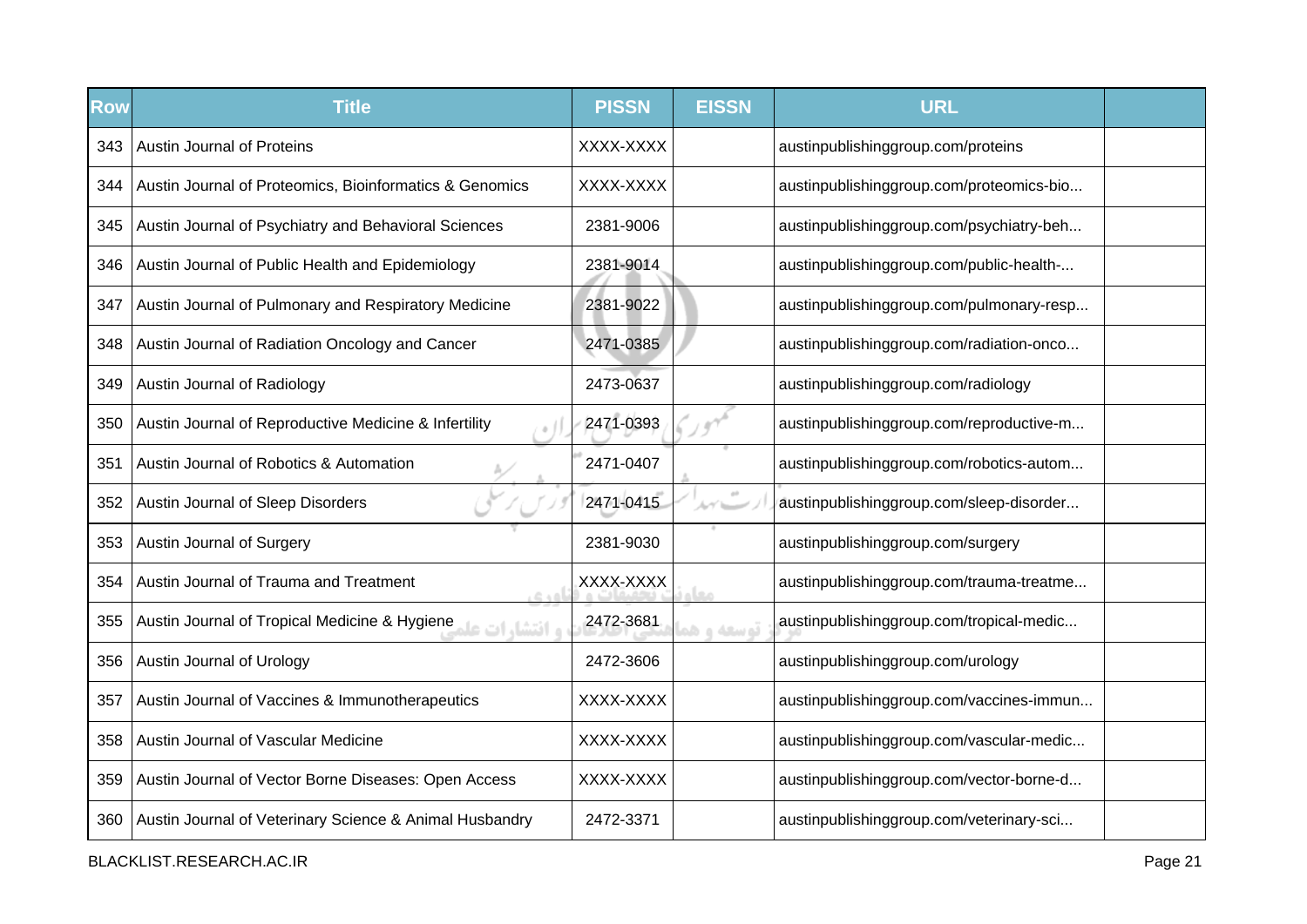| Row | Title | PISSN | EISSN | URL | |
|---|---|---|---|---|---|
| 343 | Austin Journal of Proteins | XXXX-XXXX | | austinpublishinggroup.com/proteins | |
| 344 | Austin Journal of Proteomics, Bioinformatics & Genomics | XXXX-XXXX | | austinpublishinggroup.com/proteomics-bio... | |
| 345 | Austin Journal of Psychiatry and Behavioral Sciences | 2381-9006 | | austinpublishinggroup.com/psychiatry-beh... | |
| 346 | Austin Journal of Public Health and Epidemiology | 2381-9014 | | austinpublishinggroup.com/public-health-... | |
| 347 | Austin Journal of Pulmonary and Respiratory Medicine | 2381-9022 | | austinpublishinggroup.com/pulmonary-resp... | |
| 348 | Austin Journal of Radiation Oncology and Cancer | 2471-0385 | | austinpublishinggroup.com/radiation-onco... | |
| 349 | Austin Journal of Radiology | 2473-0637 | | austinpublishinggroup.com/radiology | |
| 350 | Austin Journal of Reproductive Medicine & Infertility | 2471-0393 | | austinpublishinggroup.com/reproductive-m... | |
| 351 | Austin Journal of Robotics & Automation | 2471-0407 | | austinpublishinggroup.com/robotics-autom... | |
| 352 | Austin Journal of Sleep Disorders | 2471-0415 | | austinpublishinggroup.com/sleep-disorder... | |
| 353 | Austin Journal of Surgery | 2381-9030 | | austinpublishinggroup.com/surgery | |
| 354 | Austin Journal of Trauma and Treatment | XXXX-XXXX | | austinpublishinggroup.com/trauma-treatme... | |
| 355 | Austin Journal of Tropical Medicine & Hygiene | 2472-3681 | | austinpublishinggroup.com/tropical-medic... | |
| 356 | Austin Journal of Urology | 2472-3606 | | austinpublishinggroup.com/urology | |
| 357 | Austin Journal of Vaccines & Immunotherapeutics | XXXX-XXXX | | austinpublishinggroup.com/vaccines-immun... | |
| 358 | Austin Journal of Vascular Medicine | XXXX-XXXX | | austinpublishinggroup.com/vascular-medic... | |
| 359 | Austin Journal of Vector Borne Diseases: Open Access | XXXX-XXXX | | austinpublishinggroup.com/vector-borne-d... | |
| 360 | Austin Journal of Veterinary Science & Animal Husbandry | 2472-3371 | | austinpublishinggroup.com/veterinary-sci... | |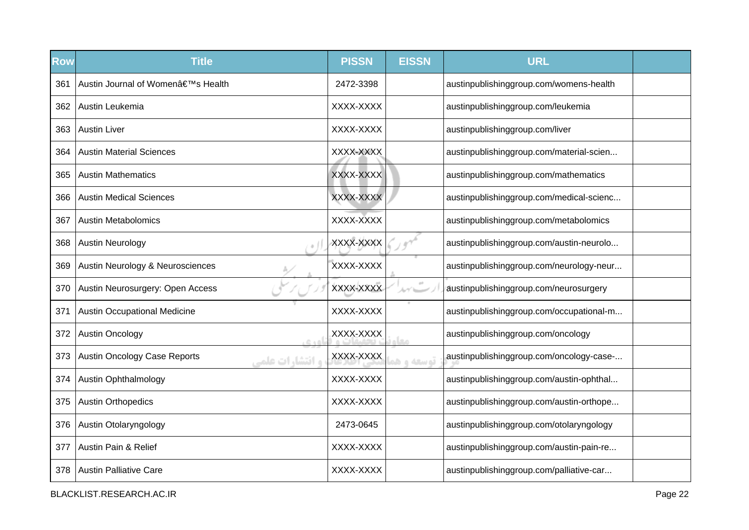| Row | Title | PISSN | EISSN | URL | |
|---|---|---|---|---|---|
| 361 | Austin Journal of Womenâ€™s Health | 2472-3398 | | austinpublishinggroup.com/womens-health | |
| 362 | Austin Leukemia | XXXX-XXXX | | austinpublishinggroup.com/leukemia | |
| 363 | Austin Liver | XXXX-XXXX | | austinpublishinggroup.com/liver | |
| 364 | Austin Material Sciences | XXXX-XXXX | | austinpublishinggroup.com/material-scien... | |
| 365 | Austin Mathematics | XXXX-XXXX | | austinpublishinggroup.com/mathematics | |
| 366 | Austin Medical Sciences | XXXX-XXXX | | austinpublishinggroup.com/medical-scienc... | |
| 367 | Austin Metabolomics | XXXX-XXXX | | austinpublishinggroup.com/metabolomics | |
| 368 | Austin Neurology | XXXX-XXXX | | austinpublishinggroup.com/austin-neurolo... | |
| 369 | Austin Neurology & Neurosciences | XXXX-XXXX | | austinpublishinggroup.com/neurology-neur... | |
| 370 | Austin Neurosurgery: Open Access | XXXX-XXXX | | austinpublishinggroup.com/neurosurgery | |
| 371 | Austin Occupational Medicine | XXXX-XXXX | | austinpublishinggroup.com/occupational-m... | |
| 372 | Austin Oncology | XXXX-XXXX | | austinpublishinggroup.com/oncology | |
| 373 | Austin Oncology Case Reports | XXXX-XXXX | | austinpublishinggroup.com/oncology-case-... | |
| 374 | Austin Ophthalmology | XXXX-XXXX | | austinpublishinggroup.com/austin-ophthal... | |
| 375 | Austin Orthopedics | XXXX-XXXX | | austinpublishinggroup.com/austin-orthope... | |
| 376 | Austin Otolaryngology | 2473-0645 | | austinpublishinggroup.com/otolaryngology | |
| 377 | Austin Pain & Relief | XXXX-XXXX | | austinpublishinggroup.com/austin-pain-re... | |
| 378 | Austin Palliative Care | XXXX-XXXX | | austinpublishinggroup.com/palliative-car... | |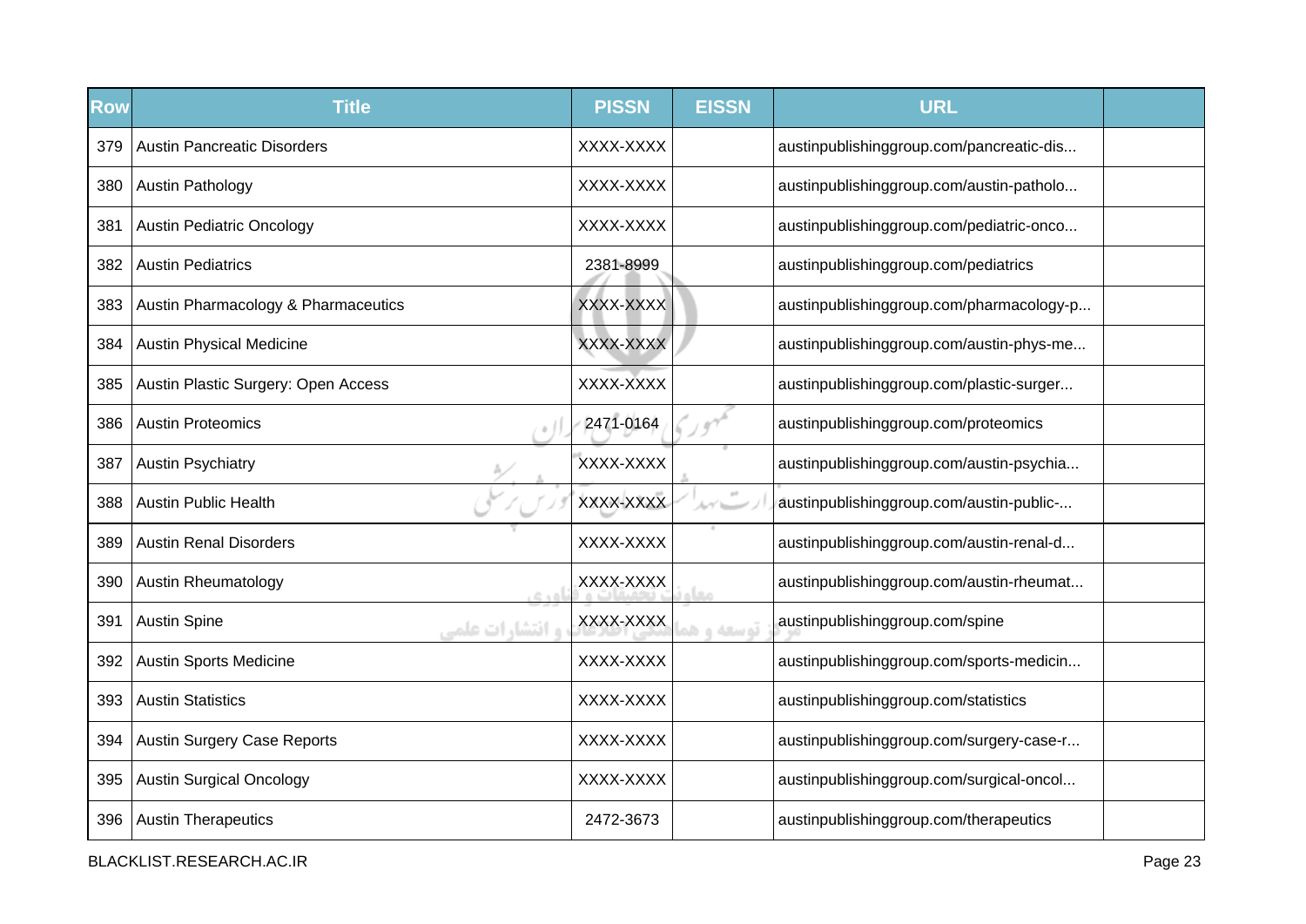| Row | Title | PISSN | EISSN | URL | |
|---|---|---|---|---|---|
| 379 | Austin Pancreatic Disorders | XXXX-XXXX | | austinpublishinggroup.com/pancreatic-dis... | |
| 380 | Austin Pathology | XXXX-XXXX | | austinpublishinggroup.com/austin-patholo... | |
| 381 | Austin Pediatric Oncology | XXXX-XXXX | | austinpublishinggroup.com/pediatric-onco... | |
| 382 | Austin Pediatrics | 2381-8999 | | austinpublishinggroup.com/pediatrics | |
| 383 | Austin Pharmacology & Pharmaceutics | XXXX-XXXX | | austinpublishinggroup.com/pharmacology-p... | |
| 384 | Austin Physical Medicine | XXXX-XXXX | | austinpublishinggroup.com/austin-phys-me... | |
| 385 | Austin Plastic Surgery: Open Access | XXXX-XXXX | | austinpublishinggroup.com/plastic-surger... | |
| 386 | Austin Proteomics | 2471-0164 | | austinpublishinggroup.com/proteomics | |
| 387 | Austin Psychiatry | XXXX-XXXX | | austinpublishinggroup.com/austin-psychia... | |
| 388 | Austin Public Health | XXXX-XXXX | | austinpublishinggroup.com/austin-public-... | |
| 389 | Austin Renal Disorders | XXXX-XXXX | | austinpublishinggroup.com/austin-renal-d... | |
| 390 | Austin Rheumatology | XXXX-XXXX | | austinpublishinggroup.com/austin-rheumat... | |
| 391 | Austin Spine | XXXX-XXXX | | austinpublishinggroup.com/spine | |
| 392 | Austin Sports Medicine | XXXX-XXXX | | austinpublishinggroup.com/sports-medicin... | |
| 393 | Austin Statistics | XXXX-XXXX | | austinpublishinggroup.com/statistics | |
| 394 | Austin Surgery Case Reports | XXXX-XXXX | | austinpublishinggroup.com/surgery-case-r... | |
| 395 | Austin Surgical Oncology | XXXX-XXXX | | austinpublishinggroup.com/surgical-oncol... | |
| 396 | Austin Therapeutics | 2472-3673 | | austinpublishinggroup.com/therapeutics | |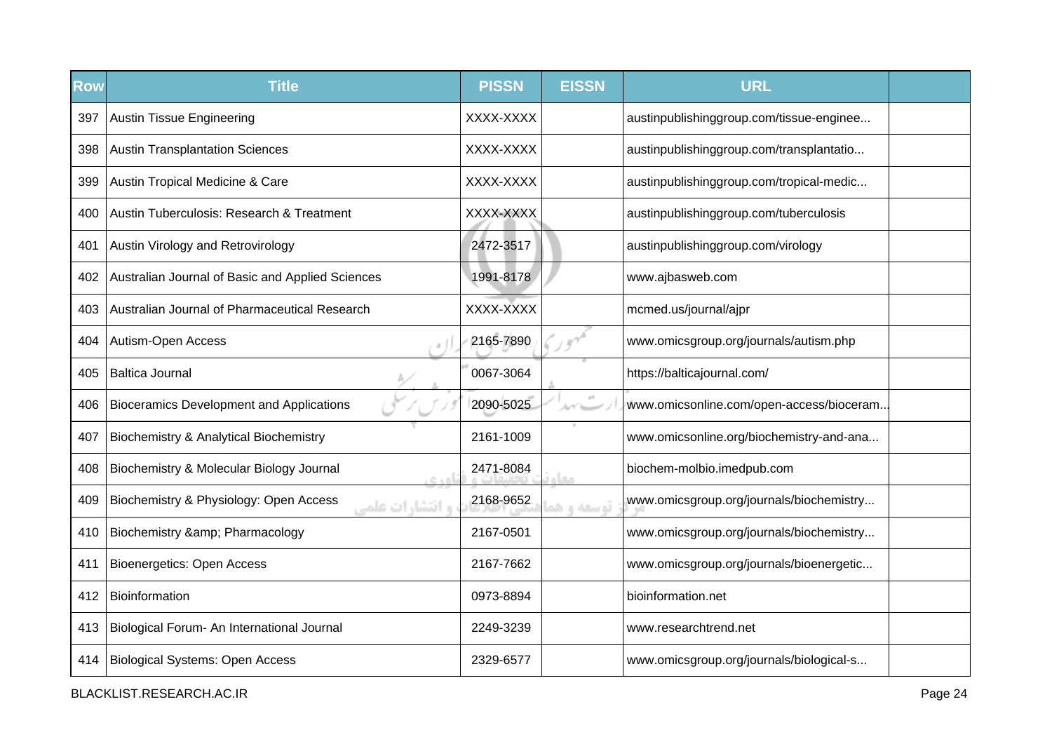| Row | Title | PISSN | EISSN | URL | |
|---|---|---|---|---|---|
| 397 | Austin Tissue Engineering | XXXX-XXXX | | austinpublishinggroup.com/tissue-enginee... | |
| 398 | Austin Transplantation Sciences | XXXX-XXXX | | austinpublishinggroup.com/transplantatio... | |
| 399 | Austin Tropical Medicine & Care | XXXX-XXXX | | austinpublishinggroup.com/tropical-medic... | |
| 400 | Austin Tuberculosis: Research & Treatment | XXXX-XXXX | | austinpublishinggroup.com/tuberculosis | |
| 401 | Austin Virology and Retrovirology | 2472-3517 | | austinpublishinggroup.com/virology | |
| 402 | Australian Journal of Basic and Applied Sciences | 1991-8178 | | www.ajbasweb.com | |
| 403 | Australian Journal of Pharmaceutical Research | XXXX-XXXX | | mcmed.us/journal/ajpr | |
| 404 | Autism-Open Access | 2165-7890 | | www.omicsgroup.org/journals/autism.php | |
| 405 | Baltica Journal | 0067-3064 | | https://balticajournal.com/ | |
| 406 | Bioceramics Development and Applications | 2090-5025 | | www.omicsonline.com/open-access/bioceram... | |
| 407 | Biochemistry & Analytical Biochemistry | 2161-1009 | | www.omicsonline.org/biochemistry-and-ana... | |
| 408 | Biochemistry & Molecular Biology Journal | 2471-8084 | | biochem-molbio.imedpub.com | |
| 409 | Biochemistry & Physiology: Open Access | 2168-9652 | | www.omicsgroup.org/journals/biochemistry... | |
| 410 | Biochemistry &amp; Pharmacology | 2167-0501 | | www.omicsgroup.org/journals/biochemistry... | |
| 411 | Bioenergetics: Open Access | 2167-7662 | | www.omicsgroup.org/journals/bioenergetic... | |
| 412 | Bioinformation | 0973-8894 | | bioinformation.net | |
| 413 | Biological Forum- An International Journal | 2249-3239 | | www.researchtrend.net | |
| 414 | Biological Systems: Open Access | 2329-6577 | | www.omicsgroup.org/journals/biological-s... | |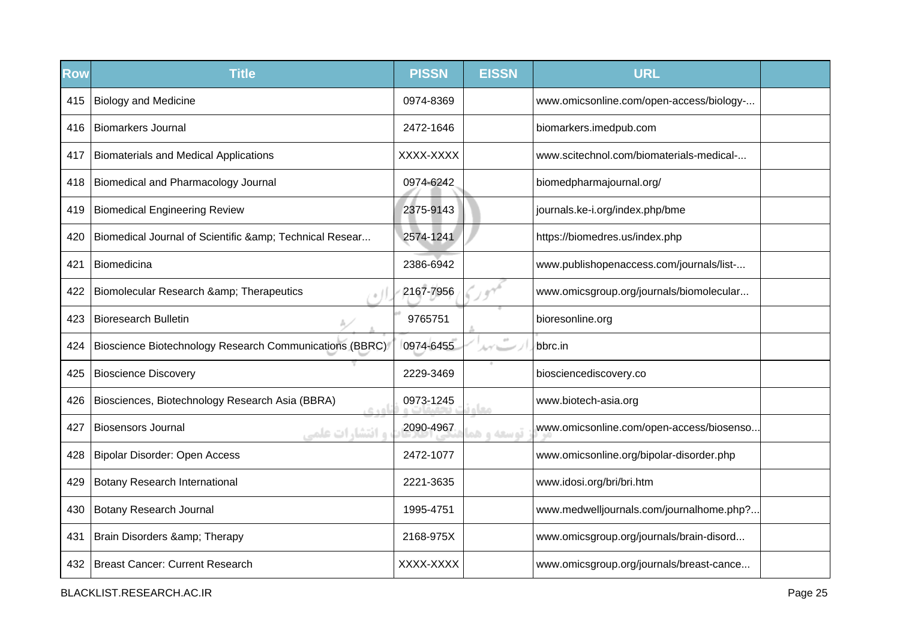| Row | Title | PISSN | EISSN | URL | |
|---|---|---|---|---|---|
| 415 | Biology and Medicine | 0974-8369 | | www.omicsonline.com/open-access/biology-... | |
| 416 | Biomarkers Journal | 2472-1646 | | biomarkers.imedpub.com | |
| 417 | Biomaterials and Medical Applications | XXXX-XXXX | | www.scitechnol.com/biomaterials-medical-... | |
| 418 | Biomedical and Pharmacology Journal | 0974-6242 | | biomedpharmajournal.org/ | |
| 419 | Biomedical Engineering Review | 2375-9143 | | journals.ke-i.org/index.php/bme | |
| 420 | Biomedical Journal of Scientific &amp; Technical Resear... | 2574-1241 | | https://biomedres.us/index.php | |
| 421 | Biomedicina | 2386-6942 | | www.publishopenaccess.com/journals/list-... | |
| 422 | Biomolecular Research &amp; Therapeutics | 2167-7956 | | www.omicsgroup.org/journals/biomolecular... | |
| 423 | Bioresearch Bulletin | 9765751 | | bioresonline.org | |
| 424 | Bioscience Biotechnology Research Communications (BBRC) | 0974-6455 | | bbrc.in | |
| 425 | Bioscience Discovery | 2229-3469 | | biosciencediscovery.co | |
| 426 | Biosciences, Biotechnology Research Asia (BBRA) | 0973-1245 | | www.biotech-asia.org | |
| 427 | Biosensors Journal | 2090-4967 | | www.omicsonline.com/open-access/biosenso... | |
| 428 | Bipolar Disorder: Open Access | 2472-1077 | | www.omicsonline.org/bipolar-disorder.php | |
| 429 | Botany Research International | 2221-3635 | | www.idosi.org/bri/bri.htm | |
| 430 | Botany Research Journal | 1995-4751 | | www.medwelljournals.com/journalhome.php?... | |
| 431 | Brain Disorders &amp; Therapy | 2168-975X | | www.omicsgroup.org/journals/brain-disord... | |
| 432 | Breast Cancer: Current Research | XXXX-XXXX | | www.omicsgroup.org/journals/breast-cance... | |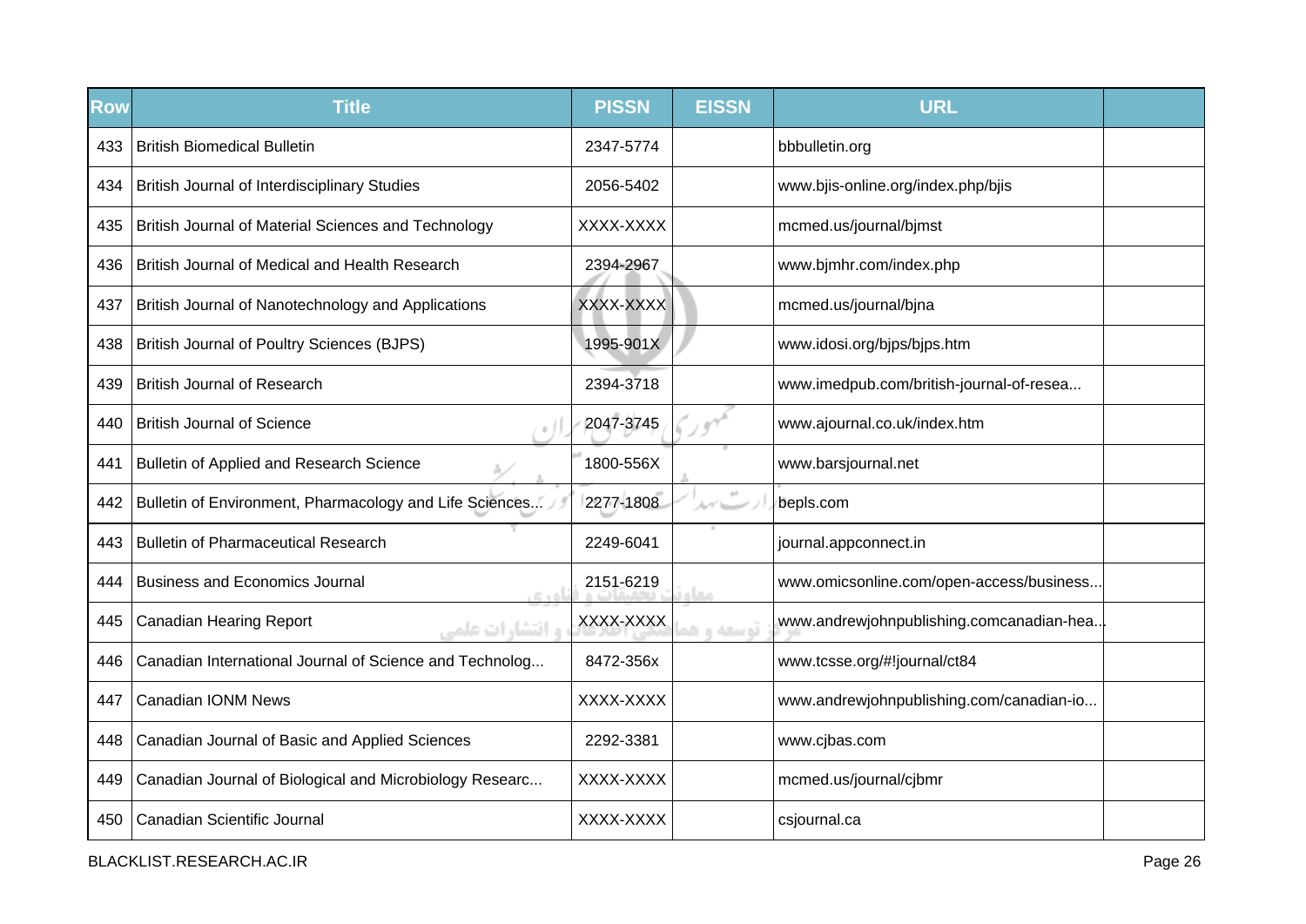| Row | Title | PISSN | EISSN | URL | |
|---|---|---|---|---|---|
| 433 | British Biomedical Bulletin | 2347-5774 | | bbbulletin.org | |
| 434 | British Journal of Interdisciplinary Studies | 2056-5402 | | www.bjis-online.org/index.php/bjis | |
| 435 | British Journal of Material Sciences and Technology | XXXX-XXXX | | mcmed.us/journal/bjmst | |
| 436 | British Journal of Medical and Health Research | 2394-2967 | | www.bjmhr.com/index.php | |
| 437 | British Journal of Nanotechnology and Applications | XXXX-XXXX | | mcmed.us/journal/bjna | |
| 438 | British Journal of Poultry Sciences (BJPS) | 1995-901X | | www.idosi.org/bjps/bjps.htm | |
| 439 | British Journal of Research | 2394-3718 | | www.imedpub.com/british-journal-of-resea... | |
| 440 | British Journal of Science | 2047-3745 | | www.ajournal.co.uk/index.htm | |
| 441 | Bulletin of Applied and Research Science | 1800-556X | | www.barsjournal.net | |
| 442 | Bulletin of Environment, Pharmacology and Life Sciences... | 2277-1808 | | bepls.com | |
| 443 | Bulletin of Pharmaceutical Research | 2249-6041 | | journal.appconnect.in | |
| 444 | Business and Economics Journal | 2151-6219 | | www.omicsonline.com/open-access/business... | |
| 445 | Canadian Hearing Report | XXXX-XXXX | | www.andrewjohnpublishing.comcanadian-hea... | |
| 446 | Canadian International Journal of Science and Technolog... | 8472-356x | | www.tcsse.org/#!journal/ct84 | |
| 447 | Canadian IONM News | XXXX-XXXX | | www.andrewjohnpublishing.com/canadian-io... | |
| 448 | Canadian Journal of Basic and Applied Sciences | 2292-3381 | | www.cjbas.com | |
| 449 | Canadian Journal of Biological and Microbiology Researc... | XXXX-XXXX | | mcmed.us/journal/cjbmr | |
| 450 | Canadian Scientific Journal | XXXX-XXXX | | csjournal.ca | |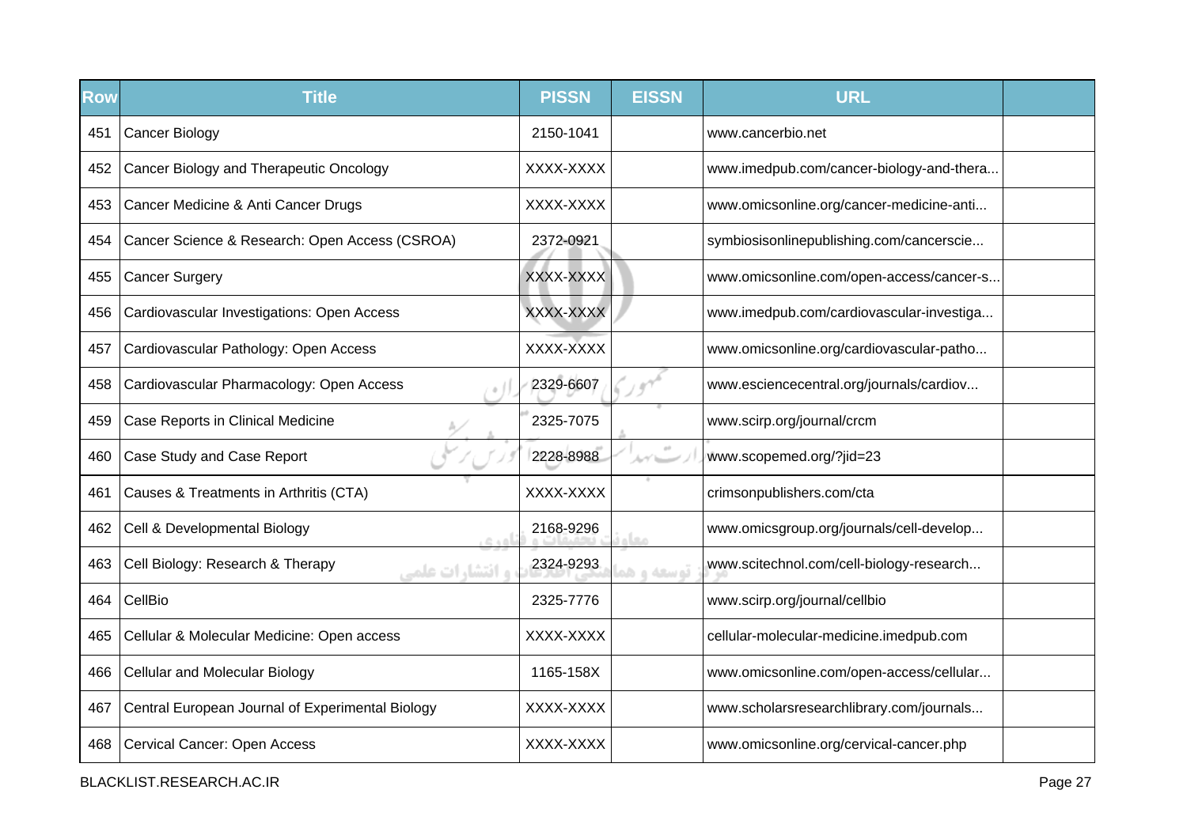| Row | Title | PISSN | EISSN | URL | |
|---|---|---|---|---|---|
| 451 | Cancer Biology | 2150-1041 | | www.cancerbio.net | |
| 452 | Cancer Biology and Therapeutic Oncology | XXXX-XXXX | | www.imedpub.com/cancer-biology-and-thera... | |
| 453 | Cancer Medicine & Anti Cancer Drugs | XXXX-XXXX | | www.omicsonline.org/cancer-medicine-anti... | |
| 454 | Cancer Science & Research: Open Access (CSROA) | 2372-0921 | | symbiosisonlinepublishing.com/cancerscie... | |
| 455 | Cancer Surgery | XXXX-XXXX | | www.omicsonline.com/open-access/cancer-s... | |
| 456 | Cardiovascular Investigations: Open Access | XXXX-XXXX | | www.imedpub.com/cardiovascular-investiga... | |
| 457 | Cardiovascular Pathology: Open Access | XXXX-XXXX | | www.omicsonline.org/cardiovascular-patho... | |
| 458 | Cardiovascular Pharmacology: Open Access | 2329-6607 | | www.esciencecentral.org/journals/cardiov... | |
| 459 | Case Reports in Clinical Medicine | 2325-7075 | | www.scirp.org/journal/crcm | |
| 460 | Case Study and Case Report | 2228-8988 | | www.scopemed.org/?jid=23 | |
| 461 | Causes & Treatments in Arthritis (CTA) | XXXX-XXXX | | crimsonpublishers.com/cta | |
| 462 | Cell & Developmental Biology | 2168-9296 | | www.omicsgroup.org/journals/cell-develop... | |
| 463 | Cell Biology: Research & Therapy | 2324-9293 | | www.scitechnol.com/cell-biology-research... | |
| 464 | CellBio | 2325-7776 | | www.scirp.org/journal/cellbio | |
| 465 | Cellular & Molecular Medicine: Open access | XXXX-XXXX | | cellular-molecular-medicine.imedpub.com | |
| 466 | Cellular and Molecular Biology | 1165-158X | | www.omicsonline.com/open-access/cellular... | |
| 467 | Central European Journal of Experimental Biology | XXXX-XXXX | | www.scholarsresearchlibrary.com/journals... | |
| 468 | Cervical Cancer: Open Access | XXXX-XXXX | | www.omicsonline.org/cervical-cancer.php | |

BLACKLIST.RESEARCH.AC.IR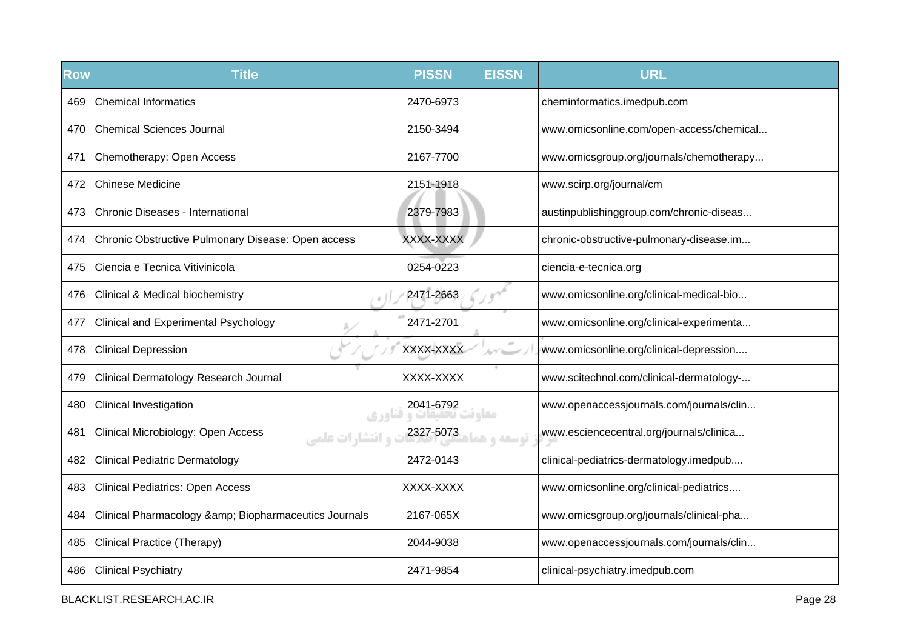| Row | Title | PISSN | EISSN | URL | |
|---|---|---|---|---|---|
| 469 | Chemical Informatics | 2470-6973 | | cheminformatics.imedpub.com | |
| 470 | Chemical Sciences Journal | 2150-3494 | | www.omicsonline.com/open-access/chemical... | |
| 471 | Chemotherapy: Open Access | 2167-7700 | | www.omicsgroup.org/journals/chemotherapy... | |
| 472 | Chinese Medicine | 2151-1918 | | www.scirp.org/journal/cm | |
| 473 | Chronic Diseases - International | 2379-7983 | | austinpublishinggroup.com/chronic-diseas... | |
| 474 | Chronic Obstructive Pulmonary Disease: Open access | XXXX-XXXX | | chronic-obstructive-pulmonary-disease.im... | |
| 475 | Ciencia e Tecnica Vitivinicola | 0254-0223 | | ciencia-e-tecnica.org | |
| 476 | Clinical & Medical biochemistry | 2471-2663 | | www.omicsonline.org/clinical-medical-bio... | |
| 477 | Clinical and Experimental Psychology | 2471-2701 | | www.omicsonline.org/clinical-experimenta... | |
| 478 | Clinical Depression | XXXX-XXXX | | www.omicsonline.org/clinical-depression.... | |
| 479 | Clinical Dermatology Research Journal | XXXX-XXXX | | www.scitechnol.com/clinical-dermatology-... | |
| 480 | Clinical Investigation | 2041-6792 | | www.openaccessjournals.com/journals/clin... | |
| 481 | Clinical Microbiology: Open Access | 2327-5073 | | www.esciencecentral.org/journals/clinica... | |
| 482 | Clinical Pediatric Dermatology | 2472-0143 | | clinical-pediatrics-dermatology.imedpub.... | |
| 483 | Clinical Pediatrics: Open Access | XXXX-XXXX | | www.omicsonline.org/clinical-pediatrics.... | |
| 484 | Clinical Pharmacology &amp; Biopharmaceutics Journals | 2167-065X | | www.omicsgroup.org/journals/clinical-pha... | |
| 485 | Clinical Practice (Therapy) | 2044-9038 | | www.openaccessjournals.com/journals/clin... | |
| 486 | Clinical Psychiatry | 2471-9854 | | clinical-psychiatry.imedpub.com | |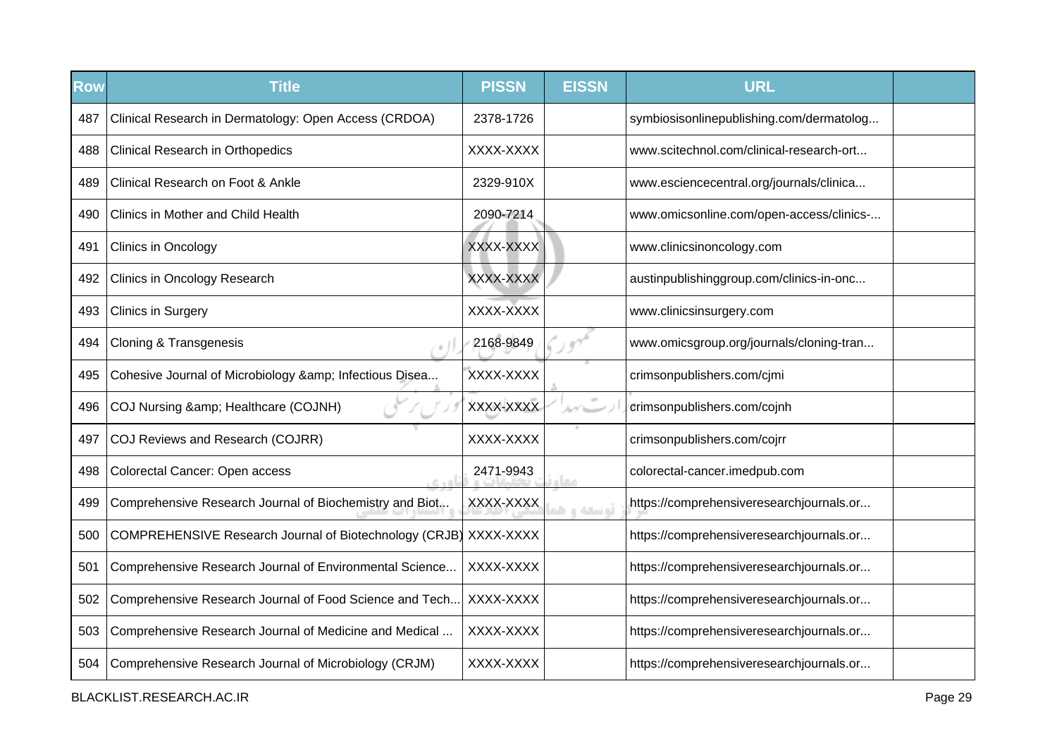| Row | Title | PISSN | EISSN | URL | |
|---|---|---|---|---|---|
| 487 | Clinical Research in Dermatology: Open Access (CRDOA) | 2378-1726 | | symbiosisonlinepublishing.com/dermatolog... | |
| 488 | Clinical Research in Orthopedics | XXXX-XXXX | | www.scitechnol.com/clinical-research-ort... | |
| 489 | Clinical Research on Foot & Ankle | 2329-910X | | www.esciencecentral.org/journals/clinica... | |
| 490 | Clinics in Mother and Child Health | 2090-7214 | | www.omicsonline.com/open-access/clinics-... | |
| 491 | Clinics in Oncology | XXXX-XXXX | | www.clinicsinoncology.com | |
| 492 | Clinics in Oncology Research | XXXX-XXXX | | austinpublishinggroup.com/clinics-in-onc... | |
| 493 | Clinics in Surgery | XXXX-XXXX | | www.clinicsinsurgery.com | |
| 494 | Cloning & Transgenesis | 2168-9849 | | www.omicsgroup.org/journals/cloning-tran... | |
| 495 | Cohesive Journal of Microbiology &amp; Infectious Disea... | XXXX-XXXX | | crimsonpublishers.com/cjmi | |
| 496 | COJ Nursing &amp; Healthcare (COJNH) | XXXX-XXXX | | crimsonpublishers.com/cojnh | |
| 497 | COJ Reviews and Research (COJRR) | XXXX-XXXX | | crimsonpublishers.com/cojrr | |
| 498 | Colorectal Cancer: Open access | 2471-9943 | | colorectal-cancer.imedpub.com | |
| 499 | Comprehensive Research Journal of Biochemistry and Biot... | XXXX-XXXX | | https://comprehensiveresearchjournals.or... | |
| 500 | COMPREHENSIVE Research Journal of Biotechnology (CRJB) | XXXX-XXXX | | https://comprehensiveresearchjournals.or... | |
| 501 | Comprehensive Research Journal of Environmental Science... | XXXX-XXXX | | https://comprehensiveresearchjournals.or... | |
| 502 | Comprehensive Research Journal of Food Science and Tech... | XXXX-XXXX | | https://comprehensiveresearchjournals.or... | |
| 503 | Comprehensive Research Journal of Medicine and Medical ... | XXXX-XXXX | | https://comprehensiveresearchjournals.or... | |
| 504 | Comprehensive Research Journal of Microbiology (CRJM) | XXXX-XXXX | | https://comprehensiveresearchjournals.or... | |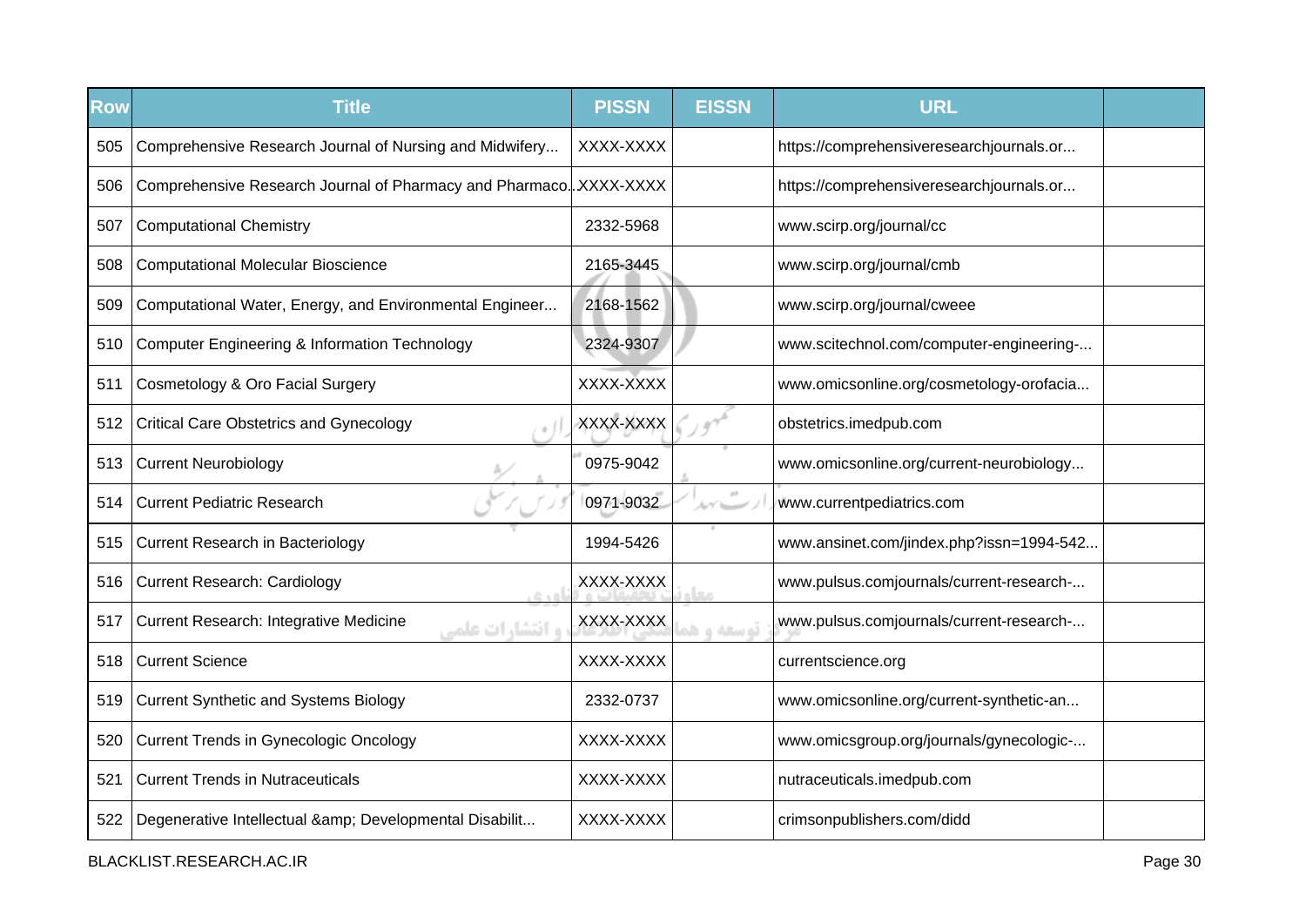| Row | Title | PISSN | EISSN | URL | |
|---|---|---|---|---|---|
| 505 | Comprehensive Research Journal of Nursing and Midwifery... | XXXX-XXXX | | https://comprehensiveresearchjournals.or... | |
| 506 | Comprehensive Research Journal of Pharmacy and Pharmaco... | XXXX-XXXX | | https://comprehensiveresearchjournals.or... | |
| 507 | Computational Chemistry | 2332-5968 | | www.scirp.org/journal/cc | |
| 508 | Computational Molecular Bioscience | 2165-3445 | | www.scirp.org/journal/cmb | |
| 509 | Computational Water, Energy, and Environmental Engineer... | 2168-1562 | | www.scirp.org/journal/cweee | |
| 510 | Computer Engineering & Information Technology | 2324-9307 | | www.scitechnol.com/computer-engineering-... | |
| 511 | Cosmetology & Oro Facial Surgery | XXXX-XXXX | | www.omicsonline.org/cosmetology-orofacia... | |
| 512 | Critical Care Obstetrics and Gynecology | XXXX-XXXX | | obstetrics.imedpub.com | |
| 513 | Current Neurobiology | 0975-9042 | | www.omicsonline.org/current-neurobiology... | |
| 514 | Current Pediatric Research | 0971-9032 | | www.currentpediatrics.com | |
| 515 | Current Research in Bacteriology | 1994-5426 | | www.ansinet.com/jindex.php?issn=1994-542... | |
| 516 | Current Research: Cardiology | XXXX-XXXX | | www.pulsus.comjournals/current-research-... | |
| 517 | Current Research: Integrative Medicine | XXXX-XXXX | | www.pulsus.comjournals/current-research-... | |
| 518 | Current Science | XXXX-XXXX | | currentscience.org | |
| 519 | Current Synthetic and Systems Biology | 2332-0737 | | www.omicsonline.org/current-synthetic-an... | |
| 520 | Current Trends in Gynecologic Oncology | XXXX-XXXX | | www.omicsgroup.org/journals/gynecologic-... | |
| 521 | Current Trends in Nutraceuticals | XXXX-XXXX | | nutraceuticals.imedpub.com | |
| 522 | Degenerative Intellectual &amp; Developmental Disabilit... | XXXX-XXXX | | crimsonpublishers.com/didd | |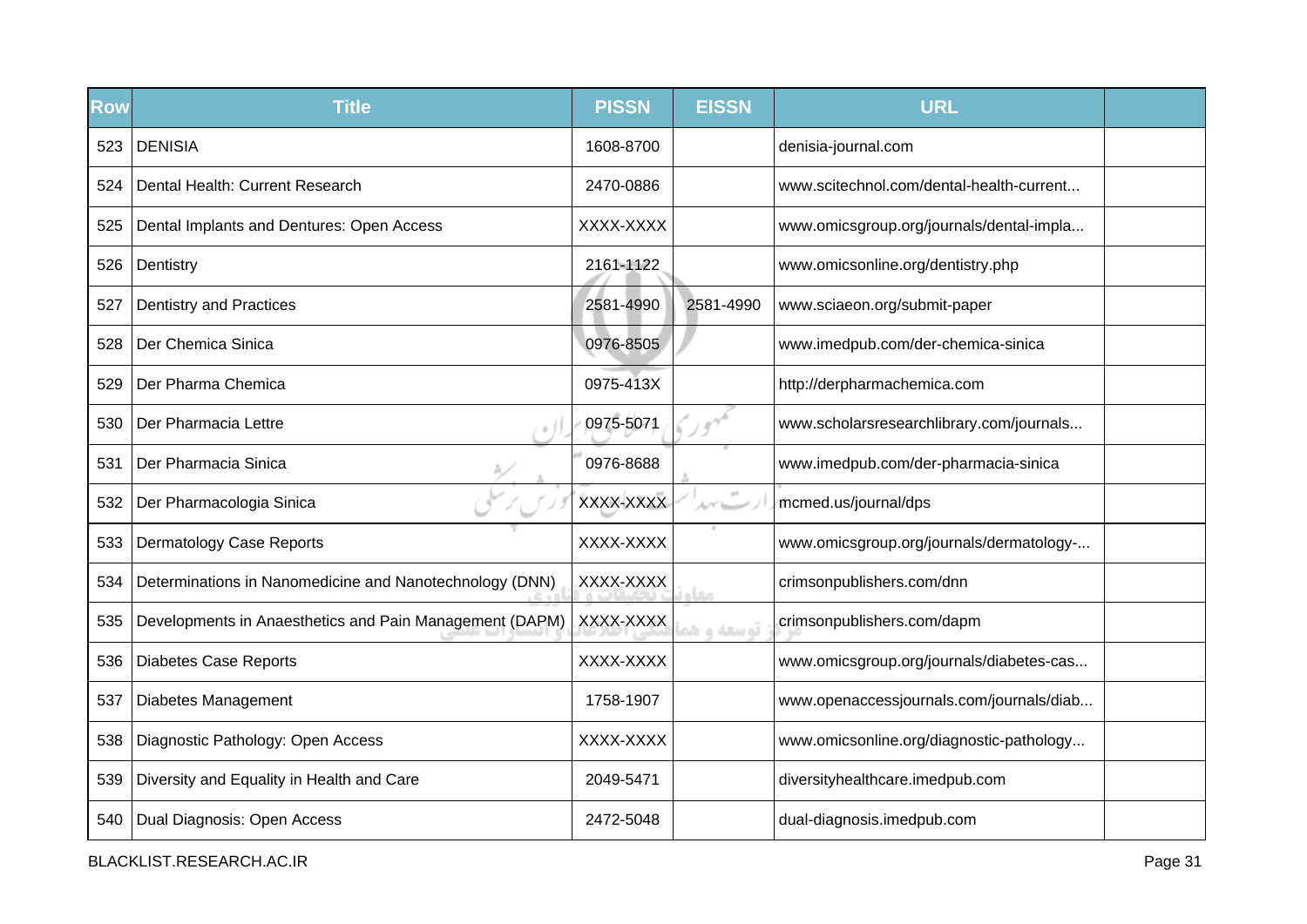| Row | Title | PISSN | EISSN | URL | |
|---|---|---|---|---|---|
| 523 | DENISIA | 1608-8700 | | denisia-journal.com | |
| 524 | Dental Health: Current Research | 2470-0886 | | www.scitechnol.com/dental-health-current... | |
| 525 | Dental Implants and Dentures: Open Access | XXXX-XXXX | | www.omicsgroup.org/journals/dental-impla... | |
| 526 | Dentistry | 2161-1122 | | www.omicsonline.org/dentistry.php | |
| 527 | Dentistry and Practices | 2581-4990 | 2581-4990 | www.sciaeon.org/submit-paper | |
| 528 | Der Chemica Sinica | 0976-8505 | | www.imedpub.com/der-chemica-sinica | |
| 529 | Der Pharma Chemica | 0975-413X | | http://derpharmachemica.com | |
| 530 | Der Pharmacia Lettre | 0975-5071 | | www.scholarsresearchlibrary.com/journals... | |
| 531 | Der Pharmacia Sinica | 0976-8688 | | www.imedpub.com/der-pharmacia-sinica | |
| 532 | Der Pharmacologia Sinica | XXXX-XXXX | | mcmed.us/journal/dps | |
| 533 | Dermatology Case Reports | XXXX-XXXX | | www.omicsgroup.org/journals/dermatology-... | |
| 534 | Determinations in Nanomedicine and Nanotechnology (DNN) | XXXX-XXXX | | crimsonpublishers.com/dnn | |
| 535 | Developments in Anaesthetics and Pain Management (DAPM) | XXXX-XXXX | | crimsonpublishers.com/dapm | |
| 536 | Diabetes Case Reports | XXXX-XXXX | | www.omicsgroup.org/journals/diabetes-cas... | |
| 537 | Diabetes Management | 1758-1907 | | www.openaccessjournals.com/journals/diab... | |
| 538 | Diagnostic Pathology: Open Access | XXXX-XXXX | | www.omicsonline.org/diagnostic-pathology... | |
| 539 | Diversity and Equality in Health and Care | 2049-5471 | | diversityhealthcare.imedpub.com | |
| 540 | Dual Diagnosis: Open Access | 2472-5048 | | dual-diagnosis.imedpub.com | |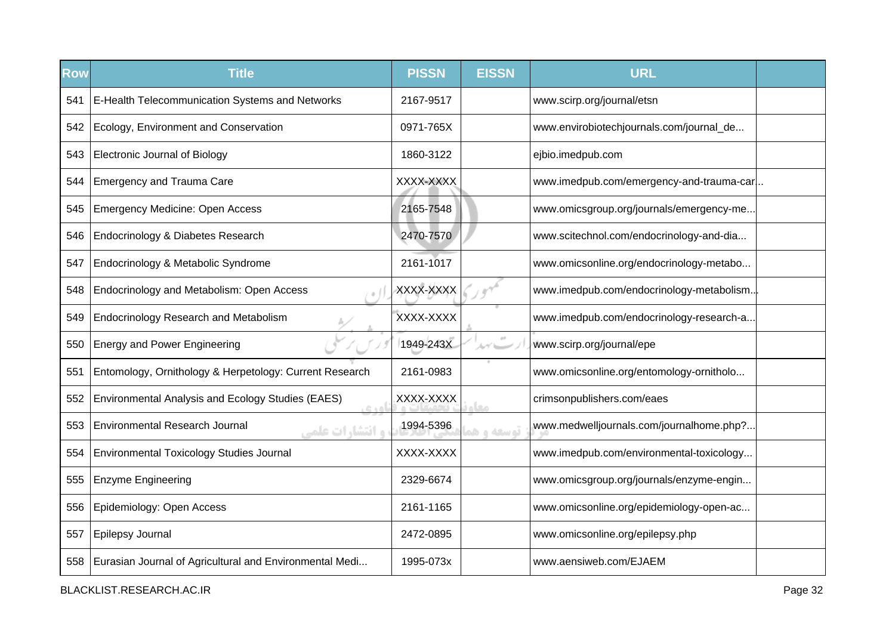| Row | Title | PISSN | EISSN | URL | |
|---|---|---|---|---|---|
| 541 | E-Health Telecommunication Systems and Networks | 2167-9517 | | www.scirp.org/journal/etsn | |
| 542 | Ecology, Environment and Conservation | 0971-765X | | www.envirobiotechjournals.com/journal_de... | |
| 543 | Electronic Journal of Biology | 1860-3122 | | ejbio.imedpub.com | |
| 544 | Emergency and Trauma Care | XXXX-XXXX | | www.imedpub.com/emergency-and-trauma-car... | |
| 545 | Emergency Medicine: Open Access | 2165-7548 | | www.omicsgroup.org/journals/emergency-me... | |
| 546 | Endocrinology & Diabetes Research | 2470-7570 | | www.scitechnol.com/endocrinology-and-dia... | |
| 547 | Endocrinology & Metabolic Syndrome | 2161-1017 | | www.omicsonline.org/endocrinology-metabo... | |
| 548 | Endocrinology and Metabolism: Open Access | XXXX-XXXX | | www.imedpub.com/endocrinology-metabolism... | |
| 549 | Endocrinology Research and Metabolism | XXXX-XXXX | | www.imedpub.com/endocrinology-research-a... | |
| 550 | Energy and Power Engineering | 1949-243X | | www.scirp.org/journal/epe | |
| 551 | Entomology, Ornithology & Herpetology: Current Research | 2161-0983 | | www.omicsonline.org/entomology-ornitholo... | |
| 552 | Environmental Analysis and Ecology Studies (EAES) | XXXX-XXXX | | crimsonpublishers.com/eaes | |
| 553 | Environmental Research Journal | 1994-5396 | | www.medwelljournals.com/journalhome.php?... | |
| 554 | Environmental Toxicology Studies Journal | XXXX-XXXX | | www.imedpub.com/environmental-toxicology... | |
| 555 | Enzyme Engineering | 2329-6674 | | www.omicsgroup.org/journals/enzyme-engin... | |
| 556 | Epidemiology: Open Access | 2161-1165 | | www.omicsonline.org/epidemiology-open-ac... | |
| 557 | Epilepsy Journal | 2472-0895 | | www.omicsonline.org/epilepsy.php | |
| 558 | Eurasian Journal of Agricultural and Environmental Medi... | 1995-073x | | www.aensiweb.com/EJAEM | |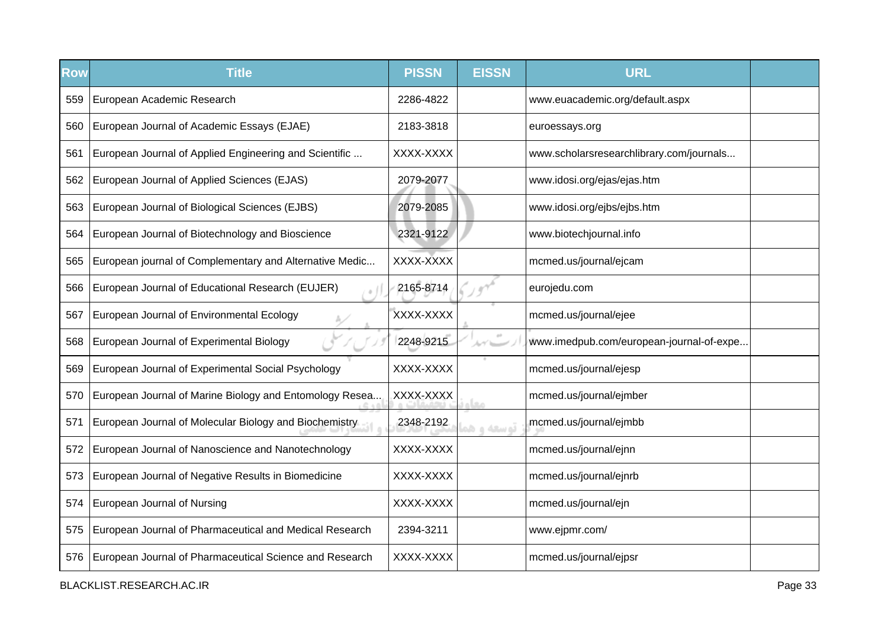| Row | Title | PISSN | EISSN | URL | |
|---|---|---|---|---|---|
| 559 | European Academic Research | 2286-4822 | | www.euacademic.org/default.aspx | |
| 560 | European Journal of Academic Essays (EJAE) | 2183-3818 | | euroessays.org | |
| 561 | European Journal of Applied Engineering and Scientific ... | XXXX-XXXX | | www.scholarsresearchlibrary.com/journals... | |
| 562 | European Journal of Applied Sciences (EJAS) | 2079-2077 | | www.idosi.org/ejas/ejas.htm | |
| 563 | European Journal of Biological Sciences (EJBS) | 2079-2085 | | www.idosi.org/ejbs/ejbs.htm | |
| 564 | European Journal of Biotechnology and Bioscience | 2321-9122 | | www.biotechjournal.info | |
| 565 | European journal of Complementary and Alternative Medic... | XXXX-XXXX | | mcmed.us/journal/ejcam | |
| 566 | European Journal of Educational Research (EUJER) | 2165-8714 | | eurojedu.com | |
| 567 | European Journal of Environmental Ecology | XXXX-XXXX | | mcmed.us/journal/ejee | |
| 568 | European Journal of Experimental Biology | 2248-9215 | | www.imedpub.com/european-journal-of-expe... | |
| 569 | European Journal of Experimental Social Psychology | XXXX-XXXX | | mcmed.us/journal/ejesp | |
| 570 | European Journal of Marine Biology and Entomology Resea... | XXXX-XXXX | | mcmed.us/journal/ejmber | |
| 571 | European Journal of Molecular Biology and Biochemistry | 2348-2192 | | mcmed.us/journal/ejmbb | |
| 572 | European Journal of Nanoscience and Nanotechnology | XXXX-XXXX | | mcmed.us/journal/ejnn | |
| 573 | European Journal of Negative Results in Biomedicine | XXXX-XXXX | | mcmed.us/journal/ejnrb | |
| 574 | European Journal of Nursing | XXXX-XXXX | | mcmed.us/journal/ejn | |
| 575 | European Journal of Pharmaceutical and Medical Research | 2394-3211 | | www.ejpmr.com/ | |
| 576 | European Journal of Pharmaceutical Science and Research | XXXX-XXXX | | mcmed.us/journal/ejpsr | |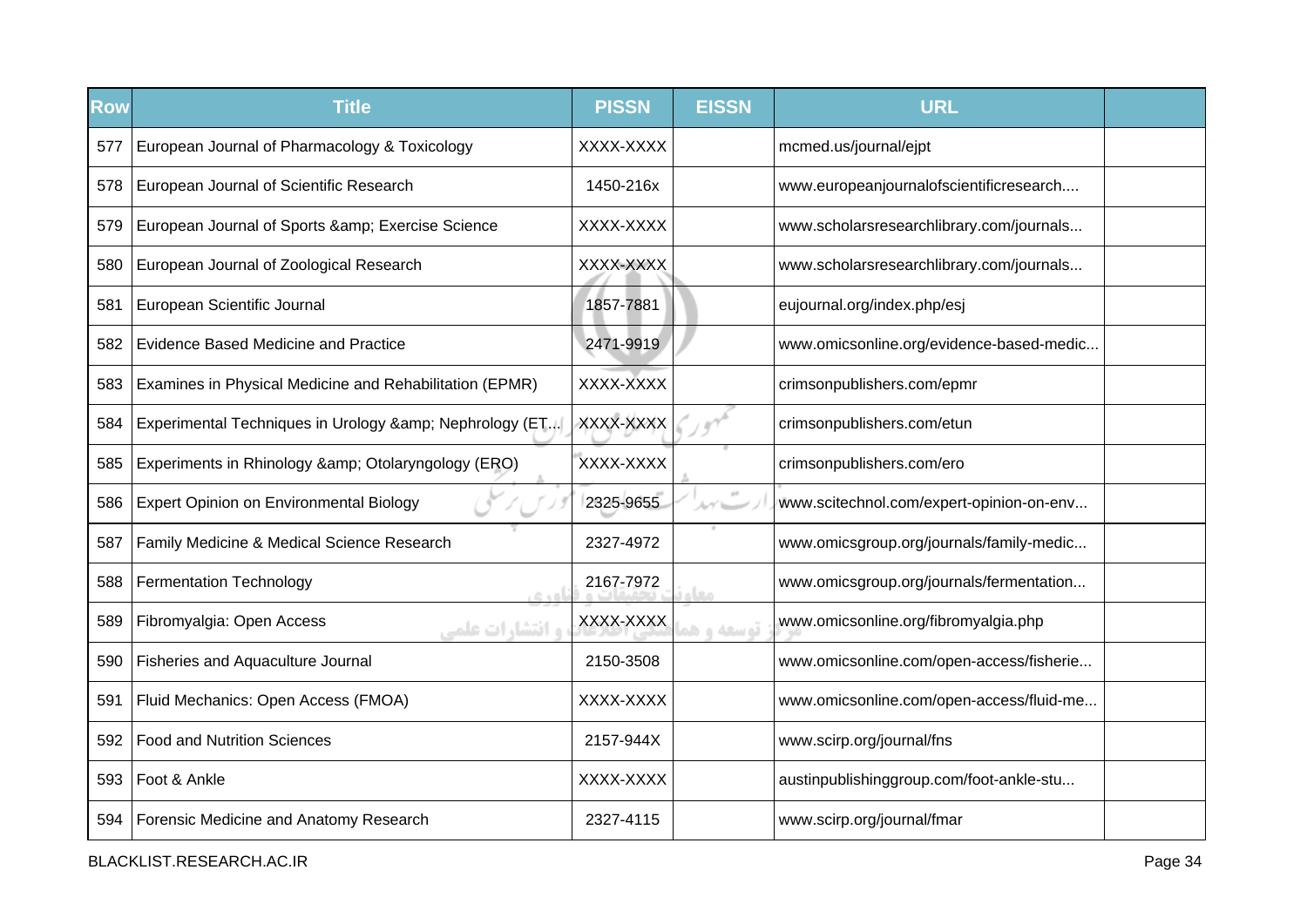| Row | Title | PISSN | EISSN | URL | |
|---|---|---|---|---|---|
| 577 | European Journal of Pharmacology & Toxicology | XXXX-XXXX | | mcmed.us/journal/ejpt | |
| 578 | European Journal of Scientific Research | 1450-216x | | www.europeanjournalofscientificresearch.... | |
| 579 | European Journal of Sports &amp; Exercise Science | XXXX-XXXX | | www.scholarsresearchlibrary.com/journals... | |
| 580 | European Journal of Zoological Research | XXXX-XXXX | | www.scholarsresearchlibrary.com/journals... | |
| 581 | European Scientific Journal | 1857-7881 | | eujournal.org/index.php/esj | |
| 582 | Evidence Based Medicine and Practice | 2471-9919 | | www.omicsonline.org/evidence-based-medic... | |
| 583 | Examines in Physical Medicine and Rehabilitation (EPMR) | XXXX-XXXX | | crimsonpublishers.com/epmr | |
| 584 | Experimental Techniques in Urology &amp; Nephrology (ET... | XXXX-XXXX | | crimsonpublishers.com/etun | |
| 585 | Experiments in Rhinology &amp; Otolaryngology (ERO) | XXXX-XXXX | | crimsonpublishers.com/ero | |
| 586 | Expert Opinion on Environmental Biology | 2325-9655 | | www.scitechnol.com/expert-opinion-on-env... | |
| 587 | Family Medicine & Medical Science Research | 2327-4972 | | www.omicsgroup.org/journals/family-medic... | |
| 588 | Fermentation Technology | 2167-7972 | | www.omicsgroup.org/journals/fermentation... | |
| 589 | Fibromyalgia: Open Access | XXXX-XXXX | | www.omicsonline.org/fibromyalgia.php | |
| 590 | Fisheries and Aquaculture Journal | 2150-3508 | | www.omicsonline.com/open-access/fisherie... | |
| 591 | Fluid Mechanics: Open Access (FMOA) | XXXX-XXXX | | www.omicsonline.com/open-access/fluid-me... | |
| 592 | Food and Nutrition Sciences | 2157-944X | | www.scirp.org/journal/fns | |
| 593 | Foot & Ankle | XXXX-XXXX | | austinpublishinggroup.com/foot-ankle-stu... | |
| 594 | Forensic Medicine and Anatomy Research | 2327-4115 | | www.scirp.org/journal/fmar | |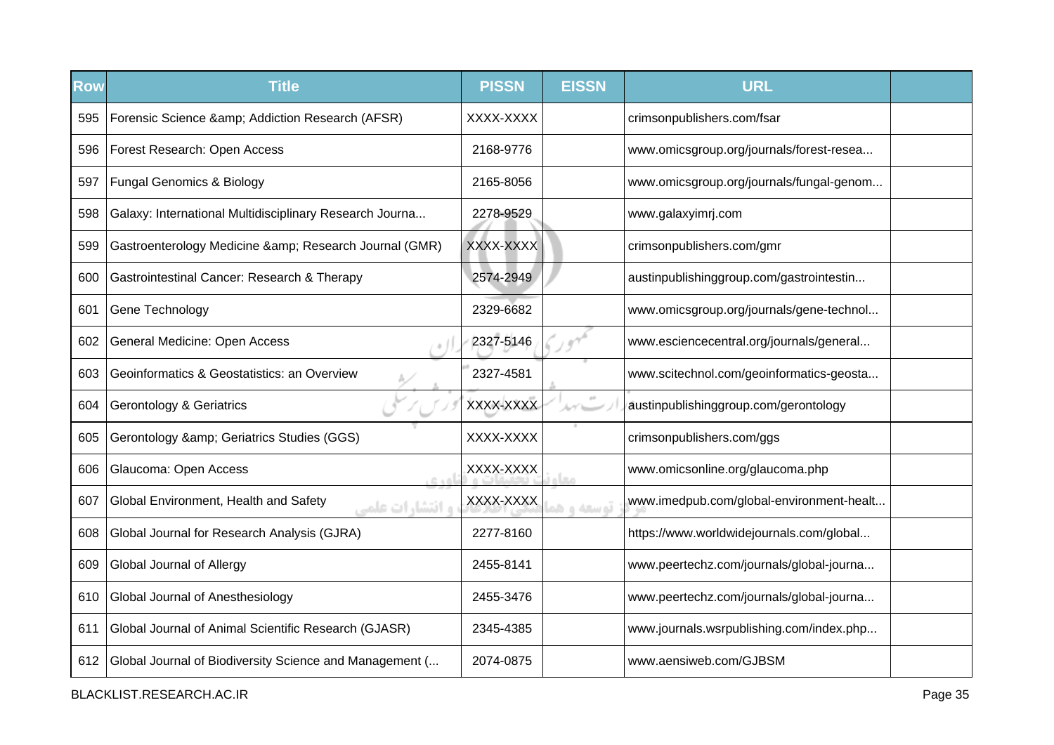| Row | Title | PISSN | EISSN | URL | |
|---|---|---|---|---|---|
| 595 | Forensic Science &amp; Addiction Research (AFSR) | XXXX-XXXX | | crimsonpublishers.com/fsar | |
| 596 | Forest Research: Open Access | 2168-9776 | | www.omicsgroup.org/journals/forest-resea... | |
| 597 | Fungal Genomics & Biology | 2165-8056 | | www.omicsgroup.org/journals/fungal-genom... | |
| 598 | Galaxy: International Multidisciplinary Research Journa... | 2278-9529 | | www.galaxyimrj.com | |
| 599 | Gastroenterology Medicine &amp; Research Journal (GMR) | XXXX-XXXX | | crimsonpublishers.com/gmr | |
| 600 | Gastrointestinal Cancer: Research & Therapy | 2574-2949 | | austinpublishinggroup.com/gastrointestin... | |
| 601 | Gene Technology | 2329-6682 | | www.omicsgroup.org/journals/gene-technol... | |
| 602 | General Medicine: Open Access | 2327-5146 | | www.esciencecentral.org/journals/general... | |
| 603 | Geoinformatics & Geostatistics: an Overview | 2327-4581 | | www.scitechnol.com/geoinformatics-geosta... | |
| 604 | Gerontology & Geriatrics | XXXX-XXXX | | austinpublishinggroup.com/gerontology | |
| 605 | Gerontology &amp; Geriatrics Studies (GGS) | XXXX-XXXX | | crimsonpublishers.com/ggs | |
| 606 | Glaucoma: Open Access | XXXX-XXXX | | www.omicsonline.org/glaucoma.php | |
| 607 | Global Environment, Health and Safety | XXXX-XXXX | | www.imedpub.com/global-environment-healt... | |
| 608 | Global Journal for Research Analysis (GJRA) | 2277-8160 | | https://www.worldwidejournals.com/global... | |
| 609 | Global Journal of Allergy | 2455-8141 | | www.peertechz.com/journals/global-journa... | |
| 610 | Global Journal of Anesthesiology | 2455-3476 | | www.peertechz.com/journals/global-journa... | |
| 611 | Global Journal of Animal Scientific Research (GJASR) | 2345-4385 | | www.journals.wsrpublishing.com/index.php... | |
| 612 | Global Journal of Biodiversity Science and Management (... | 2074-0875 | | www.aensiweb.com/GJBSM | |

BLACKLIST.RESEARCH.AC.IR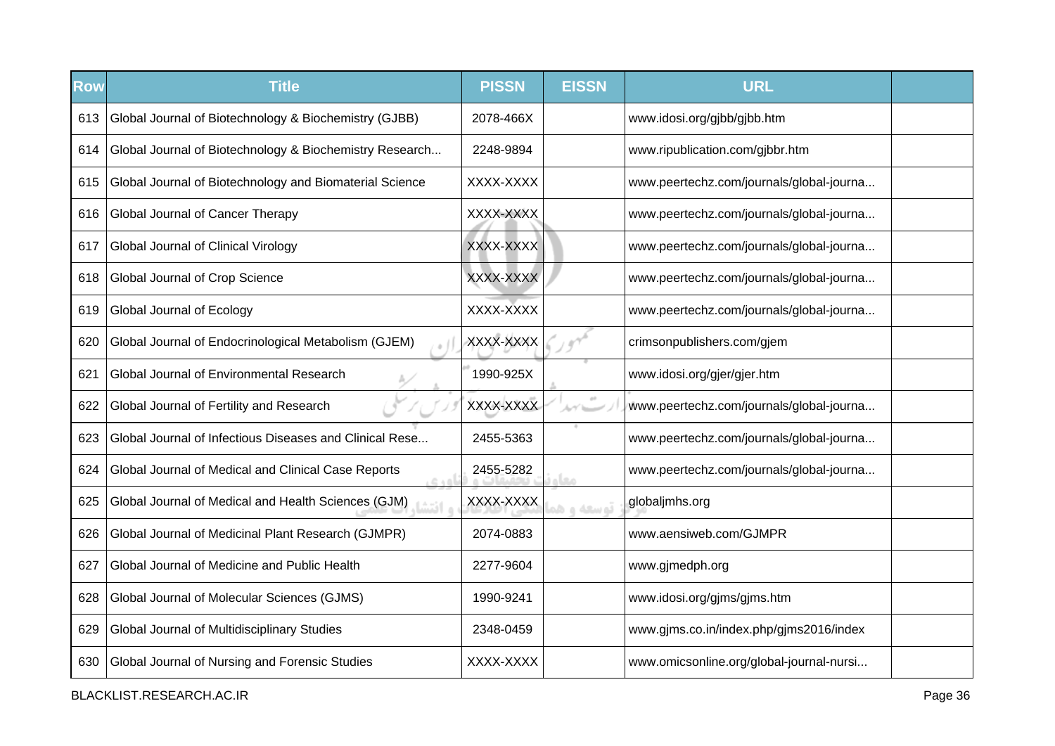| Row | Title | PISSN | EISSN | URL | |
|---|---|---|---|---|---|
| 613 | Global Journal of Biotechnology & Biochemistry (GJBB) | 2078-466X | | www.idosi.org/gjbb/gjbb.htm | |
| 614 | Global Journal of Biotechnology & Biochemistry Research... | 2248-9894 | | www.ripublication.com/gjbbr.htm | |
| 615 | Global Journal of Biotechnology and Biomaterial Science | XXXX-XXXX | | www.peertechz.com/journals/global-journa... | |
| 616 | Global Journal of Cancer Therapy | XXXX-XXXX | | www.peertechz.com/journals/global-journa... | |
| 617 | Global Journal of Clinical Virology | XXXX-XXXX | | www.peertechz.com/journals/global-journa... | |
| 618 | Global Journal of Crop Science | XXXX-XXXX | | www.peertechz.com/journals/global-journa... | |
| 619 | Global Journal of Ecology | XXXX-XXXX | | www.peertechz.com/journals/global-journa... | |
| 620 | Global Journal of Endocrinological Metabolism (GJEM) | XXXX-XXXX | | crimsonpublishers.com/gjem | |
| 621 | Global Journal of Environmental Research | 1990-925X | | www.idosi.org/gjer/gjer.htm | |
| 622 | Global Journal of Fertility and Research | XXXX-XXXX | | www.peertechz.com/journals/global-journa... | |
| 623 | Global Journal of Infectious Diseases and Clinical Rese... | 2455-5363 | | www.peertechz.com/journals/global-journa... | |
| 624 | Global Journal of Medical and Clinical Case Reports | 2455-5282 | | www.peertechz.com/journals/global-journa... | |
| 625 | Global Journal of Medical and Health Sciences (GJM) | XXXX-XXXX | | globaljmhs.org | |
| 626 | Global Journal of Medicinal Plant Research (GJMPR) | 2074-0883 | | www.aensiweb.com/GJMPR | |
| 627 | Global Journal of Medicine and Public Health | 2277-9604 | | www.gjmedph.org | |
| 628 | Global Journal of Molecular Sciences (GJMS) | 1990-9241 | | www.idosi.org/gjms/gjms.htm | |
| 629 | Global Journal of Multidisciplinary Studies | 2348-0459 | | www.gjms.co.in/index.php/gjms2016/index | |
| 630 | Global Journal of Nursing and Forensic Studies | XXXX-XXXX | | www.omicsonline.org/global-journal-nursi... | |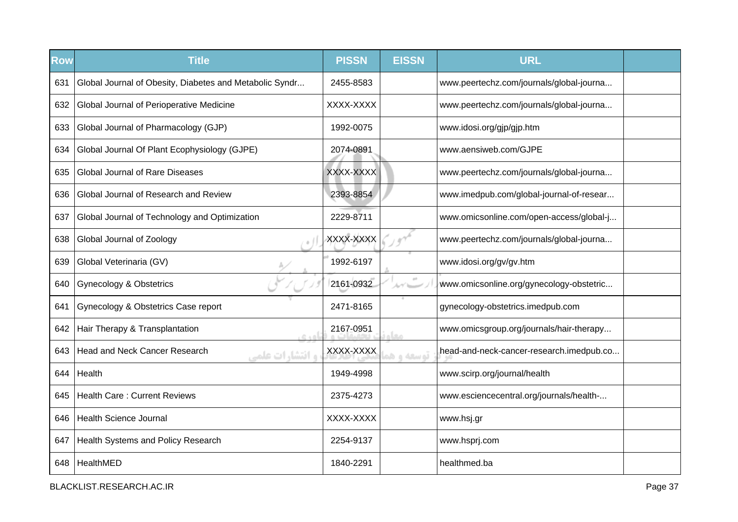| Row | Title | PISSN | EISSN | URL | |
|---|---|---|---|---|---|
| 631 | Global Journal of Obesity, Diabetes and Metabolic Syndr... | 2455-8583 | | www.peertechz.com/journals/global-journa... | |
| 632 | Global Journal of Perioperative Medicine | XXXX-XXXX | | www.peertechz.com/journals/global-journa... | |
| 633 | Global Journal of Pharmacology (GJP) | 1992-0075 | | www.idosi.org/gjp/gjp.htm | |
| 634 | Global Journal Of Plant Ecophysiology (GJPE) | 2074-0891 | | www.aensiweb.com/GJPE | |
| 635 | Global Journal of Rare Diseases | XXXX-XXXX | | www.peertechz.com/journals/global-journa... | |
| 636 | Global Journal of Research and Review | 2393-8854 | | www.imedpub.com/global-journal-of-resear... | |
| 637 | Global Journal of Technology and Optimization | 2229-8711 | | www.omicsonline.com/open-access/global-j... | |
| 638 | Global Journal of Zoology | XXXX-XXXX | | www.peertechz.com/journals/global-journa... | |
| 639 | Global Veterinaria (GV) | 1992-6197 | | www.idosi.org/gv/gv.htm | |
| 640 | Gynecology & Obstetrics | 2161-0932 | | www.omicsonline.org/gynecology-obstetric... | |
| 641 | Gynecology & Obstetrics Case report | 2471-8165 | | gynecology-obstetrics.imedpub.com | |
| 642 | Hair Therapy & Transplantation | 2167-0951 | | www.omicsgroup.org/journals/hair-therapy... | |
| 643 | Head and Neck Cancer Research | XXXX-XXXX | | head-and-neck-cancer-research.imedpub.co... | |
| 644 | Health | 1949-4998 | | www.scirp.org/journal/health | |
| 645 | Health Care : Current Reviews | 2375-4273 | | www.esciencecentral.org/journals/health-... | |
| 646 | Health Science Journal | XXXX-XXXX | | www.hsj.gr | |
| 647 | Health Systems and Policy Research | 2254-9137 | | www.hsprj.com | |
| 648 | HealthMED | 1840-2291 | | healthmed.ba | |

BLACKLIST.RESEARCH.AC.IR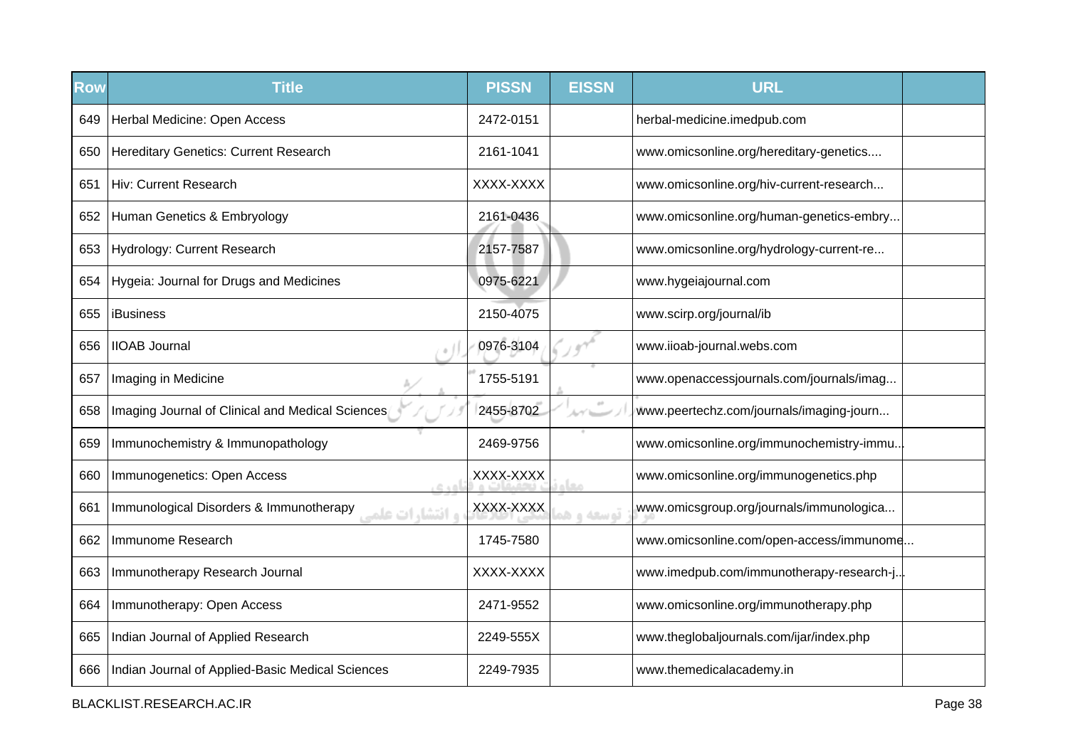| Row | Title | PISSN | EISSN | URL | |
|---|---|---|---|---|---|
| 649 | Herbal Medicine: Open Access | 2472-0151 | | herbal-medicine.imedpub.com | |
| 650 | Hereditary Genetics: Current Research | 2161-1041 | | www.omicsonline.org/hereditary-genetics.... | |
| 651 | Hiv: Current Research | XXXX-XXXX | | www.omicsonline.org/hiv-current-research... | |
| 652 | Human Genetics & Embryology | 2161-0436 | | www.omicsonline.org/human-genetics-embry... | |
| 653 | Hydrology: Current Research | 2157-7587 | | www.omicsonline.org/hydrology-current-re... | |
| 654 | Hygeia: Journal for Drugs and Medicines | 0975-6221 | | www.hygeiajournal.com | |
| 655 | iBusiness | 2150-4075 | | www.scirp.org/journal/ib | |
| 656 | IIOAB Journal | 0976-3104 | | www.iioab-journal.webs.com | |
| 657 | Imaging in Medicine | 1755-5191 | | www.openaccessjournals.com/journals/imag... | |
| 658 | Imaging Journal of Clinical and Medical Sciences | 2455-8702 | | www.peertechz.com/journals/imaging-journ... | |
| 659 | Immunochemistry & Immunopathology | 2469-9756 | | www.omicsonline.org/immunochemistry-immu... | |
| 660 | Immunogenetics: Open Access | XXXX-XXXX | | www.omicsonline.org/immunogenetics.php | |
| 661 | Immunological Disorders & Immunotherapy | XXXX-XXXX | | www.omicsgroup.org/journals/immunologica... | |
| 662 | Immunome Research | 1745-7580 | | www.omicsonline.com/open-access/immunome... | |
| 663 | Immunotherapy Research Journal | XXXX-XXXX | | www.imedpub.com/immunotherapy-research-j... | |
| 664 | Immunotherapy: Open Access | 2471-9552 | | www.omicsonline.org/immunotherapy.php | |
| 665 | Indian Journal of Applied Research | 2249-555X | | www.theglobaljournals.com/ijar/index.php | |
| 666 | Indian Journal of Applied-Basic Medical Sciences | 2249-7935 | | www.themedicalacademy.in | |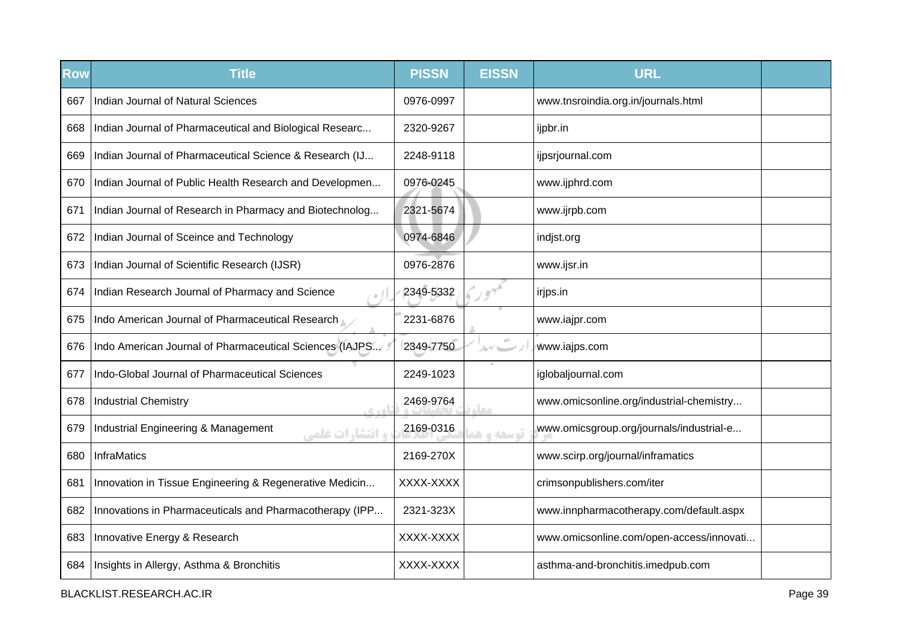| Row | Title | PISSN | EISSN | URL | |
|---|---|---|---|---|---|
| 667 | Indian Journal of Natural Sciences | 0976-0997 | | www.tnsroindia.org.in/journals.html | |
| 668 | Indian Journal of Pharmaceutical and Biological Researc... | 2320-9267 | | ijpbr.in | |
| 669 | Indian Journal of Pharmaceutical Science & Research (IJ... | 2248-9118 | | ijpsrjournal.com | |
| 670 | Indian Journal of Public Health Research and Developmen... | 0976-0245 | | www.ijphrd.com | |
| 671 | Indian Journal of Research in Pharmacy and Biotechnolog... | 2321-5674 | | www.ijrpb.com | |
| 672 | Indian Journal of Sceince and Technology | 0974-6846 | | indjst.org | |
| 673 | Indian Journal of Scientific Research (IJSR) | 0976-2876 | | www.ijsr.in | |
| 674 | Indian Research Journal of Pharmacy and Science | 2349-5332 | | irjps.in | |
| 675 | Indo American Journal of Pharmaceutical Research | 2231-6876 | | www.iajpr.com | |
| 676 | Indo American Journal of Pharmaceutical Sciences (IAJPS... | 2349-7750 | | www.iajps.com | |
| 677 | Indo-Global Journal of Pharmaceutical Sciences | 2249-1023 | | iglobaljournal.com | |
| 678 | Industrial Chemistry | 2469-9764 | | www.omicsonline.org/industrial-chemistry... | |
| 679 | Industrial Engineering & Management | 2169-0316 | | www.omicsgroup.org/journals/industrial-e... | |
| 680 | InfraMatics | 2169-270X | | www.scirp.org/journal/inframatics | |
| 681 | Innovation in Tissue Engineering & Regenerative Medicin... | XXXX-XXXX | | crimsonpublishers.com/iter | |
| 682 | Innovations in Pharmaceuticals and Pharmacotherapy (IPP... | 2321-323X | | www.innpharmacotherapy.com/default.aspx | |
| 683 | Innovative Energy & Research | XXXX-XXXX | | www.omicsonline.com/open-access/innovati... | |
| 684 | Insights in Allergy, Asthma & Bronchitis | XXXX-XXXX | | asthma-and-bronchitis.imedpub.com | |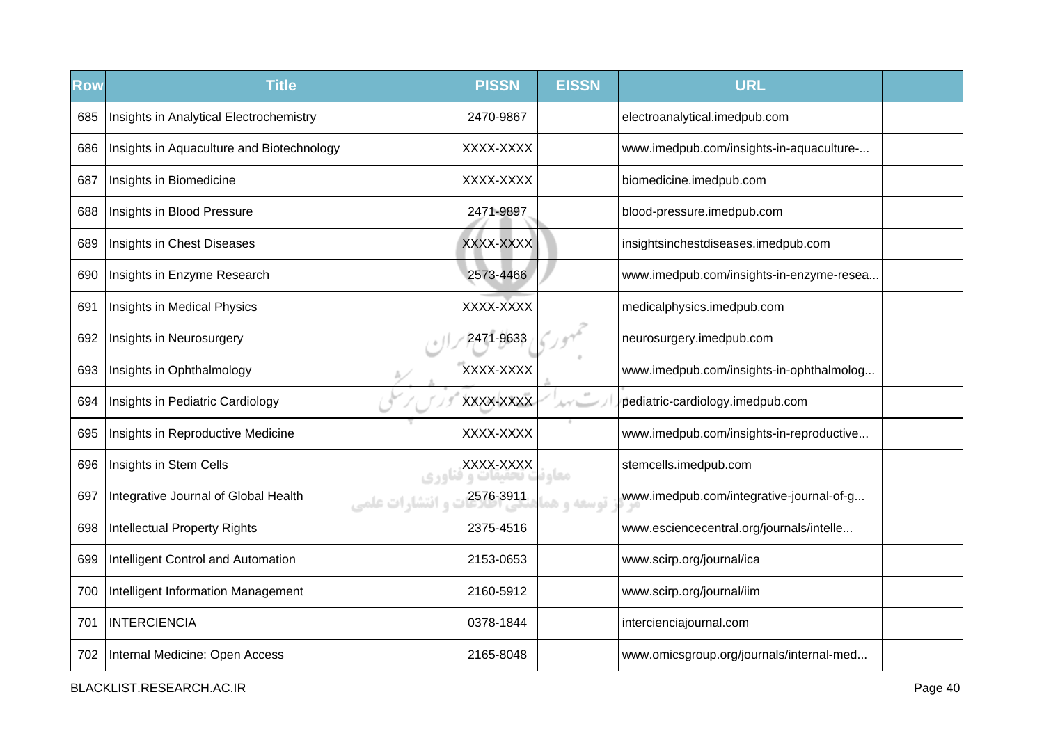| Row | Title | PISSN | EISSN | URL | |
|---|---|---|---|---|---|
| 685 | Insights in Analytical Electrochemistry | 2470-9867 | | electroanalytical.imedpub.com | |
| 686 | Insights in Aquaculture and Biotechnology | XXXX-XXXX | | www.imedpub.com/insights-in-aquaculture-... | |
| 687 | Insights in Biomedicine | XXXX-XXXX | | biomedicine.imedpub.com | |
| 688 | Insights in Blood Pressure | 2471-9897 | | blood-pressure.imedpub.com | |
| 689 | Insights in Chest Diseases | XXXX-XXXX | | insightsinchestdiseases.imedpub.com | |
| 690 | Insights in Enzyme Research | 2573-4466 | | www.imedpub.com/insights-in-enzyme-resea... | |
| 691 | Insights in Medical Physics | XXXX-XXXX | | medicalphysics.imedpub.com | |
| 692 | Insights in Neurosurgery | 2471-9633 | | neurosurgery.imedpub.com | |
| 693 | Insights in Ophthalmology | XXXX-XXXX | | www.imedpub.com/insights-in-ophthalmolog... | |
| 694 | Insights in Pediatric Cardiology | XXXX-XXXX | | pediatric-cardiology.imedpub.com | |
| 695 | Insights in Reproductive Medicine | XXXX-XXXX | | www.imedpub.com/insights-in-reproductive... | |
| 696 | Insights in Stem Cells | XXXX-XXXX | | stemcells.imedpub.com | |
| 697 | Integrative Journal of Global Health | 2576-3911 | | www.imedpub.com/integrative-journal-of-g... | |
| 698 | Intellectual Property Rights | 2375-4516 | | www.esciencecentral.org/journals/intelle... | |
| 699 | Intelligent Control and Automation | 2153-0653 | | www.scirp.org/journal/ica | |
| 700 | Intelligent Information Management | 2160-5912 | | www.scirp.org/journal/iim | |
| 701 | INTERCIENCIA | 0378-1844 | | intercienciajournal.com | |
| 702 | Internal Medicine: Open Access | 2165-8048 | | www.omicsgroup.org/journals/internal-med... | |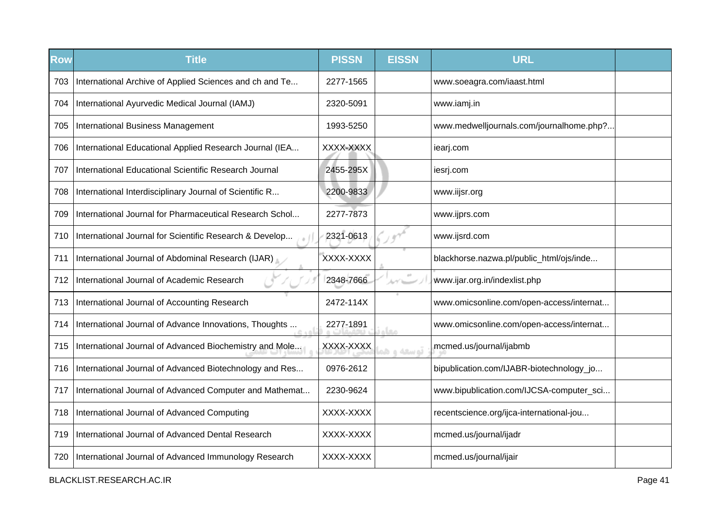| Row | Title | PISSN | EISSN | URL | |
|---|---|---|---|---|---|
| 703 | International Archive of Applied Sciences and ch and Te... | 2277-1565 | | www.soeagra.com/iaast.html | |
| 704 | International Ayurvedic Medical Journal (IAMJ) | 2320-5091 | | www.iamj.in | |
| 705 | International Business Management | 1993-5250 | | www.medwelljournals.com/journalhome.php?... | |
| 706 | International Educational Applied Research Journal (IEA... | XXXX-XXXX | | iearj.com | |
| 707 | International Educational Scientific Research Journal | 2455-295X | | iesrj.com | |
| 708 | International Interdisciplinary Journal of Scientific R... | 2200-9833 | | www.iijsr.org | |
| 709 | International Journal for Pharmaceutical Research Schol... | 2277-7873 | | www.ijprs.com | |
| 710 | International Journal for Scientific Research & Develop... | 2321-0613 | | www.ijsrd.com | |
| 711 | International Journal of Abdominal Research (IJAR) | XXXX-XXXX | | blackhorse.nazwa.pl/public_html/ojs/inde... | |
| 712 | International Journal of Academic Research | 2348-7666 | | www.ijar.org.in/indexlist.php | |
| 713 | International Journal of Accounting Research | 2472-114X | | www.omicsonline.com/open-access/internat... | |
| 714 | International Journal of Advance Innovations, Thoughts ... | 2277-1891 | | www.omicsonline.com/open-access/internat... | |
| 715 | International Journal of Advanced Biochemistry and Mole... | XXXX-XXXX | | mcmed.us/journal/ijabmb | |
| 716 | International Journal of Advanced Biotechnology and Res... | 0976-2612 | | bipublication.com/IJABR-biotechnology_jo... | |
| 717 | International Journal of Advanced Computer and Mathemat... | 2230-9624 | | www.bipublication.com/IJCSA-computer_sci... | |
| 718 | International Journal of Advanced Computing | XXXX-XXXX | | recentscience.org/ijca-international-jou... | |
| 719 | International Journal of Advanced Dental Research | XXXX-XXXX | | mcmed.us/journal/ijadr | |
| 720 | International Journal of Advanced Immunology Research | XXXX-XXXX | | mcmed.us/journal/ijair | |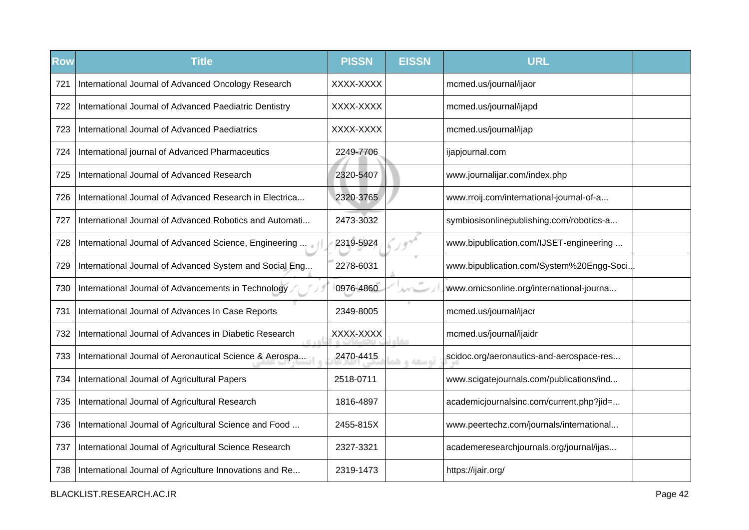| Row | Title | PISSN | EISSN | URL | |
|---|---|---|---|---|---|
| 721 | International Journal of Advanced Oncology Research | XXXX-XXXX | | mcmed.us/journal/ijaor | |
| 722 | International Journal of Advanced Paediatric Dentistry | XXXX-XXXX | | mcmed.us/journal/ijapd | |
| 723 | International Journal of Advanced Paediatrics | XXXX-XXXX | | mcmed.us/journal/ijap | |
| 724 | International journal of Advanced Pharmaceutics | 2249-7706 | | ijapjournal.com | |
| 725 | International Journal of Advanced Research | 2320-5407 | | www.journalijar.com/index.php | |
| 726 | International Journal of Advanced Research in Electrica... | 2320-3765 | | www.rroij.com/international-journal-of-a... | |
| 727 | International Journal of Advanced Robotics and Automati... | 2473-3032 | | symbiosisonlinepublishing.com/robotics-a... | |
| 728 | International Journal of Advanced Science, Engineering ... | 2319-5924 | | www.bipublication.com/IJSET-engineering ... | |
| 729 | International Journal of Advanced System and Social Eng... | 2278-6031 | | www.bipublication.com/System%20Engg-Soci... | |
| 730 | International Journal of Advancements in Technology | 0976-4860 | | www.omicsonline.org/international-journa... | |
| 731 | International Journal of Advances In Case Reports | 2349-8005 | | mcmed.us/journal/ijacr | |
| 732 | International Journal of Advances in Diabetic Research | XXXX-XXXX | | mcmed.us/journal/ijaidr | |
| 733 | International Journal of Aeronautical Science & Aerospa... | 2470-4415 | | scidoc.org/aeronautics-and-aerospace-res... | |
| 734 | International Journal of Agricultural Papers | 2518-0711 | | www.scigatejournals.com/publications/ind... | |
| 735 | International Journal of Agricultural Research | 1816-4897 | | academicjournalsinc.com/current.php?jid=... | |
| 736 | International Journal of Agricultural Science and Food ... | 2455-815X | | www.peertechz.com/journals/international... | |
| 737 | International Journal of Agricultural Science Research | 2327-3321 | | academeresearchjournals.org/journal/ijas... | |
| 738 | International Journal of Agriculture Innovations and Re... | 2319-1473 | | https://ijair.org/ | |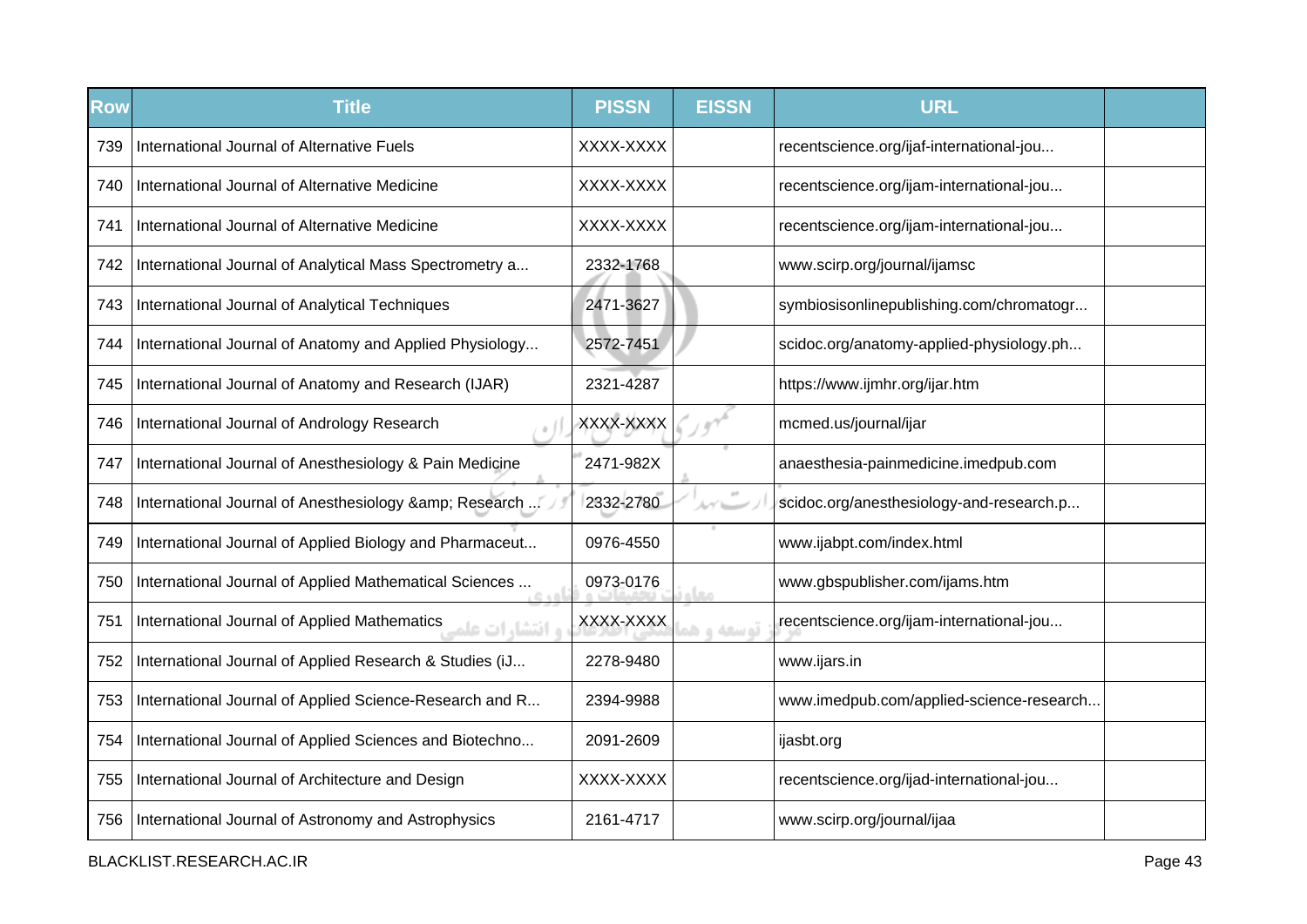| Row | Title | PISSN | EISSN | URL | |
|---|---|---|---|---|---|
| 739 | International Journal of Alternative Fuels | XXXX-XXXX | | recentscience.org/ijaf-international-jou... | |
| 740 | International Journal of Alternative Medicine | XXXX-XXXX | | recentscience.org/ijam-international-jou... | |
| 741 | International Journal of Alternative Medicine | XXXX-XXXX | | recentscience.org/ijam-international-jou... | |
| 742 | International Journal of Analytical Mass Spectrometry a... | 2332-1768 | | www.scirp.org/journal/ijamsc | |
| 743 | International Journal of Analytical Techniques | 2471-3627 | | symbiosisonlinepublishing.com/chromatogr... | |
| 744 | International Journal of Anatomy and Applied Physiology... | 2572-7451 | | scidoc.org/anatomy-applied-physiology.ph... | |
| 745 | International Journal of Anatomy and Research (IJAR) | 2321-4287 | | https://www.ijmhr.org/ijar.htm | |
| 746 | International Journal of Andrology Research | XXXX-XXXX | | mcmed.us/journal/ijar | |
| 747 | International Journal of Anesthesiology & Pain Medicine | 2471-982X | | anaesthesia-painmedicine.imedpub.com | |
| 748 | International Journal of Anesthesiology &amp; Research ... | 2332-2780 | | scidoc.org/anesthesiology-and-research.p... | |
| 749 | International Journal of Applied Biology and Pharmaceut... | 0976-4550 | | www.ijabpt.com/index.html | |
| 750 | International Journal of Applied Mathematical Sciences ... | 0973-0176 | | www.gbspublisher.com/ijams.htm | |
| 751 | International Journal of Applied Mathematics | XXXX-XXXX | | recentscience.org/ijam-international-jou... | |
| 752 | International Journal of Applied Research & Studies (iJ... | 2278-9480 | | www.ijars.in | |
| 753 | International Journal of Applied Science-Research and R... | 2394-9988 | | www.imedpub.com/applied-science-research... | |
| 754 | International Journal of Applied Sciences and Biotechno... | 2091-2609 | | ijasbt.org | |
| 755 | International Journal of Architecture and Design | XXXX-XXXX | | recentscience.org/ijad-international-jou... | |
| 756 | International Journal of Astronomy and Astrophysics | 2161-4717 | | www.scirp.org/journal/ijaa | |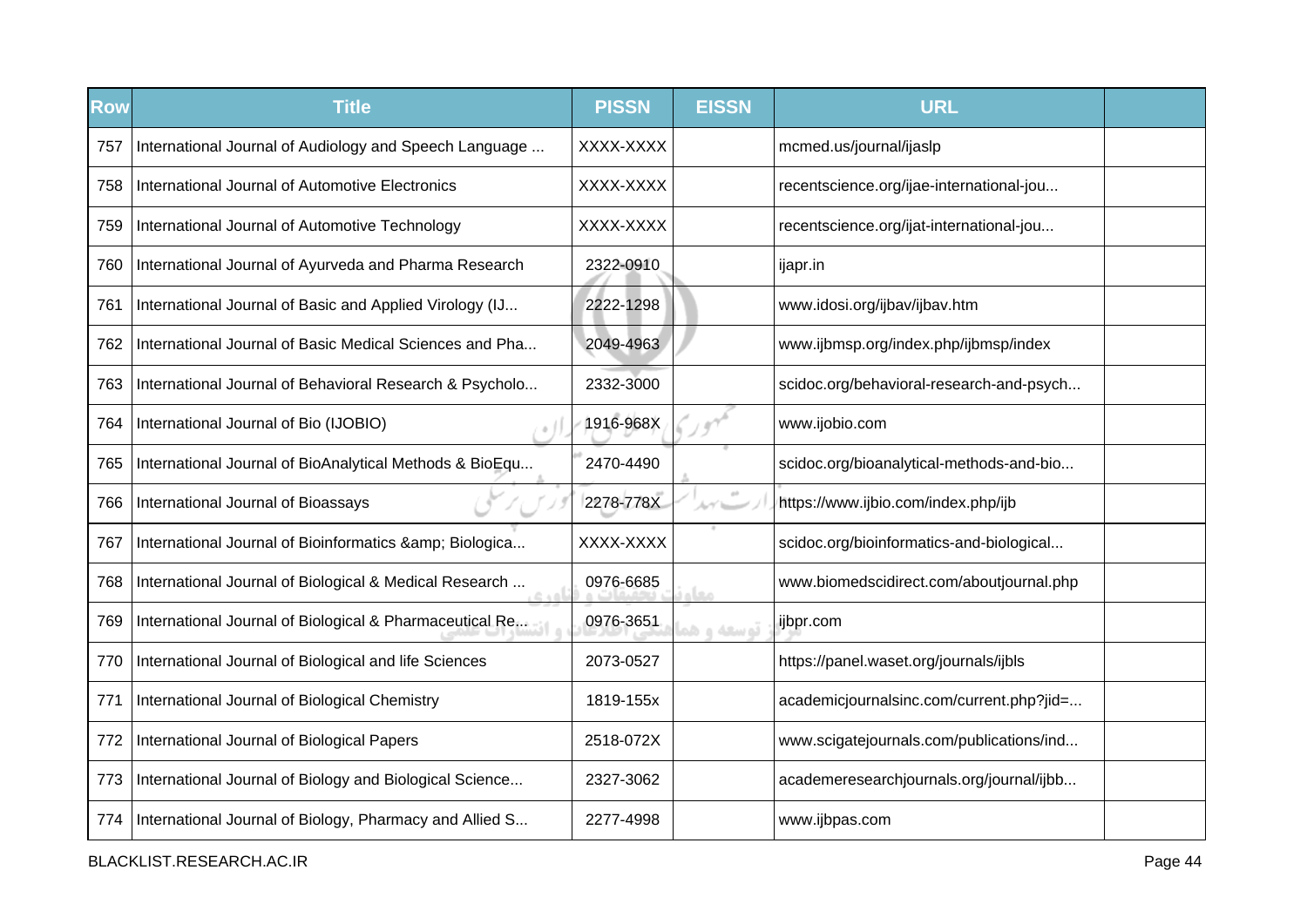| Row | Title | PISSN | EISSN | URL | |
|---|---|---|---|---|---|
| 757 | International Journal of Audiology and Speech Language ... | XXXX-XXXX | | mcmed.us/journal/ijaslp | |
| 758 | International Journal of Automotive Electronics | XXXX-XXXX | | recentscience.org/ijae-international-jou... | |
| 759 | International Journal of Automotive Technology | XXXX-XXXX | | recentscience.org/ijat-international-jou... | |
| 760 | International Journal of Ayurveda and Pharma Research | 2322-0910 | | ijapr.in | |
| 761 | International Journal of Basic and Applied Virology (IJ... | 2222-1298 | | www.idosi.org/ijbav/ijbav.htm | |
| 762 | International Journal of Basic Medical Sciences and Pha... | 2049-4963 | | www.ijbmsp.org/index.php/ijbmsp/index | |
| 763 | International Journal of Behavioral Research & Psycholo... | 2332-3000 | | scidoc.org/behavioral-research-and-psych... | |
| 764 | International Journal of Bio (IJOBIO) | 1916-968X | | www.ijobio.com | |
| 765 | International Journal of BioAnalytical Methods & BioEqu... | 2470-4490 | | scidoc.org/bioanalytical-methods-and-bio... | |
| 766 | International Journal of Bioassays | 2278-778X | | https://www.ijbio.com/index.php/ijb | |
| 767 | International Journal of Bioinformatics &amp; Biologica... | XXXX-XXXX | | scidoc.org/bioinformatics-and-biological... | |
| 768 | International Journal of Biological & Medical Research ... | 0976-6685 | | www.biomedscidirect.com/aboutjournal.php | |
| 769 | International Journal of Biological & Pharmaceutical Re... | 0976-3651 | | ijbpr.com | |
| 770 | International Journal of Biological and life Sciences | 2073-0527 | | https://panel.waset.org/journals/ijbls | |
| 771 | International Journal of Biological Chemistry | 1819-155x | | academicjournalsinc.com/current.php?jid=... | |
| 772 | International Journal of Biological Papers | 2518-072X | | www.scigatejournals.com/publications/ind... | |
| 773 | International Journal of Biology and Biological Science... | 2327-3062 | | academeresearchjournals.org/journal/ijbb... | |
| 774 | International Journal of Biology, Pharmacy and Allied S... | 2277-4998 | | www.ijbpas.com | |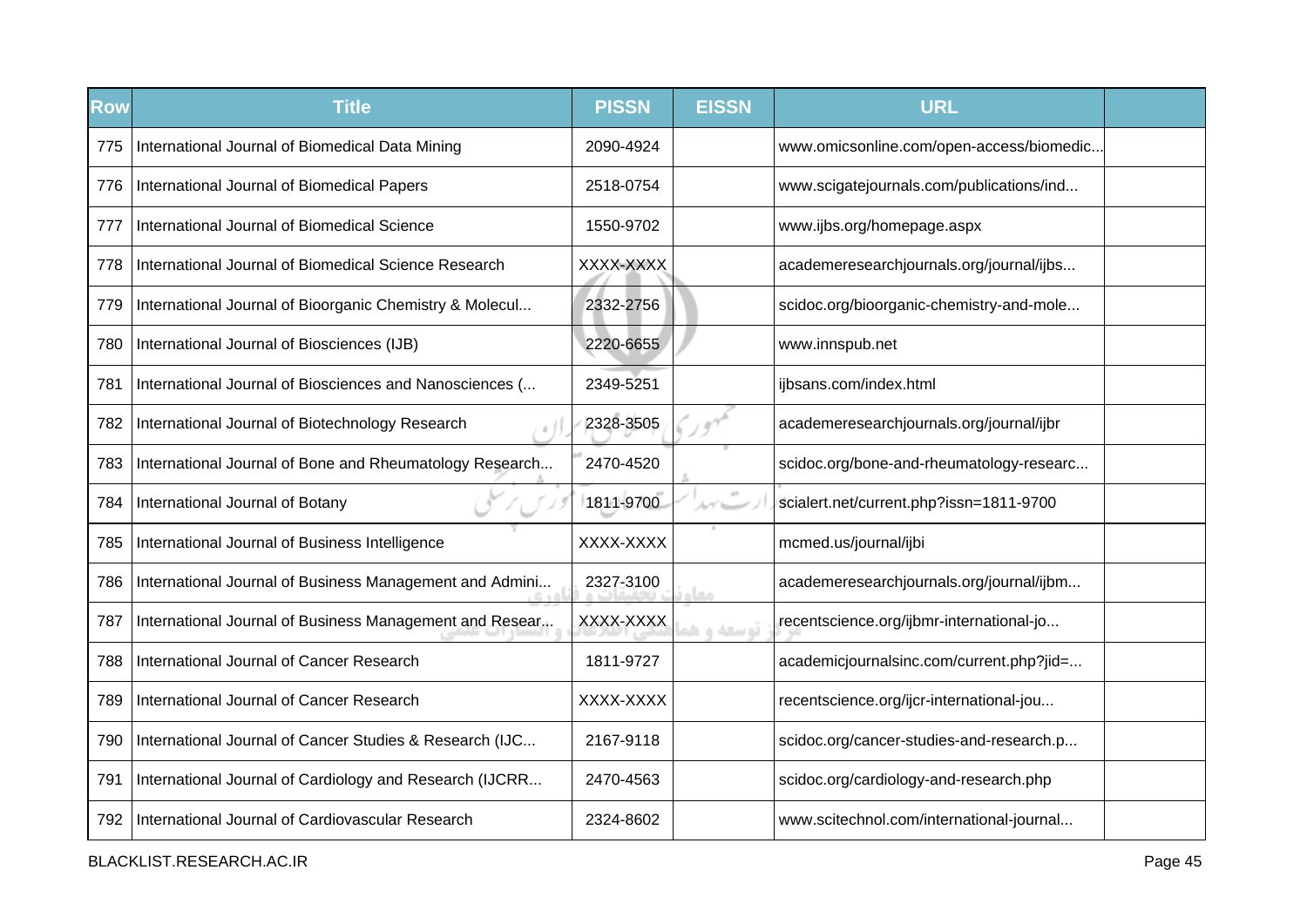| Row | Title | PISSN | EISSN | URL | |
|---|---|---|---|---|---|
| 775 | International Journal of Biomedical Data Mining | 2090-4924 | | www.omicsonline.com/open-access/biomedic... | |
| 776 | International Journal of Biomedical Papers | 2518-0754 | | www.scigatejournals.com/publications/ind... | |
| 777 | International Journal of Biomedical Science | 1550-9702 | | www.ijbs.org/homepage.aspx | |
| 778 | International Journal of Biomedical Science Research | XXXX-XXXX | | academeresearchjournals.org/journal/ijbs... | |
| 779 | International Journal of Bioorganic Chemistry & Molecul... | 2332-2756 | | scidoc.org/bioorganic-chemistry-and-mole... | |
| 780 | International Journal of Biosciences (IJB) | 2220-6655 | | www.innspub.net | |
| 781 | International Journal of Biosciences and Nanosciences (... | 2349-5251 | | ijbsans.com/index.html | |
| 782 | International Journal of Biotechnology Research | 2328-3505 | | academeresearchjournals.org/journal/ijbr | |
| 783 | International Journal of Bone and Rheumatology Research... | 2470-4520 | | scidoc.org/bone-and-rheumatology-researc... | |
| 784 | International Journal of Botany | 1811-9700 | | scialert.net/current.php?issn=1811-9700 | |
| 785 | International Journal of Business Intelligence | XXXX-XXXX | | mcmed.us/journal/ijbi | |
| 786 | International Journal of Business Management and Admini... | 2327-3100 | | academeresearchjournals.org/journal/ijbm... | |
| 787 | International Journal of Business Management and Resear... | XXXX-XXXX | | recentscience.org/ijbmr-international-jo... | |
| 788 | International Journal of Cancer Research | 1811-9727 | | academicjournalsinc.com/current.php?jid=... | |
| 789 | International Journal of Cancer Research | XXXX-XXXX | | recentscience.org/ijcr-international-jou... | |
| 790 | International Journal of Cancer Studies & Research (IJC... | 2167-9118 | | scidoc.org/cancer-studies-and-research.p... | |
| 791 | International Journal of Cardiology and Research (IJCRR... | 2470-4563 | | scidoc.org/cardiology-and-research.php | |
| 792 | International Journal of Cardiovascular Research | 2324-8602 | | www.scitechnol.com/international-journal... | |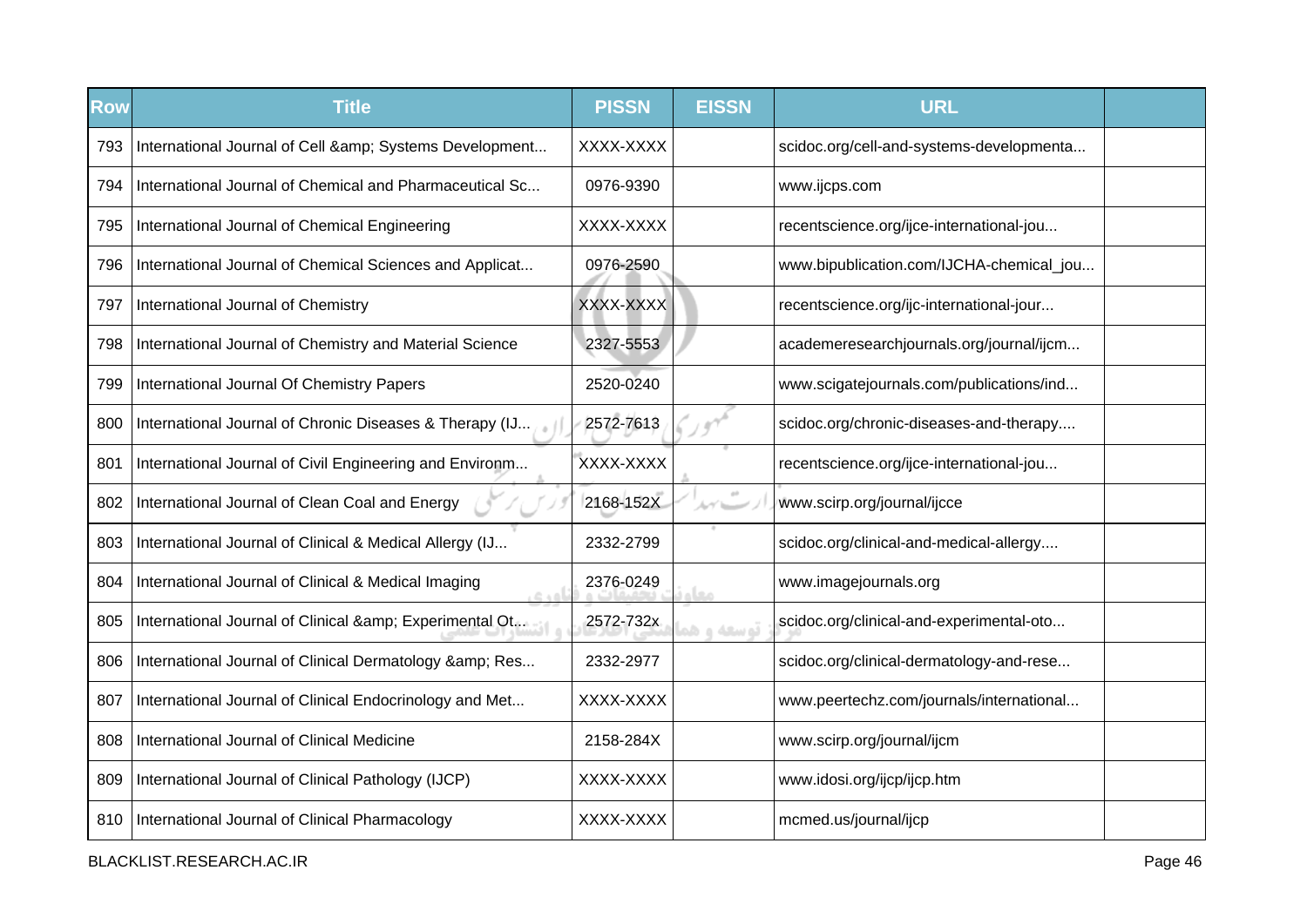| Row | Title | PISSN | EISSN | URL | |
|---|---|---|---|---|---|
| 793 | International Journal of Cell &amp; Systems Development... | XXXX-XXXX | | scidoc.org/cell-and-systems-developmenta... | |
| 794 | International Journal of Chemical and Pharmaceutical Sc... | 0976-9390 | | www.ijcps.com | |
| 795 | International Journal of Chemical Engineering | XXXX-XXXX | | recentscience.org/ijce-international-jou... | |
| 796 | International Journal of Chemical Sciences and Applicat... | 0976-2590 | | www.bipublication.com/IJCHA-chemical_jou... | |
| 797 | International Journal of Chemistry | XXXX-XXXX | | recentscience.org/ijc-international-jour... | |
| 798 | International Journal of Chemistry and Material Science | 2327-5553 | | academeresearchjournals.org/journal/ijcm... | |
| 799 | International Journal Of Chemistry Papers | 2520-0240 | | www.scigatejournals.com/publications/ind... | |
| 800 | International Journal of Chronic Diseases & Therapy (IJ... | 2572-7613 | | scidoc.org/chronic-diseases-and-therapy.... | |
| 801 | International Journal of Civil Engineering and Environm... | XXXX-XXXX | | recentscience.org/ijce-international-jou... | |
| 802 | International Journal of Clean Coal and Energy | 2168-152X | | www.scirp.org/journal/ijcce | |
| 803 | International Journal of Clinical & Medical Allergy (IJ... | 2332-2799 | | scidoc.org/clinical-and-medical-allergy.... | |
| 804 | International Journal of Clinical & Medical Imaging | 2376-0249 | | www.imagejournals.org | |
| 805 | International Journal of Clinical &amp; Experimental Ot... | 2572-732x | | scidoc.org/clinical-and-experimental-oto... | |
| 806 | International Journal of Clinical Dermatology &amp; Res... | 2332-2977 | | scidoc.org/clinical-dermatology-and-rese... | |
| 807 | International Journal of Clinical Endocrinology and Met... | XXXX-XXXX | | www.peertechz.com/journals/international... | |
| 808 | International Journal of Clinical Medicine | 2158-284X | | www.scirp.org/journal/ijcm | |
| 809 | International Journal of Clinical Pathology (IJCP) | XXXX-XXXX | | www.idosi.org/ijcp/ijcp.htm | |
| 810 | International Journal of Clinical Pharmacology | XXXX-XXXX | | mcmed.us/journal/ijcp | |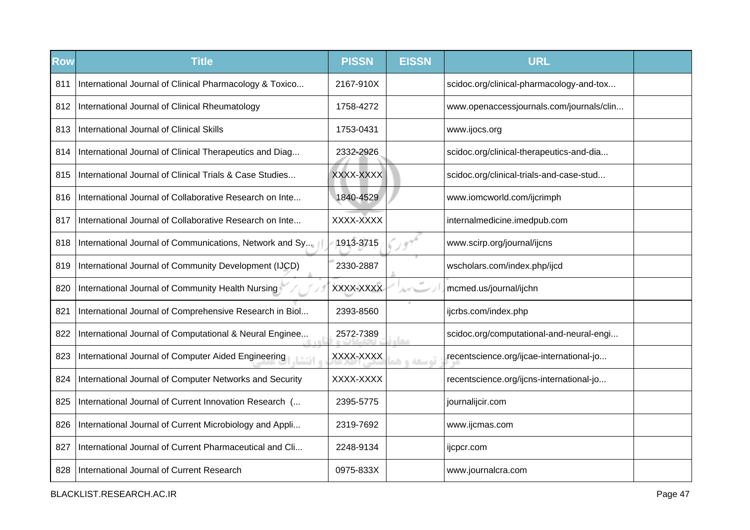| Row | Title | PISSN | EISSN | URL | |
|---|---|---|---|---|---|
| 811 | International Journal of Clinical Pharmacology & Toxico... | 2167-910X | | scidoc.org/clinical-pharmacology-and-tox... | |
| 812 | International Journal of Clinical Rheumatology | 1758-4272 | | www.openaccessjournals.com/journals/clin... | |
| 813 | International Journal of Clinical Skills | 1753-0431 | | www.ijocs.org | |
| 814 | International Journal of Clinical Therapeutics and Diag... | 2332-2926 | | scidoc.org/clinical-therapeutics-and-dia... | |
| 815 | International Journal of Clinical Trials & Case Studies... | XXXX-XXXX | | scidoc.org/clinical-trials-and-case-stud... | |
| 816 | International Journal of Collaborative Research on Inte... | 1840-4529 | | www.iomcworld.com/ijcrimph | |
| 817 | International Journal of Collaborative Research on Inte... | XXXX-XXXX | | internalmedicine.imedpub.com | |
| 818 | International Journal of Communications, Network and Sy... | 1913-3715 | | www.scirp.org/journal/ijcns | |
| 819 | International Journal of Community Development (IJCD) | 2330-2887 | | wscholars.com/index.php/ijcd | |
| 820 | International Journal of Community Health Nursing | XXXX-XXXX | | mcmed.us/journal/ijchn | |
| 821 | International Journal of Comprehensive Research in Biol... | 2393-8560 | | ijcrbs.com/index.php | |
| 822 | International Journal of Computational & Neural Enginee... | 2572-7389 | | scidoc.org/computational-and-neural-engi... | |
| 823 | International Journal of Computer Aided Engineering | XXXX-XXXX | | recentscience.org/ijcae-international-jo... | |
| 824 | International Journal of Computer Networks and Security | XXXX-XXXX | | recentscience.org/ijcns-international-jo... | |
| 825 | International Journal of Current Innovation Research (... | 2395-5775 | | journalijcir.com | |
| 826 | International Journal of Current Microbiology and Appli... | 2319-7692 | | www.ijcmas.com | |
| 827 | International Journal of Current Pharmaceutical and Cli... | 2248-9134 | | ijcpcr.com | |
| 828 | International Journal of Current Research | 0975-833X | | www.journalcra.com | |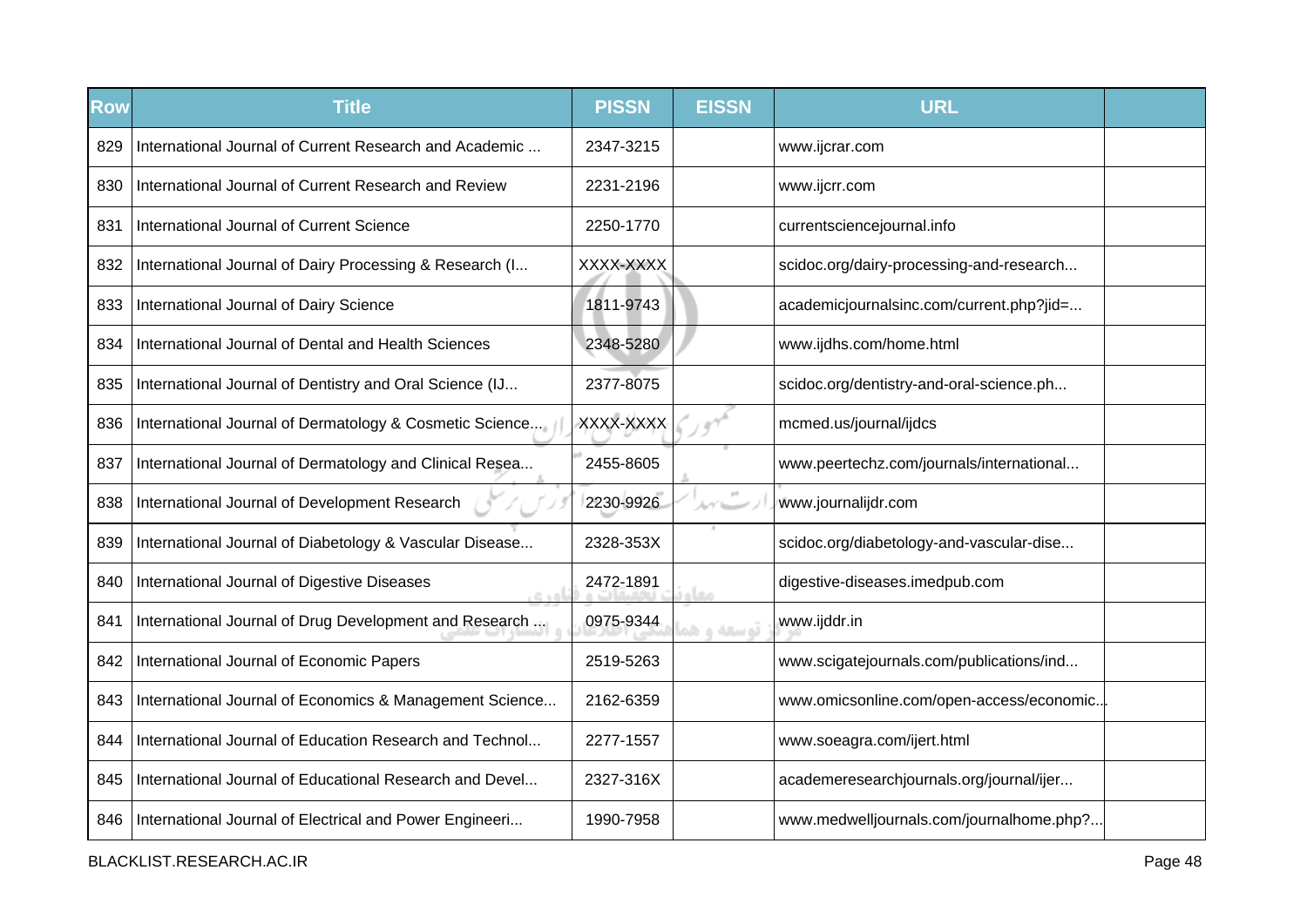| Row | Title | PISSN | EISSN | URL | |
|---|---|---|---|---|---|
| 829 | International Journal of Current Research and Academic ... | 2347-3215 | | www.ijcrar.com | |
| 830 | International Journal of Current Research and Review | 2231-2196 | | www.ijcrr.com | |
| 831 | International Journal of Current Science | 2250-1770 | | currentsciencejournal.info | |
| 832 | International Journal of Dairy Processing & Research (I... | XXXX-XXXX | | scidoc.org/dairy-processing-and-research... | |
| 833 | International Journal of Dairy Science | 1811-9743 | | academicjournalsinc.com/current.php?jid=... | |
| 834 | International Journal of Dental and Health Sciences | 2348-5280 | | www.ijdhs.com/home.html | |
| 835 | International Journal of Dentistry and Oral Science (IJ... | 2377-8075 | | scidoc.org/dentistry-and-oral-science.ph... | |
| 836 | International Journal of Dermatology & Cosmetic Science... | XXXX-XXXX | | mcmed.us/journal/ijdcs | |
| 837 | International Journal of Dermatology and Clinical Resea... | 2455-8605 | | www.peertechz.com/journals/international... | |
| 838 | International Journal of Development Research | 2230-9926 | | www.journalijdr.com | |
| 839 | International Journal of Diabetology & Vascular Disease... | 2328-353X | | scidoc.org/diabetology-and-vascular-dise... | |
| 840 | International Journal of Digestive Diseases | 2472-1891 | | digestive-diseases.imedpub.com | |
| 841 | International Journal of Drug Development and Research ... | 0975-9344 | | www.ijddr.in | |
| 842 | International Journal of Economic Papers | 2519-5263 | | www.scigatejournals.com/publications/ind... | |
| 843 | International Journal of Economics & Management Science... | 2162-6359 | | www.omicsonline.com/open-access/economic... | |
| 844 | International Journal of Education Research and Technol... | 2277-1557 | | www.soeagra.com/ijert.html | |
| 845 | International Journal of Educational Research and Devel... | 2327-316X | | academeresearchjournals.org/journal/ijer... | |
| 846 | International Journal of Electrical and Power Engineeri... | 1990-7958 | | www.medwelljournals.com/journalhome.php?... | |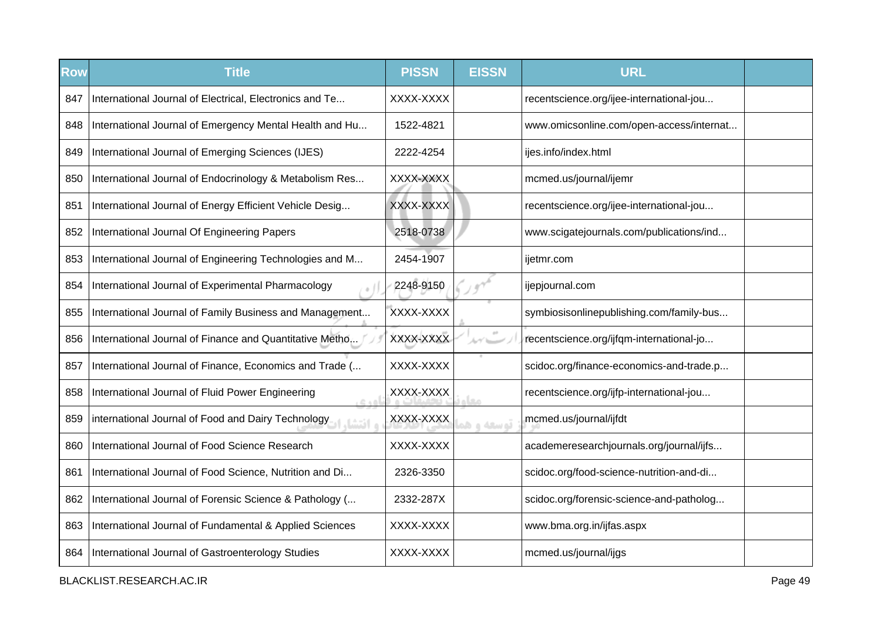| Row | Title | PISSN | EISSN | URL | |
|---|---|---|---|---|---|
| 847 | International Journal of Electrical, Electronics and Te... | XXXX-XXXX | | recentscience.org/ijee-international-jou... | |
| 848 | International Journal of Emergency Mental Health and Hu... | 1522-4821 | | www.omicsonline.com/open-access/internat... | |
| 849 | International Journal of Emerging Sciences (IJES) | 2222-4254 | | ijes.info/index.html | |
| 850 | International Journal of Endocrinology & Metabolism Res... | XXXX-XXXX | | mcmed.us/journal/ijemr | |
| 851 | International Journal of Energy Efficient Vehicle Desig... | XXXX-XXXX | | recentscience.org/ijee-international-jou... | |
| 852 | International Journal Of Engineering Papers | 2518-0738 | | www.scigatejournals.com/publications/ind... | |
| 853 | International Journal of Engineering Technologies and M... | 2454-1907 | | ijetmr.com | |
| 854 | International Journal of Experimental Pharmacology | 2248-9150 | | ijepjournal.com | |
| 855 | International Journal of Family Business and Management... | XXXX-XXXX | | symbiosisonlinepublishing.com/family-bus... | |
| 856 | International Journal of Finance and Quantitative Metho... | XXXX-XXXX | | recentscience.org/ijfqm-international-jo... | |
| 857 | International Journal of Finance, Economics and Trade (... | XXXX-XXXX | | scidoc.org/finance-economics-and-trade.p... | |
| 858 | International Journal of Fluid Power Engineering | XXXX-XXXX | | recentscience.org/ijfp-international-jou... | |
| 859 | international Journal of Food and Dairy Technology | XXXX-XXXX | | mcmed.us/journal/ijfdt | |
| 860 | International Journal of Food Science Research | XXXX-XXXX | | academeresearchjournals.org/journal/ijfs... | |
| 861 | International Journal of Food Science, Nutrition and Di... | 2326-3350 | | scidoc.org/food-science-nutrition-and-di... | |
| 862 | International Journal of Forensic Science & Pathology (... | 2332-287X | | scidoc.org/forensic-science-and-patholog... | |
| 863 | International Journal of Fundamental & Applied Sciences | XXXX-XXXX | | www.bma.org.in/ijfas.aspx | |
| 864 | International Journal of Gastroenterology Studies | XXXX-XXXX | | mcmed.us/journal/ijgs | |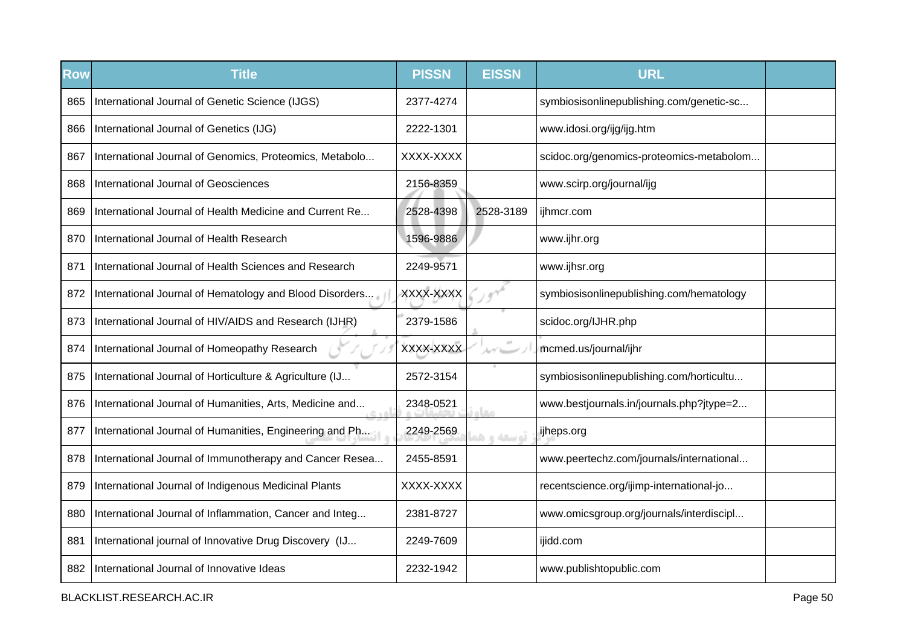| Row | Title | PISSN | EISSN | URL | |
|---|---|---|---|---|---|
| 865 | International Journal of Genetic Science (IJGS) | 2377-4274 | | symbiosisonlinepublishing.com/genetic-sc... | |
| 866 | International Journal of Genetics (IJG) | 2222-1301 | | www.idosi.org/ijg/ijg.htm | |
| 867 | International Journal of Genomics, Proteomics, Metabolo... | XXXX-XXXX | | scidoc.org/genomics-proteomics-metabolom... | |
| 868 | International Journal of Geosciences | 2156-8359 | | www.scirp.org/journal/ijg | |
| 869 | International Journal of Health Medicine and Current Re... | 2528-4398 | 2528-3189 | ijhmcr.com | |
| 870 | International Journal of Health Research | 1596-9886 | | www.ijhr.org | |
| 871 | International Journal of Health Sciences and Research | 2249-9571 | | www.ijhsr.org | |
| 872 | International Journal of Hematology and Blood Disorders... | XXXX-XXXX | | symbiosisonlinepublishing.com/hematology | |
| 873 | International Journal of HIV/AIDS and Research (IJHR) | 2379-1586 | | scidoc.org/IJHR.php | |
| 874 | International Journal of Homeopathy Research | XXXX-XXXX | | mcmed.us/journal/ijhr | |
| 875 | International Journal of Horticulture & Agriculture (IJ... | 2572-3154 | | symbiosisonlinepublishing.com/horticultu... | |
| 876 | International Journal of Humanities, Arts, Medicine and... | 2348-0521 | | www.bestjournals.in/journals.php?jtype=2... | |
| 877 | International Journal of Humanities, Engineering and Ph... | 2249-2569 | | ijheps.org | |
| 878 | International Journal of Immunotherapy and Cancer Resea... | 2455-8591 | | www.peertechz.com/journals/international... | |
| 879 | International Journal of Indigenous Medicinal Plants | XXXX-XXXX | | recentscience.org/ijimp-international-jo... | |
| 880 | International Journal of Inflammation, Cancer and Integ... | 2381-8727 | | www.omicsgroup.org/journals/interdiscipl... | |
| 881 | International journal of Innovative Drug Discovery (IJ... | 2249-7609 | | ijidd.com | |
| 882 | International Journal of Innovative Ideas | 2232-1942 | | www.publishtopublic.com | |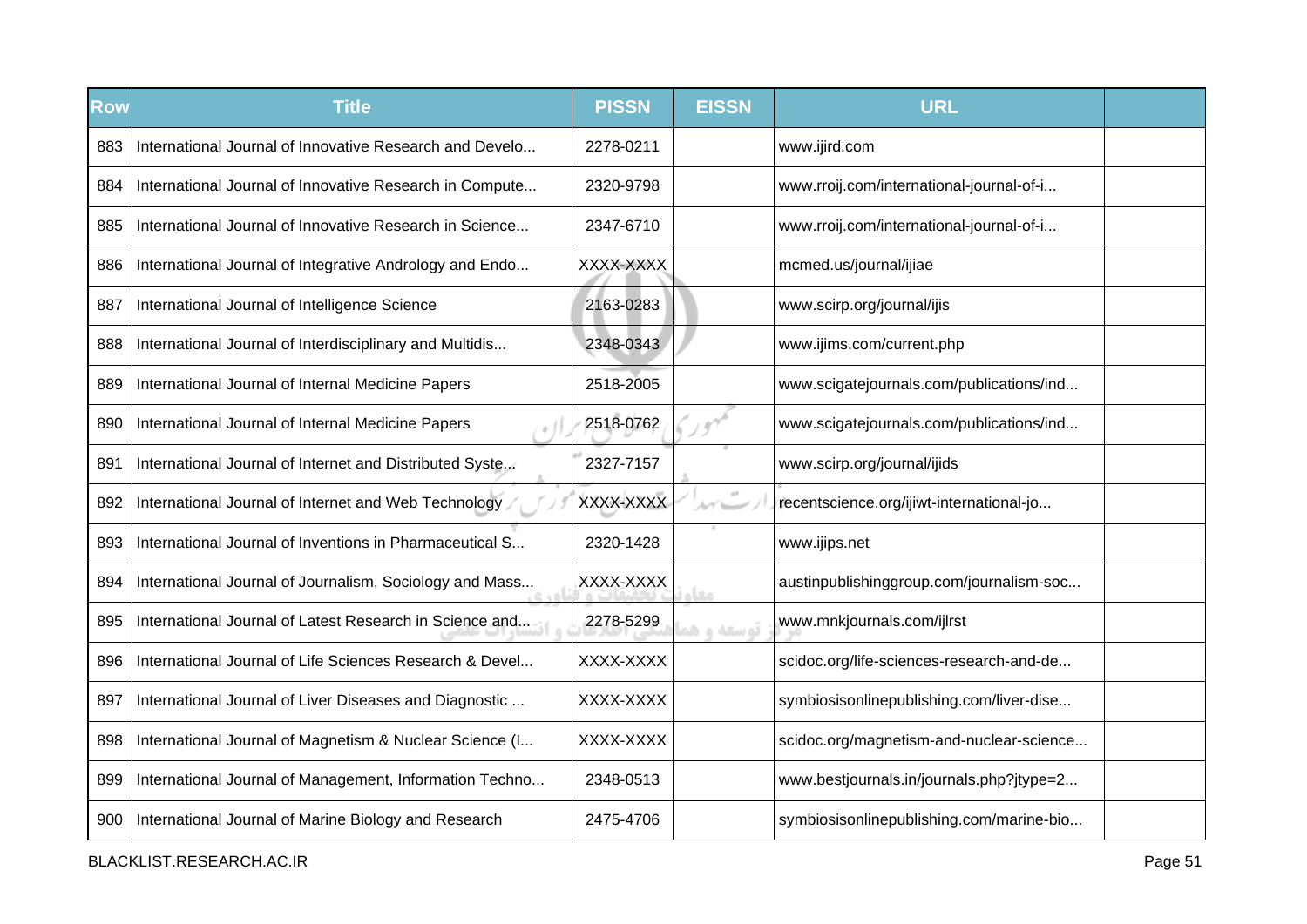| Row | Title | PISSN | EISSN | URL | |
|---|---|---|---|---|---|
| 883 | International Journal of Innovative Research and Develo... | 2278-0211 | | www.ijird.com | |
| 884 | International Journal of Innovative Research in Compute... | 2320-9798 | | www.rroij.com/international-journal-of-i... | |
| 885 | International Journal of Innovative Research in Science... | 2347-6710 | | www.rroij.com/international-journal-of-i... | |
| 886 | International Journal of Integrative Andrology and Endo... | XXXX-XXXX | | mcmed.us/journal/ijiae | |
| 887 | International Journal of Intelligence Science | 2163-0283 | | www.scirp.org/journal/ijis | |
| 888 | International Journal of Interdisciplinary and Multidis... | 2348-0343 | | www.ijims.com/current.php | |
| 889 | International Journal of Internal Medicine Papers | 2518-2005 | | www.scigatejournals.com/publications/ind... | |
| 890 | International Journal of Internal Medicine Papers | 2518-0762 | | www.scigatejournals.com/publications/ind... | |
| 891 | International Journal of Internet and Distributed Syste... | 2327-7157 | | www.scirp.org/journal/ijids | |
| 892 | International Journal of Internet and Web Technology | XXXX-XXXX | | recentscience.org/ijiwt-international-jo... | |
| 893 | International Journal of Inventions in Pharmaceutical S... | 2320-1428 | | www.ijips.net | |
| 894 | International Journal of Journalism, Sociology and Mass... | XXXX-XXXX | | austinpublishinggroup.com/journalism-soc... | |
| 895 | International Journal of Latest Research in Science and... | 2278-5299 | | www.mnkjournals.com/ijlrst | |
| 896 | International Journal of Life Sciences Research & Devel... | XXXX-XXXX | | scidoc.org/life-sciences-research-and-de... | |
| 897 | International Journal of Liver Diseases and Diagnostic ... | XXXX-XXXX | | symbiosisonlinepublishing.com/liver-dise... | |
| 898 | International Journal of Magnetism & Nuclear Science (I... | XXXX-XXXX | | scidoc.org/magnetism-and-nuclear-science... | |
| 899 | International Journal of Management, Information Techno... | 2348-0513 | | www.bestjournals.in/journals.php?jtype=2... | |
| 900 | International Journal of Marine Biology and Research | 2475-4706 | | symbiosisonlinepublishing.com/marine-bio... | |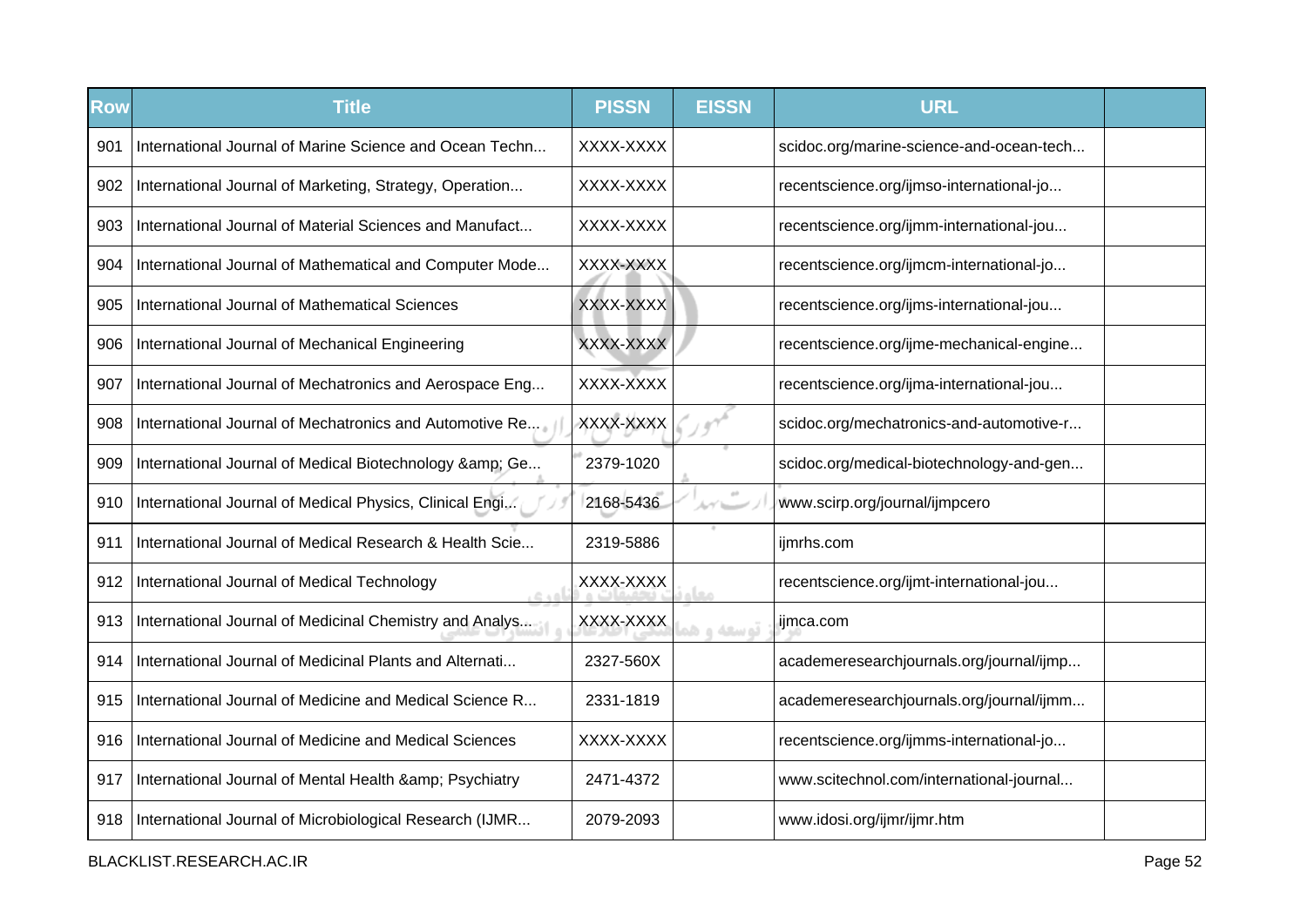| Row | Title | PISSN | EISSN | URL | |
|---|---|---|---|---|---|
| 901 | International Journal of Marine Science and Ocean Techn... | XXXX-XXXX | | scidoc.org/marine-science-and-ocean-tech... | |
| 902 | International Journal of Marketing, Strategy, Operation... | XXXX-XXXX | | recentscience.org/ijmso-international-jo... | |
| 903 | International Journal of Material Sciences and Manufact... | XXXX-XXXX | | recentscience.org/ijmm-international-jou... | |
| 904 | International Journal of Mathematical and Computer Mode... | XXXX-XXXX | | recentscience.org/ijmcm-international-jo... | |
| 905 | International Journal of Mathematical Sciences | XXXX-XXXX | | recentscience.org/ijms-international-jou... | |
| 906 | International Journal of Mechanical Engineering | XXXX-XXXX | | recentscience.org/ijme-mechanical-engine... | |
| 907 | International Journal of Mechatronics and Aerospace Eng... | XXXX-XXXX | | recentscience.org/ijma-international-jou... | |
| 908 | International Journal of Mechatronics and Automotive Re... | XXXX-XXXX | | scidoc.org/mechatronics-and-automotive-r... | |
| 909 | International Journal of Medical Biotechnology &amp; Ge... | 2379-1020 | | scidoc.org/medical-biotechnology-and-gen... | |
| 910 | International Journal of Medical Physics, Clinical Engi... | 2168-5436 | | www.scirp.org/journal/ijmpcero | |
| 911 | International Journal of Medical Research & Health Scie... | 2319-5886 | | ijmrhs.com | |
| 912 | International Journal of Medical Technology | XXXX-XXXX | | recentscience.org/ijmt-international-jou... | |
| 913 | International Journal of Medicinal Chemistry and Analys... | XXXX-XXXX | | ijmca.com | |
| 914 | International Journal of Medicinal Plants and Alternati... | 2327-560X | | academeresearchjournals.org/journal/ijmp... | |
| 915 | International Journal of Medicine and Medical Science R... | 2331-1819 | | academeresearchjournals.org/journal/ijmm... | |
| 916 | International Journal of Medicine and Medical Sciences | XXXX-XXXX | | recentscience.org/ijmms-international-jo... | |
| 917 | International Journal of Mental Health &amp; Psychiatry | 2471-4372 | | www.scitechnol.com/international-journal... | |
| 918 | International Journal of Microbiological Research (IJMR... | 2079-2093 | | www.idosi.org/ijmr/ijmr.htm | |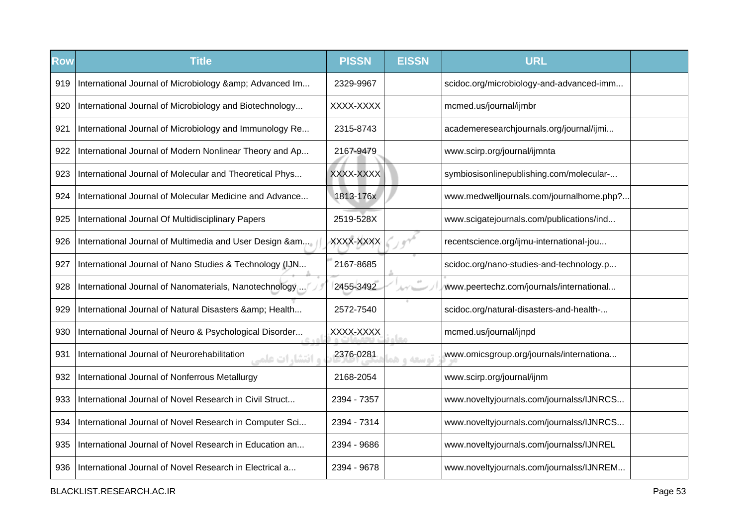| Row | Title | PISSN | EISSN | URL | |
|---|---|---|---|---|---|
| 919 | International Journal of Microbiology &amp; Advanced Im... | 2329-9967 | | scidoc.org/microbiology-and-advanced-imm... | |
| 920 | International Journal of Microbiology and Biotechnology... | XXXX-XXXX | | mcmed.us/journal/ijmbr | |
| 921 | International Journal of Microbiology and Immunology Re... | 2315-8743 | | academeresearchjournals.org/journal/ijmi... | |
| 922 | International Journal of Modern Nonlinear Theory and Ap... | 2167-9479 | | www.scirp.org/journal/ijmnta | |
| 923 | International Journal of Molecular and Theoretical Phys... | XXXX-XXXX | | symbiosisonlinepublishing.com/molecular-... | |
| 924 | International Journal of Molecular Medicine and Advance... | 1813-176x | | www.medwelljournals.com/journalhome.php?... | |
| 925 | International Journal Of Multidisciplinary Papers | 2519-528X | | www.scigatejournals.com/publications/ind... | |
| 926 | International Journal of Multimedia and User Design &am... | XXXX-XXXX | | recentscience.org/ijmu-international-jou... | |
| 927 | International Journal of Nano Studies & Technology (IJN... | 2167-8685 | | scidoc.org/nano-studies-and-technology.p... | |
| 928 | International Journal of Nanomaterials, Nanotechnology ... | 2455-3492 | | www.peertechz.com/journals/international... | |
| 929 | International Journal of Natural Disasters &amp; Health... | 2572-7540 | | scidoc.org/natural-disasters-and-health-... | |
| 930 | International Journal of Neuro & Psychological Disorder... | XXXX-XXXX | | mcmed.us/journal/ijnpd | |
| 931 | International Journal of Neurorehabilitation | 2376-0281 | | www.omicsgroup.org/journals/internationa... | |
| 932 | International Journal of Nonferrous Metallurgy | 2168-2054 | | www.scirp.org/journal/ijnm | |
| 933 | International Journal of Novel Research in Civil Struct... | 2394 - 7357 | | www.noveltyjournals.com/journalss/IJNRCS... | |
| 934 | International Journal of Novel Research in Computer Sci... | 2394 - 7314 | | www.noveltyjournals.com/journalss/IJNRCS... | |
| 935 | International Journal of Novel Research in Education an... | 2394 - 9686 | | www.noveltyjournals.com/journalss/IJNREL | |
| 936 | International Journal of Novel Research in Electrical a... | 2394 - 9678 | | www.noveltyjournals.com/journalss/IJNREM... | |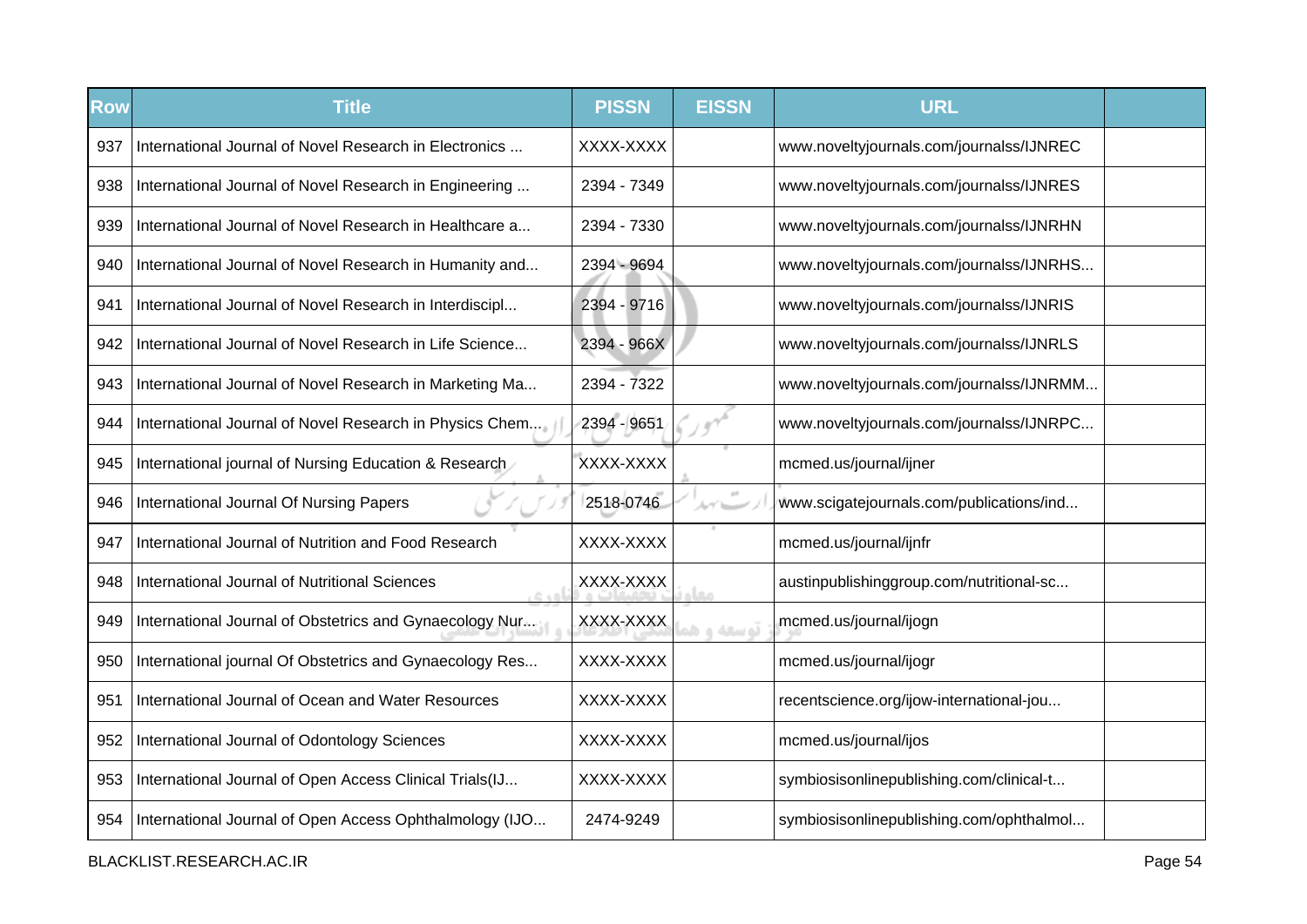| Row | Title | PISSN | EISSN | URL | |
|---|---|---|---|---|---|
| 937 | International Journal of Novel Research in Electronics ... | XXXX-XXXX | | www.noveltyjournals.com/journalss/IJNREC | |
| 938 | International Journal of Novel Research in Engineering ... | 2394 - 7349 | | www.noveltyjournals.com/journalss/IJNRES | |
| 939 | International Journal of Novel Research in Healthcare a... | 2394 - 7330 | | www.noveltyjournals.com/journalss/IJNRHN | |
| 940 | International Journal of Novel Research in Humanity and... | 2394 - 9694 | | www.noveltyjournals.com/journalss/IJNRHS... | |
| 941 | International Journal of Novel Research in Interdiscipl... | 2394 - 9716 | | www.noveltyjournals.com/journalss/IJNRIS | |
| 942 | International Journal of Novel Research in Life Science... | 2394 - 966X | | www.noveltyjournals.com/journalss/IJNRLS | |
| 943 | International Journal of Novel Research in Marketing Ma... | 2394 - 7322 | | www.noveltyjournals.com/journalss/IJNRMM... | |
| 944 | International Journal of Novel Research in Physics Chem... | 2394 - 9651 | | www.noveltyjournals.com/journalss/IJNRPC... | |
| 945 | International journal of Nursing Education & Research | XXXX-XXXX | | mcmed.us/journal/ijner | |
| 946 | International Journal Of Nursing Papers | 2518-0746 | | www.scigatejournals.com/publications/ind... | |
| 947 | International Journal of Nutrition and Food Research | XXXX-XXXX | | mcmed.us/journal/ijnfr | |
| 948 | International Journal of Nutritional Sciences | XXXX-XXXX | | austinpublishinggroup.com/nutritional-sc... | |
| 949 | International Journal of Obstetrics and Gynaecology Nur... | XXXX-XXXX | | mcmed.us/journal/ijogn | |
| 950 | International journal Of Obstetrics and Gynaecology Res... | XXXX-XXXX | | mcmed.us/journal/ijogr | |
| 951 | International Journal of Ocean and Water Resources | XXXX-XXXX | | recentscience.org/ijow-international-jou... | |
| 952 | International Journal of Odontology Sciences | XXXX-XXXX | | mcmed.us/journal/ijos | |
| 953 | International Journal of Open Access Clinical Trials(IJ... | XXXX-XXXX | | symbiosisonlinepublishing.com/clinical-t... | |
| 954 | International Journal of Open Access Ophthalmology (IJO... | 2474-9249 | | symbiosisonlinepublishing.com/ophthalmol... | |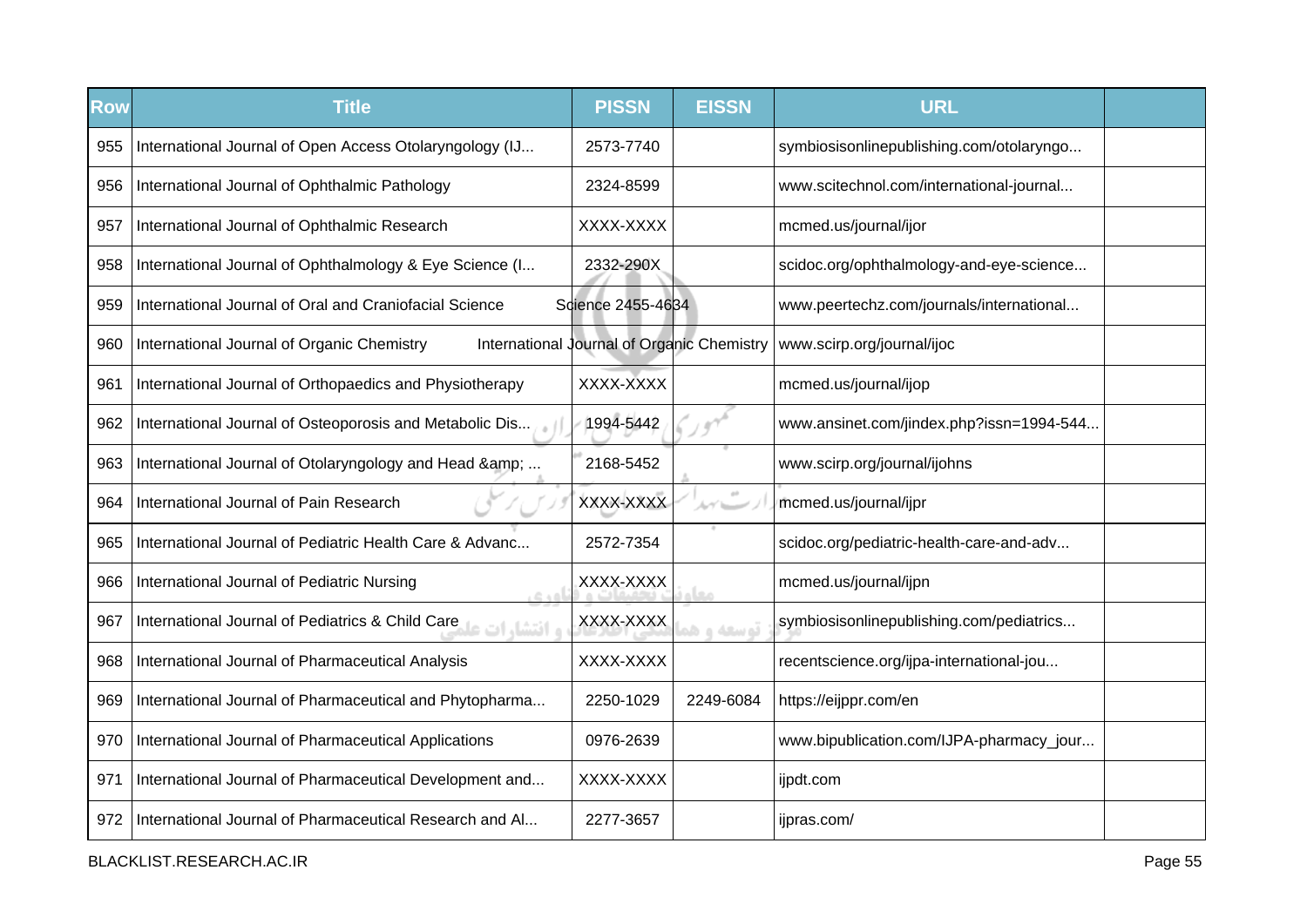| Row | Title | PISSN | EISSN | URL | |
|---|---|---|---|---|---|
| 955 | International Journal of Open Access Otolaryngology (IJ... | 2573-7740 | | symbiosisonlinepublishing.com/otolaryngo... | |
| 956 | International Journal of Ophthalmic Pathology | 2324-8599 | | www.scitechnol.com/international-journal... | |
| 957 | International Journal of Ophthalmic Research | XXXX-XXXX | | mcmed.us/journal/ijor | |
| 958 | International Journal of Ophthalmology & Eye Science (I... | 2332-290X | | scidoc.org/ophthalmology-and-eye-science... | |
| 959 | International Journal of Oral and Craniofacial Science | Science 2455-4634 | | www.peertechz.com/journals/international... | |
| 960 | International Journal of Organic Chemistry | International Journal of Organic Chemistry | | www.scirp.org/journal/ijoc | |
| 961 | International Journal of Orthopaedics and Physiotherapy | XXXX-XXXX | | mcmed.us/journal/ijop | |
| 962 | International Journal of Osteoporosis and Metabolic Dis... | 1994-5442 | | www.ansinet.com/jindex.php?issn=1994-544... | |
| 963 | International Journal of Otolaryngology and Head &amp; ... | 2168-5452 | | www.scirp.org/journal/ijohns | |
| 964 | International Journal of Pain Research | XXXX-XXXX | | mcmed.us/journal/ijpr | |
| 965 | International Journal of Pediatric Health Care & Advanc... | 2572-7354 | | scidoc.org/pediatric-health-care-and-adv... | |
| 966 | International Journal of Pediatric Nursing | XXXX-XXXX | | mcmed.us/journal/ijpn | |
| 967 | International Journal of Pediatrics & Child Care | XXXX-XXXX | | symbiosisonlinepublishing.com/pediatrics... | |
| 968 | International Journal of Pharmaceutical Analysis | XXXX-XXXX | | recentscience.org/ijpa-international-jou... | |
| 969 | International Journal of Pharmaceutical and Phytopharma... | 2250-1029 | 2249-6084 | https://eijppr.com/en | |
| 970 | International Journal of Pharmaceutical Applications | 0976-2639 | | www.bipublication.com/IJPA-pharmacy_jour... | |
| 971 | International Journal of Pharmaceutical Development and... | XXXX-XXXX | | ijpdt.com | |
| 972 | International Journal of Pharmaceutical Research and Al... | 2277-3657 | | ijpras.com/ | |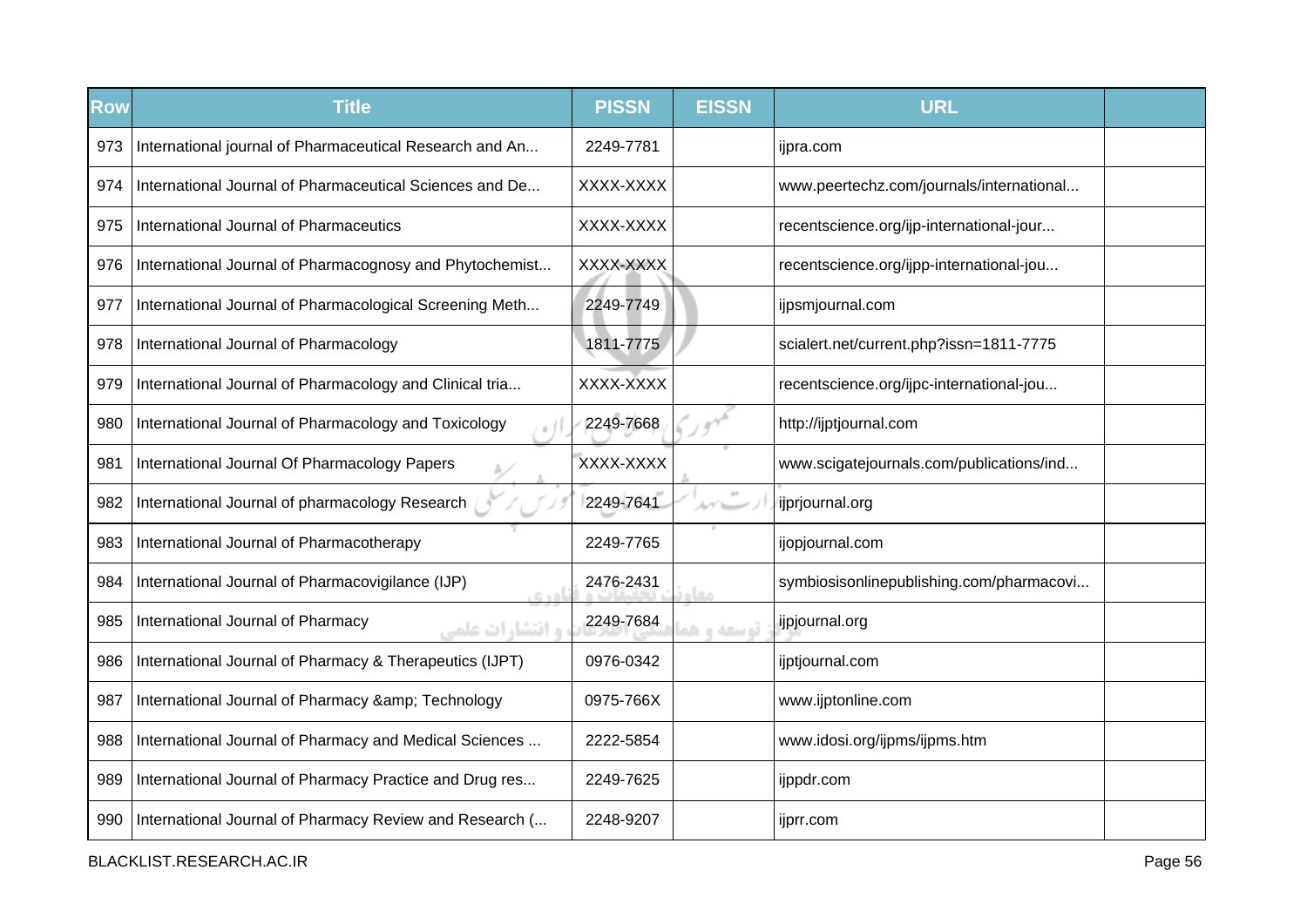| Row | Title | PISSN | EISSN | URL | |
|---|---|---|---|---|---|
| 973 | International journal of Pharmaceutical Research and An... | 2249-7781 | | ijpra.com | |
| 974 | International Journal of Pharmaceutical Sciences and De... | XXXX-XXXX | | www.peertechz.com/journals/international... | |
| 975 | International Journal of Pharmaceutics | XXXX-XXXX | | recentscience.org/ijp-international-jour... | |
| 976 | International Journal of Pharmacognosy and Phytochemist... | XXXX-XXXX | | recentscience.org/ijpp-international-jou... | |
| 977 | International Journal of Pharmacological Screening Meth... | 2249-7749 | | ijpsmjournal.com | |
| 978 | International Journal of Pharmacology | 1811-7775 | | scialert.net/current.php?issn=1811-7775 | |
| 979 | International Journal of Pharmacology and Clinical tria... | XXXX-XXXX | | recentscience.org/ijpc-international-jou... | |
| 980 | International Journal of Pharmacology and Toxicology | 2249-7668 | | http://ijptjournal.com | |
| 981 | International Journal Of Pharmacology Papers | XXXX-XXXX | | www.scigatejournals.com/publications/ind... | |
| 982 | International Journal of pharmacology Research | 2249-7641 | | ijprjournal.org | |
| 983 | International Journal of Pharmacotherapy | 2249-7765 | | ijopjournal.com | |
| 984 | International Journal of Pharmacovigilance (IJP) | 2476-2431 | | symbiosisonlinepublishing.com/pharmacovi... | |
| 985 | International Journal of Pharmacy | 2249-7684 | | ijpjournal.org | |
| 986 | International Journal of Pharmacy & Therapeutics (IJPT) | 0976-0342 | | ijptjournal.com | |
| 987 | International Journal of Pharmacy &amp; Technology | 0975-766X | | www.ijptonline.com | |
| 988 | International Journal of Pharmacy and Medical Sciences ... | 2222-5854 | | www.idosi.org/ijpms/ijpms.htm | |
| 989 | International Journal of Pharmacy Practice and Drug res... | 2249-7625 | | ijppdr.com | |
| 990 | International Journal of Pharmacy Review and Research (... | 2248-9207 | | ijprr.com | |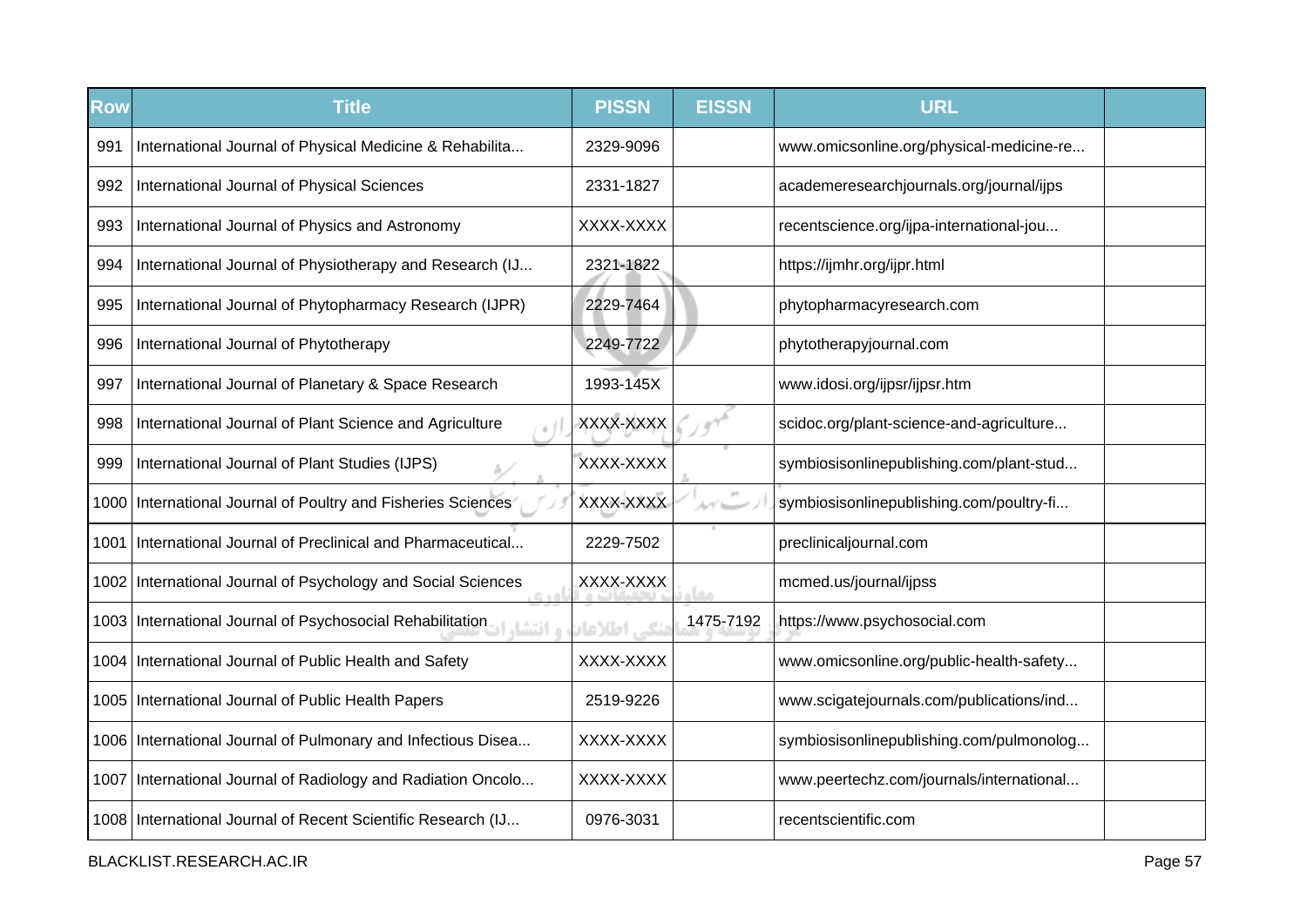| Row | Title | PISSN | EISSN | URL | |
|---|---|---|---|---|---|
| 991 | International Journal of Physical Medicine & Rehabilita... | 2329-9096 | | www.omicsonline.org/physical-medicine-re... | |
| 992 | International Journal of Physical Sciences | 2331-1827 | | academeresearchjournals.org/journal/ijps | |
| 993 | International Journal of Physics and Astronomy | XXXX-XXXX | | recentscience.org/ijpa-international-jou... | |
| 994 | International Journal of Physiotherapy and Research (IJ... | 2321-1822 | | https://ijmhr.org/ijpr.html | |
| 995 | International Journal of Phytopharmacy Research (IJPR) | 2229-7464 | | phytopharmacyresearch.com | |
| 996 | International Journal of Phytotherapy | 2249-7722 | | phytotherapyjournal.com | |
| 997 | International Journal of Planetary & Space Research | 1993-145X | | www.idosi.org/ijpsr/ijpsr.htm | |
| 998 | International Journal of Plant Science and Agriculture | XXXX-XXXX | | scidoc.org/plant-science-and-agriculture... | |
| 999 | International Journal of Plant Studies (IJPS) | XXXX-XXXX | | symbiosisonlinepublishing.com/plant-stud... | |
| 1000 | International Journal of Poultry and Fisheries Sciences | XXXX-XXXX | | symbiosisonlinepublishing.com/poultry-fi... | |
| 1001 | International Journal of Preclinical and Pharmaceutical... | 2229-7502 | | preclinicaljournal.com | |
| 1002 | International Journal of Psychology and Social Sciences | XXXX-XXXX | | mcmed.us/journal/ijpss | |
| 1003 | International Journal of Psychosocial Rehabilitation | | 1475-7192 | https://www.psychosocial.com | |
| 1004 | International Journal of Public Health and Safety | XXXX-XXXX | | www.omicsonline.org/public-health-safety... | |
| 1005 | International Journal of Public Health Papers | 2519-9226 | | www.scigatejournals.com/publications/ind... | |
| 1006 | International Journal of Pulmonary and Infectious Disea... | XXXX-XXXX | | symbiosisonlinepublishing.com/pulmonolog... | |
| 1007 | International Journal of Radiology and Radiation Oncolo... | XXXX-XXXX | | www.peertechz.com/journals/international... | |
| 1008 | International Journal of Recent Scientific Research (IJ... | 0976-3031 | | recentscientific.com | |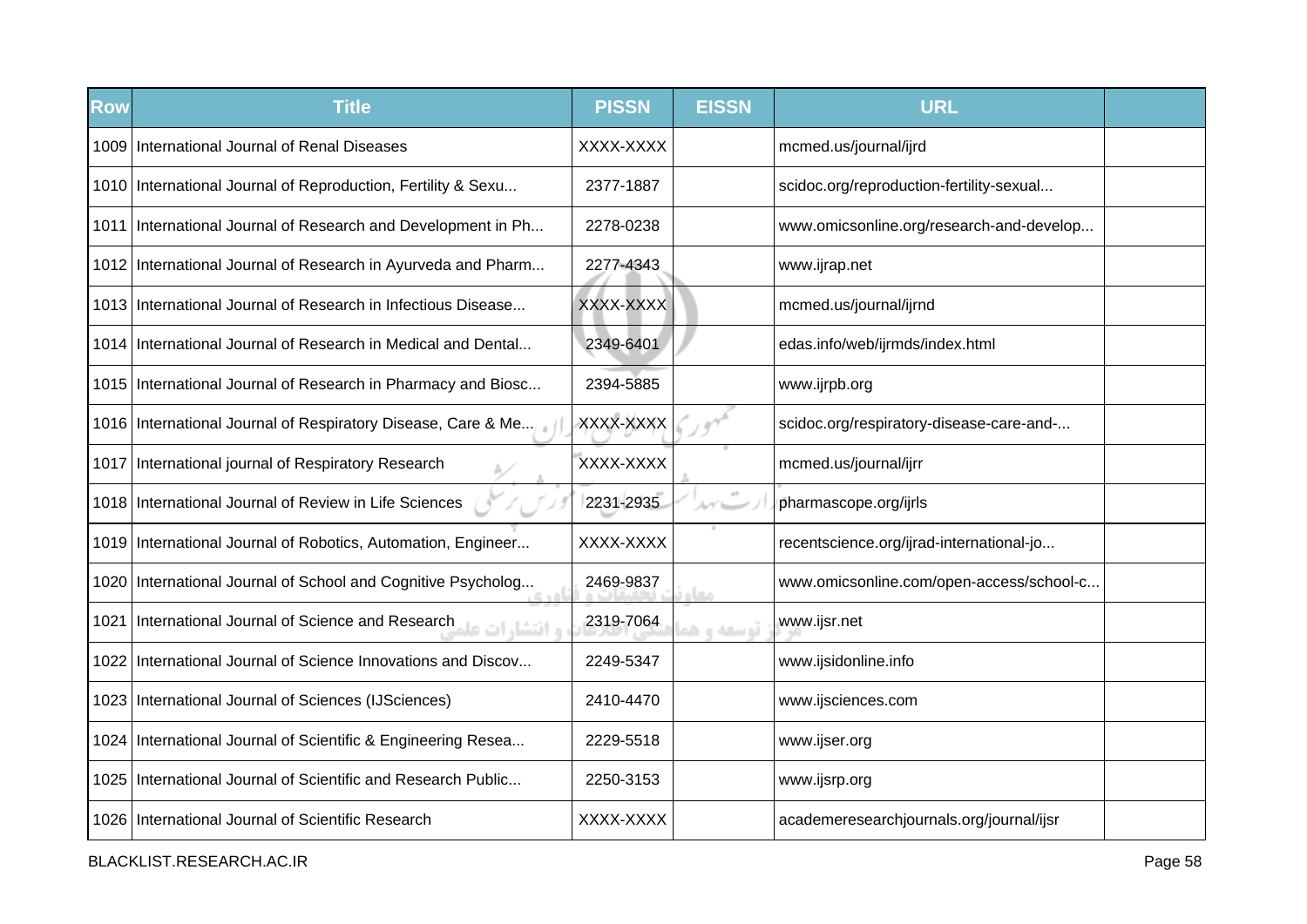| Row | Title | PISSN | EISSN | URL | |
|---|---|---|---|---|---|
| 1009 | International Journal of Renal Diseases | XXXX-XXXX | | mcmed.us/journal/ijrd | |
| 1010 | International Journal of Reproduction, Fertility & Sexu... | 2377-1887 | | scidoc.org/reproduction-fertility-sexual... | |
| 1011 | International Journal of Research and Development in Ph... | 2278-0238 | | www.omicsonline.org/research-and-develop... | |
| 1012 | International Journal of Research in Ayurveda and Pharm... | 2277-4343 | | www.ijrap.net | |
| 1013 | International Journal of Research in Infectious Disease... | XXXX-XXXX | | mcmed.us/journal/ijrnd | |
| 1014 | International Journal of Research in Medical and Dental... | 2349-6401 | | edas.info/web/ijrmds/index.html | |
| 1015 | International Journal of Research in Pharmacy and Biosc... | 2394-5885 | | www.ijrpb.org | |
| 1016 | International Journal of Respiratory Disease, Care & Me... | XXXX-XXXX | | scidoc.org/respiratory-disease-care-and-... | |
| 1017 | International journal of Respiratory Research | XXXX-XXXX | | mcmed.us/journal/ijrr | |
| 1018 | International Journal of Review in Life Sciences | 2231-2935 | | pharmascope.org/ijrls | |
| 1019 | International Journal of Robotics, Automation, Engineer... | XXXX-XXXX | | recentscience.org/ijrad-international-jo... | |
| 1020 | International Journal of School and Cognitive Psycholog... | 2469-9837 | | www.omicsonline.com/open-access/school-c... | |
| 1021 | International Journal of Science and Research | 2319-7064 | | www.ijsr.net | |
| 1022 | International Journal of Science Innovations and Discov... | 2249-5347 | | www.ijsidonline.info | |
| 1023 | International Journal of Sciences (IJSciences) | 2410-4470 | | www.ijsciences.com | |
| 1024 | International Journal of Scientific & Engineering Resea... | 2229-5518 | | www.ijser.org | |
| 1025 | International Journal of Scientific and Research Public... | 2250-3153 | | www.ijsrp.org | |
| 1026 | International Journal of Scientific Research | XXXX-XXXX | | academeresearchjournals.org/journal/ijsr | |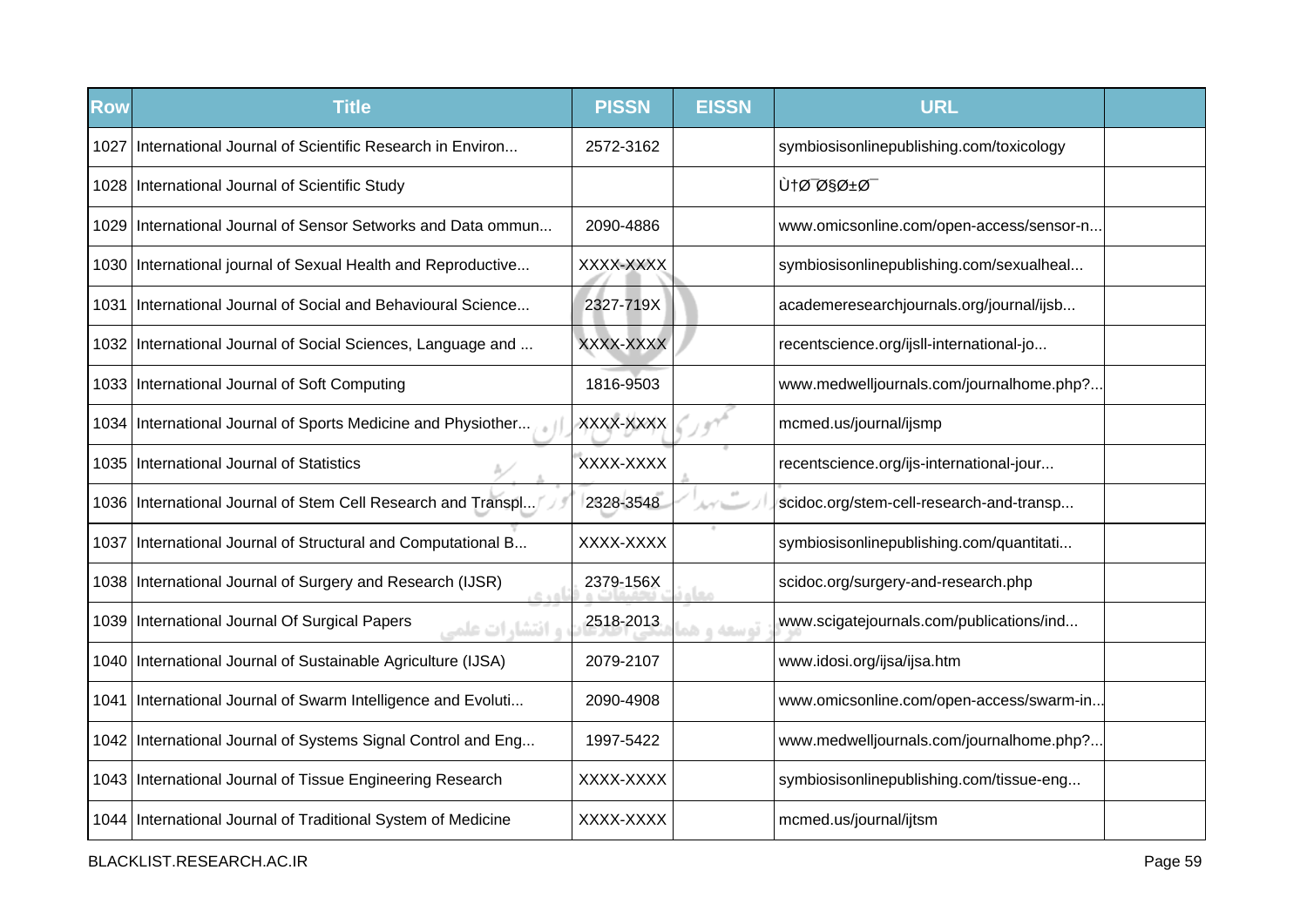| Row | Title | PISSN | EISSN | URL | |
|---|---|---|---|---|---|
| 1027 | International Journal of Scientific Research in Environ... | 2572-3162 | | symbiosisonlinepublishing.com/toxicology | |
| 1028 | International Journal of Scientific Study | | | Ù†Ø¯Ø§Ø±Ø¯ | |
| 1029 | International Journal of Sensor Setworks and Data ommun... | 2090-4886 | | www.omicsonline.com/open-access/sensor-n... | |
| 1030 | International journal of Sexual Health and Reproductive... | XXXX-XXXX | | symbiosisonlinepublishing.com/sexualheal... | |
| 1031 | International Journal of Social and Behavioural Science... | 2327-719X | | academeresearchjournals.org/journal/ijsb... | |
| 1032 | International Journal of Social Sciences, Language and ... | XXXX-XXXX | | recentscience.org/ijsll-international-jo... | |
| 1033 | International Journal of Soft Computing | 1816-9503 | | www.medwelljournals.com/journalhome.php?... | |
| 1034 | International Journal of Sports Medicine and Physiother... | XXXX-XXXX | | mcmed.us/journal/ijsmp | |
| 1035 | International Journal of Statistics | XXXX-XXXX | | recentscience.org/ijs-international-jour... | |
| 1036 | International Journal of Stem Cell Research and Transpl... | 2328-3548 | | scidoc.org/stem-cell-research-and-transp... | |
| 1037 | International Journal of Structural and Computational B... | XXXX-XXXX | | symbiosisonlinepublishing.com/quantitati... | |
| 1038 | International Journal of Surgery and Research (IJSR) | 2379-156X | | scidoc.org/surgery-and-research.php | |
| 1039 | International Journal Of Surgical Papers | 2518-2013 | | www.scigatejournals.com/publications/ind... | |
| 1040 | International Journal of Sustainable Agriculture (IJSA) | 2079-2107 | | www.idosi.org/ijsa/ijsa.htm | |
| 1041 | International Journal of Swarm Intelligence and Evoluti... | 2090-4908 | | www.omicsonline.com/open-access/swarm-in... | |
| 1042 | International Journal of Systems Signal Control and Eng... | 1997-5422 | | www.medwelljournals.com/journalhome.php?... | |
| 1043 | International Journal of Tissue Engineering Research | XXXX-XXXX | | symbiosisonlinepublishing.com/tissue-eng... | |
| 1044 | International Journal of Traditional System of Medicine | XXXX-XXXX | | mcmed.us/journal/ijtsm | |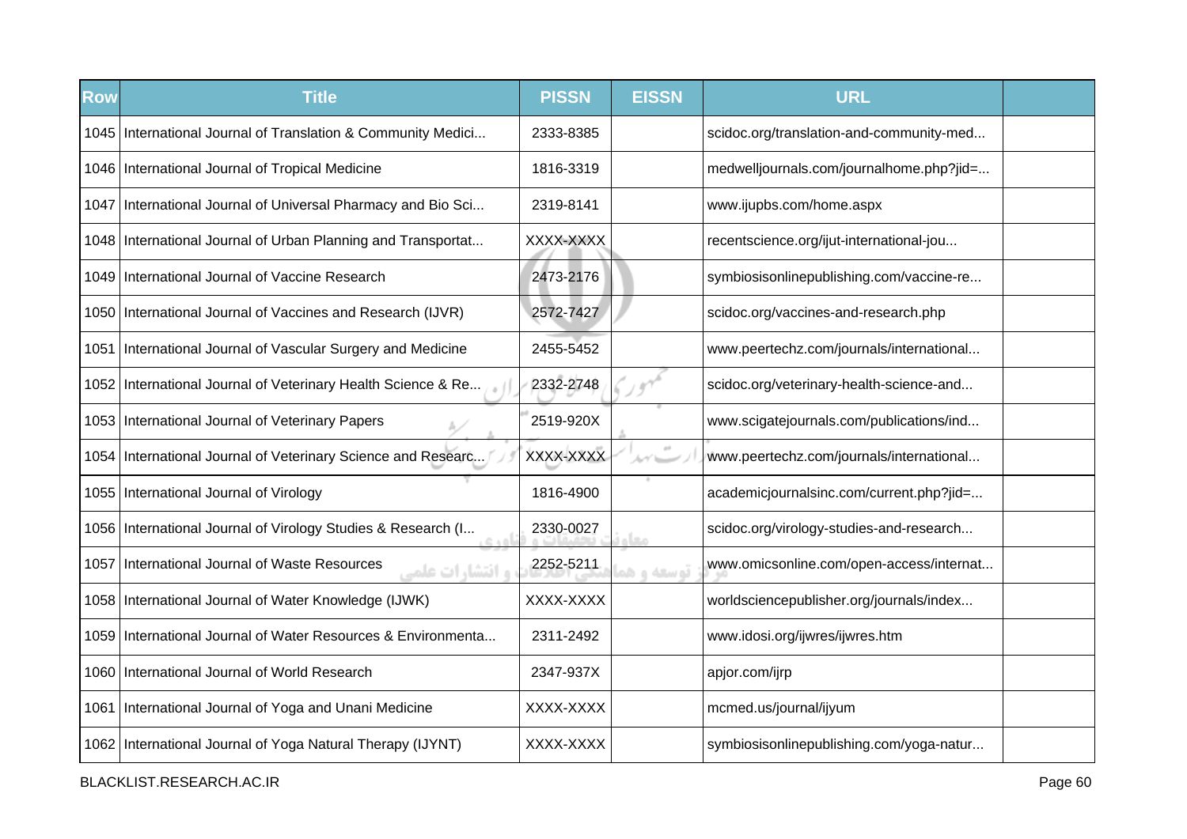| Row | Title | PISSN | EISSN | URL | |
|---|---|---|---|---|---|
| 1045 | International Journal of Translation & Community Medici... | 2333-8385 | | scidoc.org/translation-and-community-med... | |
| 1046 | International Journal of Tropical Medicine | 1816-3319 | | medwelljournals.com/journalhome.php?jid=... | |
| 1047 | International Journal of Universal Pharmacy and Bio Sci... | 2319-8141 | | www.ijupbs.com/home.aspx | |
| 1048 | International Journal of Urban Planning and Transportat... | XXXX-XXXX | | recentscience.org/ijut-international-jou... | |
| 1049 | International Journal of Vaccine Research | 2473-2176 | | symbiosisonlinepublishing.com/vaccine-re... | |
| 1050 | International Journal of Vaccines and Research (IJVR) | 2572-7427 | | scidoc.org/vaccines-and-research.php | |
| 1051 | International Journal of Vascular Surgery and Medicine | 2455-5452 | | www.peertechz.com/journals/international... | |
| 1052 | International Journal of Veterinary Health Science & Re... | 2332-2748 | | scidoc.org/veterinary-health-science-and... | |
| 1053 | International Journal of Veterinary Papers | 2519-920X | | www.scigatejournals.com/publications/ind... | |
| 1054 | International Journal of Veterinary Science and Researc... | XXXX-XXXX | | www.peertechz.com/journals/international... | |
| 1055 | International Journal of Virology | 1816-4900 | | academicjournalsinc.com/current.php?jid=... | |
| 1056 | International Journal of Virology Studies & Research (I... | 2330-0027 | | scidoc.org/virology-studies-and-research... | |
| 1057 | International Journal of Waste Resources | 2252-5211 | | www.omicsonline.com/open-access/internat... | |
| 1058 | International Journal of Water Knowledge (IJWK) | XXXX-XXXX | | worldsciencepublisher.org/journals/index... | |
| 1059 | International Journal of Water Resources & Environmenta... | 2311-2492 | | www.idosi.org/ijwres/ijwres.htm | |
| 1060 | International Journal of World Research | 2347-937X | | apjor.com/ijrp | |
| 1061 | International Journal of Yoga and Unani Medicine | XXXX-XXXX | | mcmed.us/journal/ijyum | |
| 1062 | International Journal of Yoga Natural Therapy (IJYNT) | XXXX-XXXX | | symbiosisonlinepublishing.com/yoga-natur... | |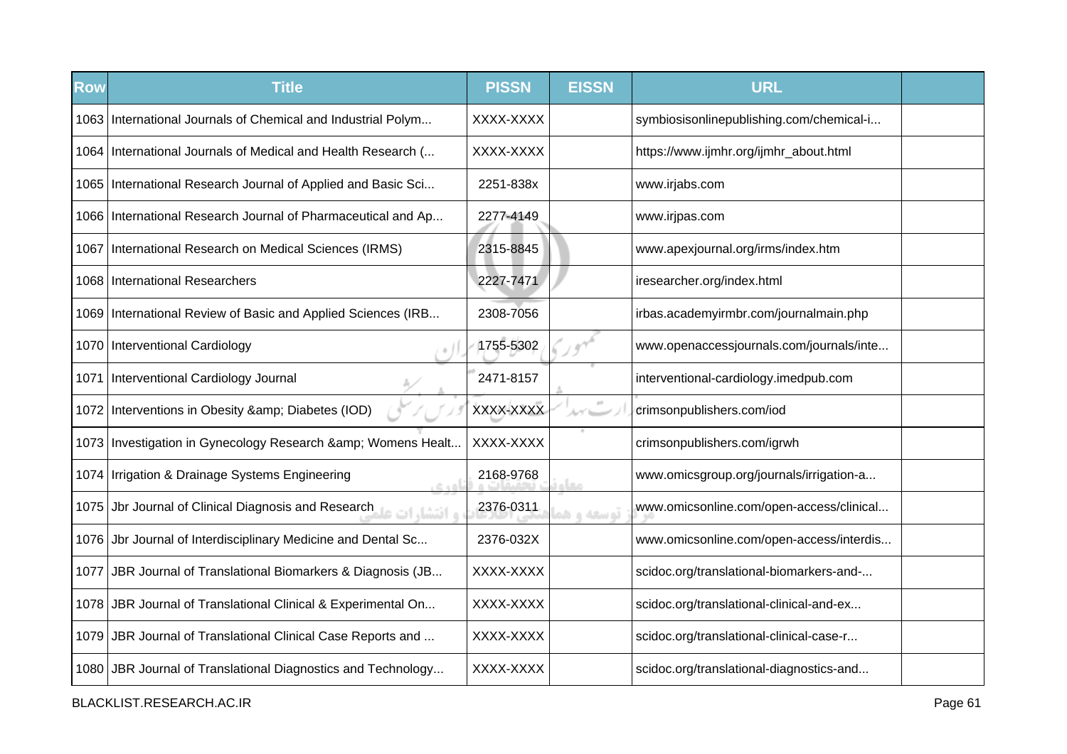| Row | Title | PISSN | EISSN | URL | |
|---|---|---|---|---|---|
| 1063 | International Journals of Chemical and Industrial Polym... | XXXX-XXXX | | symbiosisonlinepublishing.com/chemical-i... | |
| 1064 | International Journals of Medical and Health Research (... | XXXX-XXXX | | https://www.ijmhr.org/ijmhr_about.html | |
| 1065 | International Research Journal of Applied and Basic Sci... | 2251-838x | | www.irjabs.com | |
| 1066 | International Research Journal of Pharmaceutical and Ap... | 2277-4149 | | www.irjpas.com | |
| 1067 | International Research on Medical Sciences (IRMS) | 2315-8845 | | www.apexjournal.org/irms/index.htm | |
| 1068 | International Researchers | 2227-7471 | | iresearcher.org/index.html | |
| 1069 | International Review of Basic and Applied Sciences (IRB... | 2308-7056 | | irbas.academyirmbr.com/journalmain.php | |
| 1070 | Interventional Cardiology | 1755-5302 | | www.openaccessjournals.com/journals/inte... | |
| 1071 | Interventional Cardiology Journal | 2471-8157 | | interventional-cardiology.imedpub.com | |
| 1072 | Interventions in Obesity &amp; Diabetes (IOD) | XXXX-XXXX | | crimsonpublishers.com/iod | |
| 1073 | Investigation in Gynecology Research &amp; Womens Healt... | XXXX-XXXX | | crimsonpublishers.com/igrwh | |
| 1074 | Irrigation & Drainage Systems Engineering | 2168-9768 | | www.omicsgroup.org/journals/irrigation-a... | |
| 1075 | Jbr Journal of Clinical Diagnosis and Research | 2376-0311 | | www.omicsonline.com/open-access/clinical... | |
| 1076 | Jbr Journal of Interdisciplinary Medicine and Dental Sc... | 2376-032X | | www.omicsonline.com/open-access/interdis... | |
| 1077 | JBR Journal of Translational Biomarkers & Diagnosis (JB... | XXXX-XXXX | | scidoc.org/translational-biomarkers-and-... | |
| 1078 | JBR Journal of Translational Clinical & Experimental On... | XXXX-XXXX | | scidoc.org/translational-clinical-and-ex... | |
| 1079 | JBR Journal of Translational Clinical Case Reports and ... | XXXX-XXXX | | scidoc.org/translational-clinical-case-r... | |
| 1080 | JBR Journal of Translational Diagnostics and Technology... | XXXX-XXXX | | scidoc.org/translational-diagnostics-and... | |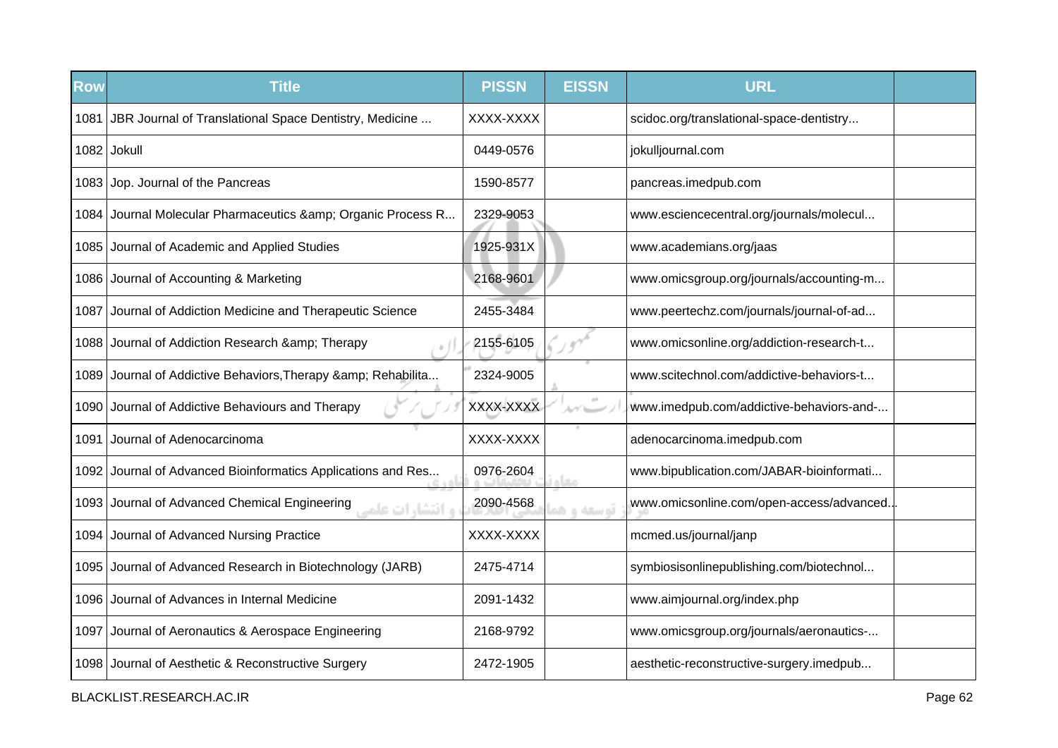| Row | Title | PISSN | EISSN | URL | |
|---|---|---|---|---|---|
| 1081 | JBR Journal of Translational Space Dentistry, Medicine ... | XXXX-XXXX | | scidoc.org/translational-space-dentistry... | |
| 1082 | Jokull | 0449-0576 | | jokulljournal.com | |
| 1083 | Jop. Journal of the Pancreas | 1590-8577 | | pancreas.imedpub.com | |
| 1084 | Journal Molecular Pharmaceutics &amp; Organic Process R... | 2329-9053 | | www.esciencecentral.org/journals/molecul... | |
| 1085 | Journal of Academic and Applied Studies | 1925-931X | | www.academians.org/jaas | |
| 1086 | Journal of Accounting & Marketing | 2168-9601 | | www.omicsgroup.org/journals/accounting-m... | |
| 1087 | Journal of Addiction Medicine and Therapeutic Science | 2455-3484 | | www.peertechz.com/journals/journal-of-ad... | |
| 1088 | Journal of Addiction Research &amp; Therapy | 2155-6105 | | www.omicsonline.org/addiction-research-t... | |
| 1089 | Journal of Addictive Behaviors,Therapy &amp; Rehabilita... | 2324-9005 | | www.scitechnol.com/addictive-behaviors-t... | |
| 1090 | Journal of Addictive Behaviours and Therapy | XXXX-XXXX | | www.imedpub.com/addictive-behaviors-and-... | |
| 1091 | Journal of Adenocarcinoma | XXXX-XXXX | | adenocarcinoma.imedpub.com | |
| 1092 | Journal of Advanced Bioinformatics Applications and Res... | 0976-2604 | | www.bipublication.com/JABAR-bioinformati... | |
| 1093 | Journal of Advanced Chemical Engineering | 2090-4568 | | www.omicsonline.com/open-access/advanced... | |
| 1094 | Journal of Advanced Nursing Practice | XXXX-XXXX | | mcmed.us/journal/janp | |
| 1095 | Journal of Advanced Research in Biotechnology (JARB) | 2475-4714 | | symbiosisonlinepublishing.com/biotechnol... | |
| 1096 | Journal of Advances in Internal Medicine | 2091-1432 | | www.aimjournal.org/index.php | |
| 1097 | Journal of Aeronautics & Aerospace Engineering | 2168-9792 | | www.omicsgroup.org/journals/aeronautics-... | |
| 1098 | Journal of Aesthetic & Reconstructive Surgery | 2472-1905 | | aesthetic-reconstructive-surgery.imedpub... | |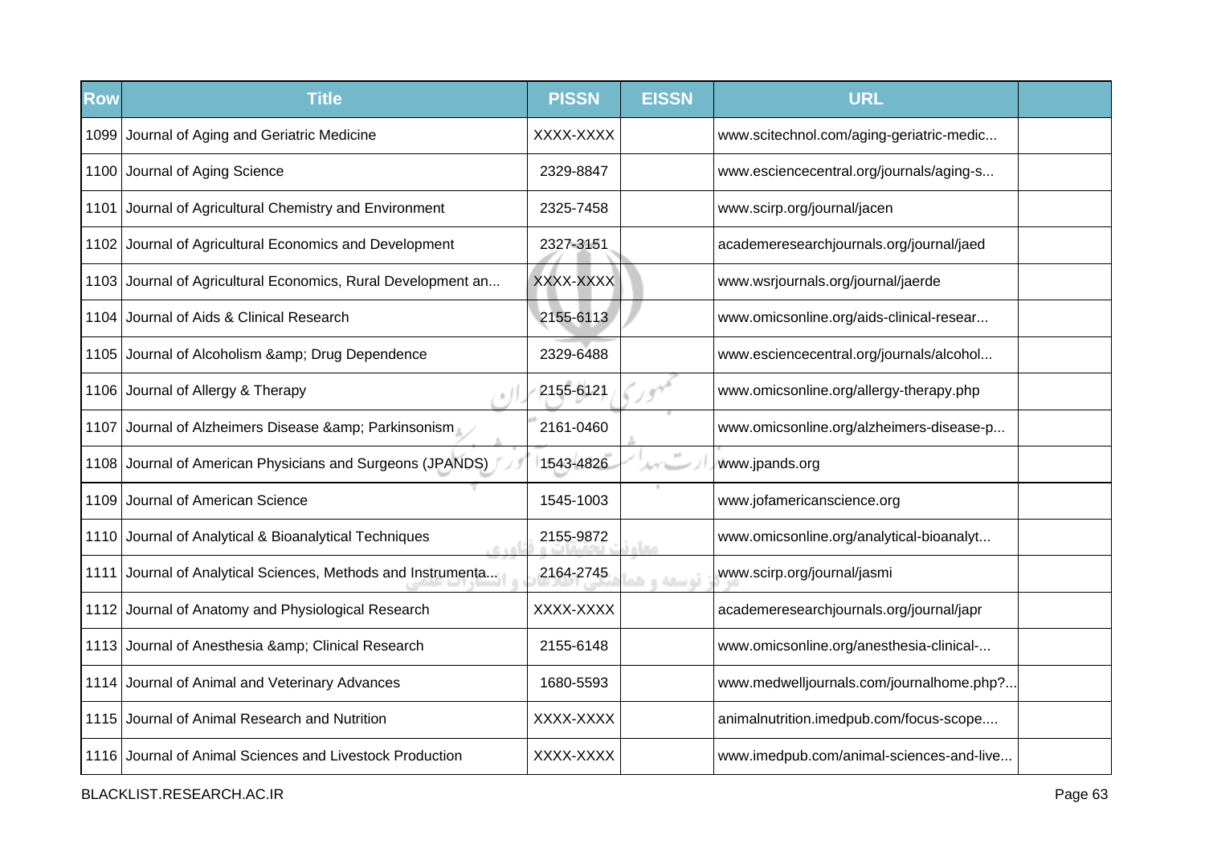| Row | Title | PISSN | EISSN | URL | |
|---|---|---|---|---|---|
| 1099 | Journal of Aging and Geriatric Medicine | XXXX-XXXX | | www.scitechnol.com/aging-geriatric-medic... | |
| 1100 | Journal of Aging Science | 2329-8847 | | www.esciencecentral.org/journals/aging-s... | |
| 1101 | Journal of Agricultural Chemistry and Environment | 2325-7458 | | www.scirp.org/journal/jacen | |
| 1102 | Journal of Agricultural Economics and Development | 2327-3151 | | academeresearchjournals.org/journal/jaed | |
| 1103 | Journal of Agricultural Economics, Rural Development an... | XXXX-XXXX | | www.wsrjournals.org/journal/jaerde | |
| 1104 | Journal of Aids & Clinical Research | 2155-6113 | | www.omicsonline.org/aids-clinical-resear... | |
| 1105 | Journal of Alcoholism &amp; Drug Dependence | 2329-6488 | | www.esciencecentral.org/journals/alcohol... | |
| 1106 | Journal of Allergy & Therapy | 2155-6121 | | www.omicsonline.org/allergy-therapy.php | |
| 1107 | Journal of Alzheimers Disease &amp; Parkinsonism | 2161-0460 | | www.omicsonline.org/alzheimers-disease-p... | |
| 1108 | Journal of American Physicians and Surgeons (JPANDS) | 1543-4826 | | www.jpands.org | |
| 1109 | Journal of American Science | 1545-1003 | | www.jofamericanscience.org | |
| 1110 | Journal of Analytical & Bioanalytical Techniques | 2155-9872 | | www.omicsonline.org/analytical-bioanalyt... | |
| 1111 | Journal of Analytical Sciences, Methods and Instrumenta... | 2164-2745 | | www.scirp.org/journal/jasmi | |
| 1112 | Journal of Anatomy and Physiological Research | XXXX-XXXX | | academeresearchjournals.org/journal/japr | |
| 1113 | Journal of Anesthesia &amp; Clinical Research | 2155-6148 | | www.omicsonline.org/anesthesia-clinical-... | |
| 1114 | Journal of Animal and Veterinary Advances | 1680-5593 | | www.medwelljournals.com/journalhome.php?... | |
| 1115 | Journal of Animal Research and Nutrition | XXXX-XXXX | | animalnutrition.imedpub.com/focus-scope.... | |
| 1116 | Journal of Animal Sciences and Livestock Production | XXXX-XXXX | | www.imedpub.com/animal-sciences-and-live... | |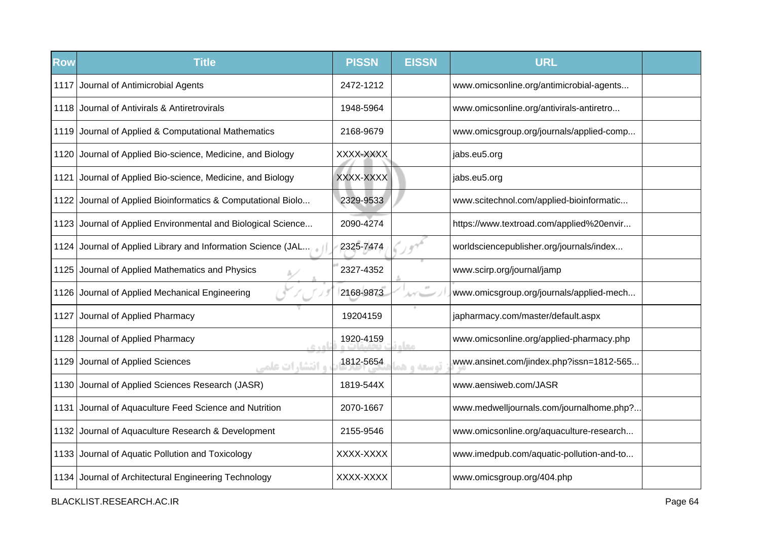| Row | Title | PISSN | EISSN | URL | |
|---|---|---|---|---|---|
| 1117 | Journal of Antimicrobial Agents | 2472-1212 | | www.omicsonline.org/antimicrobial-agents... | |
| 1118 | Journal of Antivirals & Antiretrovirals | 1948-5964 | | www.omicsonline.org/antivirals-antiretro... | |
| 1119 | Journal of Applied & Computational Mathematics | 2168-9679 | | www.omicsgroup.org/journals/applied-comp... | |
| 1120 | Journal of Applied Bio-science, Medicine, and Biology | XXXX-XXXX | | jabs.eu5.org | |
| 1121 | Journal of Applied Bio-science, Medicine, and Biology | XXXX-XXXX | | jabs.eu5.org | |
| 1122 | Journal of Applied Bioinformatics & Computational Biolo... | 2329-9533 | | www.scitechnol.com/applied-bioinformatic... | |
| 1123 | Journal of Applied Environmental and Biological Science... | 2090-4274 | | https://www.textroad.com/applied%20envir... | |
| 1124 | Journal of Applied Library and Information Science (JAL... | 2325-7474 | | worldsciencepublisher.org/journals/index... | |
| 1125 | Journal of Applied Mathematics and Physics | 2327-4352 | | www.scirp.org/journal/jamp | |
| 1126 | Journal of Applied Mechanical Engineering | 2168-9873 | | www.omicsgroup.org/journals/applied-mech... | |
| 1127 | Journal of Applied Pharmacy | 19204159 | | japharmacy.com/master/default.aspx | |
| 1128 | Journal of Applied Pharmacy | 1920-4159 | | www.omicsonline.org/applied-pharmacy.php | |
| 1129 | Journal of Applied Sciences | 1812-5654 | | www.ansinet.com/jindex.php?issn=1812-565... | |
| 1130 | Journal of Applied Sciences Research (JASR) | 1819-544X | | www.aensiweb.com/JASR | |
| 1131 | Journal of Aquaculture Feed Science and Nutrition | 2070-1667 | | www.medwelljournals.com/journalhome.php?... | |
| 1132 | Journal of Aquaculture Research & Development | 2155-9546 | | www.omicsonline.org/aquaculture-research... | |
| 1133 | Journal of Aquatic Pollution and Toxicology | XXXX-XXXX | | www.imedpub.com/aquatic-pollution-and-to... | |
| 1134 | Journal of Architectural Engineering Technology | XXXX-XXXX | | www.omicsgroup.org/404.php | |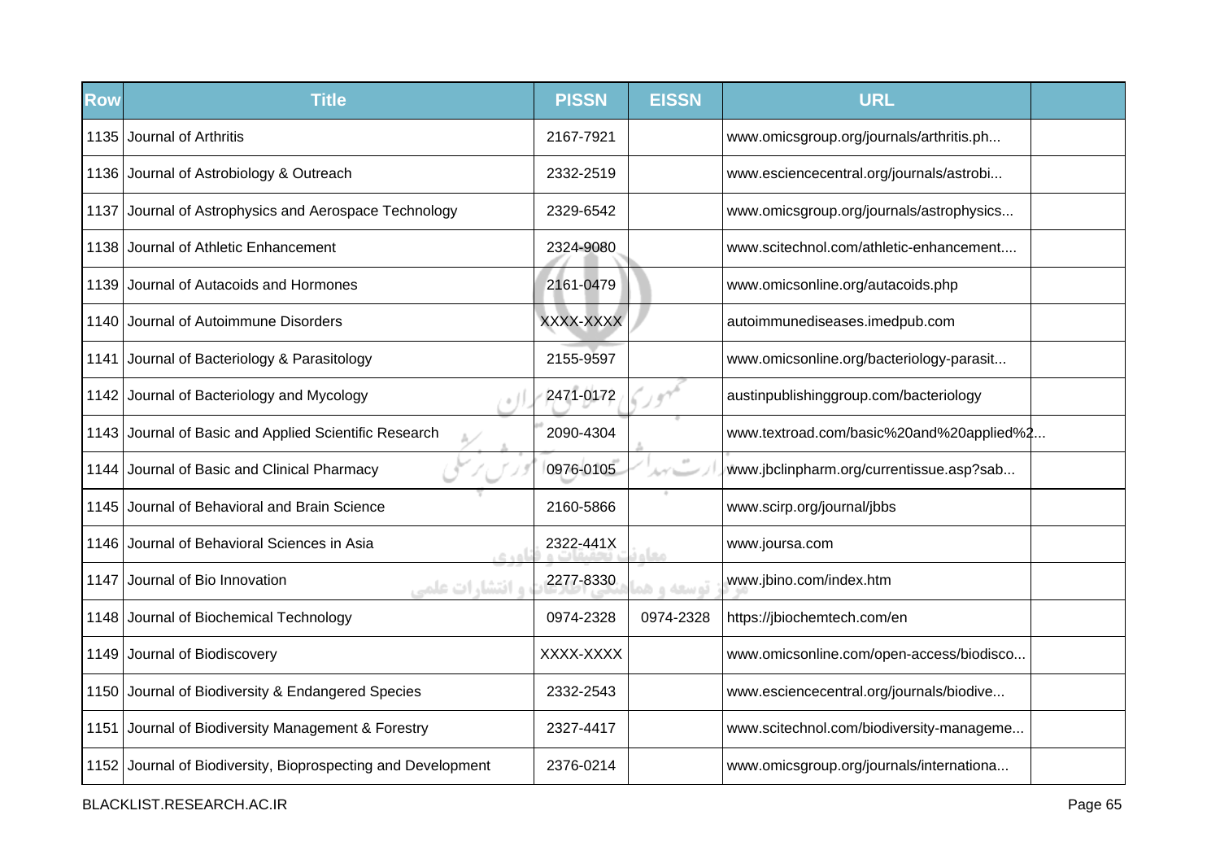| Row | Title | PISSN | EISSN | URL | |
|---|---|---|---|---|---|
| 1135 | Journal of Arthritis | 2167-7921 | | www.omicsgroup.org/journals/arthritis.ph... | |
| 1136 | Journal of Astrobiology & Outreach | 2332-2519 | | www.esciencecentral.org/journals/astrobi... | |
| 1137 | Journal of Astrophysics and Aerospace Technology | 2329-6542 | | www.omicsgroup.org/journals/astrophysics... | |
| 1138 | Journal of Athletic Enhancement | 2324-9080 | | www.scitechnol.com/athletic-enhancement.... | |
| 1139 | Journal of Autacoids and Hormones | 2161-0479 | | www.omicsonline.org/autacoids.php | |
| 1140 | Journal of Autoimmune Disorders | XXXX-XXXX | | autoimmunediseases.imedpub.com | |
| 1141 | Journal of Bacteriology & Parasitology | 2155-9597 | | www.omicsonline.org/bacteriology-parasit... | |
| 1142 | Journal of Bacteriology and Mycology | 2471-0172 | | austinpublishinggroup.com/bacteriology | |
| 1143 | Journal of Basic and Applied Scientific Research | 2090-4304 | | www.textroad.com/basic%20and%20applied%2... | |
| 1144 | Journal of Basic and Clinical Pharmacy | 0976-0105 | | www.jbclinpharm.org/currentissue.asp?sab... | |
| 1145 | Journal of Behavioral and Brain Science | 2160-5866 | | www.scirp.org/journal/jbbs | |
| 1146 | Journal of Behavioral Sciences in Asia | 2322-441X | | www.joursa.com | |
| 1147 | Journal of Bio Innovation | 2277-8330 | | www.jbino.com/index.htm | |
| 1148 | Journal of Biochemical Technology | 0974-2328 | 0974-2328 | https://jbiochemtech.com/en | |
| 1149 | Journal of Biodiscovery | XXXX-XXXX | | www.omicsonline.com/open-access/biodisco... | |
| 1150 | Journal of Biodiversity & Endangered Species | 2332-2543 | | www.esciencecentral.org/journals/biodive... | |
| 1151 | Journal of Biodiversity Management & Forestry | 2327-4417 | | www.scitechnol.com/biodiversity-manageme... | |
| 1152 | Journal of Biodiversity, Bioprospecting and Development | 2376-0214 | | www.omicsgroup.org/journals/internationa... | |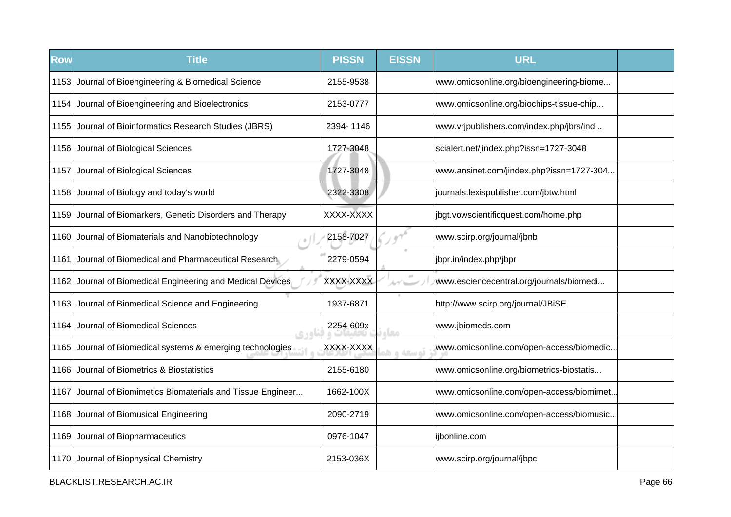| Row | Title | PISSN | EISSN | URL | |
|---|---|---|---|---|---|
| 1153 | Journal of Bioengineering & Biomedical Science | 2155-9538 | | www.omicsonline.org/bioengineering-biome... | |
| 1154 | Journal of Bioengineering and Bioelectronics | 2153-0777 | | www.omicsonline.org/biochips-tissue-chip... | |
| 1155 | Journal of Bioinformatics Research Studies (JBRS) | 2394- 1146 | | www.vrjpublishers.com/index.php/jbrs/ind... | |
| 1156 | Journal of Biological Sciences | 1727-3048 | | scialert.net/jindex.php?issn=1727-3048 | |
| 1157 | Journal of Biological Sciences | 1727-3048 | | www.ansinet.com/jindex.php?issn=1727-304... | |
| 1158 | Journal of Biology and today's world | 2322-3308 | | journals.lexispublisher.com/jbtw.html | |
| 1159 | Journal of Biomarkers, Genetic Disorders and Therapy | XXXX-XXXX | | jbgt.vowscientificquest.com/home.php | |
| 1160 | Journal of Biomaterials and Nanobiotechnology | 2158-7027 | | www.scirp.org/journal/jbnb | |
| 1161 | Journal of Biomedical and Pharmaceutical Research | 2279-0594 | | jbpr.in/index.php/jbpr | |
| 1162 | Journal of Biomedical Engineering and Medical Devices | XXXX-XXXX | | www.esciencecentral.org/journals/biomedi... | |
| 1163 | Journal of Biomedical Science and Engineering | 1937-6871 | | http://www.scirp.org/journal/JBiSE | |
| 1164 | Journal of Biomedical Sciences | 2254-609x | | www.jbiomeds.com | |
| 1165 | Journal of Biomedical systems & emerging technologies | XXXX-XXXX | | www.omicsonline.com/open-access/biomedic... | |
| 1166 | Journal of Biometrics & Biostatistics | 2155-6180 | | www.omicsonline.org/biometrics-biostatis... | |
| 1167 | Journal of Biomimetics Biomaterials and Tissue Engineer... | 1662-100X | | www.omicsonline.com/open-access/biomimet... | |
| 1168 | Journal of Biomusical Engineering | 2090-2719 | | www.omicsonline.com/open-access/biomusic... | |
| 1169 | Journal of Biopharmaceutics | 0976-1047 | | ijbonline.com | |
| 1170 | Journal of Biophysical Chemistry | 2153-036X | | www.scirp.org/journal/jbpc | |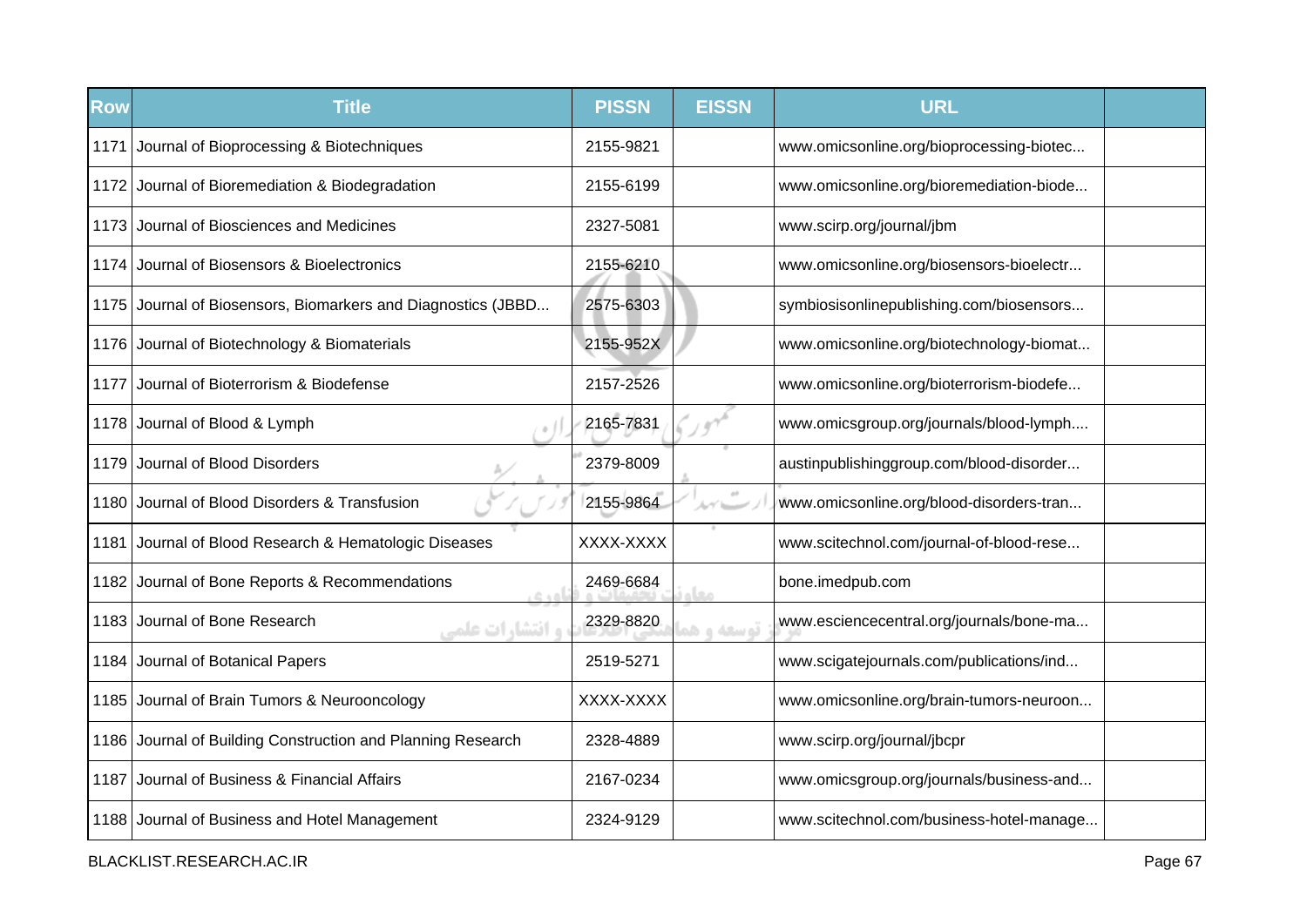| Row | Title | PISSN | EISSN | URL | |
|---|---|---|---|---|---|
| 1171 | Journal of Bioprocessing & Biotechniques | 2155-9821 | | www.omicsonline.org/bioprocessing-biotec... | |
| 1172 | Journal of Bioremediation & Biodegradation | 2155-6199 | | www.omicsonline.org/bioremediation-biode... | |
| 1173 | Journal of Biosciences and Medicines | 2327-5081 | | www.scirp.org/journal/jbm | |
| 1174 | Journal of Biosensors & Bioelectronics | 2155-6210 | | www.omicsonline.org/biosensors-bioelectr... | |
| 1175 | Journal of Biosensors, Biomarkers and Diagnostics (JBBD... | 2575-6303 | | symbiosisonlinepublishing.com/biosensors... | |
| 1176 | Journal of Biotechnology & Biomaterials | 2155-952X | | www.omicsonline.org/biotechnology-biomat... | |
| 1177 | Journal of Bioterrorism & Biodefense | 2157-2526 | | www.omicsonline.org/bioterrorism-biodefe... | |
| 1178 | Journal of Blood & Lymph | 2165-7831 | | www.omicsgroup.org/journals/blood-lymph.... | |
| 1179 | Journal of Blood Disorders | 2379-8009 | | austinpublishinggroup.com/blood-disorder... | |
| 1180 | Journal of Blood Disorders & Transfusion | 2155-9864 | | www.omicsonline.org/blood-disorders-tran... | |
| 1181 | Journal of Blood Research & Hematologic Diseases | XXXX-XXXX | | www.scitechnol.com/journal-of-blood-rese... | |
| 1182 | Journal of Bone Reports & Recommendations | 2469-6684 | | bone.imedpub.com | |
| 1183 | Journal of Bone Research | 2329-8820 | | www.esciencecentral.org/journals/bone-ma... | |
| 1184 | Journal of Botanical Papers | 2519-5271 | | www.scigatejournals.com/publications/ind... | |
| 1185 | Journal of Brain Tumors & Neurooncology | XXXX-XXXX | | www.omicsonline.org/brain-tumors-neuroon... | |
| 1186 | Journal of Building Construction and Planning Research | 2328-4889 | | www.scirp.org/journal/jbcpr | |
| 1187 | Journal of Business & Financial Affairs | 2167-0234 | | www.omicsgroup.org/journals/business-and... | |
| 1188 | Journal of Business and Hotel Management | 2324-9129 | | www.scitechnol.com/business-hotel-manage... | |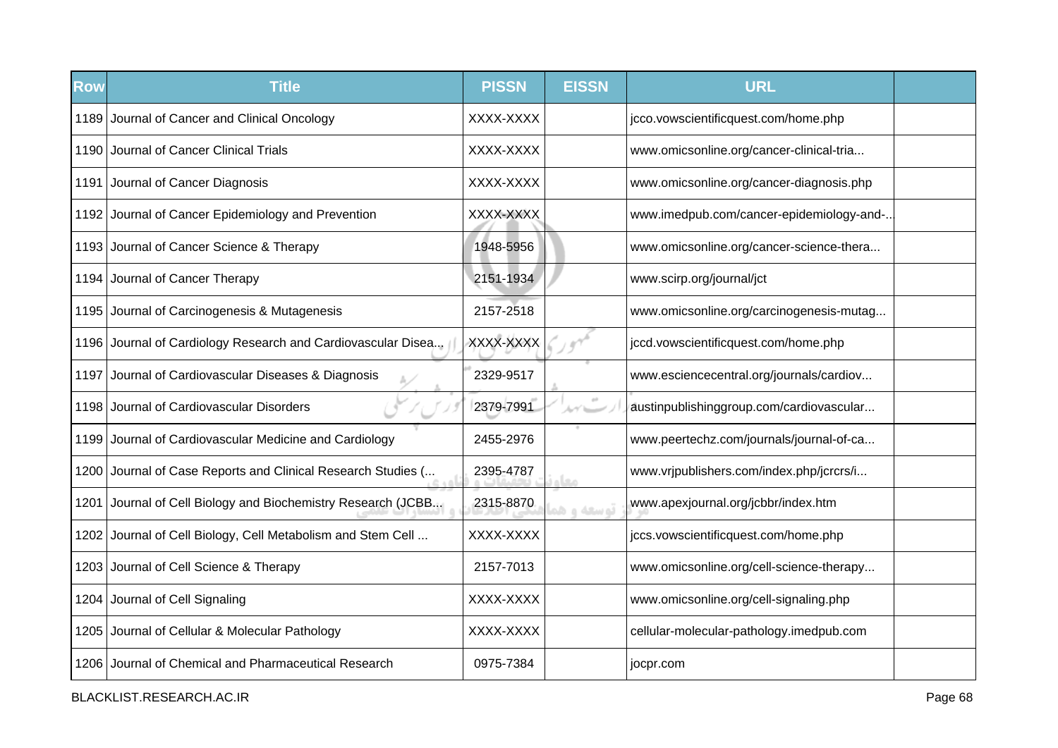| Row | Title | PISSN | EISSN | URL | |
|---|---|---|---|---|---|
| 1189 | Journal of Cancer and Clinical Oncology | XXXX-XXXX | | jcco.vowscientificquest.com/home.php | |
| 1190 | Journal of Cancer Clinical Trials | XXXX-XXXX | | www.omicsonline.org/cancer-clinical-tria... | |
| 1191 | Journal of Cancer Diagnosis | XXXX-XXXX | | www.omicsonline.org/cancer-diagnosis.php | |
| 1192 | Journal of Cancer Epidemiology and Prevention | XXXX-XXXX | | www.imedpub.com/cancer-epidemiology-and-... | |
| 1193 | Journal of Cancer Science & Therapy | 1948-5956 | | www.omicsonline.org/cancer-science-thera... | |
| 1194 | Journal of Cancer Therapy | 2151-1934 | | www.scirp.org/journal/jct | |
| 1195 | Journal of Carcinogenesis & Mutagenesis | 2157-2518 | | www.omicsonline.org/carcinogenesis-mutag... | |
| 1196 | Journal of Cardiology Research and Cardiovascular Disea... | XXXX-XXXX | | jccd.vowscientificquest.com/home.php | |
| 1197 | Journal of Cardiovascular Diseases & Diagnosis | 2329-9517 | | www.esciencecentral.org/journals/cardiov... | |
| 1198 | Journal of Cardiovascular Disorders | 2379-7991 | | austinpublishinggroup.com/cardiovascular... | |
| 1199 | Journal of Cardiovascular Medicine and Cardiology | 2455-2976 | | www.peertechz.com/journals/journal-of-ca... | |
| 1200 | Journal of Case Reports and Clinical Research Studies (... | 2395-4787 | | www.vrjpublishers.com/index.php/jcrcrs/i... | |
| 1201 | Journal of Cell Biology and Biochemistry Research (JCBB... | 2315-8870 | | www.apexjournal.org/jcbbr/index.htm | |
| 1202 | Journal of Cell Biology, Cell Metabolism and Stem Cell ... | XXXX-XXXX | | jccs.vowscientificquest.com/home.php | |
| 1203 | Journal of Cell Science & Therapy | 2157-7013 | | www.omicsonline.org/cell-science-therapy... | |
| 1204 | Journal of Cell Signaling | XXXX-XXXX | | www.omicsonline.org/cell-signaling.php | |
| 1205 | Journal of Cellular & Molecular Pathology | XXXX-XXXX | | cellular-molecular-pathology.imedpub.com | |
| 1206 | Journal of Chemical and Pharmaceutical Research | 0975-7384 | | jocpr.com | |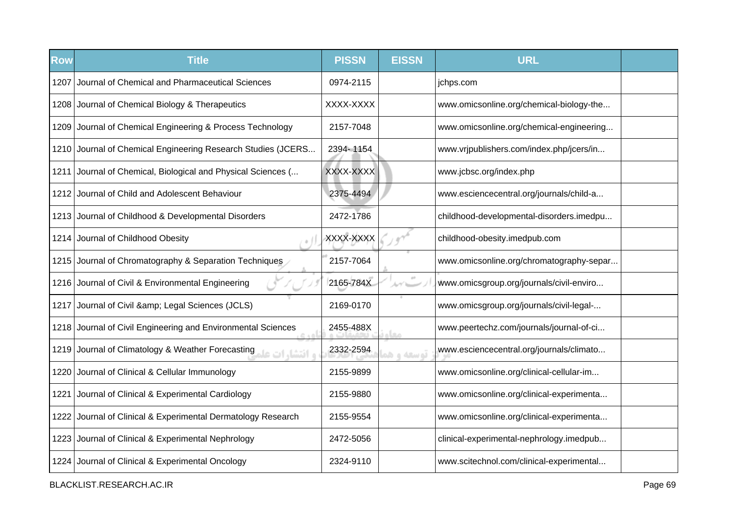| Row | Title | PISSN | EISSN | URL | |
|---|---|---|---|---|---|
| 1207 | Journal of Chemical and Pharmaceutical Sciences | 0974-2115 | | jchps.com | |
| 1208 | Journal of Chemical Biology & Therapeutics | XXXX-XXXX | | www.omicsonline.org/chemical-biology-the... | |
| 1209 | Journal of Chemical Engineering & Process Technology | 2157-7048 | | www.omicsonline.org/chemical-engineering... | |
| 1210 | Journal of Chemical Engineering Research Studies (JCERS... | 2394- 1154 | | www.vrjpublishers.com/index.php/jcers/in... | |
| 1211 | Journal of Chemical, Biological and Physical Sciences (... | XXXX-XXXX | | www.jcbsc.org/index.php | |
| 1212 | Journal of Child and Adolescent Behaviour | 2375-4494 | | www.esciencecentral.org/journals/child-a... | |
| 1213 | Journal of Childhood & Developmental Disorders | 2472-1786 | | childhood-developmental-disorders.imedpu... | |
| 1214 | Journal of Childhood Obesity | XXXX-XXXX | | childhood-obesity.imedpub.com | |
| 1215 | Journal of Chromatography & Separation Techniques | 2157-7064 | | www.omicsonline.org/chromatography-separ... | |
| 1216 | Journal of Civil & Environmental Engineering | 2165-784X | | www.omicsgroup.org/journals/civil-enviro... | |
| 1217 | Journal of Civil &amp; Legal Sciences (JCLS) | 2169-0170 | | www.omicsgroup.org/journals/civil-legal-... | |
| 1218 | Journal of Civil Engineering and Environmental Sciences | 2455-488X | | www.peertechz.com/journals/journal-of-ci... | |
| 1219 | Journal of Climatology & Weather Forecasting | 2332-2594 | | www.esciencecentral.org/journals/climato... | |
| 1220 | Journal of Clinical & Cellular Immunology | 2155-9899 | | www.omicsonline.org/clinical-cellular-im... | |
| 1221 | Journal of Clinical & Experimental Cardiology | 2155-9880 | | www.omicsonline.org/clinical-experimenta... | |
| 1222 | Journal of Clinical & Experimental Dermatology Research | 2155-9554 | | www.omicsonline.org/clinical-experimenta... | |
| 1223 | Journal of Clinical & Experimental Nephrology | 2472-5056 | | clinical-experimental-nephrology.imedpub... | |
| 1224 | Journal of Clinical & Experimental Oncology | 2324-9110 | | www.scitechnol.com/clinical-experimental... | |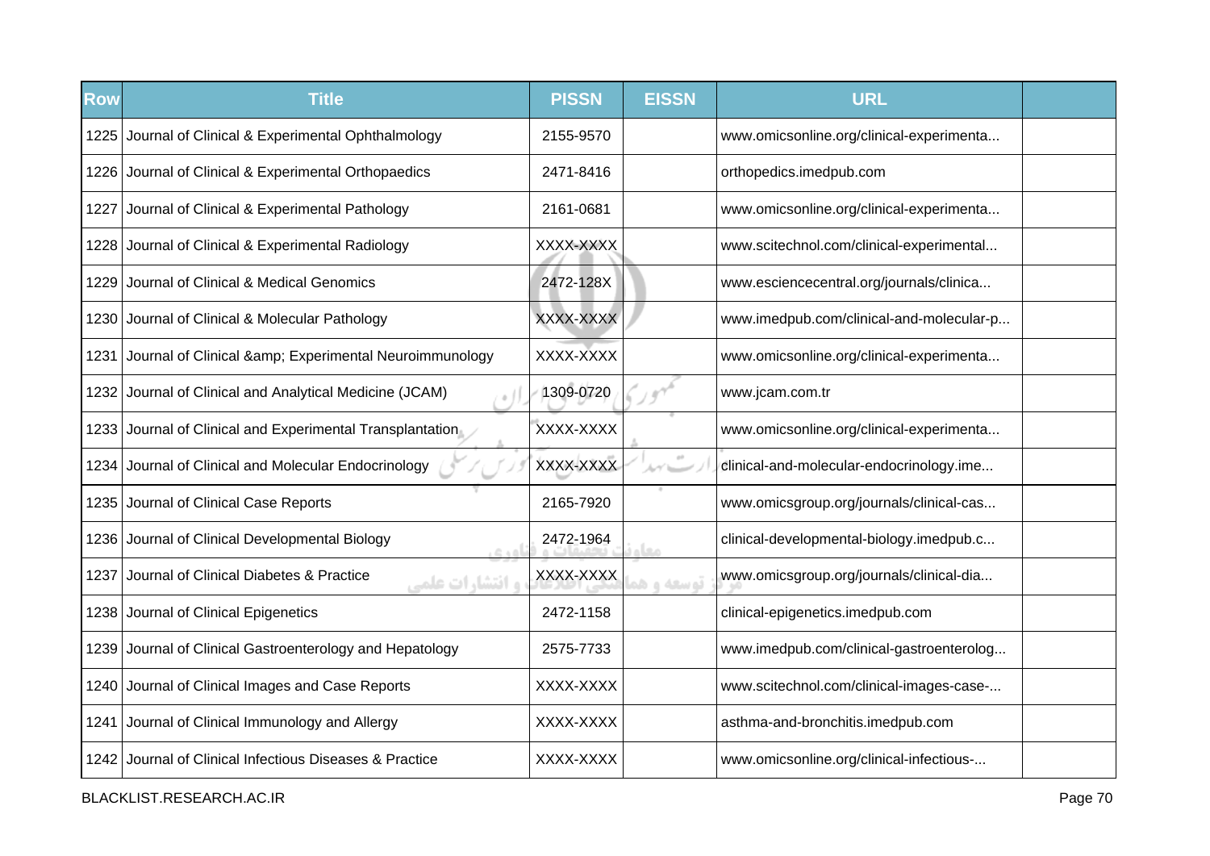| Row | Title | PISSN | EISSN | URL | |
|---|---|---|---|---|---|
| 1225 | Journal of Clinical & Experimental Ophthalmology | 2155-9570 | | www.omicsonline.org/clinical-experimenta... | |
| 1226 | Journal of Clinical & Experimental Orthopaedics | 2471-8416 | | orthopedics.imedpub.com | |
| 1227 | Journal of Clinical & Experimental Pathology | 2161-0681 | | www.omicsonline.org/clinical-experimenta... | |
| 1228 | Journal of Clinical & Experimental Radiology | XXXX-XXXX | | www.scitechnol.com/clinical-experimental... | |
| 1229 | Journal of Clinical & Medical Genomics | 2472-128X | | www.esciencecentral.org/journals/clinica... | |
| 1230 | Journal of Clinical & Molecular Pathology | XXXX-XXXX | | www.imedpub.com/clinical-and-molecular-p... | |
| 1231 | Journal of Clinical &amp; Experimental Neuroimmunology | XXXX-XXXX | | www.omicsonline.org/clinical-experimenta... | |
| 1232 | Journal of Clinical and Analytical Medicine (JCAM) | 1309-0720 | | www.jcam.com.tr | |
| 1233 | Journal of Clinical and Experimental Transplantation | XXXX-XXXX | | www.omicsonline.org/clinical-experimenta... | |
| 1234 | Journal of Clinical and Molecular Endocrinology | XXXX-XXXX | | clinical-and-molecular-endocrinology.ime... | |
| 1235 | Journal of Clinical Case Reports | 2165-7920 | | www.omicsgroup.org/journals/clinical-cas... | |
| 1236 | Journal of Clinical Developmental Biology | 2472-1964 | | clinical-developmental-biology.imedpub.c... | |
| 1237 | Journal of Clinical Diabetes & Practice | XXXX-XXXX | | www.omicsgroup.org/journals/clinical-dia... | |
| 1238 | Journal of Clinical Epigenetics | 2472-1158 | | clinical-epigenetics.imedpub.com | |
| 1239 | Journal of Clinical Gastroenterology and Hepatology | 2575-7733 | | www.imedpub.com/clinical-gastroenterolog... | |
| 1240 | Journal of Clinical Images and Case Reports | XXXX-XXXX | | www.scitechnol.com/clinical-images-case-... | |
| 1241 | Journal of Clinical Immunology and Allergy | XXXX-XXXX | | asthma-and-bronchitis.imedpub.com | |
| 1242 | Journal of Clinical Infectious Diseases & Practice | XXXX-XXXX | | www.omicsonline.org/clinical-infectious-... | |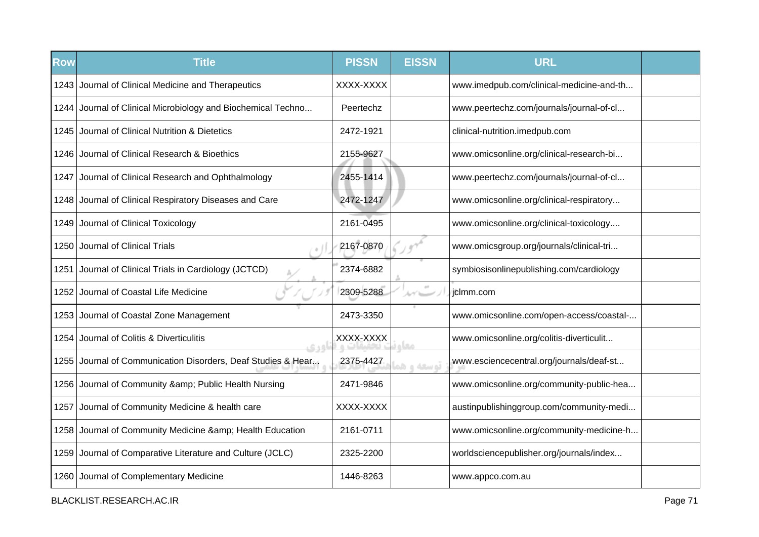| Row | Title | PISSN | EISSN | URL | |
|---|---|---|---|---|---|
| 1243 | Journal of Clinical Medicine and Therapeutics | XXXX-XXXX | | www.imedpub.com/clinical-medicine-and-th... | |
| 1244 | Journal of Clinical Microbiology and Biochemical Techno... | Peertechz | | www.peertechz.com/journals/journal-of-cl... | |
| 1245 | Journal of Clinical Nutrition & Dietetics | 2472-1921 | | clinical-nutrition.imedpub.com | |
| 1246 | Journal of Clinical Research & Bioethics | 2155-9627 | | www.omicsonline.org/clinical-research-bi... | |
| 1247 | Journal of Clinical Research and Ophthalmology | 2455-1414 | | www.peertechz.com/journals/journal-of-cl... | |
| 1248 | Journal of Clinical Respiratory Diseases and Care | 2472-1247 | | www.omicsonline.org/clinical-respiratory... | |
| 1249 | Journal of Clinical Toxicology | 2161-0495 | | www.omicsonline.org/clinical-toxicology.... | |
| 1250 | Journal of Clinical Trials | 2167-0870 | | www.omicsgroup.org/journals/clinical-tri... | |
| 1251 | Journal of Clinical Trials in Cardiology (JCTCD) | 2374-6882 | | symbiosisonlinepublishing.com/cardiology | |
| 1252 | Journal of Coastal Life Medicine | 2309-5288 | | jclmm.com | |
| 1253 | Journal of Coastal Zone Management | 2473-3350 | | www.omicsonline.com/open-access/coastal-... | |
| 1254 | Journal of Colitis & Diverticulitis | XXXX-XXXX | | www.omicsonline.org/colitis-diverticulit... | |
| 1255 | Journal of Communication Disorders, Deaf Studies & Hear... | 2375-4427 | | www.esciencecentral.org/journals/deaf-st... | |
| 1256 | Journal of Community &amp; Public Health Nursing | 2471-9846 | | www.omicsonline.org/community-public-hea... | |
| 1257 | Journal of Community Medicine & health care | XXXX-XXXX | | austinpublishinggroup.com/community-medi... | |
| 1258 | Journal of Community Medicine &amp; Health Education | 2161-0711 | | www.omicsonline.org/community-medicine-h... | |
| 1259 | Journal of Comparative Literature and Culture (JCLC) | 2325-2200 | | worldsciencepublisher.org/journals/index... | |
| 1260 | Journal of Complementary Medicine | 1446-8263 | | www.appco.com.au | |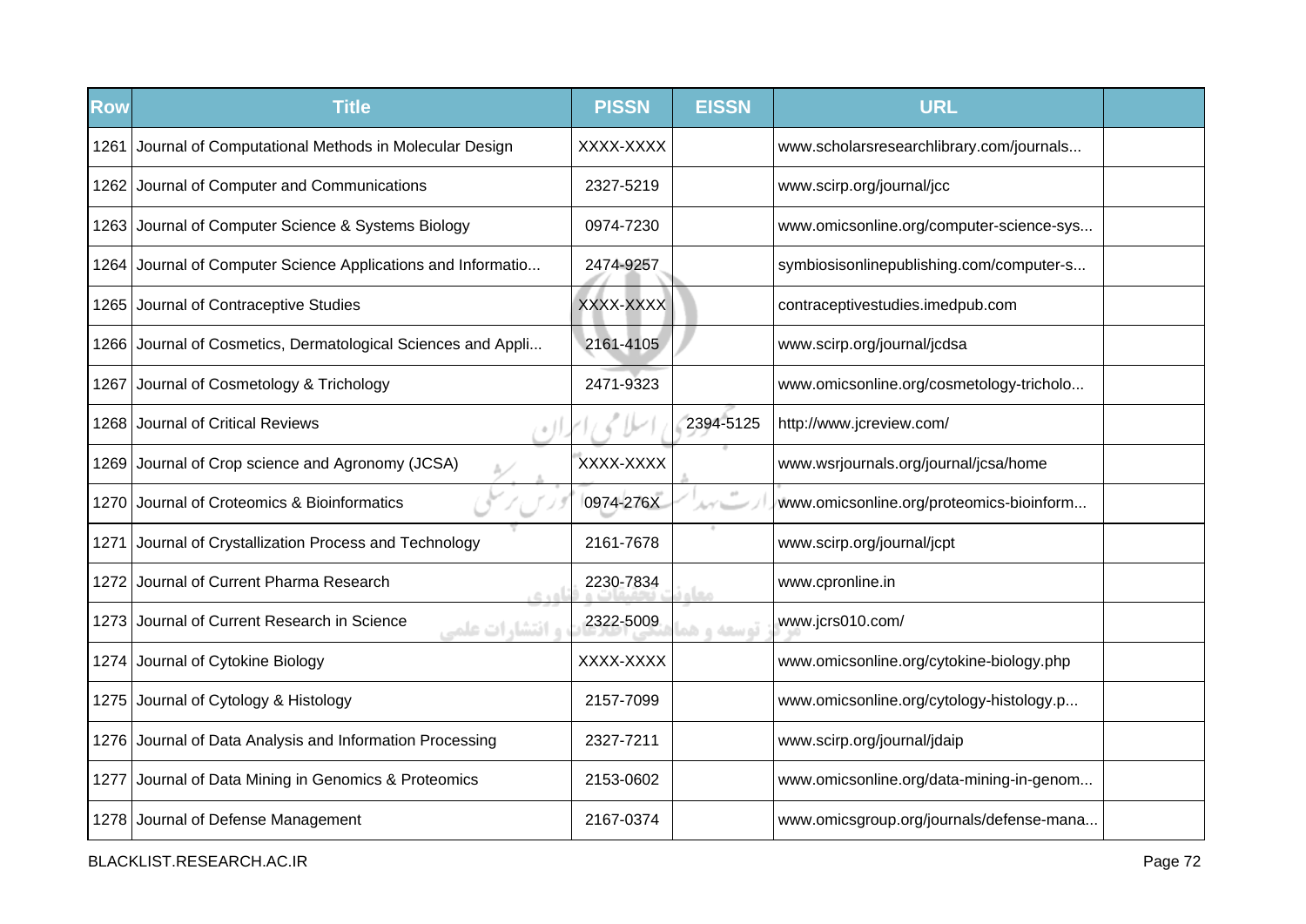| Row | Title | PISSN | EISSN | URL | |
|---|---|---|---|---|---|
| 1261 | Journal of Computational Methods in Molecular Design | XXXX-XXXX | | www.scholarsresearchlibrary.com/journals... | |
| 1262 | Journal of Computer and Communications | 2327-5219 | | www.scirp.org/journal/jcc | |
| 1263 | Journal of Computer Science & Systems Biology | 0974-7230 | | www.omicsonline.org/computer-science-sys... | |
| 1264 | Journal of Computer Science Applications and Informatio... | 2474-9257 | | symbiosisonlinepublishing.com/computer-s... | |
| 1265 | Journal of Contraceptive Studies | XXXX-XXXX | | contraceptivestudies.imedpub.com | |
| 1266 | Journal of Cosmetics, Dermatological Sciences and Appli... | 2161-4105 | | www.scirp.org/journal/jcdsa | |
| 1267 | Journal of Cosmetology & Trichology | 2471-9323 | | www.omicsonline.org/cosmetology-tricholo... | |
| 1268 | Journal of Critical Reviews | | 2394-5125 | http://www.jcreview.com/ | |
| 1269 | Journal of Crop science and Agronomy (JCSA) | XXXX-XXXX | | www.wsrjournals.org/journal/jcsa/home | |
| 1270 | Journal of Croteomics & Bioinformatics | 0974-276X | | www.omicsonline.org/proteomics-bioinform... | |
| 1271 | Journal of Crystallization Process and Technology | 2161-7678 | | www.scirp.org/journal/jcpt | |
| 1272 | Journal of Current Pharma Research | 2230-7834 | | www.cpronline.in | |
| 1273 | Journal of Current Research in Science | 2322-5009 | | www.jcrs010.com/ | |
| 1274 | Journal of Cytokine Biology | XXXX-XXXX | | www.omicsonline.org/cytokine-biology.php | |
| 1275 | Journal of Cytology & Histology | 2157-7099 | | www.omicsonline.org/cytology-histology.p... | |
| 1276 | Journal of Data Analysis and Information Processing | 2327-7211 | | www.scirp.org/journal/jdaip | |
| 1277 | Journal of Data Mining in Genomics & Proteomics | 2153-0602 | | www.omicsonline.org/data-mining-in-genom... | |
| 1278 | Journal of Defense Management | 2167-0374 | | www.omicsgroup.org/journals/defense-mana... | |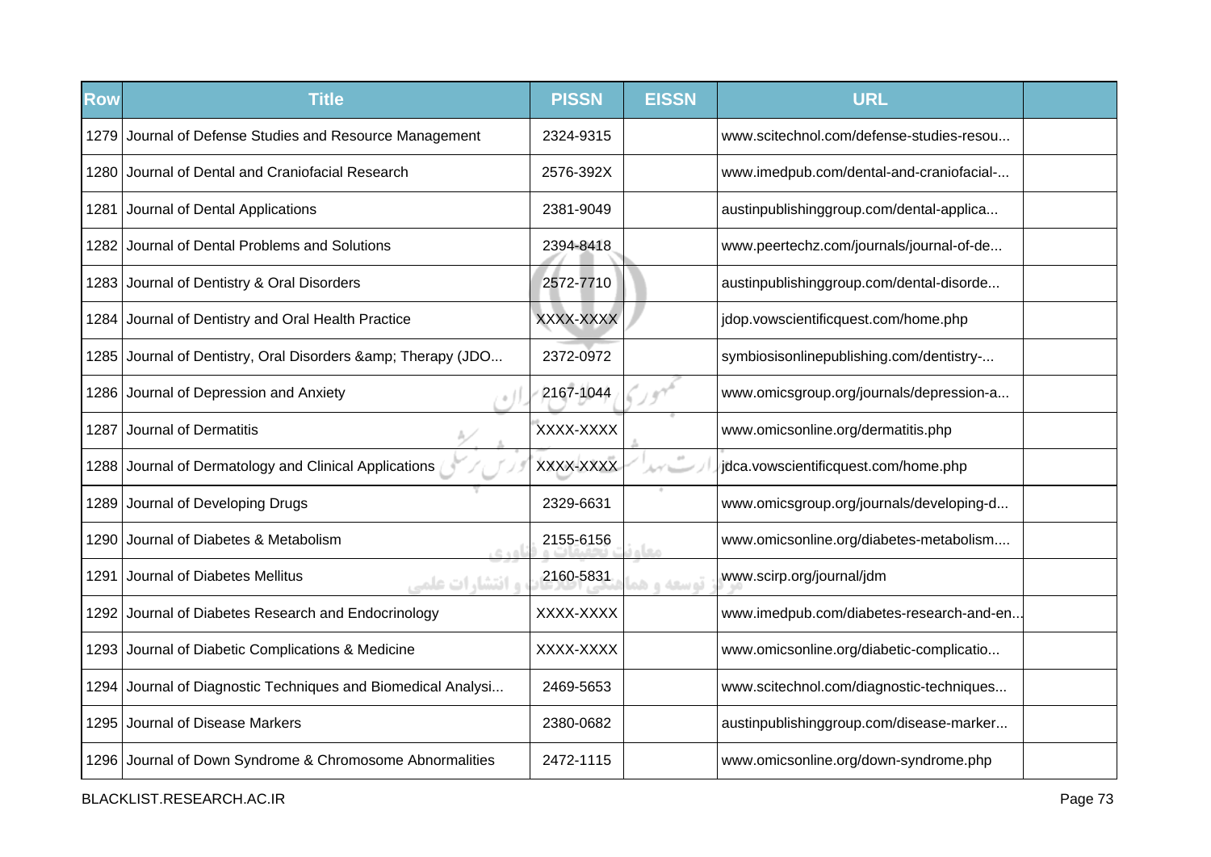| Row | Title | PISSN | EISSN | URL | |
|---|---|---|---|---|---|
| 1279 | Journal of Defense Studies and Resource Management | 2324-9315 | | www.scitechnol.com/defense-studies-resou... | |
| 1280 | Journal of Dental and Craniofacial Research | 2576-392X | | www.imedpub.com/dental-and-craniofacial-... | |
| 1281 | Journal of Dental Applications | 2381-9049 | | austinpublishinggroup.com/dental-applica... | |
| 1282 | Journal of Dental Problems and Solutions | 2394-8418 | | www.peertechz.com/journals/journal-of-de... | |
| 1283 | Journal of Dentistry & Oral Disorders | 2572-7710 | | austinpublishinggroup.com/dental-disorde... | |
| 1284 | Journal of Dentistry and Oral Health Practice | XXXX-XXXX | | jdop.vowscientificquest.com/home.php | |
| 1285 | Journal of Dentistry, Oral Disorders &amp; Therapy (JDO... | 2372-0972 | | symbiosisonlinepublishing.com/dentistry-... | |
| 1286 | Journal of Depression and Anxiety | 2167-1044 | | www.omicsgroup.org/journals/depression-a... | |
| 1287 | Journal of Dermatitis | XXXX-XXXX | | www.omicsonline.org/dermatitis.php | |
| 1288 | Journal of Dermatology and Clinical Applications | XXXX-XXXX | | jdca.vowscientificquest.com/home.php | |
| 1289 | Journal of Developing Drugs | 2329-6631 | | www.omicsgroup.org/journals/developing-d... | |
| 1290 | Journal of Diabetes & Metabolism | 2155-6156 | | www.omicsonline.org/diabetes-metabolism.... | |
| 1291 | Journal of Diabetes Mellitus | 2160-5831 | | www.scirp.org/journal/jdm | |
| 1292 | Journal of Diabetes Research and Endocrinology | XXXX-XXXX | | www.imedpub.com/diabetes-research-and-en... | |
| 1293 | Journal of Diabetic Complications & Medicine | XXXX-XXXX | | www.omicsonline.org/diabetic-complicatio... | |
| 1294 | Journal of Diagnostic Techniques and Biomedical Analysi... | 2469-5653 | | www.scitechnol.com/diagnostic-techniques... | |
| 1295 | Journal of Disease Markers | 2380-0682 | | austinpublishinggroup.com/disease-marker... | |
| 1296 | Journal of Down Syndrome & Chromosome Abnormalities | 2472-1115 | | www.omicsonline.org/down-syndrome.php | |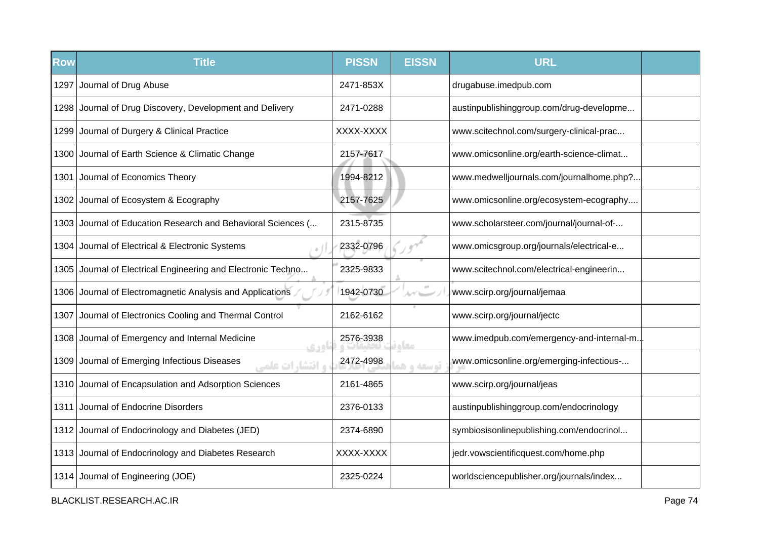| Row | Title | PISSN | EISSN | URL | |
|---|---|---|---|---|---|
| 1297 | Journal of Drug Abuse | 2471-853X | | drugabuse.imedpub.com | |
| 1298 | Journal of Drug Discovery, Development and Delivery | 2471-0288 | | austinpublishinggroup.com/drug-developme... | |
| 1299 | Journal of Durgery & Clinical Practice | XXXX-XXXX | | www.scitechnol.com/surgery-clinical-prac... | |
| 1300 | Journal of Earth Science & Climatic Change | 2157-7617 | | www.omicsonline.org/earth-science-climat... | |
| 1301 | Journal of Economics Theory | 1994-8212 | | www.medwelljournals.com/journalhome.php?... | |
| 1302 | Journal of Ecosystem & Ecography | 2157-7625 | | www.omicsonline.org/ecosystem-ecography.... | |
| 1303 | Journal of Education Research and Behavioral Sciences (... | 2315-8735 | | www.scholarsteer.com/journal/journal-of-... | |
| 1304 | Journal of Electrical & Electronic Systems | 2332-0796 | | www.omicsgroup.org/journals/electrical-e... | |
| 1305 | Journal of Electrical Engineering and Electronic Techno... | 2325-9833 | | www.scitechnol.com/electrical-engineerin... | |
| 1306 | Journal of Electromagnetic Analysis and Applications | 1942-0730 | | www.scirp.org/journal/jemaa | |
| 1307 | Journal of Electronics Cooling and Thermal Control | 2162-6162 | | www.scirp.org/journal/jectc | |
| 1308 | Journal of Emergency and Internal Medicine | 2576-3938 | | www.imedpub.com/emergency-and-internal-m... | |
| 1309 | Journal of Emerging Infectious Diseases | 2472-4998 | | www.omicsonline.org/emerging-infectious-... | |
| 1310 | Journal of Encapsulation and Adsorption Sciences | 2161-4865 | | www.scirp.org/journal/jeas | |
| 1311 | Journal of Endocrine Disorders | 2376-0133 | | austinpublishinggroup.com/endocrinology | |
| 1312 | Journal of Endocrinology and Diabetes (JED) | 2374-6890 | | symbiosisonlinepublishing.com/endocrinol... | |
| 1313 | Journal of Endocrinology and Diabetes Research | XXXX-XXXX | | jedr.vowscientificquest.com/home.php | |
| 1314 | Journal of Engineering (JOE) | 2325-0224 | | worldsciencepublisher.org/journals/index... | |

BLACKLIST.RESEARCH.AC.IR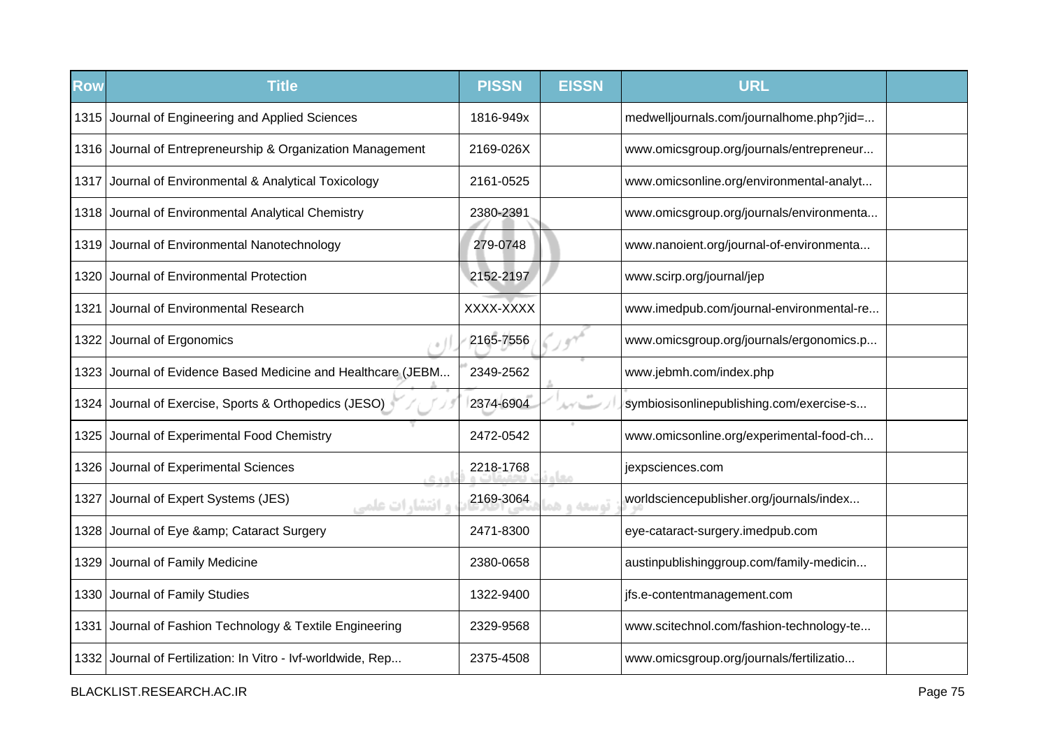| Row | Title | PISSN | EISSN | URL | |
|---|---|---|---|---|---|
| 1315 | Journal of Engineering and Applied Sciences | 1816-949x | | medwelljournals.com/journalhome.php?jid=... | |
| 1316 | Journal of Entrepreneurship & Organization Management | 2169-026X | | www.omicsgroup.org/journals/entrepreneur... | |
| 1317 | Journal of Environmental & Analytical Toxicology | 2161-0525 | | www.omicsonline.org/environmental-analyt... | |
| 1318 | Journal of Environmental Analytical Chemistry | 2380-2391 | | www.omicsgroup.org/journals/environmenta... | |
| 1319 | Journal of Environmental Nanotechnology | 279-0748 | | www.nanoient.org/journal-of-environmenta... | |
| 1320 | Journal of Environmental Protection | 2152-2197 | | www.scirp.org/journal/jep | |
| 1321 | Journal of Environmental Research | XXXX-XXXX | | www.imedpub.com/journal-environmental-re... | |
| 1322 | Journal of Ergonomics | 2165-7556 | | www.omicsgroup.org/journals/ergonomics.p... | |
| 1323 | Journal of Evidence Based Medicine and Healthcare (JEBM... | 2349-2562 | | www.jebmh.com/index.php | |
| 1324 | Journal of Exercise, Sports & Orthopedics (JESO) | 2374-6904 | | symbiosisonlinepublishing.com/exercise-s... | |
| 1325 | Journal of Experimental Food Chemistry | 2472-0542 | | www.omicsonline.org/experimental-food-ch... | |
| 1326 | Journal of Experimental Sciences | 2218-1768 | | jexpsciences.com | |
| 1327 | Journal of Expert Systems (JES) | 2169-3064 | | worldsciencepublisher.org/journals/index... | |
| 1328 | Journal of Eye &amp; Cataract Surgery | 2471-8300 | | eye-cataract-surgery.imedpub.com | |
| 1329 | Journal of Family Medicine | 2380-0658 | | austinpublishinggroup.com/family-medicin... | |
| 1330 | Journal of Family Studies | 1322-9400 | | jfs.e-contentmanagement.com | |
| 1331 | Journal of Fashion Technology & Textile Engineering | 2329-9568 | | www.scitechnol.com/fashion-technology-te... | |
| 1332 | Journal of Fertilization: In Vitro - Ivf-worldwide, Rep... | 2375-4508 | | www.omicsgroup.org/journals/fertilizatio... | |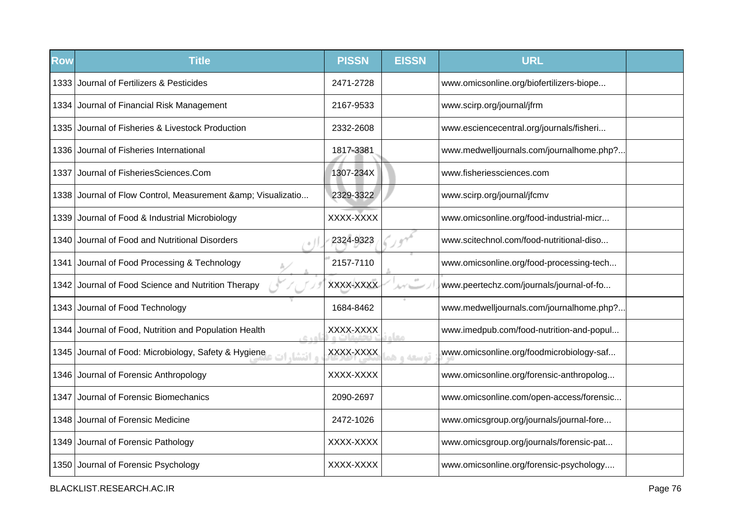| Row | Title | PISSN | EISSN | URL | |
|---|---|---|---|---|---|
| 1333 | Journal of Fertilizers & Pesticides | 2471-2728 | | www.omicsonline.org/biofertilizers-biope... | |
| 1334 | Journal of Financial Risk Management | 2167-9533 | | www.scirp.org/journal/jfrm | |
| 1335 | Journal of Fisheries & Livestock Production | 2332-2608 | | www.esciencecentral.org/journals/fisheri... | |
| 1336 | Journal of Fisheries International | 1817-3381 | | www.medwelljournals.com/journalhome.php?... | |
| 1337 | Journal of FisheriesSciences.Com | 1307-234X | | www.fisheriessciences.com | |
| 1338 | Journal of Flow Control, Measurement &amp; Visualizatio... | 2329-3322 | | www.scirp.org/journal/jfcmv | |
| 1339 | Journal of Food & Industrial Microbiology | XXXX-XXXX | | www.omicsonline.org/food-industrial-micr... | |
| 1340 | Journal of Food and Nutritional Disorders | 2324-9323 | | www.scitechnol.com/food-nutritional-diso... | |
| 1341 | Journal of Food Processing & Technology | 2157-7110 | | www.omicsonline.org/food-processing-tech... | |
| 1342 | Journal of Food Science and Nutrition Therapy | XXXX-XXXX | | www.peertechz.com/journals/journal-of-fo... | |
| 1343 | Journal of Food Technology | 1684-8462 | | www.medwelljournals.com/journalhome.php?... | |
| 1344 | Journal of Food, Nutrition and Population Health | XXXX-XXXX | | www.imedpub.com/food-nutrition-and-popul... | |
| 1345 | Journal of Food: Microbiology, Safety & Hygiene | XXXX-XXXX | | www.omicsonline.org/foodmicrobiology-saf... | |
| 1346 | Journal of Forensic Anthropology | XXXX-XXXX | | www.omicsonline.org/forensic-anthropolog... | |
| 1347 | Journal of Forensic Biomechanics | 2090-2697 | | www.omicsonline.com/open-access/forensic... | |
| 1348 | Journal of Forensic Medicine | 2472-1026 | | www.omicsgroup.org/journals/journal-fore... | |
| 1349 | Journal of Forensic Pathology | XXXX-XXXX | | www.omicsgroup.org/journals/forensic-pat... | |
| 1350 | Journal of Forensic Psychology | XXXX-XXXX | | www.omicsonline.org/forensic-psychology.... | |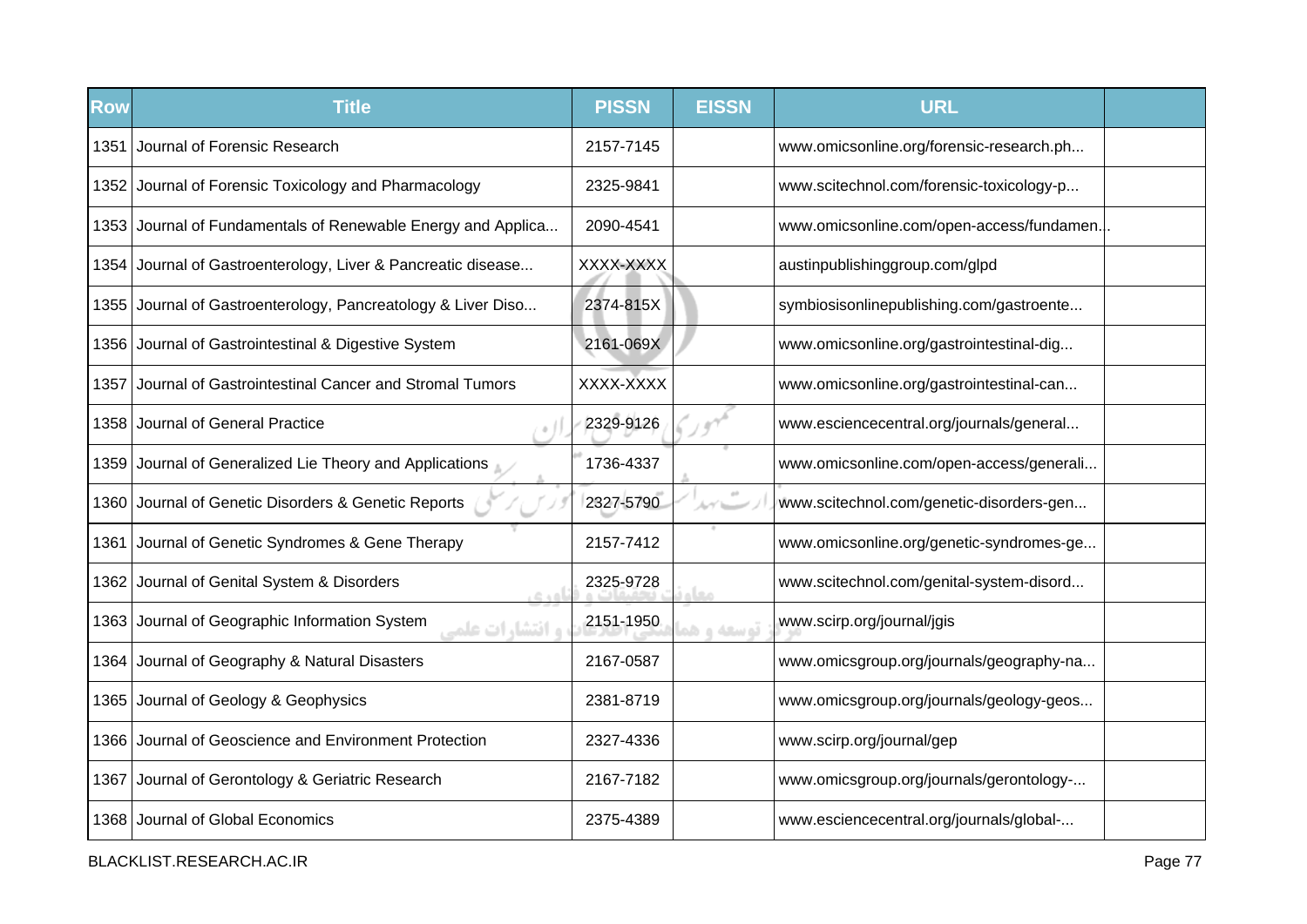| Row | Title | PISSN | EISSN | URL | |
|---|---|---|---|---|---|
| 1351 | Journal of Forensic Research | 2157-7145 | | www.omicsonline.org/forensic-research.ph... | |
| 1352 | Journal of Forensic Toxicology and Pharmacology | 2325-9841 | | www.scitechnol.com/forensic-toxicology-p... | |
| 1353 | Journal of Fundamentals of Renewable Energy and Applica... | 2090-4541 | | www.omicsonline.com/open-access/fundamen... | |
| 1354 | Journal of Gastroenterology, Liver & Pancreatic disease... | XXXX-XXXX | | austinpublishinggroup.com/glpd | |
| 1355 | Journal of Gastroenterology, Pancreatology & Liver Diso... | 2374-815X | | symbiosisonlinepublishing.com/gastroente... | |
| 1356 | Journal of Gastrointestinal & Digestive System | 2161-069X | | www.omicsonline.org/gastrointestinal-dig... | |
| 1357 | Journal of Gastrointestinal Cancer and Stromal Tumors | XXXX-XXXX | | www.omicsonline.org/gastrointestinal-can... | |
| 1358 | Journal of General Practice | 2329-9126 | | www.esciencecentral.org/journals/general... | |
| 1359 | Journal of Generalized Lie Theory and Applications | 1736-4337 | | www.omicsonline.com/open-access/generali... | |
| 1360 | Journal of Genetic Disorders & Genetic Reports | 2327-5790 | | www.scitechnol.com/genetic-disorders-gen... | |
| 1361 | Journal of Genetic Syndromes & Gene Therapy | 2157-7412 | | www.omicsonline.org/genetic-syndromes-ge... | |
| 1362 | Journal of Genital System & Disorders | 2325-9728 | | www.scitechnol.com/genital-system-disord... | |
| 1363 | Journal of Geographic Information System | 2151-1950 | | www.scirp.org/journal/jgis | |
| 1364 | Journal of Geography & Natural Disasters | 2167-0587 | | www.omicsgroup.org/journals/geography-na... | |
| 1365 | Journal of Geology & Geophysics | 2381-8719 | | www.omicsgroup.org/journals/geology-geos... | |
| 1366 | Journal of Geoscience and Environment Protection | 2327-4336 | | www.scirp.org/journal/gep | |
| 1367 | Journal of Gerontology & Geriatric Research | 2167-7182 | | www.omicsgroup.org/journals/gerontology-... | |
| 1368 | Journal of Global Economics | 2375-4389 | | www.esciencecentral.org/journals/global-... | |

BLACKLIST.RESEARCH.AC.IR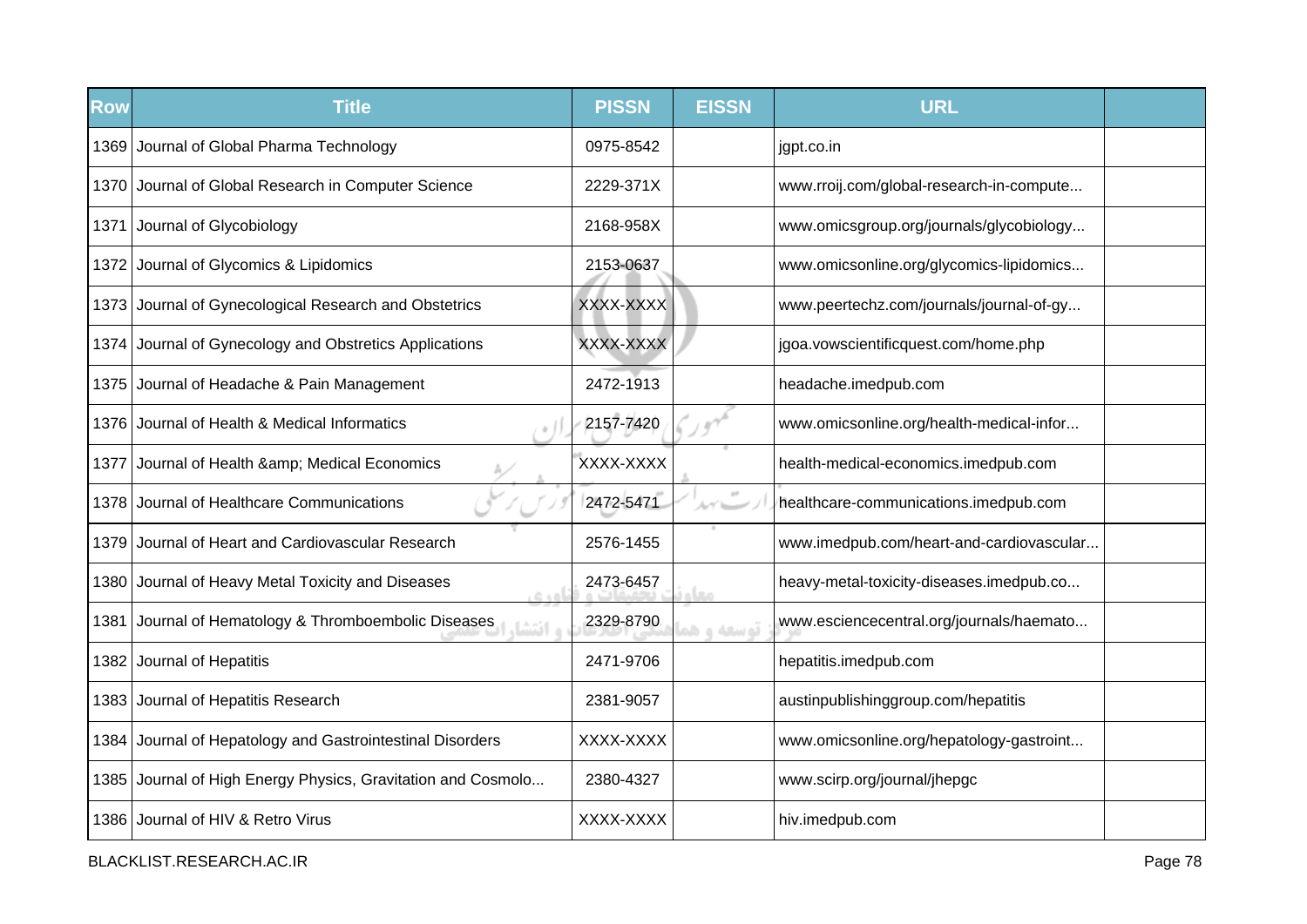| Row | Title | PISSN | EISSN | URL | |
|---|---|---|---|---|---|
| 1369 | Journal of Global Pharma Technology | 0975-8542 | | jgpt.co.in | |
| 1370 | Journal of Global Research in Computer Science | 2229-371X | | www.rroij.com/global-research-in-compute... | |
| 1371 | Journal of Glycobiology | 2168-958X | | www.omicsgroup.org/journals/glycobiology... | |
| 1372 | Journal of Glycomics & Lipidomics | 2153-0637 | | www.omicsonline.org/glycomics-lipidomics... | |
| 1373 | Journal of Gynecological Research and Obstetrics | XXXX-XXXX | | www.peertechz.com/journals/journal-of-gy... | |
| 1374 | Journal of Gynecology and Obstretics Applications | XXXX-XXXX | | jgoa.vowscientificquest.com/home.php | |
| 1375 | Journal of Headache & Pain Management | 2472-1913 | | headache.imedpub.com | |
| 1376 | Journal of Health & Medical Informatics | 2157-7420 | | www.omicsonline.org/health-medical-infor... | |
| 1377 | Journal of Health &amp; Medical Economics | XXXX-XXXX | | health-medical-economics.imedpub.com | |
| 1378 | Journal of Healthcare Communications | 2472-5471 | | healthcare-communications.imedpub.com | |
| 1379 | Journal of Heart and Cardiovascular Research | 2576-1455 | | www.imedpub.com/heart-and-cardiovascular... | |
| 1380 | Journal of Heavy Metal Toxicity and Diseases | 2473-6457 | | heavy-metal-toxicity-diseases.imedpub.co... | |
| 1381 | Journal of Hematology & Thromboembolic Diseases | 2329-8790 | | www.esciencecentral.org/journals/haemato... | |
| 1382 | Journal of Hepatitis | 2471-9706 | | hepatitis.imedpub.com | |
| 1383 | Journal of Hepatitis Research | 2381-9057 | | austinpublishinggroup.com/hepatitis | |
| 1384 | Journal of Hepatology and Gastrointestinal Disorders | XXXX-XXXX | | www.omicsonline.org/hepatology-gastroint... | |
| 1385 | Journal of High Energy Physics, Gravitation and Cosmolo... | 2380-4327 | | www.scirp.org/journal/jhepgc | |
| 1386 | Journal of HIV & Retro Virus | XXXX-XXXX | | hiv.imedpub.com | |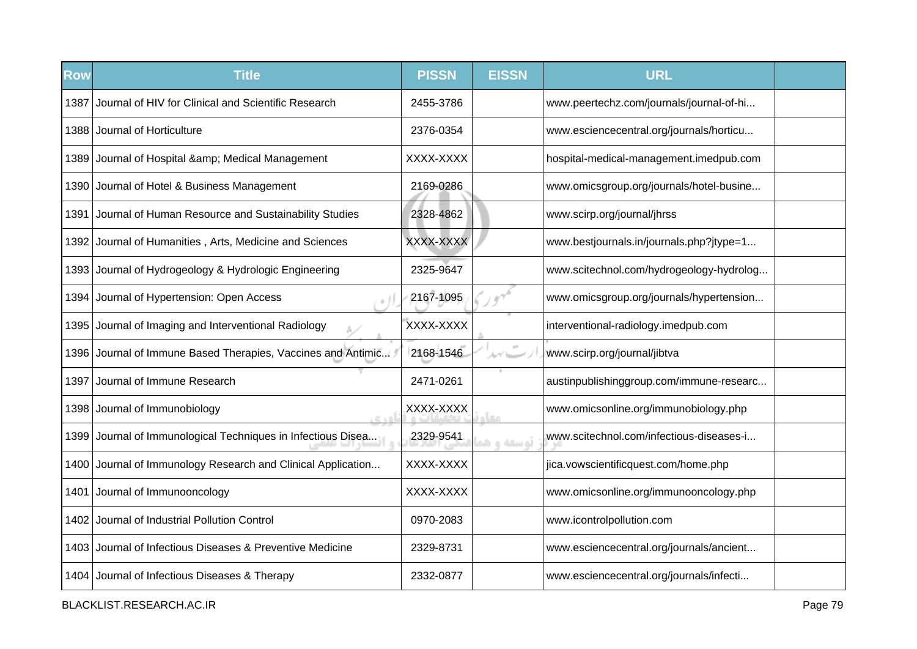| Row | Title | PISSN | EISSN | URL | |
|---|---|---|---|---|---|
| 1387 | Journal of HIV for Clinical and Scientific Research | 2455-3786 | | www.peertechz.com/journals/journal-of-hi... | |
| 1388 | Journal of Horticulture | 2376-0354 | | www.esciencecentral.org/journals/horticu... | |
| 1389 | Journal of Hospital &amp; Medical Management | XXXX-XXXX | | hospital-medical-management.imedpub.com | |
| 1390 | Journal of Hotel & Business Management | 2169-0286 | | www.omicsgroup.org/journals/hotel-busine... | |
| 1391 | Journal of Human Resource and Sustainability Studies | 2328-4862 | | www.scirp.org/journal/jhrss | |
| 1392 | Journal of Humanities , Arts, Medicine and Sciences | XXXX-XXXX | | www.bestjournals.in/journals.php?jtype=1... | |
| 1393 | Journal of Hydrogeology & Hydrologic Engineering | 2325-9647 | | www.scitechnol.com/hydrogeology-hydrolog... | |
| 1394 | Journal of Hypertension: Open Access | 2167-1095 | | www.omicsgroup.org/journals/hypertension... | |
| 1395 | Journal of Imaging and Interventional Radiology | XXXX-XXXX | | interventional-radiology.imedpub.com | |
| 1396 | Journal of Immune Based Therapies, Vaccines and Antimic... | 2168-1546 | | www.scirp.org/journal/jibtva | |
| 1397 | Journal of Immune Research | 2471-0261 | | austinpublishinggroup.com/immune-researc... | |
| 1398 | Journal of Immunobiology | XXXX-XXXX | | www.omicsonline.org/immunobiology.php | |
| 1399 | Journal of Immunological Techniques in Infectious Disea... | 2329-9541 | | www.scitechnol.com/infectious-diseases-i... | |
| 1400 | Journal of Immunology Research and Clinical Application... | XXXX-XXXX | | jica.vowscientificquest.com/home.php | |
| 1401 | Journal of Immunooncology | XXXX-XXXX | | www.omicsonline.org/immunooncology.php | |
| 1402 | Journal of Industrial Pollution Control | 0970-2083 | | www.icontrolpollution.com | |
| 1403 | Journal of Infectious Diseases & Preventive Medicine | 2329-8731 | | www.esciencecentral.org/journals/ancient... | |
| 1404 | Journal of Infectious Diseases & Therapy | 2332-0877 | | www.esciencecentral.org/journals/infecti... | |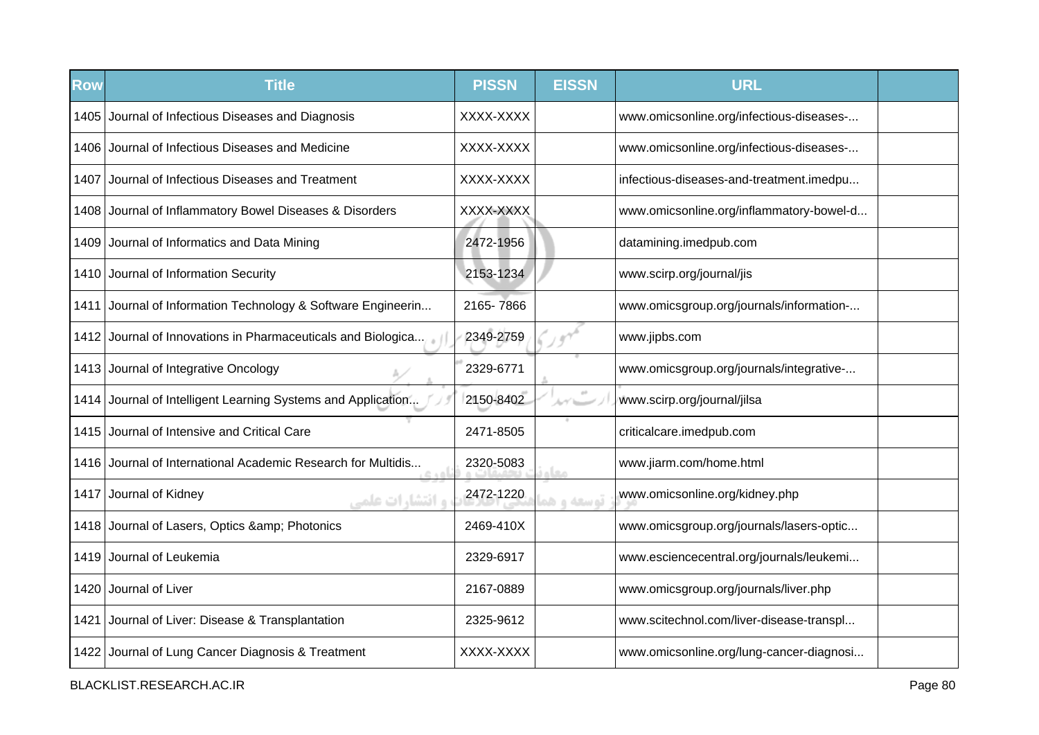| Row | Title | PISSN | EISSN | URL | |
|---|---|---|---|---|---|
| 1405 | Journal of Infectious Diseases and Diagnosis | XXXX-XXXX | | www.omicsonline.org/infectious-diseases-... | |
| 1406 | Journal of Infectious Diseases and Medicine | XXXX-XXXX | | www.omicsonline.org/infectious-diseases-... | |
| 1407 | Journal of Infectious Diseases and Treatment | XXXX-XXXX | | infectious-diseases-and-treatment.imedpu... | |
| 1408 | Journal of Inflammatory Bowel Diseases & Disorders | XXXX-XXXX | | www.omicsonline.org/inflammatory-bowel-d... | |
| 1409 | Journal of Informatics and Data Mining | 2472-1956 | | datamining.imedpub.com | |
| 1410 | Journal of Information Security | 2153-1234 | | www.scirp.org/journal/jis | |
| 1411 | Journal of Information Technology & Software Engineerin... | 2165- 7866 | | www.omicsgroup.org/journals/information-... | |
| 1412 | Journal of Innovations in Pharmaceuticals and Biologica... | 2349-2759 | | www.jipbs.com | |
| 1413 | Journal of Integrative Oncology | 2329-6771 | | www.omicsgroup.org/journals/integrative-... | |
| 1414 | Journal of Intelligent Learning Systems and Application... | 2150-8402 | | www.scirp.org/journal/jilsa | |
| 1415 | Journal of Intensive and Critical Care | 2471-8505 | | criticalcare.imedpub.com | |
| 1416 | Journal of International Academic Research for Multidis... | 2320-5083 | | www.jiarm.com/home.html | |
| 1417 | Journal of Kidney | 2472-1220 | | www.omicsonline.org/kidney.php | |
| 1418 | Journal of Lasers, Optics &amp; Photonics | 2469-410X | | www.omicsgroup.org/journals/lasers-optic... | |
| 1419 | Journal of Leukemia | 2329-6917 | | www.esciencecentral.org/journals/leukemi... | |
| 1420 | Journal of Liver | 2167-0889 | | www.omicsgroup.org/journals/liver.php | |
| 1421 | Journal of Liver: Disease & Transplantation | 2325-9612 | | www.scitechnol.com/liver-disease-transpl... | |
| 1422 | Journal of Lung Cancer Diagnosis & Treatment | XXXX-XXXX | | www.omicsonline.org/lung-cancer-diagnosi... | |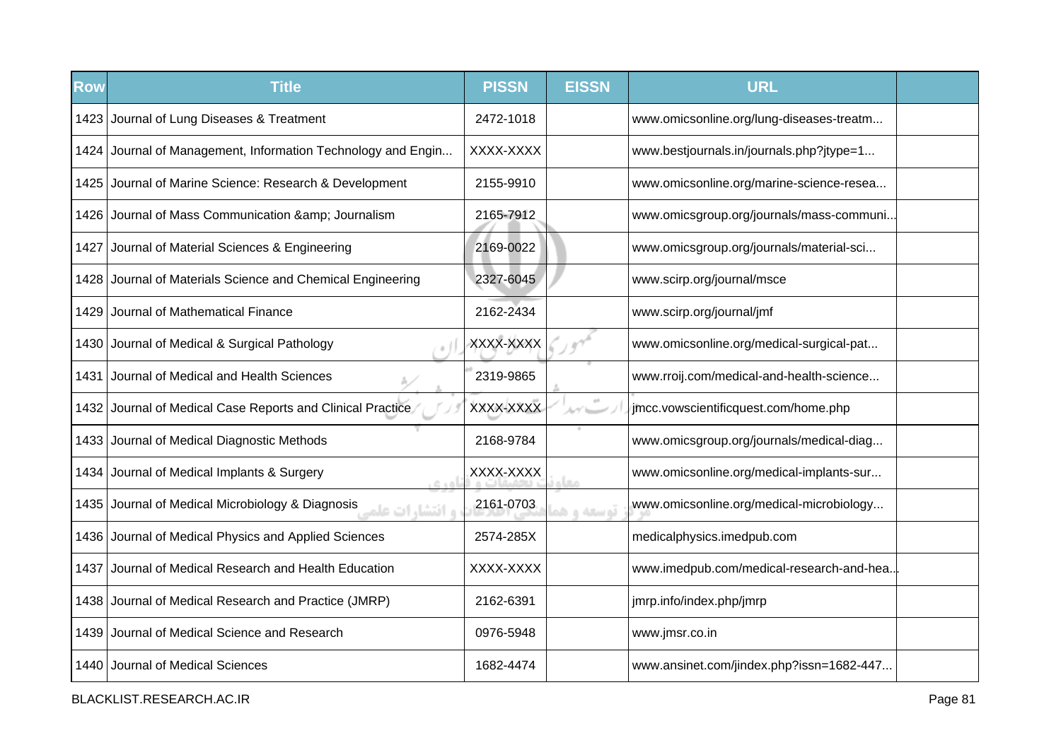| Row | Title | PISSN | EISSN | URL | |
|---|---|---|---|---|---|
| 1423 | Journal of Lung Diseases & Treatment | 2472-1018 | | www.omicsonline.org/lung-diseases-treatm... | |
| 1424 | Journal of Management, Information Technology and Engin... | XXXX-XXXX | | www.bestjournals.in/journals.php?jtype=1... | |
| 1425 | Journal of Marine Science: Research & Development | 2155-9910 | | www.omicsonline.org/marine-science-resea... | |
| 1426 | Journal of Mass Communication &amp; Journalism | 2165-7912 | | www.omicsgroup.org/journals/mass-communi... | |
| 1427 | Journal of Material Sciences & Engineering | 2169-0022 | | www.omicsgroup.org/journals/material-sci... | |
| 1428 | Journal of Materials Science and Chemical Engineering | 2327-6045 | | www.scirp.org/journal/msce | |
| 1429 | Journal of Mathematical Finance | 2162-2434 | | www.scirp.org/journal/jmf | |
| 1430 | Journal of Medical & Surgical Pathology | XXXX-XXXX | | www.omicsonline.org/medical-surgical-pat... | |
| 1431 | Journal of Medical and Health Sciences | 2319-9865 | | www.rroij.com/medical-and-health-science... | |
| 1432 | Journal of Medical Case Reports and Clinical Practice | XXXX-XXXX | | jmcc.vowscientificquest.com/home.php | |
| 1433 | Journal of Medical Diagnostic Methods | 2168-9784 | | www.omicsgroup.org/journals/medical-diag... | |
| 1434 | Journal of Medical Implants & Surgery | XXXX-XXXX | | www.omicsonline.org/medical-implants-sur... | |
| 1435 | Journal of Medical Microbiology & Diagnosis | 2161-0703 | | www.omicsonline.org/medical-microbiology... | |
| 1436 | Journal of Medical Physics and Applied Sciences | 2574-285X | | medicalphysics.imedpub.com | |
| 1437 | Journal of Medical Research and Health Education | XXXX-XXXX | | www.imedpub.com/medical-research-and-hea... | |
| 1438 | Journal of Medical Research and Practice (JMRP) | 2162-6391 | | jmrp.info/index.php/jmrp | |
| 1439 | Journal of Medical Science and Research | 0976-5948 | | www.jmsr.co.in | |
| 1440 | Journal of Medical Sciences | 1682-4474 | | www.ansinet.com/jindex.php?issn=1682-447... | |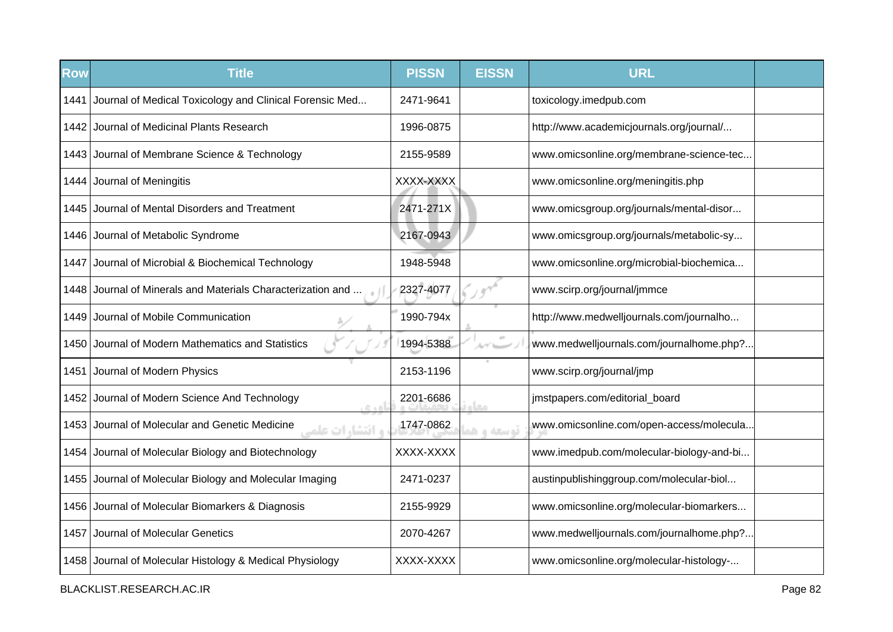| Row | Title | PISSN | EISSN | URL | |
|---|---|---|---|---|---|
| 1441 | Journal of Medical Toxicology and Clinical Forensic Med... | 2471-9641 | | toxicology.imedpub.com | |
| 1442 | Journal of Medicinal Plants Research | 1996-0875 | | http://www.academicjournals.org/journal/... | |
| 1443 | Journal of Membrane Science & Technology | 2155-9589 | | www.omicsonline.org/membrane-science-tec... | |
| 1444 | Journal of Meningitis | XXXX-XXXX | | www.omicsonline.org/meningitis.php | |
| 1445 | Journal of Mental Disorders and Treatment | 2471-271X | | www.omicsgroup.org/journals/mental-disor... | |
| 1446 | Journal of Metabolic Syndrome | 2167-0943 | | www.omicsgroup.org/journals/metabolic-sy... | |
| 1447 | Journal of Microbial & Biochemical Technology | 1948-5948 | | www.omicsonline.org/microbial-biochemica... | |
| 1448 | Journal of Minerals and Materials Characterization and ... | 2327-4077 | | www.scirp.org/journal/jmmce | |
| 1449 | Journal of Mobile Communication | 1990-794x | | http://www.medwelljournals.com/journalho... | |
| 1450 | Journal of Modern Mathematics and Statistics | 1994-5388 | | www.medwelljournals.com/journalhome.php?... | |
| 1451 | Journal of Modern Physics | 2153-1196 | | www.scirp.org/journal/jmp | |
| 1452 | Journal of Modern Science And Technology | 2201-6686 | | jmstpapers.com/editorial_board | |
| 1453 | Journal of Molecular and Genetic Medicine | 1747-0862 | | www.omicsonline.com/open-access/molecula... | |
| 1454 | Journal of Molecular Biology and Biotechnology | XXXX-XXXX | | www.imedpub.com/molecular-biology-and-bi... | |
| 1455 | Journal of Molecular Biology and Molecular Imaging | 2471-0237 | | austinpublishinggroup.com/molecular-biol... | |
| 1456 | Journal of Molecular Biomarkers & Diagnosis | 2155-9929 | | www.omicsonline.org/molecular-biomarkers... | |
| 1457 | Journal of Molecular Genetics | 2070-4267 | | www.medwelljournals.com/journalhome.php?... | |
| 1458 | Journal of Molecular Histology & Medical Physiology | XXXX-XXXX | | www.omicsonline.org/molecular-histology-... | |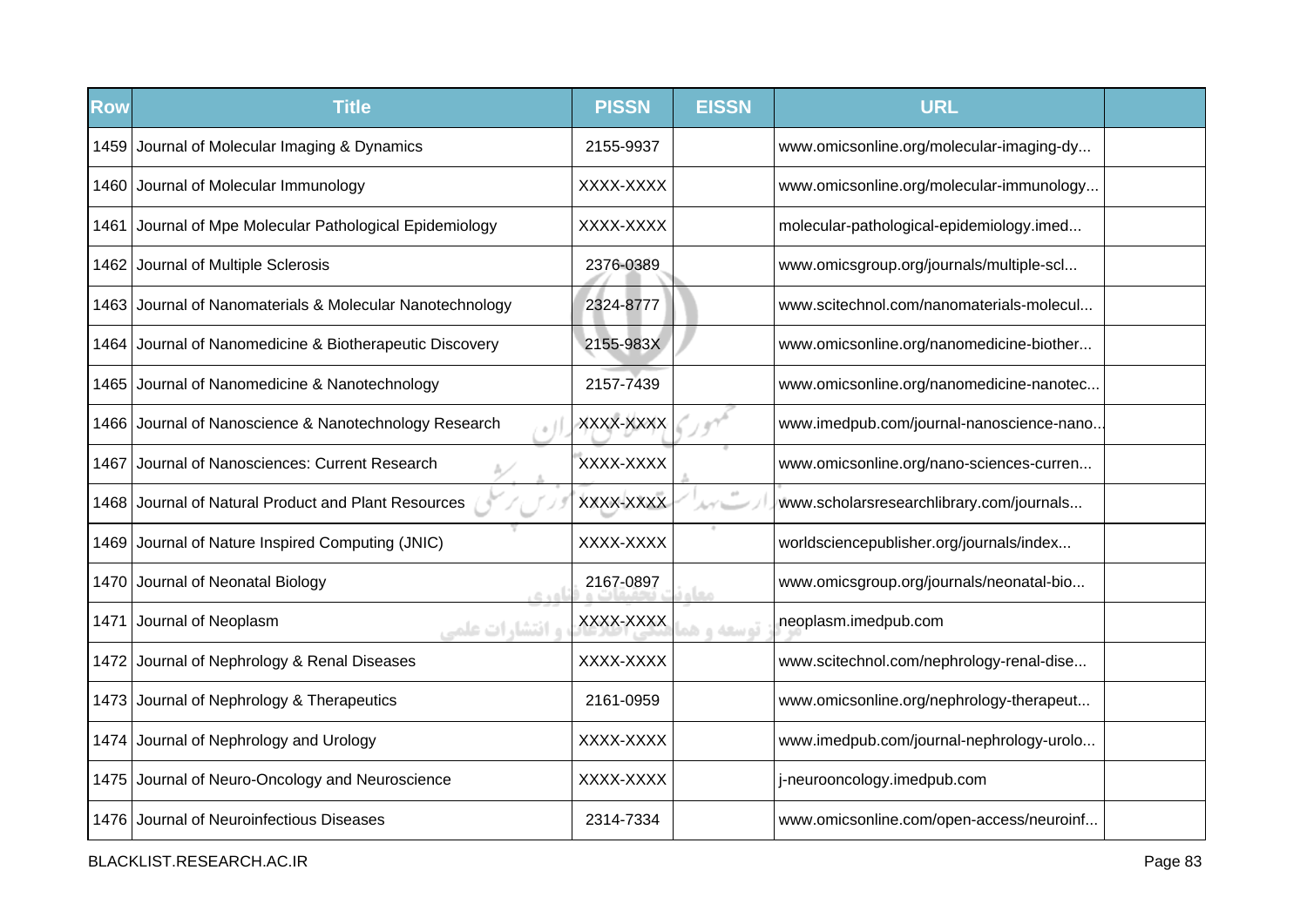| Row | Title | PISSN | EISSN | URL | |
|---|---|---|---|---|---|
| 1459 | Journal of Molecular Imaging & Dynamics | 2155-9937 | | www.omicsonline.org/molecular-imaging-dy... | |
| 1460 | Journal of Molecular Immunology | XXXX-XXXX | | www.omicsonline.org/molecular-immunology... | |
| 1461 | Journal of Mpe Molecular Pathological Epidemiology | XXXX-XXXX | | molecular-pathological-epidemiology.imed... | |
| 1462 | Journal of Multiple Sclerosis | 2376-0389 | | www.omicsgroup.org/journals/multiple-scl... | |
| 1463 | Journal of Nanomaterials & Molecular Nanotechnology | 2324-8777 | | www.scitechnol.com/nanomaterials-molecul... | |
| 1464 | Journal of Nanomedicine & Biotherapeutic Discovery | 2155-983X | | www.omicsonline.org/nanomedicine-biother... | |
| 1465 | Journal of Nanomedicine & Nanotechnology | 2157-7439 | | www.omicsonline.org/nanomedicine-nanotec... | |
| 1466 | Journal of Nanoscience & Nanotechnology Research | XXXX-XXXX | | www.imedpub.com/journal-nanoscience-nano... | |
| 1467 | Journal of Nanosciences: Current Research | XXXX-XXXX | | www.omicsonline.org/nano-sciences-curren... | |
| 1468 | Journal of Natural Product and Plant Resources | XXXX-XXXX | | www.scholarsresearchlibrary.com/journals... | |
| 1469 | Journal of Nature Inspired Computing (JNIC) | XXXX-XXXX | | worldsciencepublisher.org/journals/index... | |
| 1470 | Journal of Neonatal Biology | 2167-0897 | | www.omicsgroup.org/journals/neonatal-bio... | |
| 1471 | Journal of Neoplasm | XXXX-XXXX | | neoplasm.imedpub.com | |
| 1472 | Journal of Nephrology & Renal Diseases | XXXX-XXXX | | www.scitechnol.com/nephrology-renal-dise... | |
| 1473 | Journal of Nephrology & Therapeutics | 2161-0959 | | www.omicsonline.org/nephrology-therapeut... | |
| 1474 | Journal of Nephrology and Urology | XXXX-XXXX | | www.imedpub.com/journal-nephrology-urolo... | |
| 1475 | Journal of Neuro-Oncology and Neuroscience | XXXX-XXXX | | j-neurooncology.imedpub.com | |
| 1476 | Journal of Neuroinfectious Diseases | 2314-7334 | | www.omicsonline.com/open-access/neuroinf... | |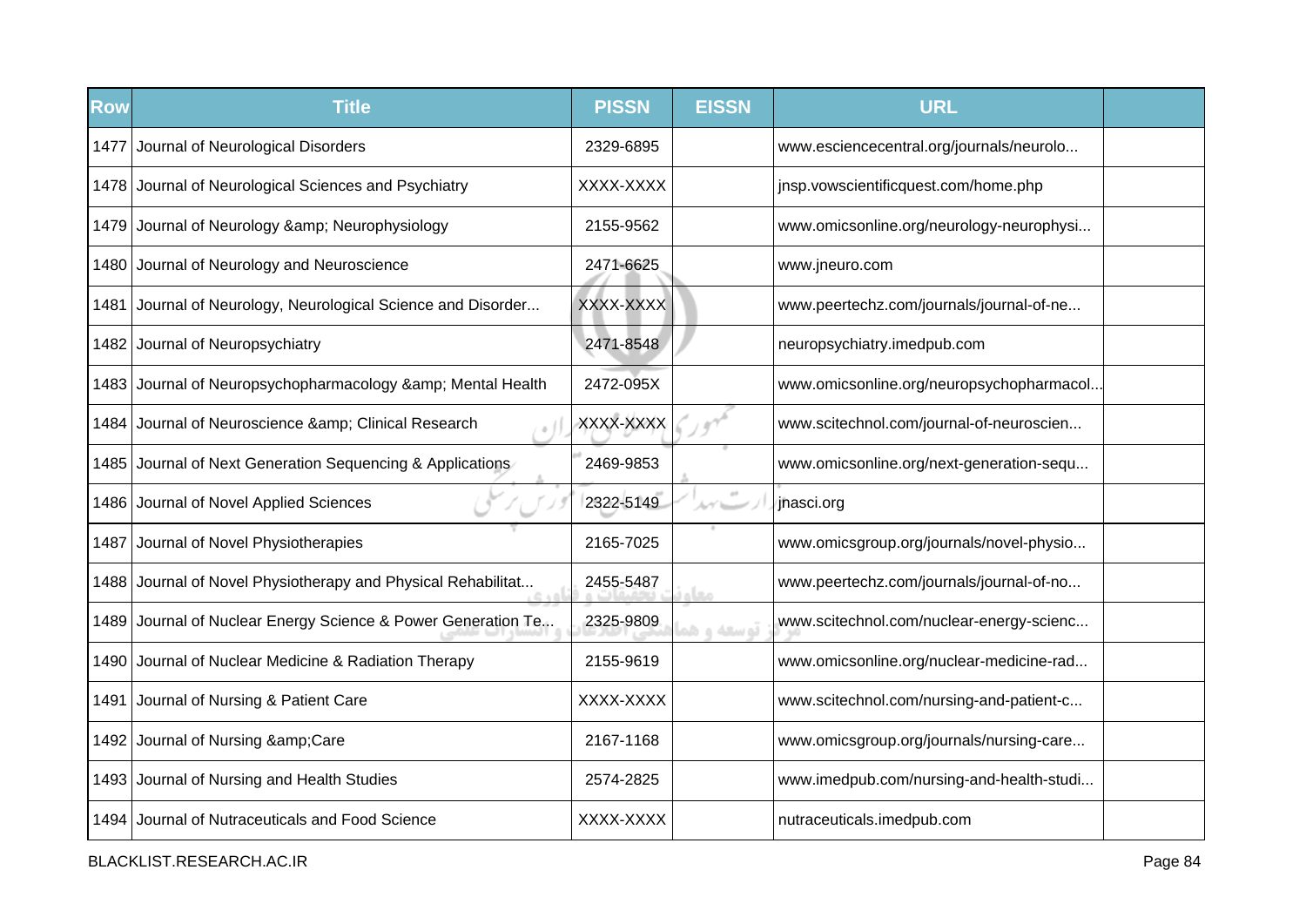| Row | Title | PISSN | EISSN | URL | |
|---|---|---|---|---|---|
| 1477 | Journal of Neurological Disorders | 2329-6895 | | www.esciencecentral.org/journals/neurolo... | |
| 1478 | Journal of Neurological Sciences and Psychiatry | XXXX-XXXX | | jnsp.vowscientificquest.com/home.php | |
| 1479 | Journal of Neurology &amp; Neurophysiology | 2155-9562 | | www.omicsonline.org/neurology-neurophysi... | |
| 1480 | Journal of Neurology and Neuroscience | 2471-6625 | | www.jneuro.com | |
| 1481 | Journal of Neurology, Neurological Science and Disorder... | XXXX-XXXX | | www.peertechz.com/journals/journal-of-ne... | |
| 1482 | Journal of Neuropsychiatry | 2471-8548 | | neuropsychiatry.imedpub.com | |
| 1483 | Journal of Neuropsychopharmacology &amp; Mental Health | 2472-095X | | www.omicsonline.org/neuropsychopharmacol... | |
| 1484 | Journal of Neuroscience &amp; Clinical Research | XXXX-XXXX | | www.scitechnol.com/journal-of-neuroscien... | |
| 1485 | Journal of Next Generation Sequencing & Applications | 2469-9853 | | www.omicsonline.org/next-generation-sequ... | |
| 1486 | Journal of Novel Applied Sciences | 2322-5149 | | jnasci.org | |
| 1487 | Journal of Novel Physiotherapies | 2165-7025 | | www.omicsgroup.org/journals/novel-physio... | |
| 1488 | Journal of Novel Physiotherapy and Physical Rehabilitat... | 2455-5487 | | www.peertechz.com/journals/journal-of-no... | |
| 1489 | Journal of Nuclear Energy Science & Power Generation Te... | 2325-9809 | | www.scitechnol.com/nuclear-energy-scienc... | |
| 1490 | Journal of Nuclear Medicine & Radiation Therapy | 2155-9619 | | www.omicsonline.org/nuclear-medicine-rad... | |
| 1491 | Journal of Nursing & Patient Care | XXXX-XXXX | | www.scitechnol.com/nursing-and-patient-c... | |
| 1492 | Journal of Nursing &amp;Care | 2167-1168 | | www.omicsgroup.org/journals/nursing-care... | |
| 1493 | Journal of Nursing and Health Studies | 2574-2825 | | www.imedpub.com/nursing-and-health-studi... | |
| 1494 | Journal of Nutraceuticals and Food Science | XXXX-XXXX | | nutraceuticals.imedpub.com | |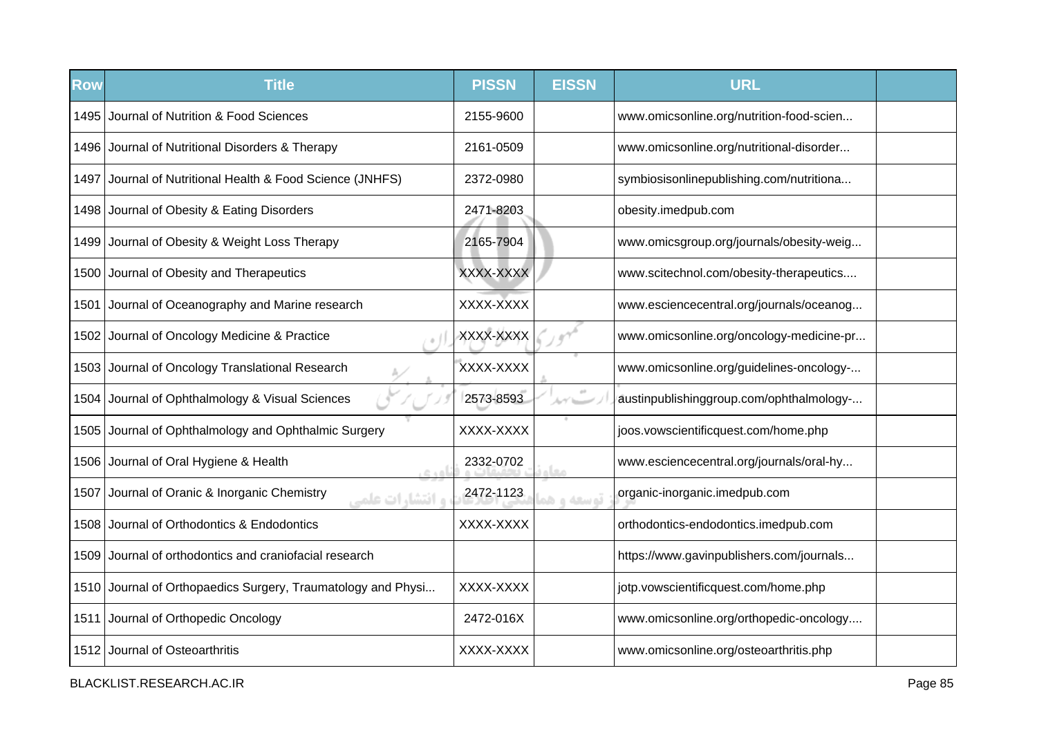| Row | Title | PISSN | EISSN | URL | |
|---|---|---|---|---|---|
| 1495 | Journal of Nutrition & Food Sciences | 2155-9600 | | www.omicsonline.org/nutrition-food-scien... | |
| 1496 | Journal of Nutritional Disorders & Therapy | 2161-0509 | | www.omicsonline.org/nutritional-disorder... | |
| 1497 | Journal of Nutritional Health & Food Science (JNHFS) | 2372-0980 | | symbiosisonlinepublishing.com/nutritiona... | |
| 1498 | Journal of Obesity & Eating Disorders | 2471-8203 | | obesity.imedpub.com | |
| 1499 | Journal of Obesity & Weight Loss Therapy | 2165-7904 | | www.omicsgroup.org/journals/obesity-weig... | |
| 1500 | Journal of Obesity and Therapeutics | XXXX-XXXX | | www.scitechnol.com/obesity-therapeutics.... | |
| 1501 | Journal of Oceanography and Marine research | XXXX-XXXX | | www.esciencecentral.org/journals/oceanog... | |
| 1502 | Journal of Oncology Medicine & Practice | XXXX-XXXX | | www.omicsonline.org/oncology-medicine-pr... | |
| 1503 | Journal of Oncology Translational Research | XXXX-XXXX | | www.omicsonline.org/guidelines-oncology-... | |
| 1504 | Journal of Ophthalmology & Visual Sciences | 2573-8593 | | austinpublishinggroup.com/ophthalmology-... | |
| 1505 | Journal of Ophthalmology and Ophthalmic Surgery | XXXX-XXXX | | joos.vowscientificquest.com/home.php | |
| 1506 | Journal of Oral Hygiene & Health | 2332-0702 | | www.esciencecentral.org/journals/oral-hy... | |
| 1507 | Journal of Oranic & Inorganic Chemistry | 2472-1123 | | organic-inorganic.imedpub.com | |
| 1508 | Journal of Orthodontics & Endodontics | XXXX-XXXX | | orthodontics-endodontics.imedpub.com | |
| 1509 | Journal of orthodontics and craniofacial research | | | https://www.gavinpublishers.com/journals... | |
| 1510 | Journal of Orthopaedics Surgery, Traumatology and Physi... | XXXX-XXXX | | jotp.vowscientificquest.com/home.php | |
| 1511 | Journal of Orthopedic Oncology | 2472-016X | | www.omicsonline.org/orthopedic-oncology.... | |
| 1512 | Journal of Osteoarthritis | XXXX-XXXX | | www.omicsonline.org/osteoarthritis.php | |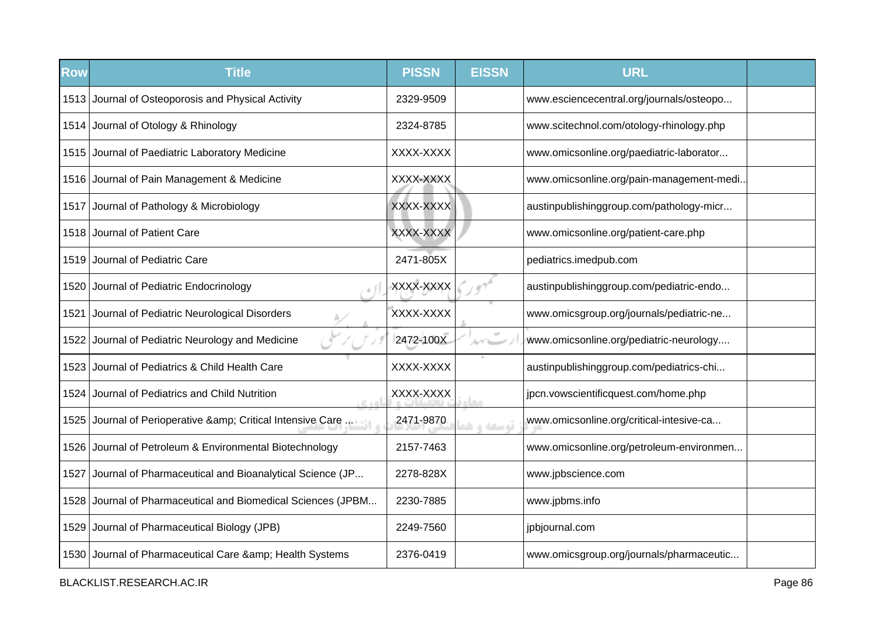| Row | Title | PISSN | EISSN | URL | |
|---|---|---|---|---|---|
| 1513 | Journal of Osteoporosis and Physical Activity | 2329-9509 | | www.esciencecentral.org/journals/osteopo... | |
| 1514 | Journal of Otology & Rhinology | 2324-8785 | | www.scitechnol.com/otology-rhinology.php | |
| 1515 | Journal of Paediatric Laboratory Medicine | XXXX-XXXX | | www.omicsonline.org/paediatric-laborator... | |
| 1516 | Journal of Pain Management & Medicine | XXXX-XXXX | | www.omicsonline.org/pain-management-medi... | |
| 1517 | Journal of Pathology & Microbiology | XXXX-XXXX | | austinpublishinggroup.com/pathology-micr... | |
| 1518 | Journal of Patient Care | XXXX-XXXX | | www.omicsonline.org/patient-care.php | |
| 1519 | Journal of Pediatric Care | 2471-805X | | pediatrics.imedpub.com | |
| 1520 | Journal of Pediatric Endocrinology | XXXX-XXXX | | austinpublishinggroup.com/pediatric-endo... | |
| 1521 | Journal of Pediatric Neurological Disorders | XXXX-XXXX | | www.omicsgroup.org/journals/pediatric-ne... | |
| 1522 | Journal of Pediatric Neurology and Medicine | 2472-100X | | www.omicsonline.org/pediatric-neurology.... | |
| 1523 | Journal of Pediatrics & Child Health Care | XXXX-XXXX | | austinpublishinggroup.com/pediatrics-chi... | |
| 1524 | Journal of Pediatrics and Child Nutrition | XXXX-XXXX | | jpcn.vowscientificquest.com/home.php | |
| 1525 | Journal of Perioperative &amp; Critical Intensive Care ... | 2471-9870 | | www.omicsonline.org/critical-intesive-ca... | |
| 1526 | Journal of Petroleum & Environmental Biotechnology | 2157-7463 | | www.omicsonline.org/petroleum-environmen... | |
| 1527 | Journal of Pharmaceutical and Bioanalytical Science (JP... | 2278-828X | | www.jpbscience.com | |
| 1528 | Journal of Pharmaceutical and Biomedical Sciences (JPBM... | 2230-7885 | | www.jpbms.info | |
| 1529 | Journal of Pharmaceutical Biology (JPB) | 2249-7560 | | jpbjournal.com | |
| 1530 | Journal of Pharmaceutical Care &amp; Health Systems | 2376-0419 | | www.omicsgroup.org/journals/pharmaceutic... | |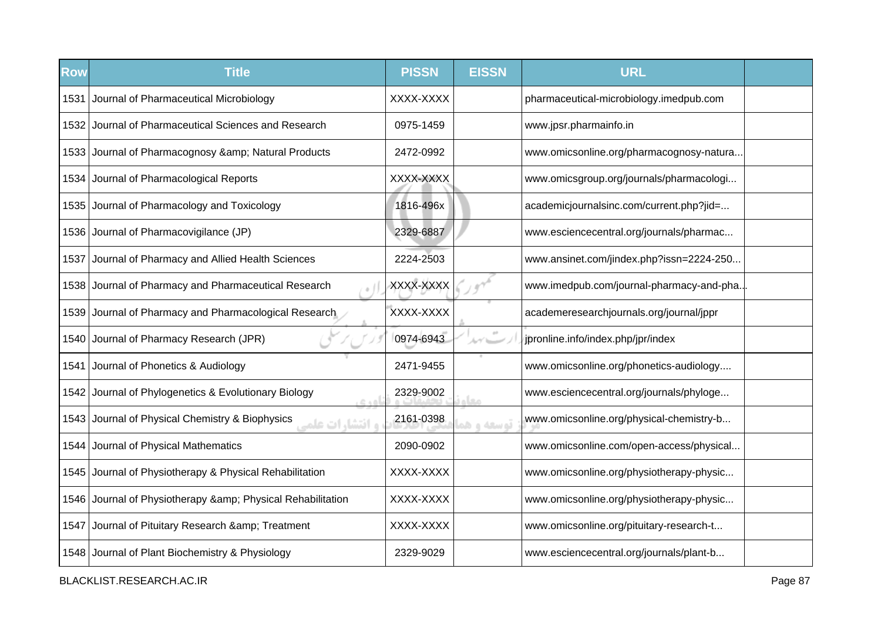| Row | Title | PISSN | EISSN | URL | |
|---|---|---|---|---|---|
| 1531 | Journal of Pharmaceutical Microbiology | XXXX-XXXX | | pharmaceutical-microbiology.imedpub.com | |
| 1532 | Journal of Pharmaceutical Sciences and Research | 0975-1459 | | www.jpsr.pharmainfo.in | |
| 1533 | Journal of Pharmacognosy &amp; Natural Products | 2472-0992 | | www.omicsonline.org/pharmacognosy-natura... | |
| 1534 | Journal of Pharmacological Reports | XXXX-XXXX | | www.omicsgroup.org/journals/pharmacologi... | |
| 1535 | Journal of Pharmacology and Toxicology | 1816-496x | | academicjournalsinc.com/current.php?jid=... | |
| 1536 | Journal of Pharmacovigilance (JP) | 2329-6887 | | www.esciencecentral.org/journals/pharmac... | |
| 1537 | Journal of Pharmacy and Allied Health Sciences | 2224-2503 | | www.ansinet.com/jindex.php?issn=2224-250... | |
| 1538 | Journal of Pharmacy and Pharmaceutical Research | XXXX-XXXX | | www.imedpub.com/journal-pharmacy-and-pha... | |
| 1539 | Journal of Pharmacy and Pharmacological Research | XXXX-XXXX | | academeresearchjournals.org/journal/jppr | |
| 1540 | Journal of Pharmacy Research (JPR) | 0974-6943 | | jpronline.info/index.php/jpr/index | |
| 1541 | Journal of Phonetics & Audiology | 2471-9455 | | www.omicsonline.org/phonetics-audiology.... | |
| 1542 | Journal of Phylogenetics & Evolutionary Biology | 2329-9002 | | www.esciencecentral.org/journals/phyloge... | |
| 1543 | Journal of Physical Chemistry & Biophysics | 2161-0398 | | www.omicsonline.org/physical-chemistry-b... | |
| 1544 | Journal of Physical Mathematics | 2090-0902 | | www.omicsonline.com/open-access/physical... | |
| 1545 | Journal of Physiotherapy & Physical Rehabilitation | XXXX-XXXX | | www.omicsonline.org/physiotherapy-physic... | |
| 1546 | Journal of Physiotherapy &amp; Physical Rehabilitation | XXXX-XXXX | | www.omicsonline.org/physiotherapy-physic... | |
| 1547 | Journal of Pituitary Research &amp; Treatment | XXXX-XXXX | | www.omicsonline.org/pituitary-research-t... | |
| 1548 | Journal of Plant Biochemistry & Physiology | 2329-9029 | | www.esciencecentral.org/journals/plant-b... | |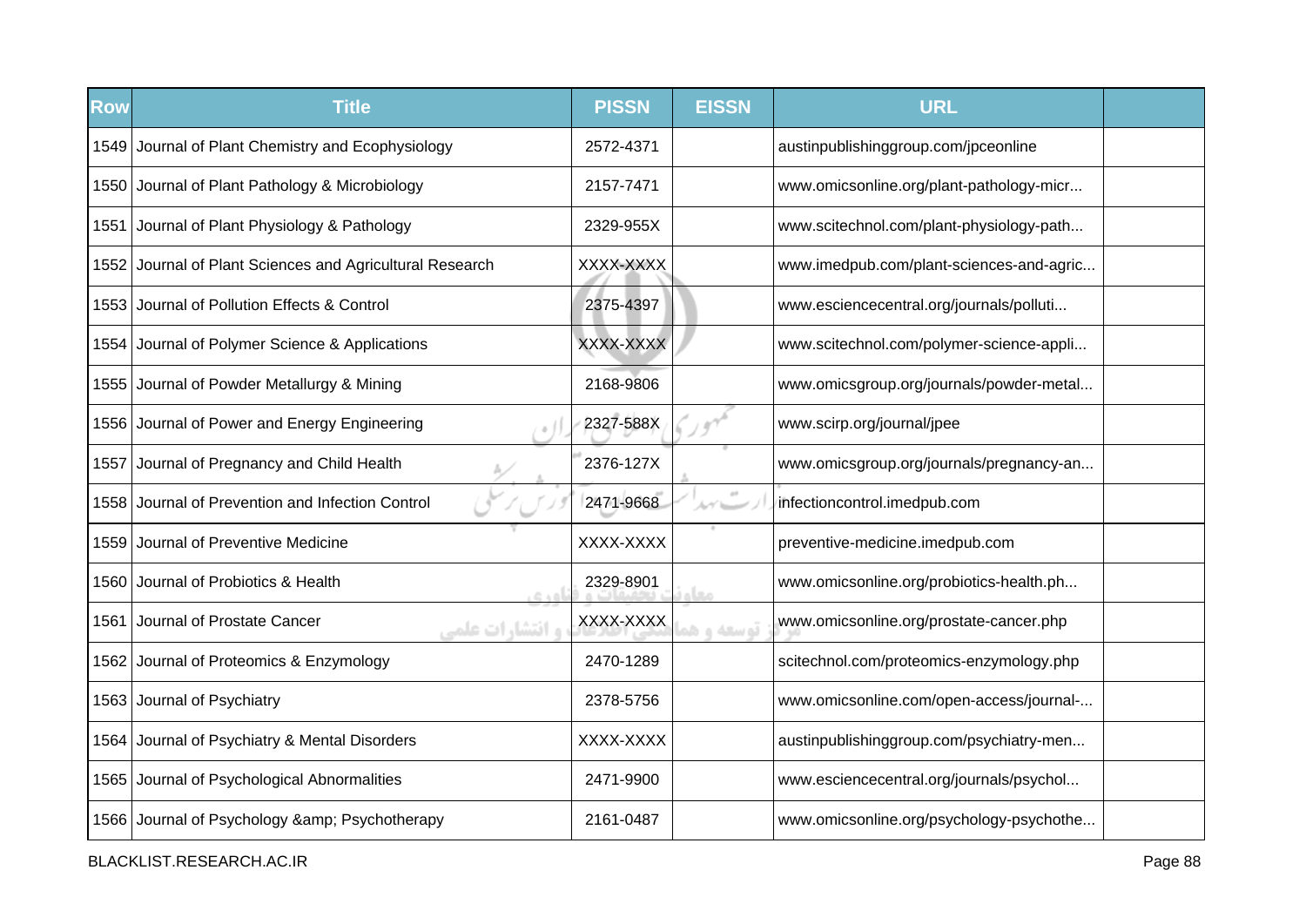| Row | Title | PISSN | EISSN | URL | |
|---|---|---|---|---|---|
| 1549 | Journal of Plant Chemistry and Ecophysiology | 2572-4371 | | austinpublishinggroup.com/jpceonline | |
| 1550 | Journal of Plant Pathology & Microbiology | 2157-7471 | | www.omicsonline.org/plant-pathology-micr... | |
| 1551 | Journal of Plant Physiology & Pathology | 2329-955X | | www.scitechnol.com/plant-physiology-path... | |
| 1552 | Journal of Plant Sciences and Agricultural Research | XXXX-XXXX | | www.imedpub.com/plant-sciences-and-agric... | |
| 1553 | Journal of Pollution Effects & Control | 2375-4397 | | www.esciencecentral.org/journals/polluti... | |
| 1554 | Journal of Polymer Science & Applications | XXXX-XXXX | | www.scitechnol.com/polymer-science-appli... | |
| 1555 | Journal of Powder Metallurgy & Mining | 2168-9806 | | www.omicsgroup.org/journals/powder-metal... | |
| 1556 | Journal of Power and Energy Engineering | 2327-588X | | www.scirp.org/journal/jpee | |
| 1557 | Journal of Pregnancy and Child Health | 2376-127X | | www.omicsgroup.org/journals/pregnancy-an... | |
| 1558 | Journal of Prevention and Infection Control | 2471-9668 | | infectioncontrol.imedpub.com | |
| 1559 | Journal of Preventive Medicine | XXXX-XXXX | | preventive-medicine.imedpub.com | |
| 1560 | Journal of Probiotics & Health | 2329-8901 | | www.omicsonline.org/probiotics-health.ph... | |
| 1561 | Journal of Prostate Cancer | XXXX-XXXX | | www.omicsonline.org/prostate-cancer.php | |
| 1562 | Journal of Proteomics & Enzymology | 2470-1289 | | scitechnol.com/proteomics-enzymology.php | |
| 1563 | Journal of Psychiatry | 2378-5756 | | www.omicsonline.com/open-access/journal-... | |
| 1564 | Journal of Psychiatry & Mental Disorders | XXXX-XXXX | | austinpublishinggroup.com/psychiatry-men... | |
| 1565 | Journal of Psychological Abnormalities | 2471-9900 | | www.esciencecentral.org/journals/psychol... | |
| 1566 | Journal of Psychology &amp; Psychotherapy | 2161-0487 | | www.omicsonline.org/psychology-psychothe... | |

BLACKLIST.RESEARCH.AC.IR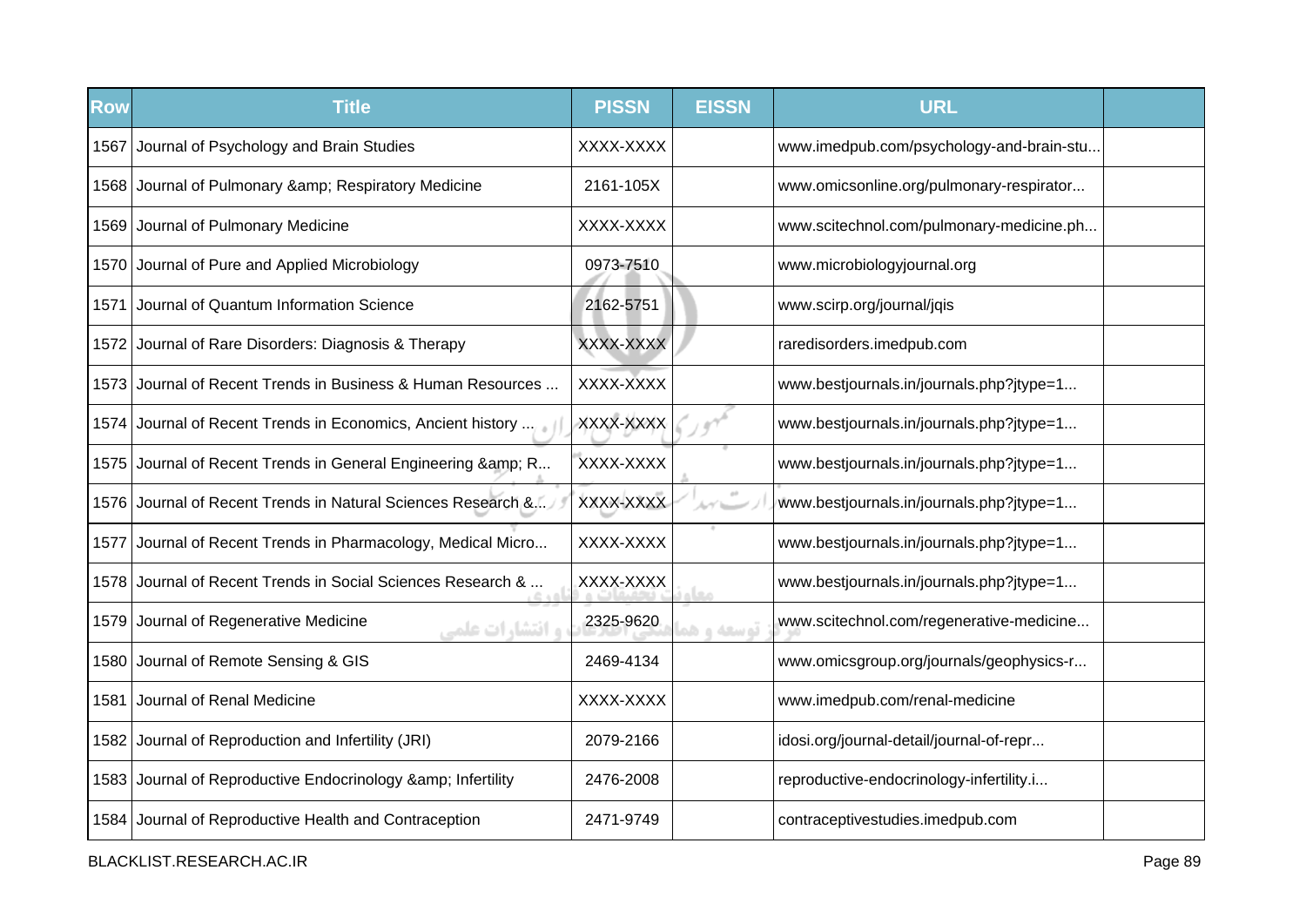| Row | Title | PISSN | EISSN | URL | |
|---|---|---|---|---|---|
| 1567 | Journal of Psychology and Brain Studies | XXXX-XXXX | | www.imedpub.com/psychology-and-brain-stu... | |
| 1568 | Journal of Pulmonary &amp; Respiratory Medicine | 2161-105X | | www.omicsonline.org/pulmonary-respirator... | |
| 1569 | Journal of Pulmonary Medicine | XXXX-XXXX | | www.scitechnol.com/pulmonary-medicine.ph... | |
| 1570 | Journal of Pure and Applied Microbiology | 0973-7510 | | www.microbiologyjournal.org | |
| 1571 | Journal of Quantum Information Science | 2162-5751 | | www.scirp.org/journal/jqis | |
| 1572 | Journal of Rare Disorders: Diagnosis & Therapy | XXXX-XXXX | | raredisorders.imedpub.com | |
| 1573 | Journal of Recent Trends in Business & Human Resources ... | XXXX-XXXX | | www.bestjournals.in/journals.php?jtype=1... | |
| 1574 | Journal of Recent Trends in Economics, Ancient history ... | XXXX-XXXX | | www.bestjournals.in/journals.php?jtype=1... | |
| 1575 | Journal of Recent Trends in General Engineering &amp; R... | XXXX-XXXX | | www.bestjournals.in/journals.php?jtype=1... | |
| 1576 | Journal of Recent Trends in Natural Sciences Research &... | XXXX-XXXX | | www.bestjournals.in/journals.php?jtype=1... | |
| 1577 | Journal of Recent Trends in Pharmacology, Medical Micro... | XXXX-XXXX | | www.bestjournals.in/journals.php?jtype=1... | |
| 1578 | Journal of Recent Trends in Social Sciences Research & ... | XXXX-XXXX | | www.bestjournals.in/journals.php?jtype=1... | |
| 1579 | Journal of Regenerative Medicine | 2325-9620 | | www.scitechnol.com/regenerative-medicine... | |
| 1580 | Journal of Remote Sensing & GIS | 2469-4134 | | www.omicsgroup.org/journals/geophysics-r... | |
| 1581 | Journal of Renal Medicine | XXXX-XXXX | | www.imedpub.com/renal-medicine | |
| 1582 | Journal of Reproduction and Infertility (JRI) | 2079-2166 | | idosi.org/journal-detail/journal-of-repr... | |
| 1583 | Journal of Reproductive Endocrinology &amp; Infertility | 2476-2008 | | reproductive-endocrinology-infertility.i... | |
| 1584 | Journal of Reproductive Health and Contraception | 2471-9749 | | contraceptivestudies.imedpub.com | |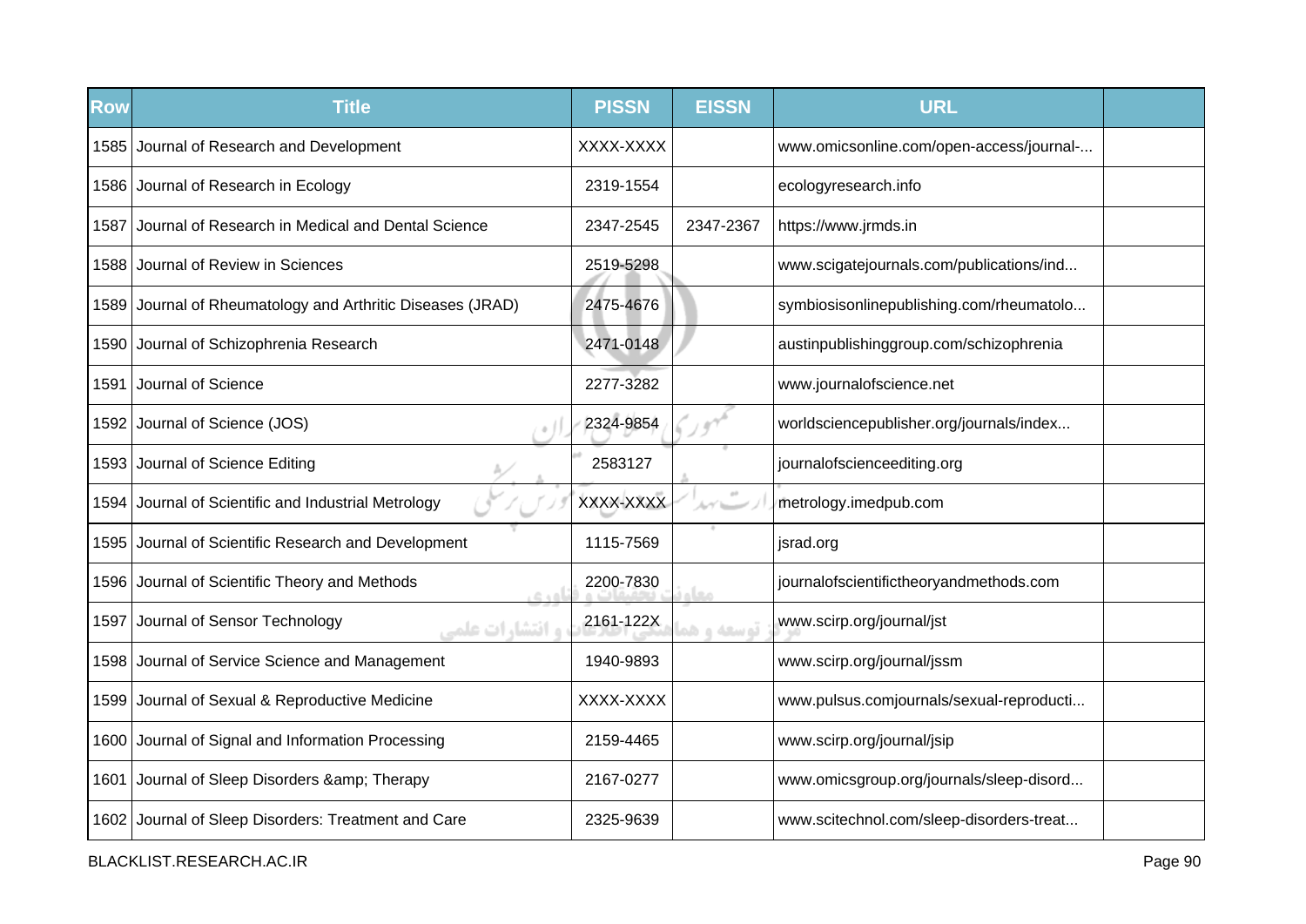| Row | Title | PISSN | EISSN | URL | |
|---|---|---|---|---|---|
| 1585 | Journal of Research and Development | XXXX-XXXX | | www.omicsonline.com/open-access/journal-... | |
| 1586 | Journal of Research in Ecology | 2319-1554 | | ecologyresearch.info | |
| 1587 | Journal of Research in Medical and Dental Science | 2347-2545 | 2347-2367 | https://www.jrmds.in | |
| 1588 | Journal of Review in Sciences | 2519-5298 | | www.scigatejournals.com/publications/ind... | |
| 1589 | Journal of Rheumatology and Arthritic Diseases (JRAD) | 2475-4676 | | symbiosisonlinepublishing.com/rheumatolo... | |
| 1590 | Journal of Schizophrenia Research | 2471-0148 | | austinpublishinggroup.com/schizophrenia | |
| 1591 | Journal of Science | 2277-3282 | | www.journalofscience.net | |
| 1592 | Journal of Science (JOS) | 2324-9854 | | worldsciencepublisher.org/journals/index... | |
| 1593 | Journal of Science Editing | 2583127 | | journalofscienceediting.org | |
| 1594 | Journal of Scientific and Industrial Metrology | XXXX-XXXX | | metrology.imedpub.com | |
| 1595 | Journal of Scientific Research and Development | 1115-7569 | | jsrad.org | |
| 1596 | Journal of Scientific Theory and Methods | 2200-7830 | | journalofscientifictheoryandmethods.com | |
| 1597 | Journal of Sensor Technology | 2161-122X | | www.scirp.org/journal/jst | |
| 1598 | Journal of Service Science and Management | 1940-9893 | | www.scirp.org/journal/jssm | |
| 1599 | Journal of Sexual & Reproductive Medicine | XXXX-XXXX | | www.pulsus.comjournals/sexual-reproducti... | |
| 1600 | Journal of Signal and Information Processing | 2159-4465 | | www.scirp.org/journal/jsip | |
| 1601 | Journal of Sleep Disorders &amp; Therapy | 2167-0277 | | www.omicsgroup.org/journals/sleep-disord... | |
| 1602 | Journal of Sleep Disorders: Treatment and Care | 2325-9639 | | www.scitechnol.com/sleep-disorders-treat... | |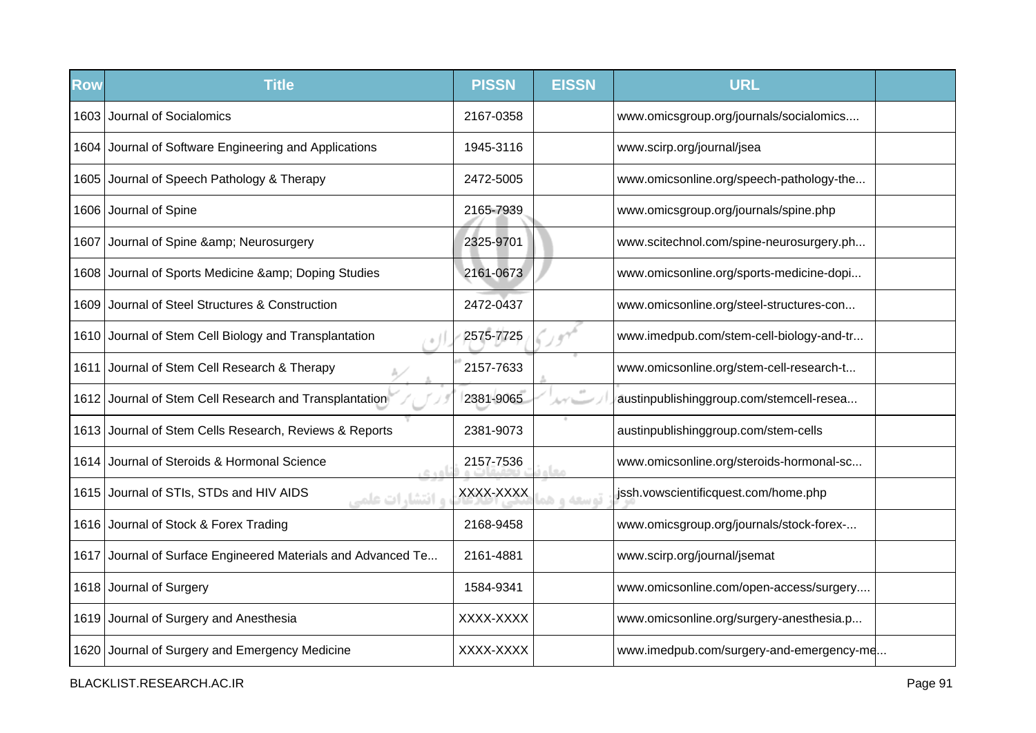| Row | Title | PISSN | EISSN | URL | |
|---|---|---|---|---|---|
| 1603 | Journal of Socialomics | 2167-0358 | | www.omicsgroup.org/journals/socialomics.... | |
| 1604 | Journal of Software Engineering and Applications | 1945-3116 | | www.scirp.org/journal/jsea | |
| 1605 | Journal of Speech Pathology & Therapy | 2472-5005 | | www.omicsonline.org/speech-pathology-the... | |
| 1606 | Journal of Spine | 2165-7939 | | www.omicsgroup.org/journals/spine.php | |
| 1607 | Journal of Spine &amp; Neurosurgery | 2325-9701 | | www.scitechnol.com/spine-neurosurgery.ph... | |
| 1608 | Journal of Sports Medicine &amp; Doping Studies | 2161-0673 | | www.omicsonline.org/sports-medicine-dopi... | |
| 1609 | Journal of Steel Structures & Construction | 2472-0437 | | www.omicsonline.org/steel-structures-con... | |
| 1610 | Journal of Stem Cell Biology and Transplantation | 2575-7725 | | www.imedpub.com/stem-cell-biology-and-tr... | |
| 1611 | Journal of Stem Cell Research & Therapy | 2157-7633 | | www.omicsonline.org/stem-cell-research-t... | |
| 1612 | Journal of Stem Cell Research and Transplantation | 2381-9065 | | austinpublishinggroup.com/stemcell-resea... | |
| 1613 | Journal of Stem Cells Research, Reviews & Reports | 2381-9073 | | austinpublishinggroup.com/stem-cells | |
| 1614 | Journal of Steroids & Hormonal Science | 2157-7536 | | www.omicsonline.org/steroids-hormonal-sc... | |
| 1615 | Journal of STIs, STDs and HIV AIDS | XXXX-XXXX | | jssh.vowscientificquest.com/home.php | |
| 1616 | Journal of Stock & Forex Trading | 2168-9458 | | www.omicsgroup.org/journals/stock-forex-... | |
| 1617 | Journal of Surface Engineered Materials and Advanced Te... | 2161-4881 | | www.scirp.org/journal/jsemat | |
| 1618 | Journal of Surgery | 1584-9341 | | www.omicsonline.com/open-access/surgery.... | |
| 1619 | Journal of Surgery and Anesthesia | XXXX-XXXX | | www.omicsonline.org/surgery-anesthesia.p... | |
| 1620 | Journal of Surgery and Emergency Medicine | XXXX-XXXX | | www.imedpub.com/surgery-and-emergency-me... | |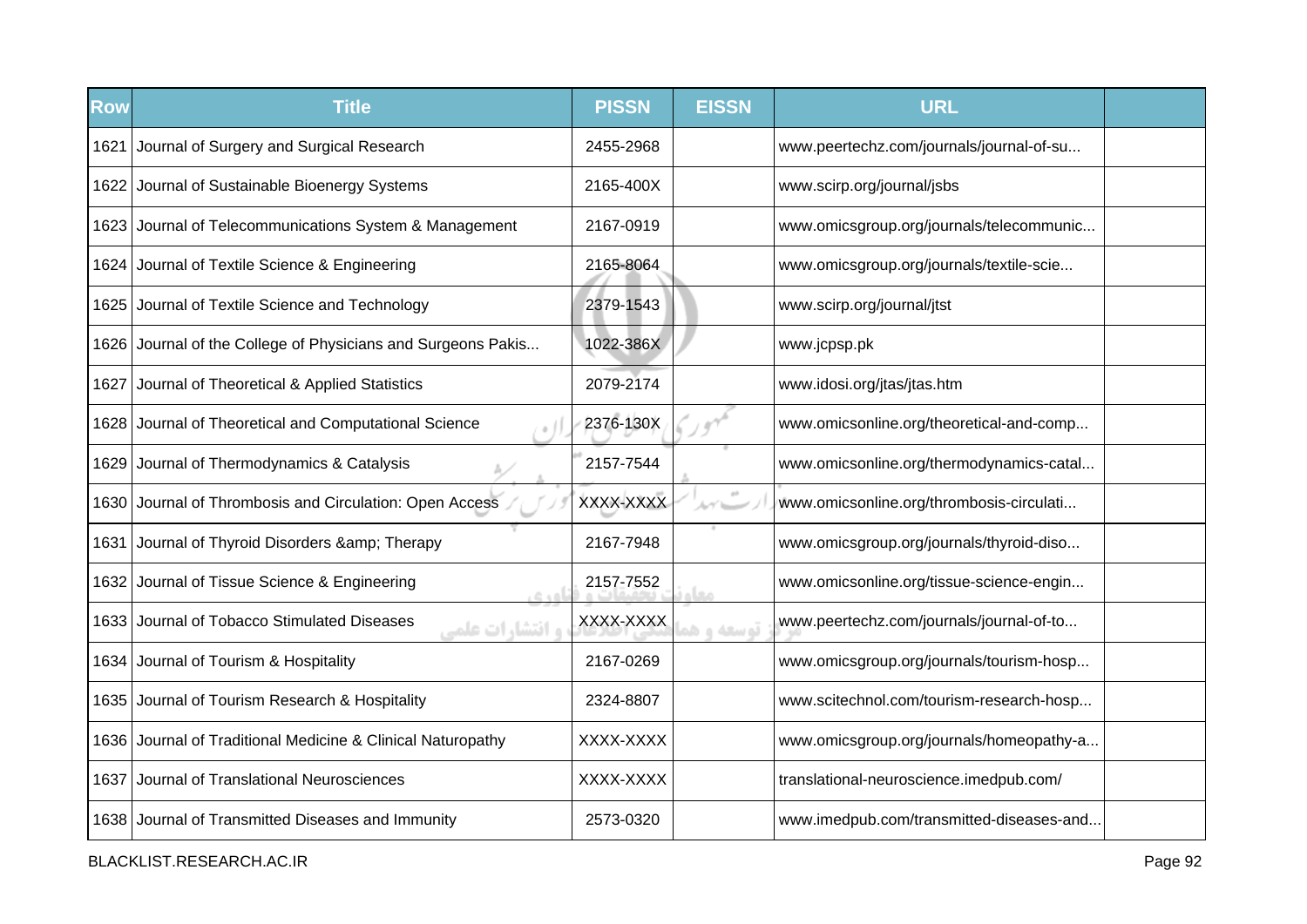| Row | Title | PISSN | EISSN | URL | |
|---|---|---|---|---|---|
| 1621 | Journal of Surgery and Surgical Research | 2455-2968 | | www.peertechz.com/journals/journal-of-su... | |
| 1622 | Journal of Sustainable Bioenergy Systems | 2165-400X | | www.scirp.org/journal/jsbs | |
| 1623 | Journal of Telecommunications System & Management | 2167-0919 | | www.omicsgroup.org/journals/telecommunic... | |
| 1624 | Journal of Textile Science & Engineering | 2165-8064 | | www.omicsgroup.org/journals/textile-scie... | |
| 1625 | Journal of Textile Science and Technology | 2379-1543 | | www.scirp.org/journal/jtst | |
| 1626 | Journal of the College of Physicians and Surgeons Pakis... | 1022-386X | | www.jcpsp.pk | |
| 1627 | Journal of Theoretical & Applied Statistics | 2079-2174 | | www.idosi.org/jtas/jtas.htm | |
| 1628 | Journal of Theoretical and Computational Science | 2376-130X | | www.omicsonline.org/theoretical-and-comp... | |
| 1629 | Journal of Thermodynamics & Catalysis | 2157-7544 | | www.omicsonline.org/thermodynamics-catal... | |
| 1630 | Journal of Thrombosis and Circulation: Open Access | XXXX-XXXX | | www.omicsonline.org/thrombosis-circulati... | |
| 1631 | Journal of Thyroid Disorders &amp; Therapy | 2167-7948 | | www.omicsgroup.org/journals/thyroid-diso... | |
| 1632 | Journal of Tissue Science & Engineering | 2157-7552 | | www.omicsonline.org/tissue-science-engin... | |
| 1633 | Journal of Tobacco Stimulated Diseases | XXXX-XXXX | | www.peertechz.com/journals/journal-of-to... | |
| 1634 | Journal of Tourism & Hospitality | 2167-0269 | | www.omicsgroup.org/journals/tourism-hosp... | |
| 1635 | Journal of Tourism Research & Hospitality | 2324-8807 | | www.scitechnol.com/tourism-research-hosp... | |
| 1636 | Journal of Traditional Medicine & Clinical Naturopathy | XXXX-XXXX | | www.omicsgroup.org/journals/homeopathy-a... | |
| 1637 | Journal of Translational Neurosciences | XXXX-XXXX | | translational-neuroscience.imedpub.com/ | |
| 1638 | Journal of Transmitted Diseases and Immunity | 2573-0320 | | www.imedpub.com/transmitted-diseases-and... | |

BLACKLIST.RESEARCH.AC.IR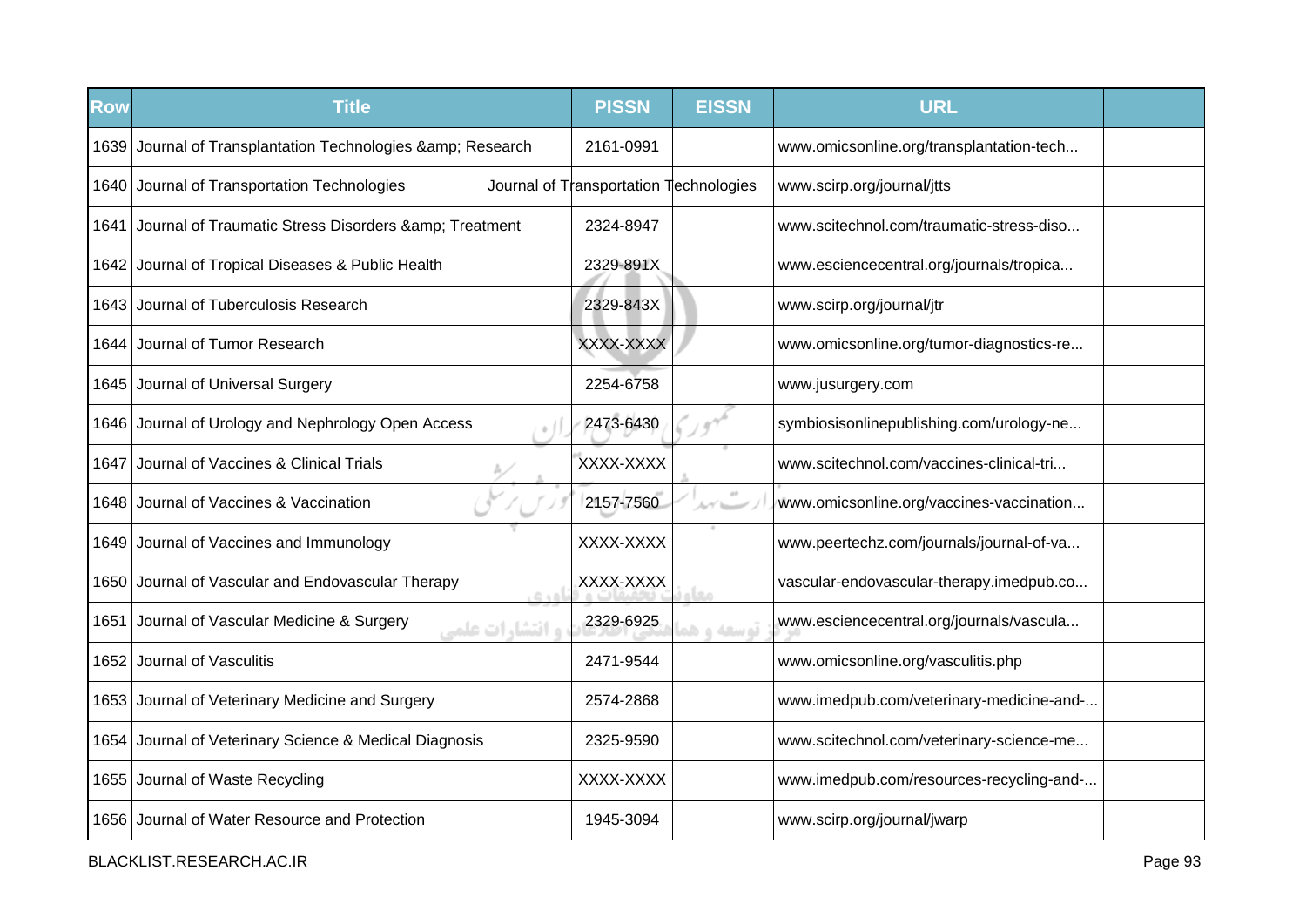| Row | Title | PISSN | EISSN | URL | |
|---|---|---|---|---|---|
| 1639 | Journal of Transplantation Technologies &amp; Research | 2161-0991 | | www.omicsonline.org/transplantation-tech... | |
| 1640 | Journal of Transportation Technologies | Journal of Transportation Technologies | | www.scirp.org/journal/jtts | |
| 1641 | Journal of Traumatic Stress Disorders &amp; Treatment | 2324-8947 | | www.scitechnol.com/traumatic-stress-diso... | |
| 1642 | Journal of Tropical Diseases & Public Health | 2329-891X | | www.esciencecentral.org/journals/tropica... | |
| 1643 | Journal of Tuberculosis Research | 2329-843X | | www.scirp.org/journal/jtr | |
| 1644 | Journal of Tumor Research | XXXX-XXXX | | www.omicsonline.org/tumor-diagnostics-re... | |
| 1645 | Journal of Universal Surgery | 2254-6758 | | www.jusurgery.com | |
| 1646 | Journal of Urology and Nephrology Open Access | 2473-6430 | | symbiosisonlinepublishing.com/urology-ne... | |
| 1647 | Journal of Vaccines & Clinical Trials | XXXX-XXXX | | www.scitechnol.com/vaccines-clinical-tri... | |
| 1648 | Journal of Vaccines & Vaccination | 2157-7560 | | www.omicsonline.org/vaccines-vaccination... | |
| 1649 | Journal of Vaccines and Immunology | XXXX-XXXX | | www.peertechz.com/journals/journal-of-va... | |
| 1650 | Journal of Vascular and Endovascular Therapy | XXXX-XXXX | | vascular-endovascular-therapy.imedpub.co... | |
| 1651 | Journal of Vascular Medicine & Surgery | 2329-6925 | | www.esciencecentral.org/journals/vascula... | |
| 1652 | Journal of Vasculitis | 2471-9544 | | www.omicsonline.org/vasculitis.php | |
| 1653 | Journal of Veterinary Medicine and Surgery | 2574-2868 | | www.imedpub.com/veterinary-medicine-and-... | |
| 1654 | Journal of Veterinary Science & Medical Diagnosis | 2325-9590 | | www.scitechnol.com/veterinary-science-me... | |
| 1655 | Journal of Waste Recycling | XXXX-XXXX | | www.imedpub.com/resources-recycling-and-... | |
| 1656 | Journal of Water Resource and Protection | 1945-3094 | | www.scirp.org/journal/jwarp | |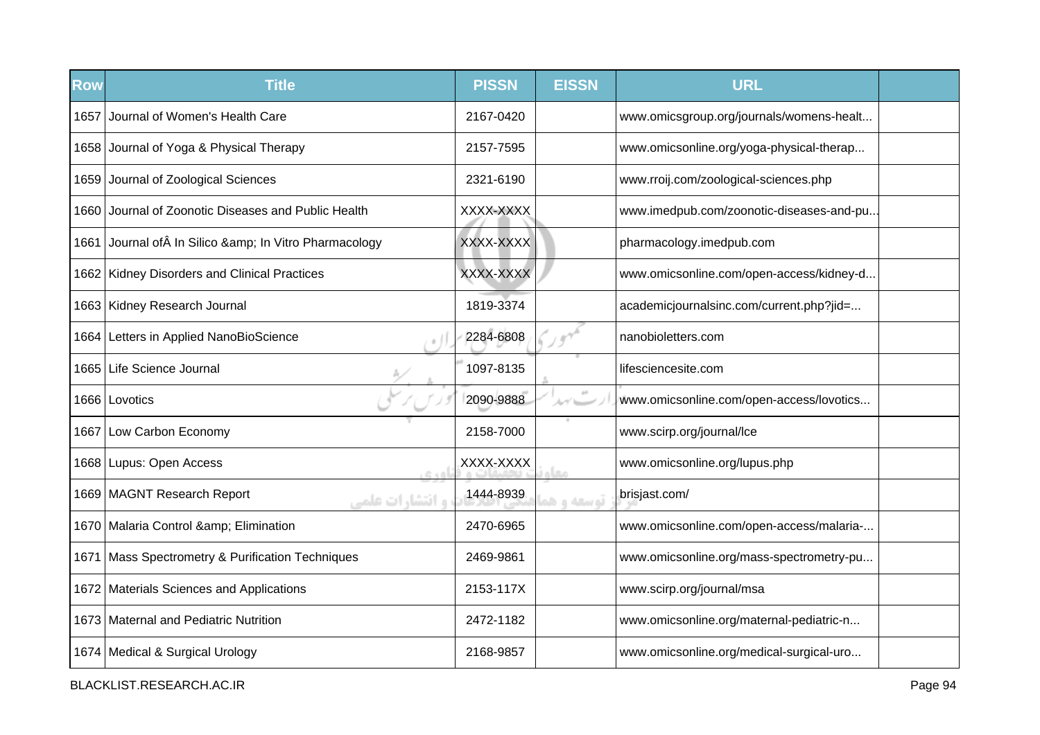| Row | Title | PISSN | EISSN | URL | |
|---|---|---|---|---|---|
| 1657 | Journal of Women's Health Care | 2167-0420 | | www.omicsgroup.org/journals/womens-healt... | |
| 1658 | Journal of Yoga & Physical Therapy | 2157-7595 | | www.omicsonline.org/yoga-physical-therap... | |
| 1659 | Journal of Zoological Sciences | 2321-6190 | | www.rroij.com/zoological-sciences.php | |
| 1660 | Journal of Zoonotic Diseases and Public Health | XXXX-XXXX | | www.imedpub.com/zoonotic-diseases-and-pu... | |
| 1661 | Journal ofÂ In Silico &amp; In Vitro Pharmacology | XXXX-XXXX | | pharmacology.imedpub.com | |
| 1662 | Kidney Disorders and Clinical Practices | XXXX-XXXX | | www.omicsonline.com/open-access/kidney-d... | |
| 1663 | Kidney Research Journal | 1819-3374 | | academicjournalsinc.com/current.php?jid=... | |
| 1664 | Letters in Applied NanoBioScience | 2284-6808 | | nanobioletters.com | |
| 1665 | Life Science Journal | 1097-8135 | | lifesciencesite.com | |
| 1666 | Lovotics | 2090-9888 | | www.omicsonline.com/open-access/lovotics... | |
| 1667 | Low Carbon Economy | 2158-7000 | | www.scirp.org/journal/lce | |
| 1668 | Lupus: Open Access | XXXX-XXXX | | www.omicsonline.org/lupus.php | |
| 1669 | MAGNT Research Report | 1444-8939 | | brisjast.com/ | |
| 1670 | Malaria Control &amp; Elimination | 2470-6965 | | www.omicsonline.com/open-access/malaria-... | |
| 1671 | Mass Spectrometry & Purification Techniques | 2469-9861 | | www.omicsonline.org/mass-spectrometry-pu... | |
| 1672 | Materials Sciences and Applications | 2153-117X | | www.scirp.org/journal/msa | |
| 1673 | Maternal and Pediatric Nutrition | 2472-1182 | | www.omicsonline.org/maternal-pediatric-n... | |
| 1674 | Medical & Surgical Urology | 2168-9857 | | www.omicsonline.org/medical-surgical-uro... | |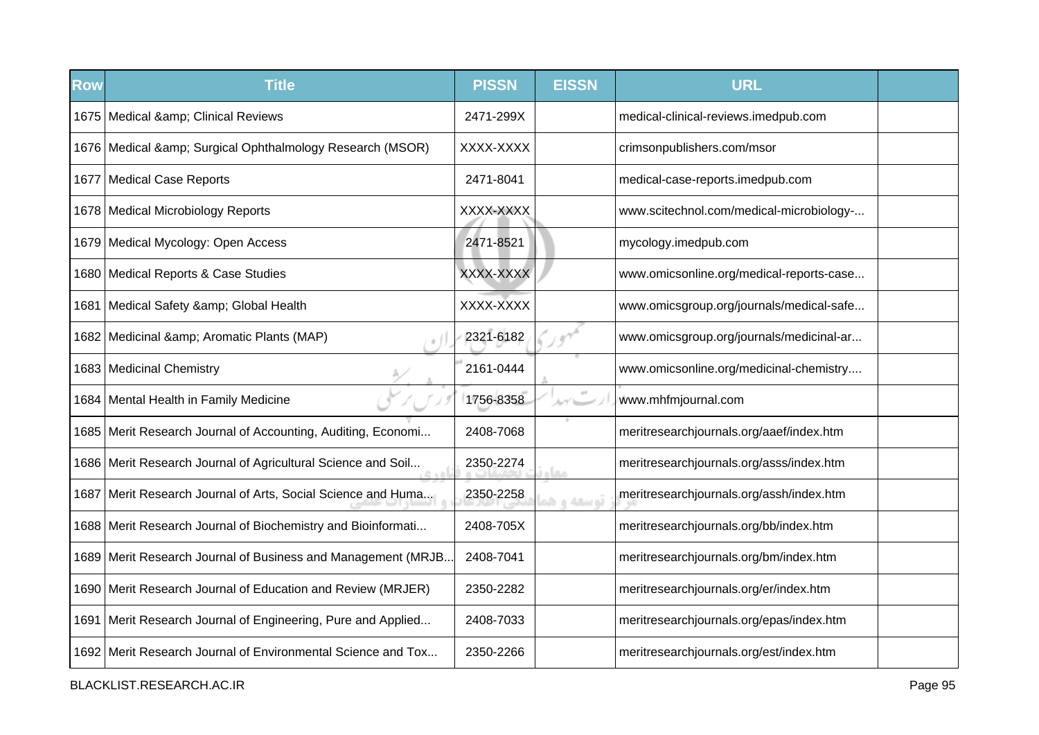| Row | Title | PISSN | EISSN | URL | |
|---|---|---|---|---|---|
| 1675 | Medical &amp; Clinical Reviews | 2471-299X | | medical-clinical-reviews.imedpub.com | |
| 1676 | Medical &amp; Surgical Ophthalmology Research (MSOR) | XXXX-XXXX | | crimsonpublishers.com/msor | |
| 1677 | Medical Case Reports | 2471-8041 | | medical-case-reports.imedpub.com | |
| 1678 | Medical Microbiology Reports | XXXX-XXXX | | www.scitechnol.com/medical-microbiology-... | |
| 1679 | Medical Mycology: Open Access | 2471-8521 | | mycology.imedpub.com | |
| 1680 | Medical Reports & Case Studies | XXXX-XXXX | | www.omicsonline.org/medical-reports-case... | |
| 1681 | Medical Safety &amp; Global Health | XXXX-XXXX | | www.omicsgroup.org/journals/medical-safe... | |
| 1682 | Medicinal &amp; Aromatic Plants (MAP) | 2321-6182 | | www.omicsgroup.org/journals/medicinal-ar... | |
| 1683 | Medicinal Chemistry | 2161-0444 | | www.omicsonline.org/medicinal-chemistry.... | |
| 1684 | Mental Health in Family Medicine | 1756-8358 | | www.mhfmjournal.com | |
| 1685 | Merit Research Journal of Accounting, Auditing, Economi... | 2408-7068 | | meritresearchjournals.org/aaef/index.htm | |
| 1686 | Merit Research Journal of Agricultural Science and Soil... | 2350-2274 | | meritresearchjournals.org/asss/index.htm | |
| 1687 | Merit Research Journal of Arts, Social Science and Huma... | 2350-2258 | | meritresearchjournals.org/assh/index.htm | |
| 1688 | Merit Research Journal of Biochemistry and Bioinformati... | 2408-705X | | meritresearchjournals.org/bb/index.htm | |
| 1689 | Merit Research Journal of Business and Management (MRJB... | 2408-7041 | | meritresearchjournals.org/bm/index.htm | |
| 1690 | Merit Research Journal of Education and Review (MRJER) | 2350-2282 | | meritresearchjournals.org/er/index.htm | |
| 1691 | Merit Research Journal of Engineering, Pure and Applied... | 2408-7033 | | meritresearchjournals.org/epas/index.htm | |
| 1692 | Merit Research Journal of Environmental Science and Tox... | 2350-2266 | | meritresearchjournals.org/est/index.htm | |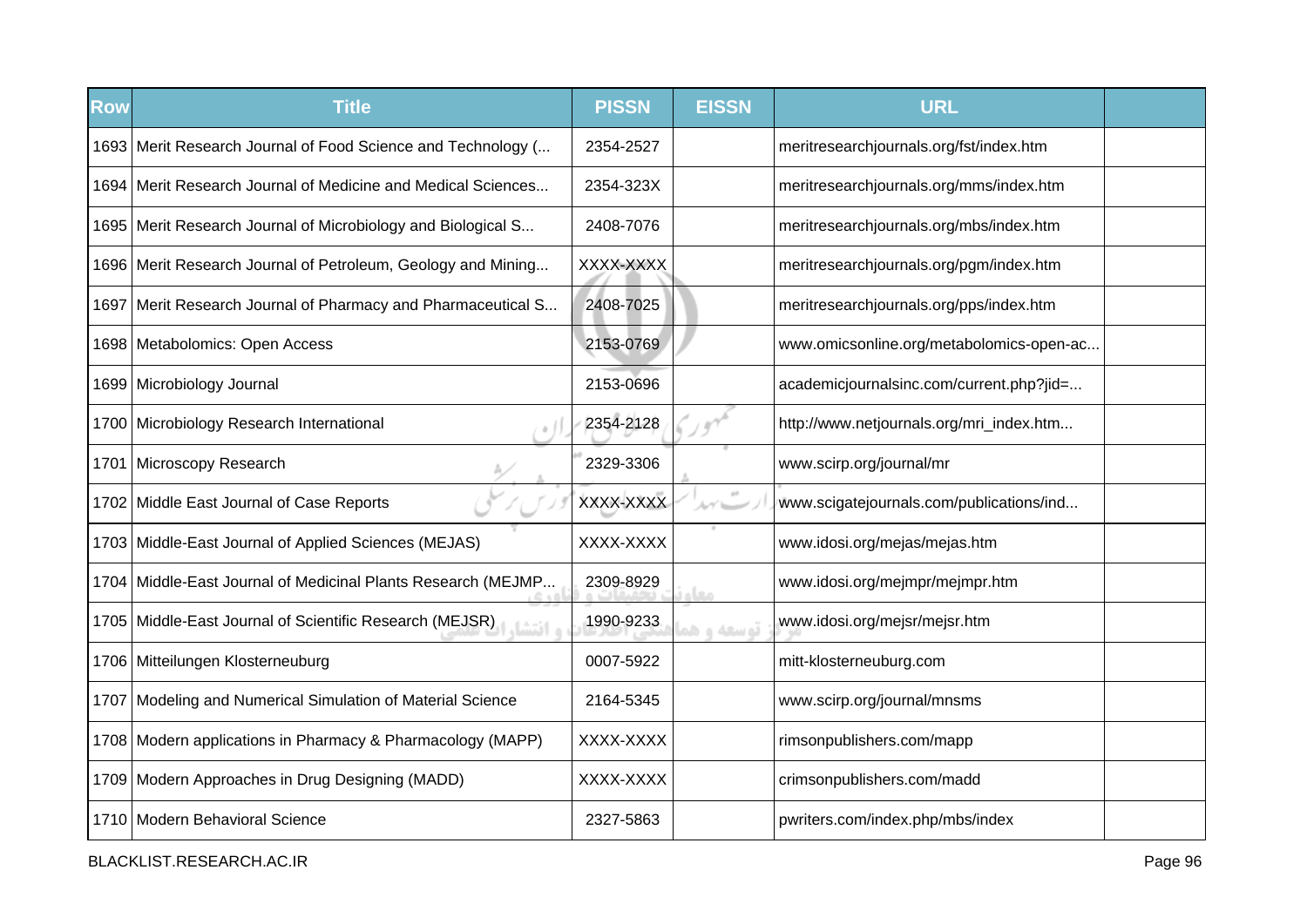| Row | Title | PISSN | EISSN | URL | |
|---|---|---|---|---|---|
| 1693 | Merit Research Journal of Food Science and Technology (... | 2354-2527 | | meritresearchjournals.org/fst/index.htm | |
| 1694 | Merit Research Journal of Medicine and Medical Sciences... | 2354-323X | | meritresearchjournals.org/mms/index.htm | |
| 1695 | Merit Research Journal of Microbiology and Biological S... | 2408-7076 | | meritresearchjournals.org/mbs/index.htm | |
| 1696 | Merit Research Journal of Petroleum, Geology and Mining... | XXXX-XXXX | | meritresearchjournals.org/pgm/index.htm | |
| 1697 | Merit Research Journal of Pharmacy and Pharmaceutical S... | 2408-7025 | | meritresearchjournals.org/pps/index.htm | |
| 1698 | Metabolomics: Open Access | 2153-0769 | | www.omicsonline.org/metabolomics-open-ac... | |
| 1699 | Microbiology Journal | 2153-0696 | | academicjournalsinc.com/current.php?jid=... | |
| 1700 | Microbiology Research International | 2354-2128 | | http://www.netjournals.org/mri_index.htm... | |
| 1701 | Microscopy Research | 2329-3306 | | www.scirp.org/journal/mr | |
| 1702 | Middle East Journal of Case Reports | XXXX-XXXX | | www.scigatejournals.com/publications/ind... | |
| 1703 | Middle-East Journal of Applied Sciences (MEJAS) | XXXX-XXXX | | www.idosi.org/mejas/mejas.htm | |
| 1704 | Middle-East Journal of Medicinal Plants Research (MEJMP... | 2309-8929 | | www.idosi.org/mejmpr/mejmpr.htm | |
| 1705 | Middle-East Journal of Scientific Research (MEJSR) | 1990-9233 | | www.idosi.org/mejsr/mejsr.htm | |
| 1706 | Mitteilungen Klosterneuburg | 0007-5922 | | mitt-klosterneuburg.com | |
| 1707 | Modeling and Numerical Simulation of Material Science | 2164-5345 | | www.scirp.org/journal/mnsms | |
| 1708 | Modern applications in Pharmacy & Pharmacology (MAPP) | XXXX-XXXX | | rimsonpublishers.com/mapp | |
| 1709 | Modern Approaches in Drug Designing (MADD) | XXXX-XXXX | | crimsonpublishers.com/madd | |
| 1710 | Modern Behavioral Science | 2327-5863 | | pwriters.com/index.php/mbs/index | |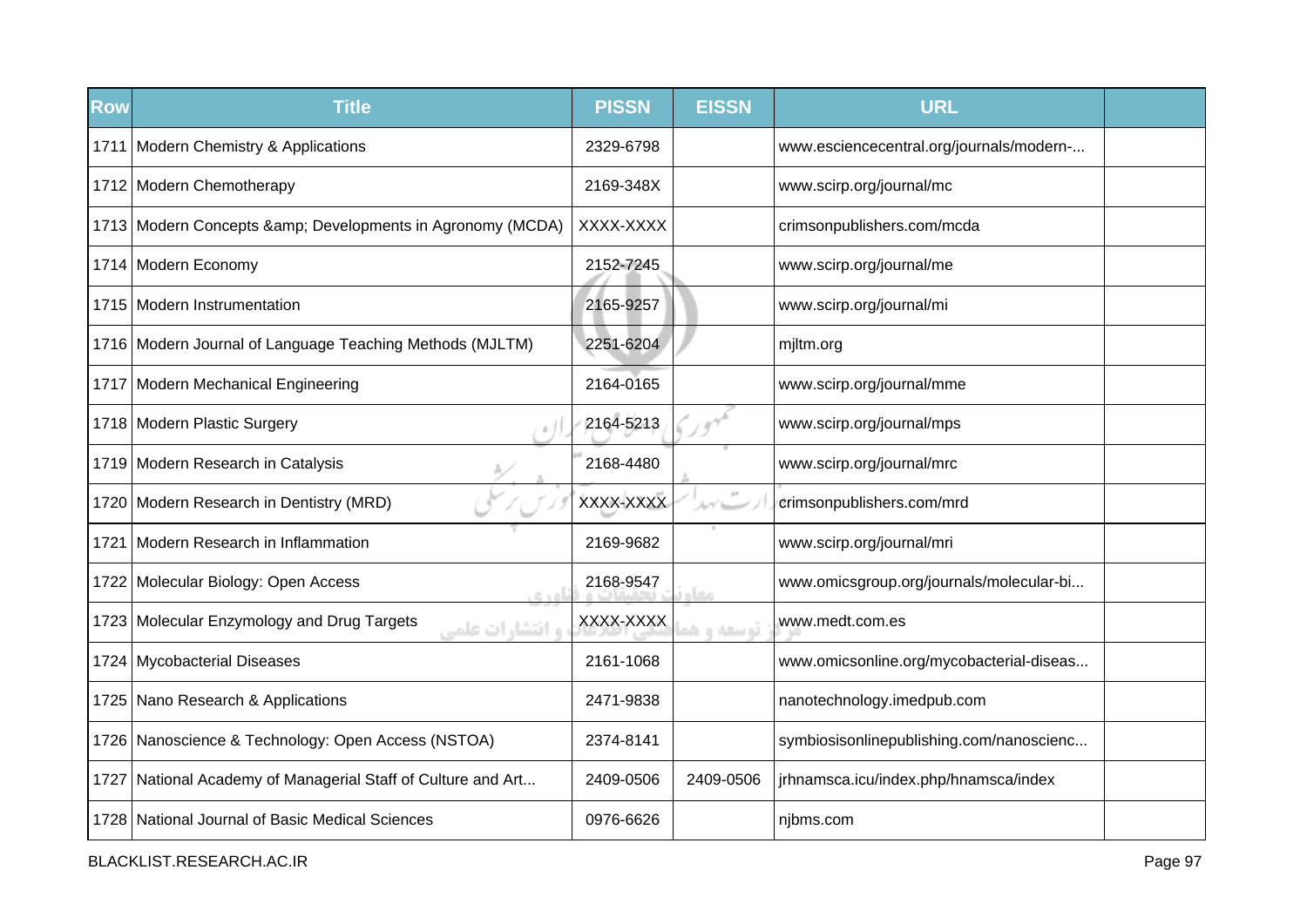| Row | Title | PISSN | EISSN | URL | |
|---|---|---|---|---|---|
| 1711 | Modern Chemistry & Applications | 2329-6798 | | www.esciencecentral.org/journals/modern-... | |
| 1712 | Modern Chemotherapy | 2169-348X | | www.scirp.org/journal/mc | |
| 1713 | Modern Concepts &amp; Developments in Agronomy (MCDA) | XXXX-XXXX | | crimsonpublishers.com/mcda | |
| 1714 | Modern Economy | 2152-7245 | | www.scirp.org/journal/me | |
| 1715 | Modern Instrumentation | 2165-9257 | | www.scirp.org/journal/mi | |
| 1716 | Modern Journal of Language Teaching Methods (MJLTM) | 2251-6204 | | mjltm.org | |
| 1717 | Modern Mechanical Engineering | 2164-0165 | | www.scirp.org/journal/mme | |
| 1718 | Modern Plastic Surgery | 2164-5213 | | www.scirp.org/journal/mps | |
| 1719 | Modern Research in Catalysis | 2168-4480 | | www.scirp.org/journal/mrc | |
| 1720 | Modern Research in Dentistry (MRD) | XXXX-XXXX | | crimsonpublishers.com/mrd | |
| 1721 | Modern Research in Inflammation | 2169-9682 | | www.scirp.org/journal/mri | |
| 1722 | Molecular Biology: Open Access | 2168-9547 | | www.omicsgroup.org/journals/molecular-bi... | |
| 1723 | Molecular Enzymology and Drug Targets | XXXX-XXXX | | www.medt.com.es | |
| 1724 | Mycobacterial Diseases | 2161-1068 | | www.omicsonline.org/mycobacterial-diseas... | |
| 1725 | Nano Research & Applications | 2471-9838 | | nanotechnology.imedpub.com | |
| 1726 | Nanoscience & Technology: Open Access (NSTOA) | 2374-8141 | | symbiosisonlinepublishing.com/nanoscienc... | |
| 1727 | National Academy of Managerial Staff of Culture and Art... | 2409-0506 | 2409-0506 | jrhnamsca.icu/index.php/hnamsca/index | |
| 1728 | National Journal of Basic Medical Sciences | 0976-6626 | | njbms.com | |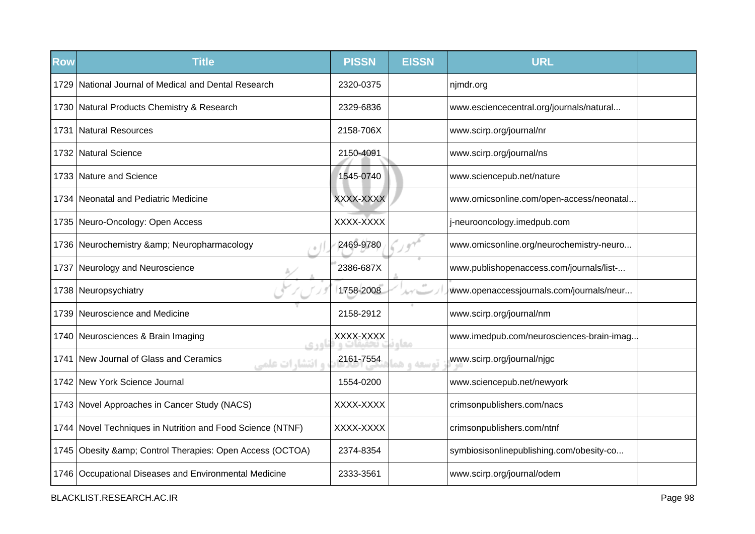| Row | Title | PISSN | EISSN | URL | |
|---|---|---|---|---|---|
| 1729 | National Journal of Medical and Dental Research | 2320-0375 | | njmdr.org | |
| 1730 | Natural Products Chemistry & Research | 2329-6836 | | www.esciencecentral.org/journals/natural... | |
| 1731 | Natural Resources | 2158-706X | | www.scirp.org/journal/nr | |
| 1732 | Natural Science | 2150-4091 | | www.scirp.org/journal/ns | |
| 1733 | Nature and Science | 1545-0740 | | www.sciencepub.net/nature | |
| 1734 | Neonatal and Pediatric Medicine | XXXX-XXXX | | www.omicsonline.com/open-access/neonatal... | |
| 1735 | Neuro-Oncology: Open Access | XXXX-XXXX | | j-neurooncology.imedpub.com | |
| 1736 | Neurochemistry &amp; Neuropharmacology | 2469-9780 | | www.omicsonline.org/neurochemistry-neuro... | |
| 1737 | Neurology and Neuroscience | 2386-687X | | www.publishopenaccess.com/journals/list-... | |
| 1738 | Neuropsychiatry | 1758-2008 | | www.openaccessjournals.com/journals/neur... | |
| 1739 | Neuroscience and Medicine | 2158-2912 | | www.scirp.org/journal/nm | |
| 1740 | Neurosciences & Brain Imaging | XXXX-XXXX | | www.imedpub.com/neurosciences-brain-imag... | |
| 1741 | New Journal of Glass and Ceramics | 2161-7554 | | www.scirp.org/journal/njgc | |
| 1742 | New York Science Journal | 1554-0200 | | www.sciencepub.net/newyork | |
| 1743 | Novel Approaches in Cancer Study (NACS) | XXXX-XXXX | | crimsonpublishers.com/nacs | |
| 1744 | Novel Techniques in Nutrition and Food Science (NTNF) | XXXX-XXXX | | crimsonpublishers.com/ntnf | |
| 1745 | Obesity &amp; Control Therapies: Open Access (OCTOA) | 2374-8354 | | symbiosisonlinepublishing.com/obesity-co... | |
| 1746 | Occupational Diseases and Environmental Medicine | 2333-3561 | | www.scirp.org/journal/odem | |

BLACKLIST.RESEARCH.AC.IR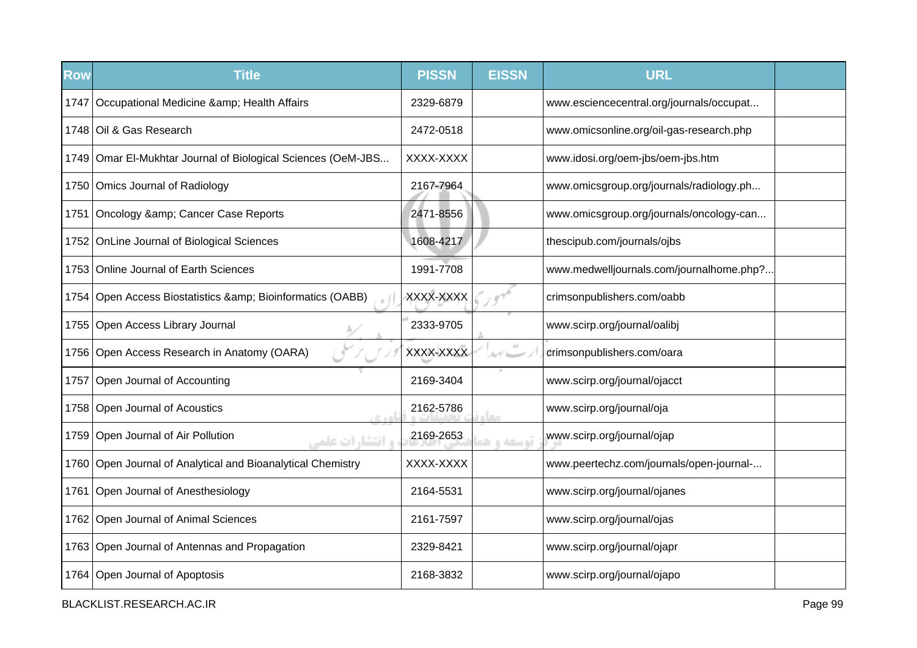| Row | Title | PISSN | EISSN | URL | |
|---|---|---|---|---|---|
| 1747 | Occupational Medicine &amp; Health Affairs | 2329-6879 | | www.esciencecentral.org/journals/occupat... | |
| 1748 | Oil & Gas Research | 2472-0518 | | www.omicsonline.org/oil-gas-research.php | |
| 1749 | Omar El-Mukhtar Journal of Biological Sciences (OeM-JBS... | XXXX-XXXX | | www.idosi.org/oem-jbs/oem-jbs.htm | |
| 1750 | Omics Journal of Radiology | 2167-7964 | | www.omicsgroup.org/journals/radiology.ph... | |
| 1751 | Oncology &amp; Cancer Case Reports | 2471-8556 | | www.omicsgroup.org/journals/oncology-can... | |
| 1752 | OnLine Journal of Biological Sciences | 1608-4217 | | thescipub.com/journals/ojbs | |
| 1753 | Online Journal of Earth Sciences | 1991-7708 | | www.medwelljournals.com/journalhome.php?... | |
| 1754 | Open Access Biostatistics &amp; Bioinformatics (OABB) | XXXX-XXXX | | crimsonpublishers.com/oabb | |
| 1755 | Open Access Library Journal | 2333-9705 | | www.scirp.org/journal/oalibj | |
| 1756 | Open Access Research in Anatomy (OARA) | XXXX-XXXX | | crimsonpublishers.com/oara | |
| 1757 | Open Journal of Accounting | 2169-3404 | | www.scirp.org/journal/ojacct | |
| 1758 | Open Journal of Acoustics | 2162-5786 | | www.scirp.org/journal/oja | |
| 1759 | Open Journal of Air Pollution | 2169-2653 | | www.scirp.org/journal/ojap | |
| 1760 | Open Journal of Analytical and Bioanalytical Chemistry | XXXX-XXXX | | www.peertechz.com/journals/open-journal-... | |
| 1761 | Open Journal of Anesthesiology | 2164-5531 | | www.scirp.org/journal/ojanes | |
| 1762 | Open Journal of Animal Sciences | 2161-7597 | | www.scirp.org/journal/ojas | |
| 1763 | Open Journal of Antennas and Propagation | 2329-8421 | | www.scirp.org/journal/ojapr | |
| 1764 | Open Journal of Apoptosis | 2168-3832 | | www.scirp.org/journal/ojapo | |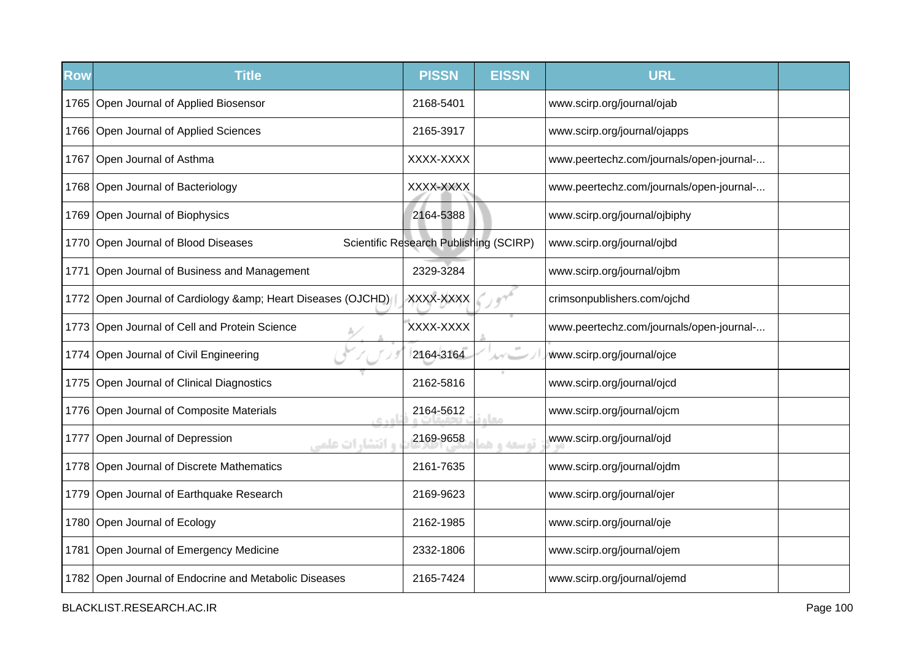| Row | Title | PISSN | EISSN | URL | |
|---|---|---|---|---|---|
| 1765 | Open Journal of Applied Biosensor | 2168-5401 | | www.scirp.org/journal/ojab | |
| 1766 | Open Journal of Applied Sciences | 2165-3917 | | www.scirp.org/journal/ojapps | |
| 1767 | Open Journal of Asthma | XXXX-XXXX | | www.peertechz.com/journals/open-journal-... | |
| 1768 | Open Journal of Bacteriology | XXXX-XXXX | | www.peertechz.com/journals/open-journal-... | |
| 1769 | Open Journal of Biophysics | 2164-5388 | | www.scirp.org/journal/ojbiphy | |
| 1770 | Open Journal of Blood Diseases | Scientific Research Publishing (SCIRP) | | www.scirp.org/journal/ojbd | |
| 1771 | Open Journal of Business and Management | 2329-3284 | | www.scirp.org/journal/ojbm | |
| 1772 | Open Journal of Cardiology &amp; Heart Diseases (OJCHD) | XXXX-XXXX | | crimsonpublishers.com/ojchd | |
| 1773 | Open Journal of Cell and Protein Science | XXXX-XXXX | | www.peertechz.com/journals/open-journal-... | |
| 1774 | Open Journal of Civil Engineering | 2164-3164 | | www.scirp.org/journal/ojce | |
| 1775 | Open Journal of Clinical Diagnostics | 2162-5816 | | www.scirp.org/journal/ojcd | |
| 1776 | Open Journal of Composite Materials | 2164-5612 | | www.scirp.org/journal/ojcm | |
| 1777 | Open Journal of Depression | 2169-9658 | | www.scirp.org/journal/ojd | |
| 1778 | Open Journal of Discrete Mathematics | 2161-7635 | | www.scirp.org/journal/ojdm | |
| 1779 | Open Journal of Earthquake Research | 2169-9623 | | www.scirp.org/journal/ojer | |
| 1780 | Open Journal of Ecology | 2162-1985 | | www.scirp.org/journal/oje | |
| 1781 | Open Journal of Emergency Medicine | 2332-1806 | | www.scirp.org/journal/ojem | |
| 1782 | Open Journal of Endocrine and Metabolic Diseases | 2165-7424 | | www.scirp.org/journal/ojemd | |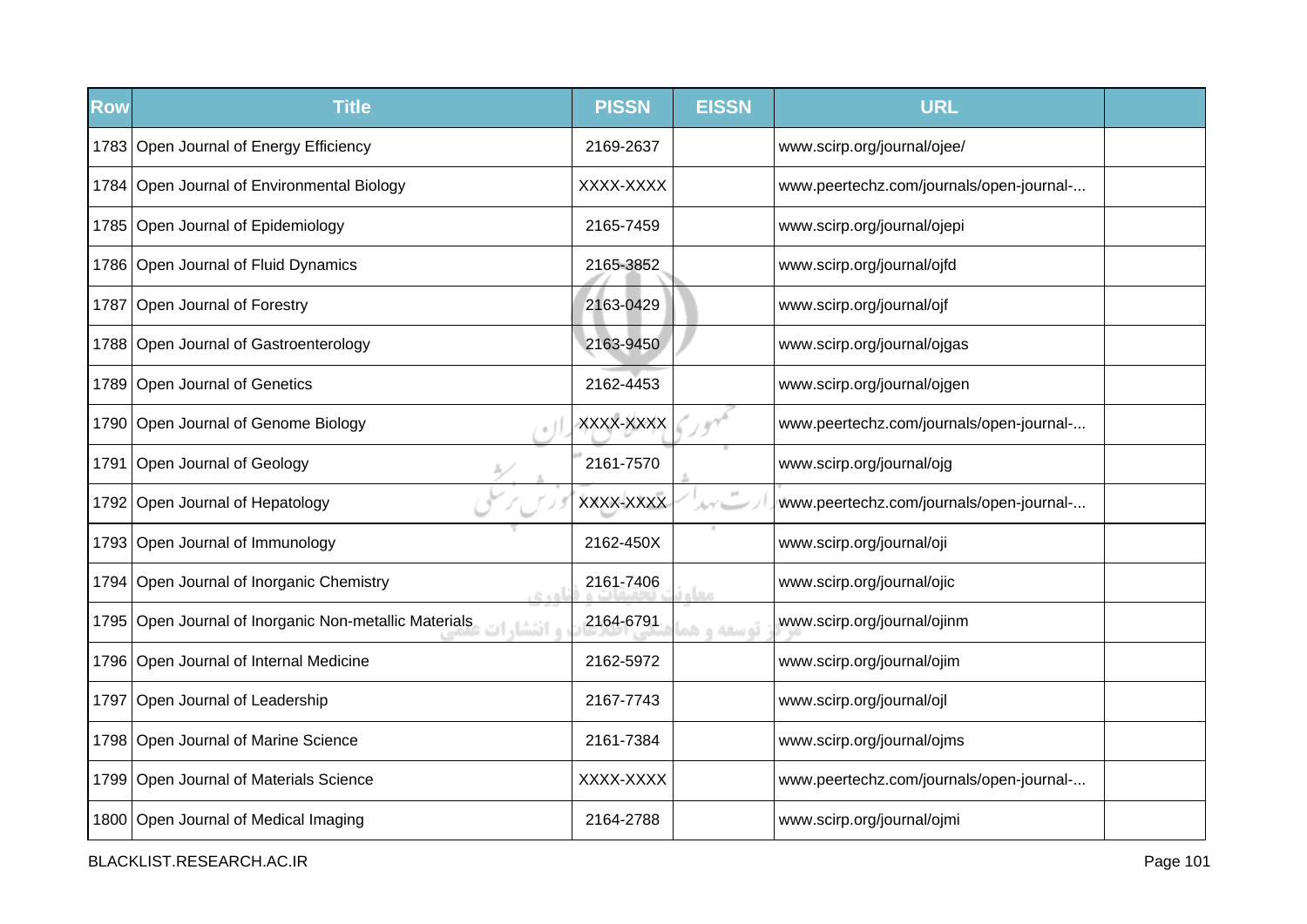| Row | Title | PISSN | EISSN | URL | |
|---|---|---|---|---|---|
| 1783 | Open Journal of Energy Efficiency | 2169-2637 | | www.scirp.org/journal/ojee/ | |
| 1784 | Open Journal of Environmental Biology | XXXX-XXXX | | www.peertechz.com/journals/open-journal-... | |
| 1785 | Open Journal of Epidemiology | 2165-7459 | | www.scirp.org/journal/ojepi | |
| 1786 | Open Journal of Fluid Dynamics | 2165-3852 | | www.scirp.org/journal/ojfd | |
| 1787 | Open Journal of Forestry | 2163-0429 | | www.scirp.org/journal/ojf | |
| 1788 | Open Journal of Gastroenterology | 2163-9450 | | www.scirp.org/journal/ojgas | |
| 1789 | Open Journal of Genetics | 2162-4453 | | www.scirp.org/journal/ojgen | |
| 1790 | Open Journal of Genome Biology | XXXX-XXXX | | www.peertechz.com/journals/open-journal-... | |
| 1791 | Open Journal of Geology | 2161-7570 | | www.scirp.org/journal/ojg | |
| 1792 | Open Journal of Hepatology | XXXX-XXXX | | www.peertechz.com/journals/open-journal-... | |
| 1793 | Open Journal of Immunology | 2162-450X | | www.scirp.org/journal/oji | |
| 1794 | Open Journal of Inorganic Chemistry | 2161-7406 | | www.scirp.org/journal/ojic | |
| 1795 | Open Journal of Inorganic Non-metallic Materials | 2164-6791 | | www.scirp.org/journal/ojinm | |
| 1796 | Open Journal of Internal Medicine | 2162-5972 | | www.scirp.org/journal/ojim | |
| 1797 | Open Journal of Leadership | 2167-7743 | | www.scirp.org/journal/ojl | |
| 1798 | Open Journal of Marine Science | 2161-7384 | | www.scirp.org/journal/ojms | |
| 1799 | Open Journal of Materials Science | XXXX-XXXX | | www.peertechz.com/journals/open-journal-... | |
| 1800 | Open Journal of Medical Imaging | 2164-2788 | | www.scirp.org/journal/ojmi | |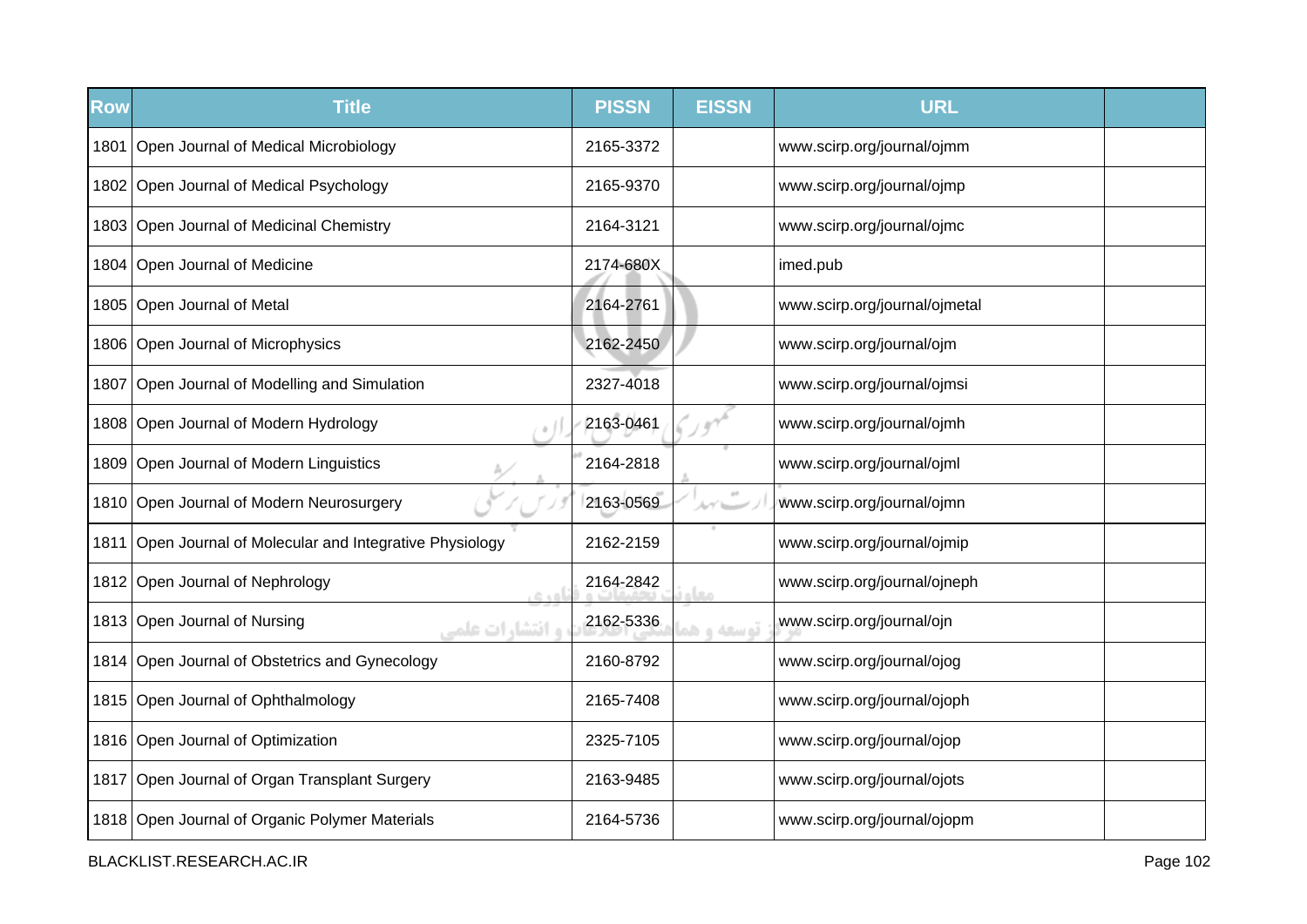| Row | Title | PISSN | EISSN | URL | |
|---|---|---|---|---|---|
| 1801 | Open Journal of Medical Microbiology | 2165-3372 | | www.scirp.org/journal/ojmm | |
| 1802 | Open Journal of Medical Psychology | 2165-9370 | | www.scirp.org/journal/ojmp | |
| 1803 | Open Journal of Medicinal Chemistry | 2164-3121 | | www.scirp.org/journal/ojmc | |
| 1804 | Open Journal of Medicine | 2174-680X | | imed.pub | |
| 1805 | Open Journal of Metal | 2164-2761 | | www.scirp.org/journal/ojmetal | |
| 1806 | Open Journal of Microphysics | 2162-2450 | | www.scirp.org/journal/ojm | |
| 1807 | Open Journal of Modelling and Simulation | 2327-4018 | | www.scirp.org/journal/ojmsi | |
| 1808 | Open Journal of Modern Hydrology | 2163-0461 | | www.scirp.org/journal/ojmh | |
| 1809 | Open Journal of Modern Linguistics | 2164-2818 | | www.scirp.org/journal/ojml | |
| 1810 | Open Journal of Modern Neurosurgery | 2163-0569 | | www.scirp.org/journal/ojmn | |
| 1811 | Open Journal of Molecular and Integrative Physiology | 2162-2159 | | www.scirp.org/journal/ojmip | |
| 1812 | Open Journal of Nephrology | 2164-2842 | | www.scirp.org/journal/ojneph | |
| 1813 | Open Journal of Nursing | 2162-5336 | | www.scirp.org/journal/ojn | |
| 1814 | Open Journal of Obstetrics and Gynecology | 2160-8792 | | www.scirp.org/journal/ojog | |
| 1815 | Open Journal of Ophthalmology | 2165-7408 | | www.scirp.org/journal/ojoph | |
| 1816 | Open Journal of Optimization | 2325-7105 | | www.scirp.org/journal/ojop | |
| 1817 | Open Journal of Organ Transplant Surgery | 2163-9485 | | www.scirp.org/journal/ojots | |
| 1818 | Open Journal of Organic Polymer Materials | 2164-5736 | | www.scirp.org/journal/ojopm | |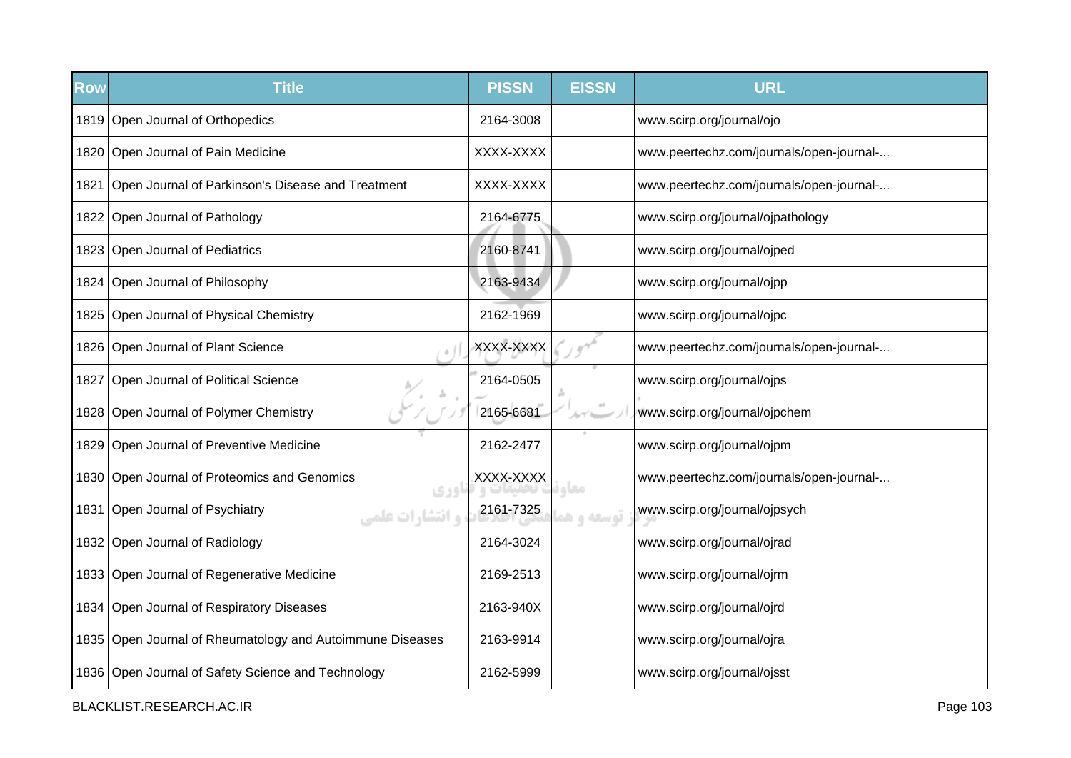| Row | Title | PISSN | EISSN | URL | |
|---|---|---|---|---|---|
| 1819 | Open Journal of Orthopedics | 2164-3008 | | www.scirp.org/journal/ojo | |
| 1820 | Open Journal of Pain Medicine | XXXX-XXXX | | www.peertechz.com/journals/open-journal-... | |
| 1821 | Open Journal of Parkinson's Disease and Treatment | XXXX-XXXX | | www.peertechz.com/journals/open-journal-... | |
| 1822 | Open Journal of Pathology | 2164-6775 | | www.scirp.org/journal/ojpathology | |
| 1823 | Open Journal of Pediatrics | 2160-8741 | | www.scirp.org/journal/ojped | |
| 1824 | Open Journal of Philosophy | 2163-9434 | | www.scirp.org/journal/ojpp | |
| 1825 | Open Journal of Physical Chemistry | 2162-1969 | | www.scirp.org/journal/ojpc | |
| 1826 | Open Journal of Plant Science | XXXX-XXXX | | www.peertechz.com/journals/open-journal-... | |
| 1827 | Open Journal of Political Science | 2164-0505 | | www.scirp.org/journal/ojps | |
| 1828 | Open Journal of Polymer Chemistry | 2165-6681 | | www.scirp.org/journal/ojpchem | |
| 1829 | Open Journal of Preventive Medicine | 2162-2477 | | www.scirp.org/journal/ojpm | |
| 1830 | Open Journal of Proteomics and Genomics | XXXX-XXXX | | www.peertechz.com/journals/open-journal-... | |
| 1831 | Open Journal of Psychiatry | 2161-7325 | | www.scirp.org/journal/ojpsych | |
| 1832 | Open Journal of Radiology | 2164-3024 | | www.scirp.org/journal/ojrad | |
| 1833 | Open Journal of Regenerative Medicine | 2169-2513 | | www.scirp.org/journal/ojrm | |
| 1834 | Open Journal of Respiratory Diseases | 2163-940X | | www.scirp.org/journal/ojrd | |
| 1835 | Open Journal of Rheumatology and Autoimmune Diseases | 2163-9914 | | www.scirp.org/journal/ojra | |
| 1836 | Open Journal of Safety Science and Technology | 2162-5999 | | www.scirp.org/journal/ojsst | |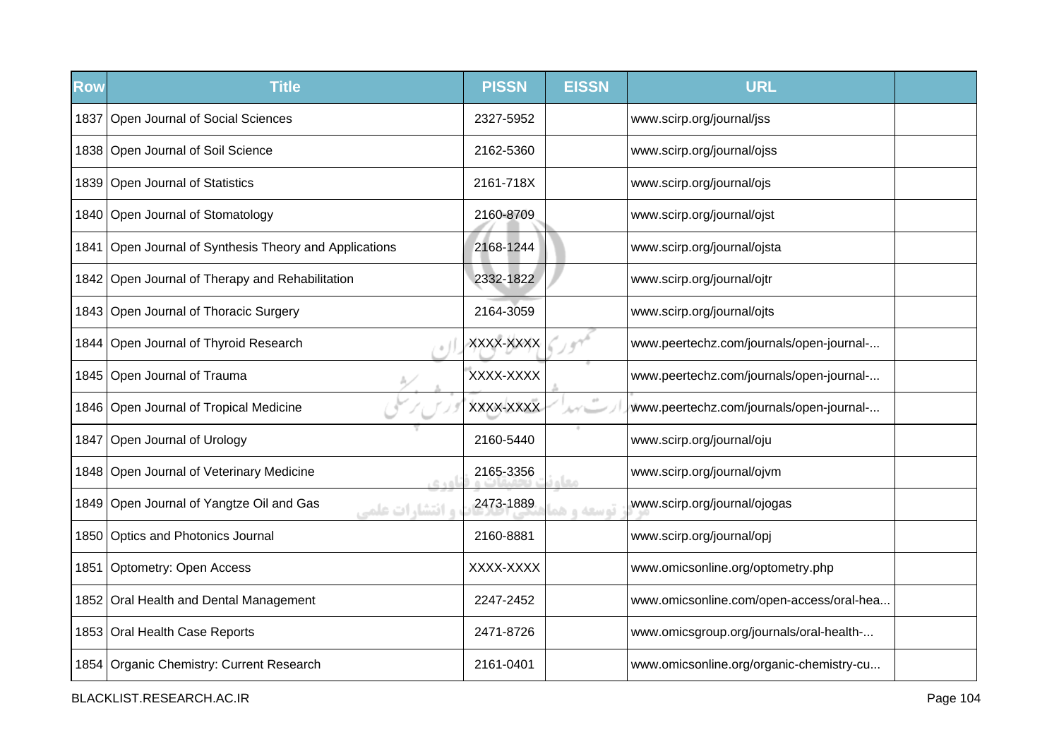| Row | Title | PISSN | EISSN | URL | |
|---|---|---|---|---|---|
| 1837 | Open Journal of Social Sciences | 2327-5952 | | www.scirp.org/journal/jss | |
| 1838 | Open Journal of Soil Science | 2162-5360 | | www.scirp.org/journal/ojss | |
| 1839 | Open Journal of Statistics | 2161-718X | | www.scirp.org/journal/ojs | |
| 1840 | Open Journal of Stomatology | 2160-8709 | | www.scirp.org/journal/ojst | |
| 1841 | Open Journal of Synthesis Theory and Applications | 2168-1244 | | www.scirp.org/journal/ojsta | |
| 1842 | Open Journal of Therapy and Rehabilitation | 2332-1822 | | www.scirp.org/journal/ojtr | |
| 1843 | Open Journal of Thoracic Surgery | 2164-3059 | | www.scirp.org/journal/ojts | |
| 1844 | Open Journal of Thyroid Research | XXXX-XXXX | | www.peertechz.com/journals/open-journal-... | |
| 1845 | Open Journal of Trauma | XXXX-XXXX | | www.peertechz.com/journals/open-journal-... | |
| 1846 | Open Journal of Tropical Medicine | XXXX-XXXX | | www.peertechz.com/journals/open-journal-... | |
| 1847 | Open Journal of Urology | 2160-5440 | | www.scirp.org/journal/oju | |
| 1848 | Open Journal of Veterinary Medicine | 2165-3356 | | www.scirp.org/journal/ojvm | |
| 1849 | Open Journal of Yangtze Oil and Gas | 2473-1889 | | www.scirp.org/journal/ojogas | |
| 1850 | Optics and Photonics Journal | 2160-8881 | | www.scirp.org/journal/opj | |
| 1851 | Optometry: Open Access | XXXX-XXXX | | www.omicsonline.org/optometry.php | |
| 1852 | Oral Health and Dental Management | 2247-2452 | | www.omicsonline.com/open-access/oral-hea... | |
| 1853 | Oral Health Case Reports | 2471-8726 | | www.omicsgroup.org/journals/oral-health-... | |
| 1854 | Organic Chemistry: Current Research | 2161-0401 | | www.omicsonline.org/organic-chemistry-cu... | |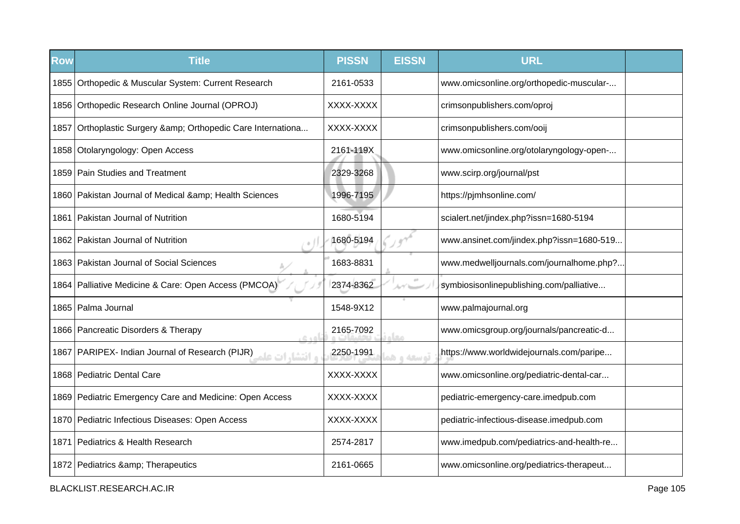| Row | Title | PISSN | EISSN | URL | |
|---|---|---|---|---|---|
| 1855 | Orthopedic & Muscular System: Current Research | 2161-0533 | | www.omicsonline.org/orthopedic-muscular-... | |
| 1856 | Orthopedic Research Online Journal (OPROJ) | XXXX-XXXX | | crimsonpublishers.com/oproj | |
| 1857 | Orthoplastic Surgery &amp; Orthopedic Care Internationa... | XXXX-XXXX | | crimsonpublishers.com/ooij | |
| 1858 | Otolaryngology: Open Access | 2161-119X | | www.omicsonline.org/otolaryngology-open-... | |
| 1859 | Pain Studies and Treatment | 2329-3268 | | www.scirp.org/journal/pst | |
| 1860 | Pakistan Journal of Medical &amp; Health Sciences | 1996-7195 | | https://pjmhsonline.com/ | |
| 1861 | Pakistan Journal of Nutrition | 1680-5194 | | scialert.net/jindex.php?issn=1680-5194 | |
| 1862 | Pakistan Journal of Nutrition | 1680-5194 | | www.ansinet.com/jindex.php?issn=1680-519... | |
| 1863 | Pakistan Journal of Social Sciences | 1683-8831 | | www.medwelljournals.com/journalhome.php?... | |
| 1864 | Palliative Medicine & Care: Open Access (PMCOA) | 2374-8362 | | symbiosisonlinepublishing.com/palliative... | |
| 1865 | Palma Journal | 1548-9X12 | | www.palmajournal.org | |
| 1866 | Pancreatic Disorders & Therapy | 2165-7092 | | www.omicsgroup.org/journals/pancreatic-d... | |
| 1867 | PARIPEX- Indian Journal of Research (PIJR) | 2250-1991 | | https://www.worldwidejournals.com/paripe... | |
| 1868 | Pediatric Dental Care | XXXX-XXXX | | www.omicsonline.org/pediatric-dental-car... | |
| 1869 | Pediatric Emergency Care and Medicine: Open Access | XXXX-XXXX | | pediatric-emergency-care.imedpub.com | |
| 1870 | Pediatric Infectious Diseases: Open Access | XXXX-XXXX | | pediatric-infectious-disease.imedpub.com | |
| 1871 | Pediatrics & Health Research | 2574-2817 | | www.imedpub.com/pediatrics-and-health-re... | |
| 1872 | Pediatrics &amp; Therapeutics | 2161-0665 | | www.omicsonline.org/pediatrics-therapeut... | |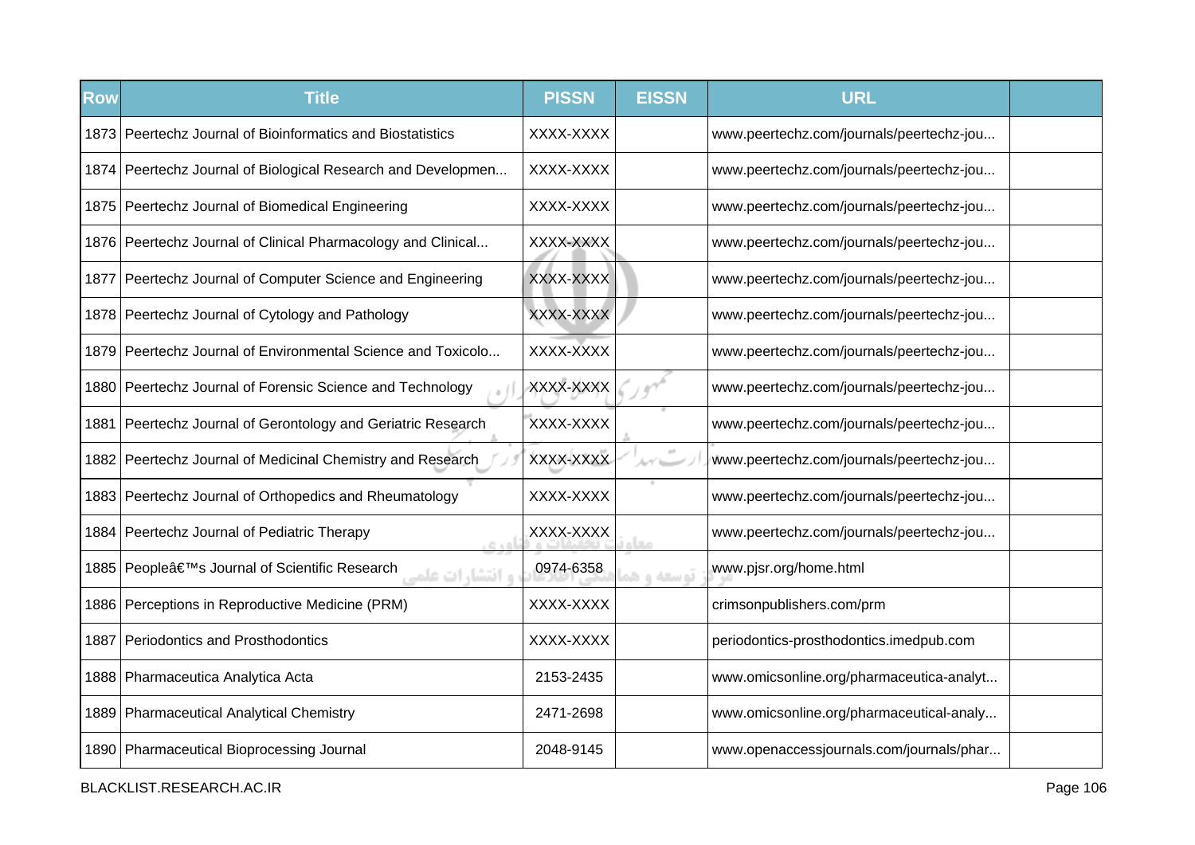| Row | Title | PISSN | EISSN | URL | |
|---|---|---|---|---|---|
| 1873 | Peertechz Journal of Bioinformatics and Biostatistics | XXXX-XXXX | | www.peertechz.com/journals/peertechz-jou... | |
| 1874 | Peertechz Journal of Biological Research and Developmen... | XXXX-XXXX | | www.peertechz.com/journals/peertechz-jou... | |
| 1875 | Peertechz Journal of Biomedical Engineering | XXXX-XXXX | | www.peertechz.com/journals/peertechz-jou... | |
| 1876 | Peertechz Journal of Clinical Pharmacology and Clinical... | XXXX-XXXX | | www.peertechz.com/journals/peertechz-jou... | |
| 1877 | Peertechz Journal of Computer Science and Engineering | XXXX-XXXX | | www.peertechz.com/journals/peertechz-jou... | |
| 1878 | Peertechz Journal of Cytology and Pathology | XXXX-XXXX | | www.peertechz.com/journals/peertechz-jou... | |
| 1879 | Peertechz Journal of Environmental Science and Toxicolo... | XXXX-XXXX | | www.peertechz.com/journals/peertechz-jou... | |
| 1880 | Peertechz Journal of Forensic Science and Technology | XXXX-XXXX | | www.peertechz.com/journals/peertechz-jou... | |
| 1881 | Peertechz Journal of Gerontology and Geriatric Research | XXXX-XXXX | | www.peertechz.com/journals/peertechz-jou... | |
| 1882 | Peertechz Journal of Medicinal Chemistry and Research | XXXX-XXXX | | www.peertechz.com/journals/peertechz-jou... | |
| 1883 | Peertechz Journal of Orthopedics and Rheumatology | XXXX-XXXX | | www.peertechz.com/journals/peertechz-jou... | |
| 1884 | Peertechz Journal of Pediatric Therapy | XXXX-XXXX | | www.peertechz.com/journals/peertechz-jou... | |
| 1885 | Peopleâ€™s Journal of Scientific Research | 0974-6358 | | www.pjsr.org/home.html | |
| 1886 | Perceptions in Reproductive Medicine (PRM) | XXXX-XXXX | | crimsonpublishers.com/prm | |
| 1887 | Periodontics and Prosthodontics | XXXX-XXXX | | periodontics-prosthodontics.imedpub.com | |
| 1888 | Pharmaceutica Analytica Acta | 2153-2435 | | www.omicsonline.org/pharmaceutica-analyt... | |
| 1889 | Pharmaceutical Analytical Chemistry | 2471-2698 | | www.omicsonline.org/pharmaceutical-analy... | |
| 1890 | Pharmaceutical Bioprocessing Journal | 2048-9145 | | www.openaccessjournals.com/journals/phar... | |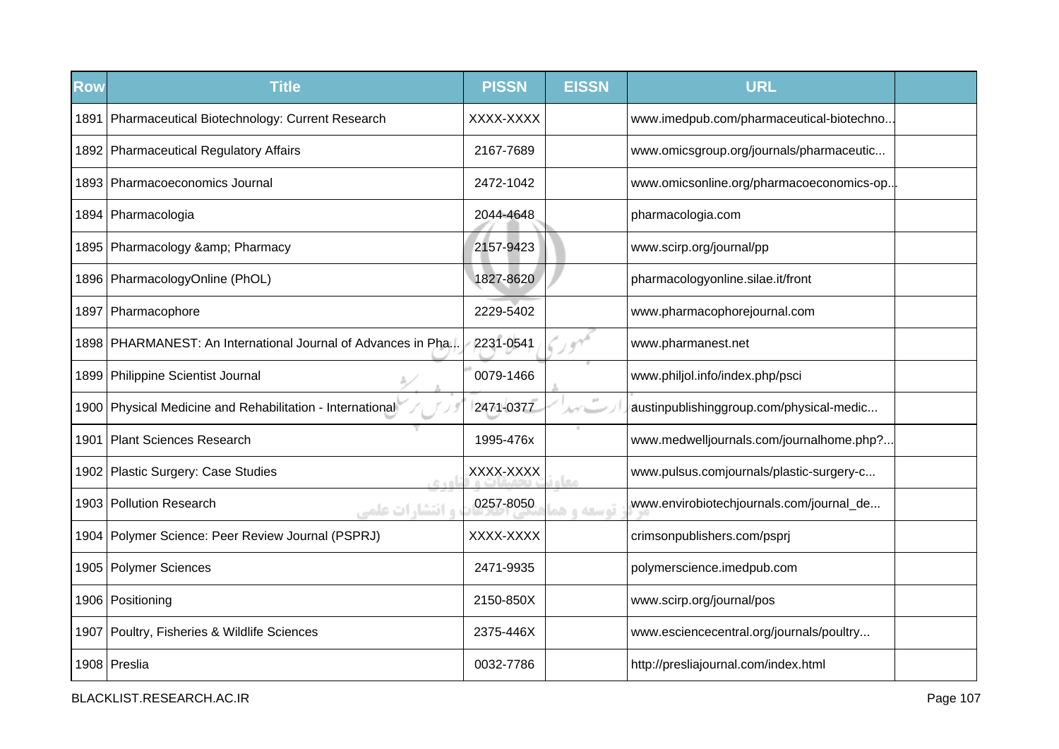| Row | Title | PISSN | EISSN | URL | |
|---|---|---|---|---|---|
| 1891 | Pharmaceutical Biotechnology: Current Research | XXXX-XXXX | | www.imedpub.com/pharmaceutical-biotechno... | |
| 1892 | Pharmaceutical Regulatory Affairs | 2167-7689 | | www.omicsgroup.org/journals/pharmaceutic... | |
| 1893 | Pharmacoeconomics Journal | 2472-1042 | | www.omicsonline.org/pharmacoeconomics-op... | |
| 1894 | Pharmacologia | 2044-4648 | | pharmacologia.com | |
| 1895 | Pharmacology &amp; Pharmacy | 2157-9423 | | www.scirp.org/journal/pp | |
| 1896 | PharmacologyOnline (PhOL) | 1827-8620 | | pharmacologyonline.silae.it/front | |
| 1897 | Pharmacophore | 2229-5402 | | www.pharmacophorejournal.com | |
| 1898 | PHARMANEST: An International Journal of Advances in Pha... | 2231-0541 | | www.pharmanest.net | |
| 1899 | Philippine Scientist Journal | 0079-1466 | | www.philjol.info/index.php/psci | |
| 1900 | Physical Medicine and Rehabilitation - International | 2471-0377 | | austinpublishinggroup.com/physical-medic... | |
| 1901 | Plant Sciences Research | 1995-476x | | www.medwelljournals.com/journalhome.php?... | |
| 1902 | Plastic Surgery: Case Studies | XXXX-XXXX | | www.pulsus.comjournals/plastic-surgery-c... | |
| 1903 | Pollution Research | 0257-8050 | | www.envirobiotechjournals.com/journal_de... | |
| 1904 | Polymer Science: Peer Review Journal (PSPRJ) | XXXX-XXXX | | crimsonpublishers.com/psprj | |
| 1905 | Polymer Sciences | 2471-9935 | | polymerscience.imedpub.com | |
| 1906 | Positioning | 2150-850X | | www.scirp.org/journal/pos | |
| 1907 | Poultry, Fisheries & Wildlife Sciences | 2375-446X | | www.esciencecentral.org/journals/poultry... | |
| 1908 | Preslia | 0032-7786 | | http://presliajournal.com/index.html | |

BLACKLIST.RESEARCH.AC.IR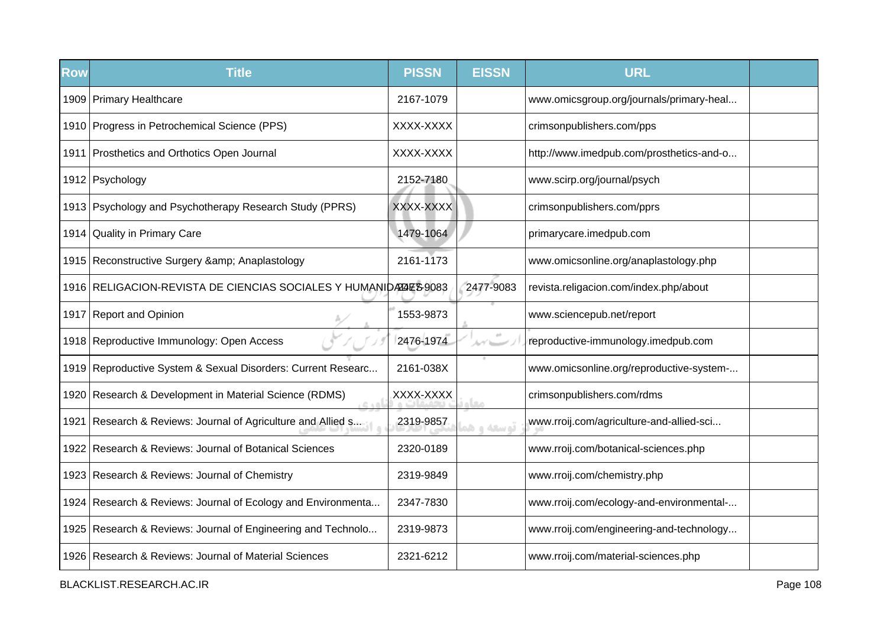| Row | Title | PISSN | EISSN | URL | |
|---|---|---|---|---|---|
| 1909 | Primary Healthcare | 2167-1079 | | www.omicsgroup.org/journals/primary-heal... | |
| 1910 | Progress in Petrochemical Science (PPS) | XXXX-XXXX | | crimsonpublishers.com/pps | |
| 1911 | Prosthetics and Orthotics Open Journal | XXXX-XXXX | | http://www.imedpub.com/prosthetics-and-o... | |
| 1912 | Psychology | 2152-7180 | | www.scirp.org/journal/psych | |
| 1913 | Psychology and Psychotherapy Research Study (PPRS) | XXXX-XXXX | | crimsonpublishers.com/pprs | |
| 1914 | Quality in Primary Care | 1479-1064 | | primarycare.imedpub.com | |
| 1915 | Reconstructive Surgery &amp; Anaplastology | 2161-1173 | | www.omicsonline.org/anaplastology.php | |
| 1916 | RELIGACION-REVISTA DE CIENCIAS SOCIALES Y HUMANIDADES | 2477-9083 | 2477-9083 | revista.religacion.com/index.php/about | |
| 1917 | Report and Opinion | 1553-9873 | | www.sciencepub.net/report | |
| 1918 | Reproductive Immunology: Open Access | 2476-1974 | | reproductive-immunology.imedpub.com | |
| 1919 | Reproductive System & Sexual Disorders: Current Researc... | 2161-038X | | www.omicsonline.org/reproductive-system-... | |
| 1920 | Research & Development in Material Science (RDMS) | XXXX-XXXX | | crimsonpublishers.com/rdms | |
| 1921 | Research & Reviews: Journal of Agriculture and Allied s... | 2319-9857 | | www.rroij.com/agriculture-and-allied-sci... | |
| 1922 | Research & Reviews: Journal of Botanical Sciences | 2320-0189 | | www.rroij.com/botanical-sciences.php | |
| 1923 | Research & Reviews: Journal of Chemistry | 2319-9849 | | www.rroij.com/chemistry.php | |
| 1924 | Research & Reviews: Journal of Ecology and Environmenta... | 2347-7830 | | www.rroij.com/ecology-and-environmental-... | |
| 1925 | Research & Reviews: Journal of Engineering and Technolo... | 2319-9873 | | www.rroij.com/engineering-and-technology... | |
| 1926 | Research & Reviews: Journal of Material Sciences | 2321-6212 | | www.rroij.com/material-sciences.php | |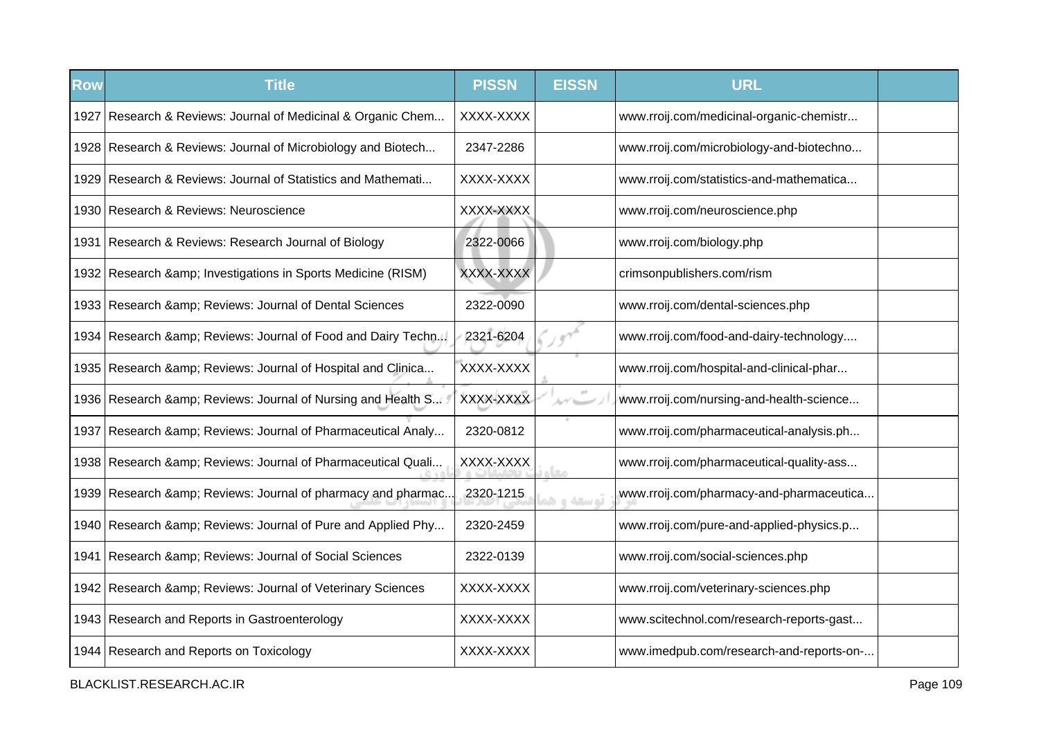| Row | Title | PISSN | EISSN | URL | |
|---|---|---|---|---|---|
| 1927 | Research & Reviews: Journal of Medicinal & Organic Chem... | XXXX-XXXX | | www.rroij.com/medicinal-organic-chemistr... | |
| 1928 | Research & Reviews: Journal of Microbiology and Biotech... | 2347-2286 | | www.rroij.com/microbiology-and-biotechno... | |
| 1929 | Research & Reviews: Journal of Statistics and Mathemati... | XXXX-XXXX | | www.rroij.com/statistics-and-mathematica... | |
| 1930 | Research & Reviews: Neuroscience | XXXX-XXXX | | www.rroij.com/neuroscience.php | |
| 1931 | Research & Reviews: Research Journal of Biology | 2322-0066 | | www.rroij.com/biology.php | |
| 1932 | Research &amp; Investigations in Sports Medicine (RISM) | XXXX-XXXX | | crimsonpublishers.com/rism | |
| 1933 | Research &amp; Reviews: Journal of Dental Sciences | 2322-0090 | | www.rroij.com/dental-sciences.php | |
| 1934 | Research &amp; Reviews: Journal of Food and Dairy Techn... | 2321-6204 | | www.rroij.com/food-and-dairy-technology.... | |
| 1935 | Research &amp; Reviews: Journal of Hospital and Clinica... | XXXX-XXXX | | www.rroij.com/hospital-and-clinical-phar... | |
| 1936 | Research &amp; Reviews: Journal of Nursing and Health S... | XXXX-XXXX | | www.rroij.com/nursing-and-health-science... | |
| 1937 | Research &amp; Reviews: Journal of Pharmaceutical Analy... | 2320-0812 | | www.rroij.com/pharmaceutical-analysis.ph... | |
| 1938 | Research &amp; Reviews: Journal of Pharmaceutical Quali... | XXXX-XXXX | | www.rroij.com/pharmaceutical-quality-ass... | |
| 1939 | Research &amp; Reviews: Journal of pharmacy and pharmac... | 2320-1215 | | www.rroij.com/pharmacy-and-pharmaceutica... | |
| 1940 | Research &amp; Reviews: Journal of Pure and Applied Phy... | 2320-2459 | | www.rroij.com/pure-and-applied-physics.p... | |
| 1941 | Research &amp; Reviews: Journal of Social Sciences | 2322-0139 | | www.rroij.com/social-sciences.php | |
| 1942 | Research &amp; Reviews: Journal of Veterinary Sciences | XXXX-XXXX | | www.rroij.com/veterinary-sciences.php | |
| 1943 | Research and Reports in Gastroenterology | XXXX-XXXX | | www.scitechnol.com/research-reports-gast... | |
| 1944 | Research and Reports on Toxicology | XXXX-XXXX | | www.imedpub.com/research-and-reports-on-... | |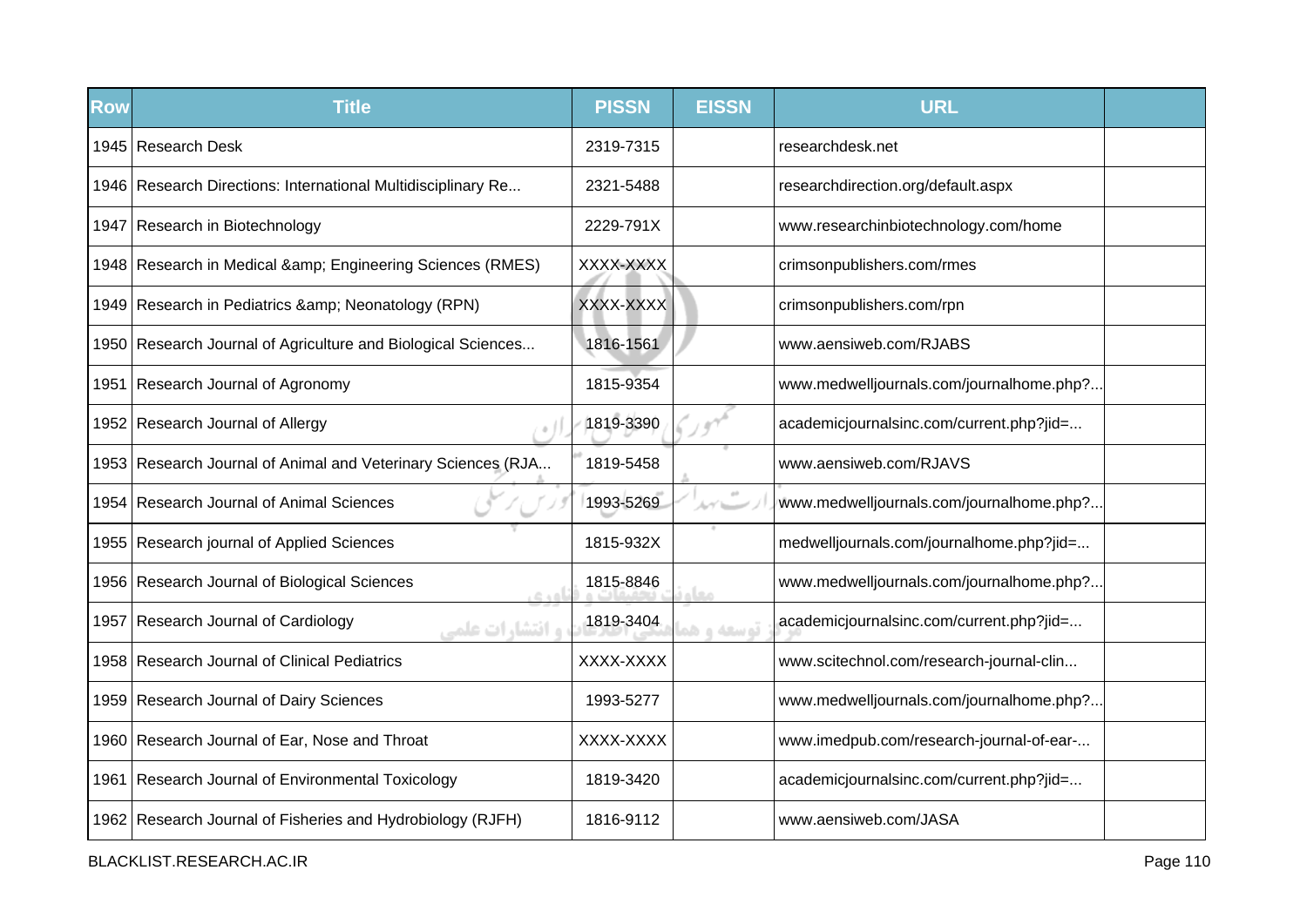| Row | Title | PISSN | EISSN | URL | |
|---|---|---|---|---|---|
| 1945 | Research Desk | 2319-7315 | | researchdesk.net | |
| 1946 | Research Directions: International Multidisciplinary Re... | 2321-5488 | | researchdirection.org/default.aspx | |
| 1947 | Research in Biotechnology | 2229-791X | | www.researchinbiotechnology.com/home | |
| 1948 | Research in Medical &amp; Engineering Sciences (RMES) | XXXX-XXXX | | crimsonpublishers.com/rmes | |
| 1949 | Research in Pediatrics &amp; Neonatology (RPN) | XXXX-XXXX | | crimsonpublishers.com/rpn | |
| 1950 | Research Journal of Agriculture and Biological Sciences... | 1816-1561 | | www.aensiweb.com/RJABS | |
| 1951 | Research Journal of Agronomy | 1815-9354 | | www.medwelljournals.com/journalhome.php?... | |
| 1952 | Research Journal of Allergy | 1819-3390 | | academicjournalsinc.com/current.php?jid=... | |
| 1953 | Research Journal of Animal and Veterinary Sciences (RJA... | 1819-5458 | | www.aensiweb.com/RJAVS | |
| 1954 | Research Journal of Animal Sciences | 1993-5269 | | www.medwelljournals.com/journalhome.php?... | |
| 1955 | Research journal of Applied Sciences | 1815-932X | | medwelljournals.com/journalhome.php?jid=... | |
| 1956 | Research Journal of Biological Sciences | 1815-8846 | | www.medwelljournals.com/journalhome.php?... | |
| 1957 | Research Journal of Cardiology | 1819-3404 | | academicjournalsinc.com/current.php?jid=... | |
| 1958 | Research Journal of Clinical Pediatrics | XXXX-XXXX | | www.scitechnol.com/research-journal-clin... | |
| 1959 | Research Journal of Dairy Sciences | 1993-5277 | | www.medwelljournals.com/journalhome.php?... | |
| 1960 | Research Journal of Ear, Nose and Throat | XXXX-XXXX | | www.imedpub.com/research-journal-of-ear-... | |
| 1961 | Research Journal of Environmental Toxicology | 1819-3420 | | academicjournalsinc.com/current.php?jid=... | |
| 1962 | Research Journal of Fisheries and Hydrobiology (RJFH) | 1816-9112 | | www.aensiweb.com/JASA | |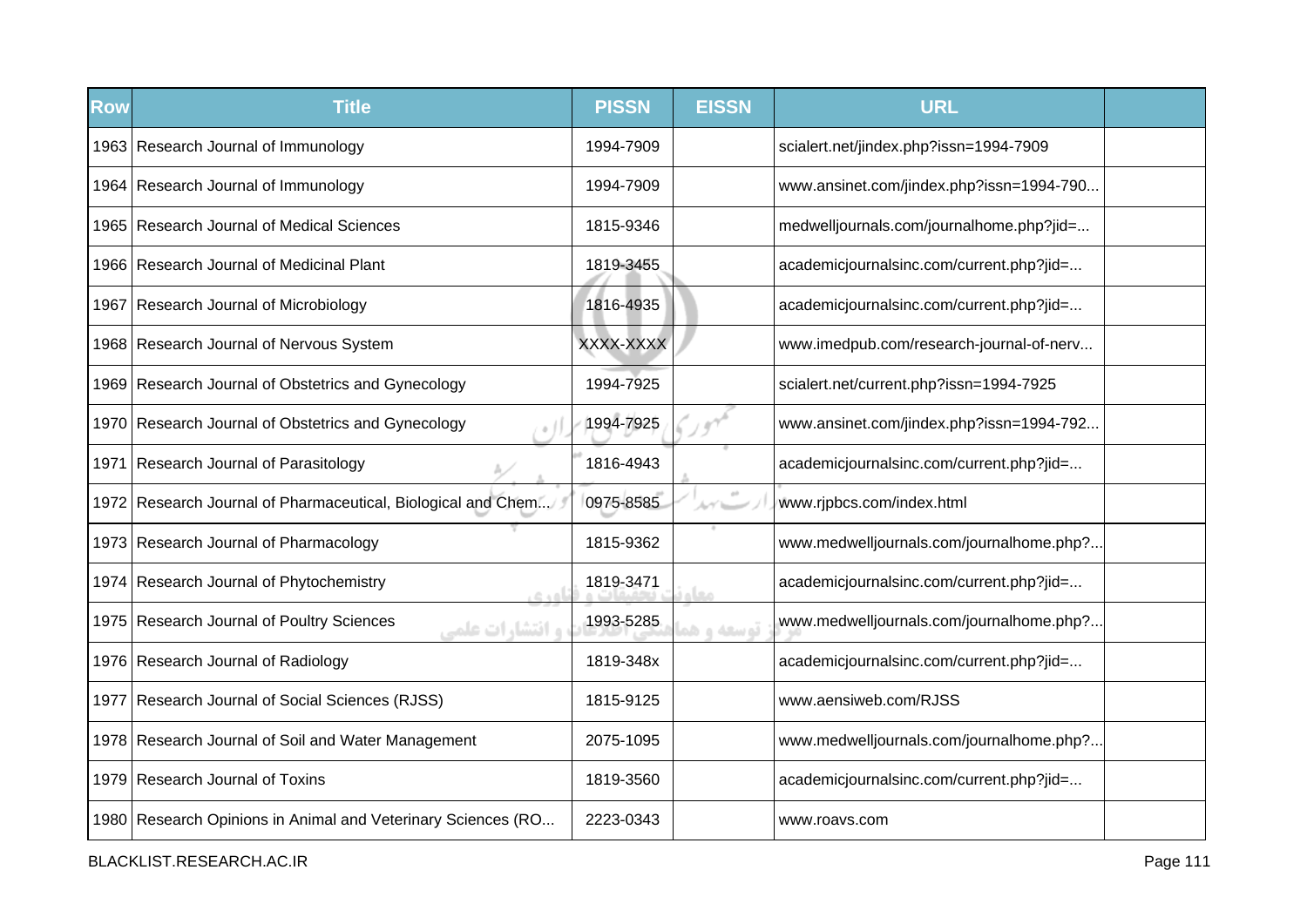| Row | Title | PISSN | EISSN | URL | |
|---|---|---|---|---|---|
| 1963 | Research Journal of Immunology | 1994-7909 | | scialert.net/jindex.php?issn=1994-7909 | |
| 1964 | Research Journal of Immunology | 1994-7909 | | www.ansinet.com/jindex.php?issn=1994-790... | |
| 1965 | Research Journal of Medical Sciences | 1815-9346 | | medwelljournals.com/journalhome.php?jid=... | |
| 1966 | Research Journal of Medicinal Plant | 1819-3455 | | academicjournalsinc.com/current.php?jid=... | |
| 1967 | Research Journal of Microbiology | 1816-4935 | | academicjournalsinc.com/current.php?jid=... | |
| 1968 | Research Journal of Nervous System | XXXX-XXXX | | www.imedpub.com/research-journal-of-nerv... | |
| 1969 | Research Journal of Obstetrics and Gynecology | 1994-7925 | | scialert.net/current.php?issn=1994-7925 | |
| 1970 | Research Journal of Obstetrics and Gynecology | 1994-7925 | | www.ansinet.com/jindex.php?issn=1994-792... | |
| 1971 | Research Journal of Parasitology | 1816-4943 | | academicjournalsinc.com/current.php?jid=... | |
| 1972 | Research Journal of Pharmaceutical, Biological and Chem... | 0975-8585 | | www.rjpbcs.com/index.html | |
| 1973 | Research Journal of Pharmacology | 1815-9362 | | www.medwelljournals.com/journalhome.php?... | |
| 1974 | Research Journal of Phytochemistry | 1819-3471 | | academicjournalsinc.com/current.php?jid=... | |
| 1975 | Research Journal of Poultry Sciences | 1993-5285 | | www.medwelljournals.com/journalhome.php?... | |
| 1976 | Research Journal of Radiology | 1819-348x | | academicjournalsinc.com/current.php?jid=... | |
| 1977 | Research Journal of Social Sciences (RJSS) | 1815-9125 | | www.aensiweb.com/RJSS | |
| 1978 | Research Journal of Soil and Water Management | 2075-1095 | | www.medwelljournals.com/journalhome.php?... | |
| 1979 | Research Journal of Toxins | 1819-3560 | | academicjournalsinc.com/current.php?jid=... | |
| 1980 | Research Opinions in Animal and Veterinary Sciences (RO... | 2223-0343 | | www.roavs.com | |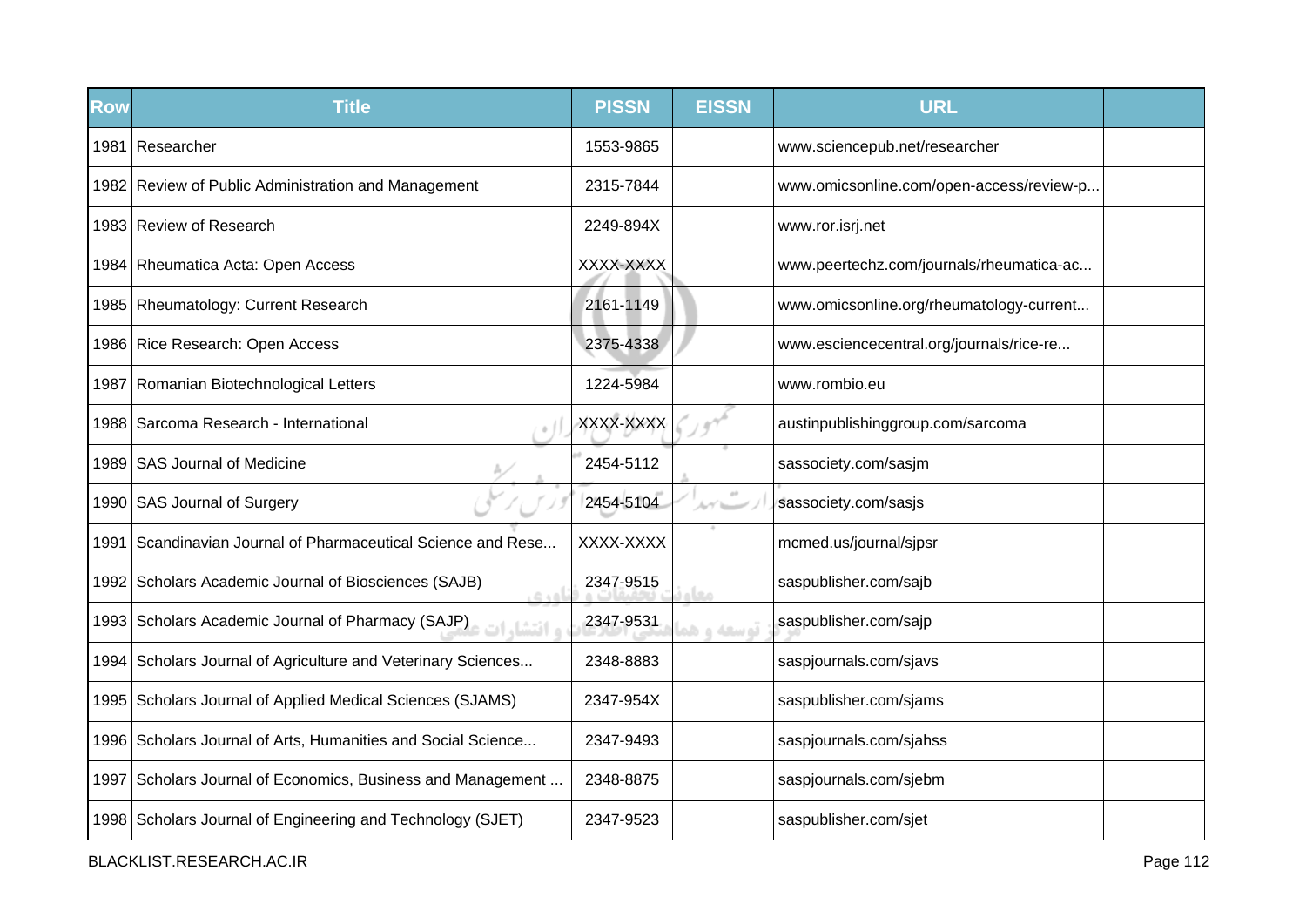| Row | Title | PISSN | EISSN | URL | |
|---|---|---|---|---|---|
| 1981 | Researcher | 1553-9865 | | www.sciencepub.net/researcher | |
| 1982 | Review of Public Administration and Management | 2315-7844 | | www.omicsonline.com/open-access/review-p... | |
| 1983 | Review of Research | 2249-894X | | www.ror.isrj.net | |
| 1984 | Rheumatica Acta: Open Access | XXXX-XXXX | | www.peertechz.com/journals/rheumatica-ac... | |
| 1985 | Rheumatology: Current Research | 2161-1149 | | www.omicsonline.org/rheumatology-current... | |
| 1986 | Rice Research: Open Access | 2375-4338 | | www.esciencecentral.org/journals/rice-re... | |
| 1987 | Romanian Biotechnological Letters | 1224-5984 | | www.rombio.eu | |
| 1988 | Sarcoma Research - International | XXXX-XXXX | | austinpublishinggroup.com/sarcoma | |
| 1989 | SAS Journal of Medicine | 2454-5112 | | sassociety.com/sasjm | |
| 1990 | SAS Journal of Surgery | 2454-5104 | | sassociety.com/sasjs | |
| 1991 | Scandinavian Journal of Pharmaceutical Science and Rese... | XXXX-XXXX | | mcmed.us/journal/sjpsr | |
| 1992 | Scholars Academic Journal of Biosciences (SAJB) | 2347-9515 | | saspublisher.com/sajb | |
| 1993 | Scholars Academic Journal of Pharmacy (SAJP) | 2347-9531 | | saspublisher.com/sajp | |
| 1994 | Scholars Journal of Agriculture and Veterinary Sciences... | 2348-8883 | | saspjournals.com/sjavs | |
| 1995 | Scholars Journal of Applied Medical Sciences (SJAMS) | 2347-954X | | saspublisher.com/sjams | |
| 1996 | Scholars Journal of Arts, Humanities and Social Science... | 2347-9493 | | saspjournals.com/sjahss | |
| 1997 | Scholars Journal of Economics, Business and Management ... | 2348-8875 | | saspjournals.com/sjebm | |
| 1998 | Scholars Journal of Engineering and Technology (SJET) | 2347-9523 | | saspublisher.com/sjet | |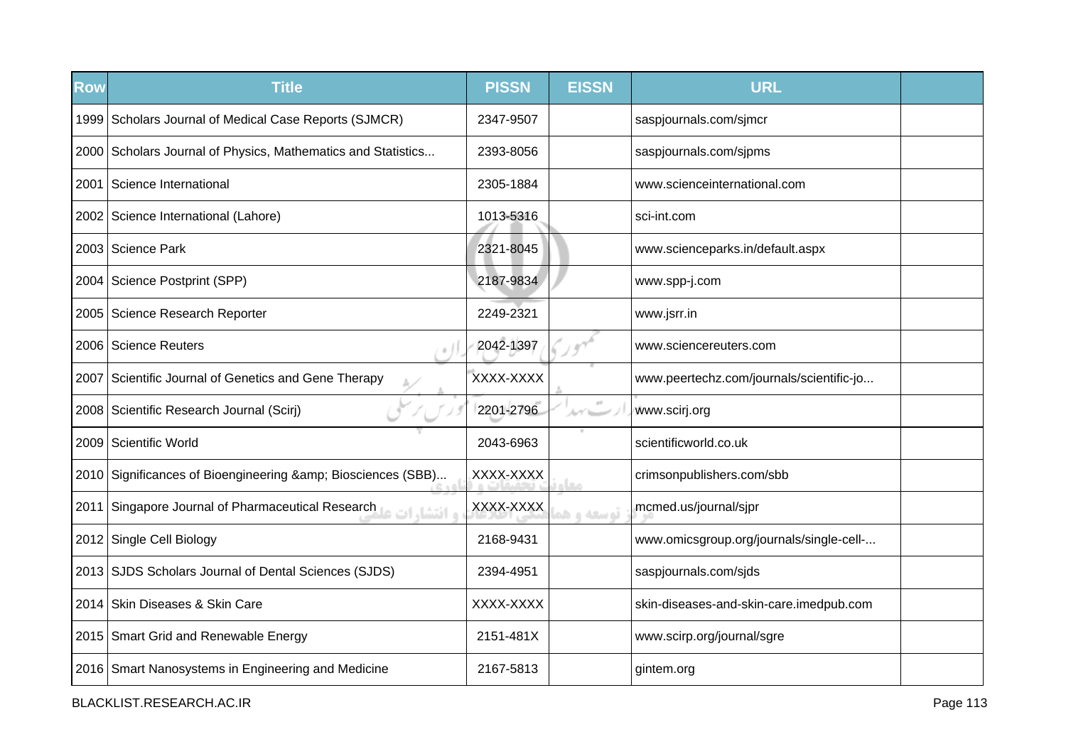| Row | Title | PISSN | EISSN | URL | |
|---|---|---|---|---|---|
| 1999 | Scholars Journal of Medical Case Reports (SJMCR) | 2347-9507 | | saspjournals.com/sjmcr | |
| 2000 | Scholars Journal of Physics, Mathematics and Statistics... | 2393-8056 | | saspjournals.com/sjpms | |
| 2001 | Science International | 2305-1884 | | www.scienceinternational.com | |
| 2002 | Science International (Lahore) | 1013-5316 | | sci-int.com | |
| 2003 | Science Park | 2321-8045 | | www.scienceparks.in/default.aspx | |
| 2004 | Science Postprint (SPP) | 2187-9834 | | www.spp-j.com | |
| 2005 | Science Research Reporter | 2249-2321 | | www.jsrr.in | |
| 2006 | Science Reuters | 2042-1397 | | www.sciencereuters.com | |
| 2007 | Scientific Journal of Genetics and Gene Therapy | XXXX-XXXX | | www.peertechz.com/journals/scientific-jo... | |
| 2008 | Scientific Research Journal (Scirj) | 2201-2796 | | www.scirj.org | |
| 2009 | Scientific World | 2043-6963 | | scientificworld.co.uk | |
| 2010 | Significances of Bioengineering &amp; Biosciences (SBB)... | XXXX-XXXX | | crimsonpublishers.com/sbb | |
| 2011 | Singapore Journal of Pharmaceutical Research | XXXX-XXXX | | mcmed.us/journal/sjpr | |
| 2012 | Single Cell Biology | 2168-9431 | | www.omicsgroup.org/journals/single-cell-... | |
| 2013 | SJDS Scholars Journal of Dental Sciences (SJDS) | 2394-4951 | | saspjournals.com/sjds | |
| 2014 | Skin Diseases & Skin Care | XXXX-XXXX | | skin-diseases-and-skin-care.imedpub.com | |
| 2015 | Smart Grid and Renewable Energy | 2151-481X | | www.scirp.org/journal/sgre | |
| 2016 | Smart Nanosystems in Engineering and Medicine | 2167-5813 | | gintem.org | |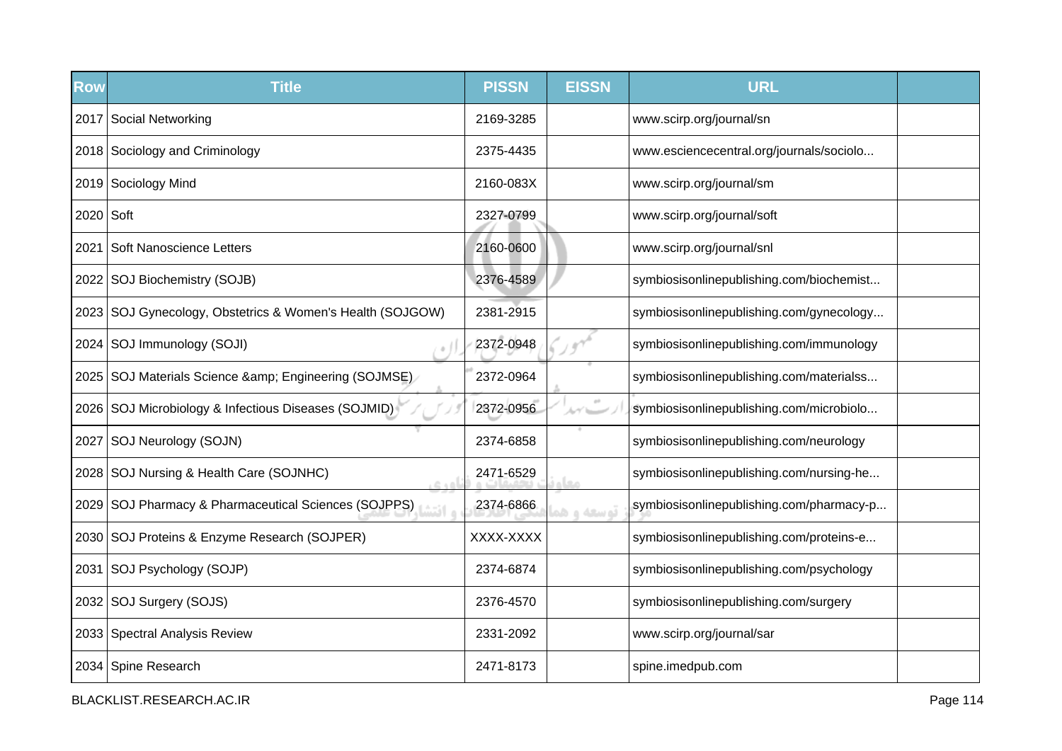| Row | Title | PISSN | EISSN | URL | |
|---|---|---|---|---|---|
| 2017 | Social Networking | 2169-3285 | | www.scirp.org/journal/sn | |
| 2018 | Sociology and Criminology | 2375-4435 | | www.esciencecentral.org/journals/sociolo... | |
| 2019 | Sociology Mind | 2160-083X | | www.scirp.org/journal/sm | |
| 2020 | Soft | 2327-0799 | | www.scirp.org/journal/soft | |
| 2021 | Soft Nanoscience Letters | 2160-0600 | | www.scirp.org/journal/snl | |
| 2022 | SOJ Biochemistry (SOJB) | 2376-4589 | | symbiosisonlinepublishing.com/biochemist... | |
| 2023 | SOJ Gynecology, Obstetrics & Women's Health (SOJGOW) | 2381-2915 | | symbiosisonlinepublishing.com/gynecology... | |
| 2024 | SOJ Immunology (SOJI) | 2372-0948 | | symbiosisonlinepublishing.com/immunology | |
| 2025 | SOJ Materials Science &amp; Engineering (SOJMSE) | 2372-0964 | | symbiosisonlinepublishing.com/materialss... | |
| 2026 | SOJ Microbiology & Infectious Diseases (SOJMID) | 2372-0956 | | symbiosisonlinepublishing.com/microbiolo... | |
| 2027 | SOJ Neurology (SOJN) | 2374-6858 | | symbiosisonlinepublishing.com/neurology | |
| 2028 | SOJ Nursing & Health Care (SOJNHC) | 2471-6529 | | symbiosisonlinepublishing.com/nursing-he... | |
| 2029 | SOJ Pharmacy & Pharmaceutical Sciences (SOJPPS) | 2374-6866 | | symbiosisonlinepublishing.com/pharmacy-p... | |
| 2030 | SOJ Proteins & Enzyme Research (SOJPER) | XXXX-XXXX | | symbiosisonlinepublishing.com/proteins-e... | |
| 2031 | SOJ Psychology (SOJP) | 2374-6874 | | symbiosisonlinepublishing.com/psychology | |
| 2032 | SOJ Surgery (SOJS) | 2376-4570 | | symbiosisonlinepublishing.com/surgery | |
| 2033 | Spectral Analysis Review | 2331-2092 | | www.scirp.org/journal/sar | |
| 2034 | Spine Research | 2471-8173 | | spine.imedpub.com | |

BLACKLIST.RESEARCH.AC.IR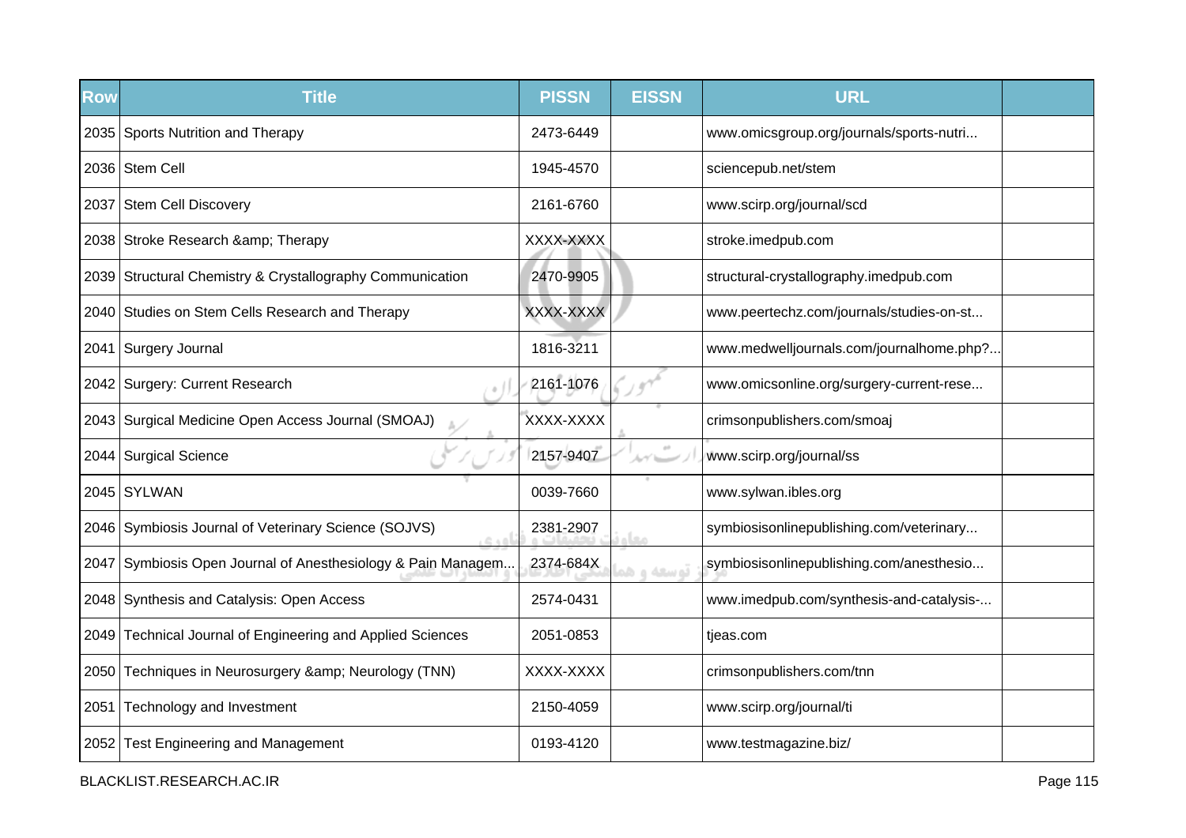| Row | Title | PISSN | EISSN | URL | |
|---|---|---|---|---|---|
| 2035 | Sports Nutrition and Therapy | 2473-6449 | | www.omicsgroup.org/journals/sports-nutri... | |
| 2036 | Stem Cell | 1945-4570 | | sciencepub.net/stem | |
| 2037 | Stem Cell Discovery | 2161-6760 | | www.scirp.org/journal/scd | |
| 2038 | Stroke Research &amp; Therapy | XXXX-XXXX | | stroke.imedpub.com | |
| 2039 | Structural Chemistry & Crystallography Communication | 2470-9905 | | structural-crystallography.imedpub.com | |
| 2040 | Studies on Stem Cells Research and Therapy | XXXX-XXXX | | www.peertechz.com/journals/studies-on-st... | |
| 2041 | Surgery Journal | 1816-3211 | | www.medwelljournals.com/journalhome.php?... | |
| 2042 | Surgery: Current Research | 2161-1076 | | www.omicsonline.org/surgery-current-rese... | |
| 2043 | Surgical Medicine Open Access Journal (SMOAJ) | XXXX-XXXX | | crimsonpublishers.com/smoaj | |
| 2044 | Surgical Science | 2157-9407 | | www.scirp.org/journal/ss | |
| 2045 | SYLWAN | 0039-7660 | | www.sylwan.ibles.org | |
| 2046 | Symbiosis Journal of Veterinary Science (SOJVS) | 2381-2907 | | symbiosisonlinepublishing.com/veterinary... | |
| 2047 | Symbiosis Open Journal of Anesthesiology & Pain Managem... | 2374-684X | | symbiosisonlinepublishing.com/anesthesio... | |
| 2048 | Synthesis and Catalysis: Open Access | 2574-0431 | | www.imedpub.com/synthesis-and-catalysis-... | |
| 2049 | Technical Journal of Engineering and Applied Sciences | 2051-0853 | | tjeas.com | |
| 2050 | Techniques in Neurosurgery &amp; Neurology (TNN) | XXXX-XXXX | | crimsonpublishers.com/tnn | |
| 2051 | Technology and Investment | 2150-4059 | | www.scirp.org/journal/ti | |
| 2052 | Test Engineering and Management | 0193-4120 | | www.testmagazine.biz/ | |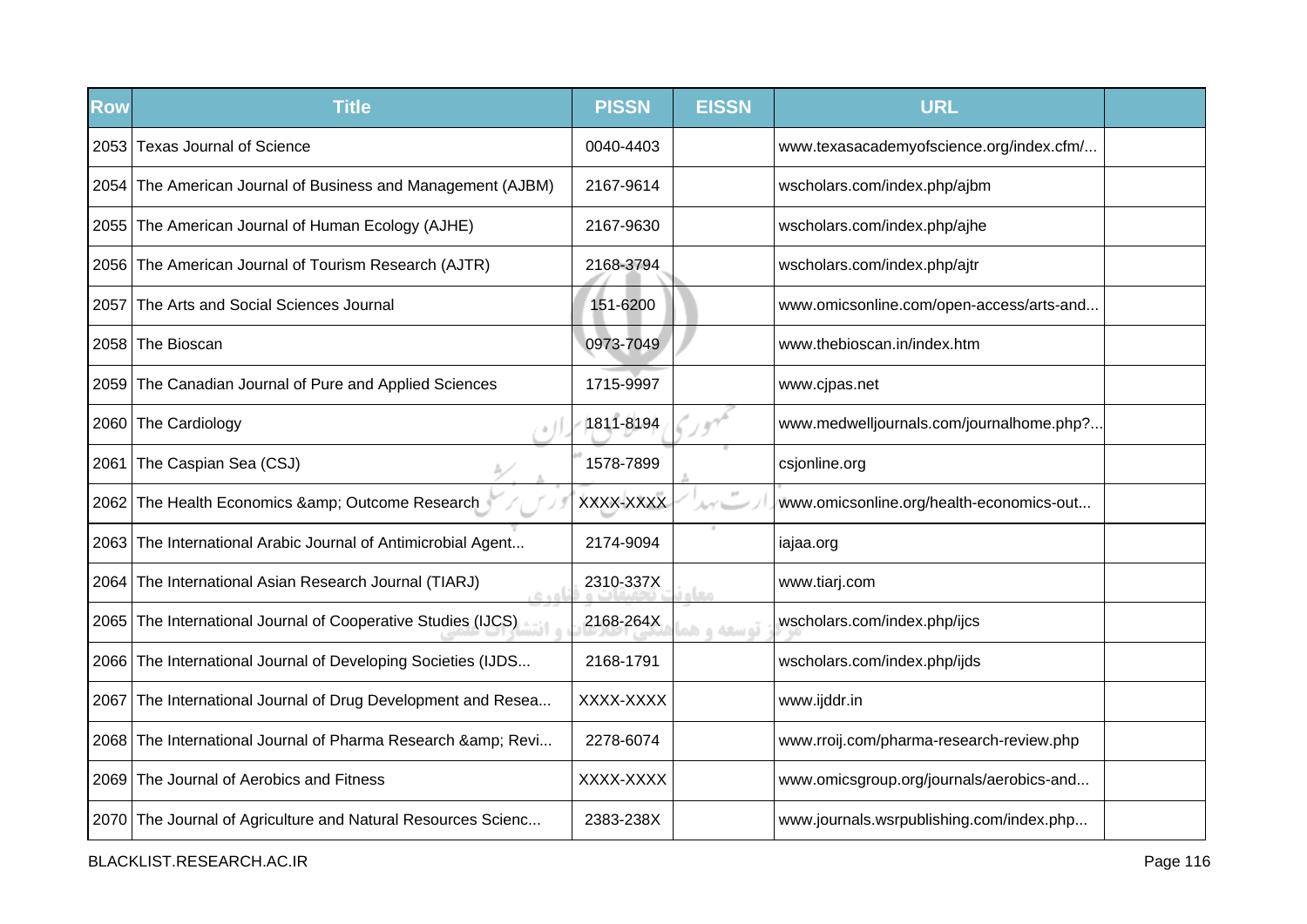| Row | Title | PISSN | EISSN | URL | |
|---|---|---|---|---|---|
| 2053 | Texas Journal of Science | 0040-4403 | | www.texasacademyofscience.org/index.cfm/... | |
| 2054 | The American Journal of Business and Management (AJBM) | 2167-9614 | | wscholars.com/index.php/ajbm | |
| 2055 | The American Journal of Human Ecology (AJHE) | 2167-9630 | | wscholars.com/index.php/ajhe | |
| 2056 | The American Journal of Tourism Research (AJTR) | 2168-3794 | | wscholars.com/index.php/ajtr | |
| 2057 | The Arts and Social Sciences Journal | 151-6200 | | www.omicsonline.com/open-access/arts-and... | |
| 2058 | The Bioscan | 0973-7049 | | www.thebioscan.in/index.htm | |
| 2059 | The Canadian Journal of Pure and Applied Sciences | 1715-9997 | | www.cjpas.net | |
| 2060 | The Cardiology | 1811-8194 | | www.medwelljournals.com/journalhome.php?... | |
| 2061 | The Caspian Sea (CSJ) | 1578-7899 | | csjonline.org | |
| 2062 | The Health Economics &amp; Outcome Research | XXXX-XXXX | | www.omicsonline.org/health-economics-out... | |
| 2063 | The International Arabic Journal of Antimicrobial Agent... | 2174-9094 | | iajaa.org | |
| 2064 | The International Asian Research Journal (TIARJ) | 2310-337X | | www.tiarj.com | |
| 2065 | The International Journal of Cooperative Studies (IJCS) | 2168-264X | | wscholars.com/index.php/ijcs | |
| 2066 | The International Journal of Developing Societies (IJDS... | 2168-1791 | | wscholars.com/index.php/ijds | |
| 2067 | The International Journal of Drug Development and Resea... | XXXX-XXXX | | www.ijddr.in | |
| 2068 | The International Journal of Pharma Research &amp; Revi... | 2278-6074 | | www.rroij.com/pharma-research-review.php | |
| 2069 | The Journal of Aerobics and Fitness | XXXX-XXXX | | www.omicsgroup.org/journals/aerobics-and... | |
| 2070 | The Journal of Agriculture and Natural Resources Scienc... | 2383-238X | | www.journals.wsrpublishing.com/index.php... | |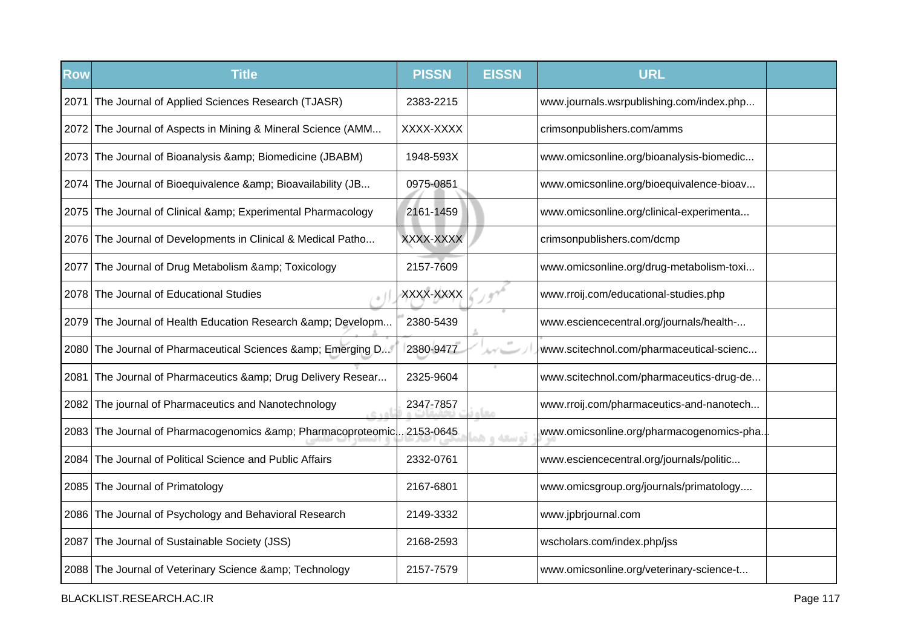| Row | Title | PISSN | EISSN | URL | |
|---|---|---|---|---|---|
| 2071 | The Journal of Applied Sciences Research (TJASR) | 2383-2215 | | www.journals.wsrpublishing.com/index.php... | |
| 2072 | The Journal of Aspects in Mining & Mineral Science (AMM... | XXXX-XXXX | | crimsonpublishers.com/amms | |
| 2073 | The Journal of Bioanalysis &amp; Biomedicine (JBABM) | 1948-593X | | www.omicsonline.org/bioanalysis-biomedic... | |
| 2074 | The Journal of Bioequivalence &amp; Bioavailability (JB... | 0975-0851 | | www.omicsonline.org/bioequivalence-bioav... | |
| 2075 | The Journal of Clinical &amp; Experimental Pharmacology | 2161-1459 | | www.omicsonline.org/clinical-experimenta... | |
| 2076 | The Journal of Developments in Clinical & Medical Patho... | XXXX-XXXX | | crimsonpublishers.com/dcmp | |
| 2077 | The Journal of Drug Metabolism &amp; Toxicology | 2157-7609 | | www.omicsonline.org/drug-metabolism-toxi... | |
| 2078 | The Journal of Educational Studies | XXXX-XXXX | | www.rroij.com/educational-studies.php | |
| 2079 | The Journal of Health Education Research &amp; Developm... | 2380-5439 | | www.esciencecentral.org/journals/health-... | |
| 2080 | The Journal of Pharmaceutical Sciences &amp; Emerging D... | 2380-9477 | | www.scitechnol.com/pharmaceutical-scienc... | |
| 2081 | The Journal of Pharmaceutics &amp; Drug Delivery Resear... | 2325-9604 | | www.scitechnol.com/pharmaceutics-drug-de... | |
| 2082 | The journal of Pharmaceutics and Nanotechnology | 2347-7857 | | www.rroij.com/pharmaceutics-and-nanotech... | |
| 2083 | The Journal of Pharmacogenomics &amp; Pharmacoproteomic... | 2153-0645 | | www.omicsonline.org/pharmacogenomics-pha... | |
| 2084 | The Journal of Political Science and Public Affairs | 2332-0761 | | www.esciencecentral.org/journals/politic... | |
| 2085 | The Journal of Primatology | 2167-6801 | | www.omicsgroup.org/journals/primatology.... | |
| 2086 | The Journal of Psychology and Behavioral Research | 2149-3332 | | www.jpbrjournal.com | |
| 2087 | The Journal of Sustainable Society (JSS) | 2168-2593 | | wscholars.com/index.php/jss | |
| 2088 | The Journal of Veterinary Science &amp; Technology | 2157-7579 | | www.omicsonline.org/veterinary-science-t... | |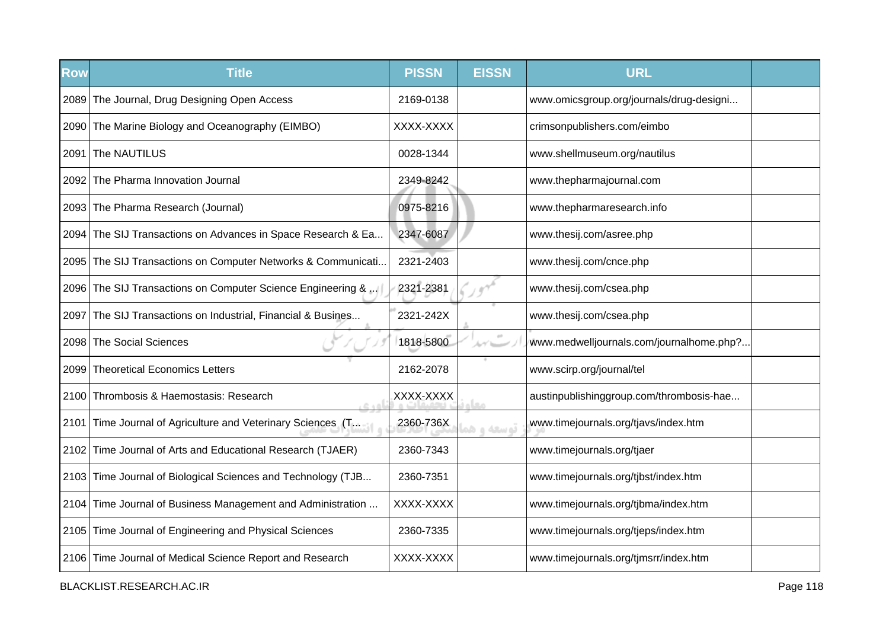| Row | Title | PISSN | EISSN | URL | |
|---|---|---|---|---|---|
| 2089 | The Journal, Drug Designing Open Access | 2169-0138 | | www.omicsgroup.org/journals/drug-designi... | |
| 2090 | The Marine Biology and Oceanography (EIMBO) | XXXX-XXXX | | crimsonpublishers.com/eimbo | |
| 2091 | The NAUTILUS | 0028-1344 | | www.shellmuseum.org/nautilus | |
| 2092 | The Pharma Innovation Journal | 2349-8242 | | www.thepharmajournal.com | |
| 2093 | The Pharma Research (Journal) | 0975-8216 | | www.thepharmaresearch.info | |
| 2094 | The SIJ Transactions on Advances in Space Research & Ea... | 2347-6087 | | www.thesij.com/asree.php | |
| 2095 | The SIJ Transactions on Computer Networks & Communicati... | 2321-2403 | | www.thesij.com/cnce.php | |
| 2096 | The SIJ Transactions on Computer Science Engineering & ... | 2321-2381 | | www.thesij.com/csea.php | |
| 2097 | The SIJ Transactions on Industrial, Financial & Busines... | 2321-242X | | www.thesij.com/csea.php | |
| 2098 | The Social Sciences | 1818-5800 | | www.medwelljournals.com/journalhome.php?... | |
| 2099 | Theoretical Economics Letters | 2162-2078 | | www.scirp.org/journal/tel | |
| 2100 | Thrombosis & Haemostasis: Research | XXXX-XXXX | | austinpublishinggroup.com/thrombosis-hae... | |
| 2101 | Time Journal of Agriculture and Veterinary Sciences (T... | 2360-736X | | www.timejournals.org/tjavs/index.htm | |
| 2102 | Time Journal of Arts and Educational Research (TJAER) | 2360-7343 | | www.timejournals.org/tjaer | |
| 2103 | Time Journal of Biological Sciences and Technology (TJB... | 2360-7351 | | www.timejournals.org/tjbst/index.htm | |
| 2104 | Time Journal of Business Management and Administration ... | XXXX-XXXX | | www.timejournals.org/tjbma/index.htm | |
| 2105 | Time Journal of Engineering and Physical Sciences | 2360-7335 | | www.timejournals.org/tjeps/index.htm | |
| 2106 | Time Journal of Medical Science Report and Research | XXXX-XXXX | | www.timejournals.org/tjmsrr/index.htm | |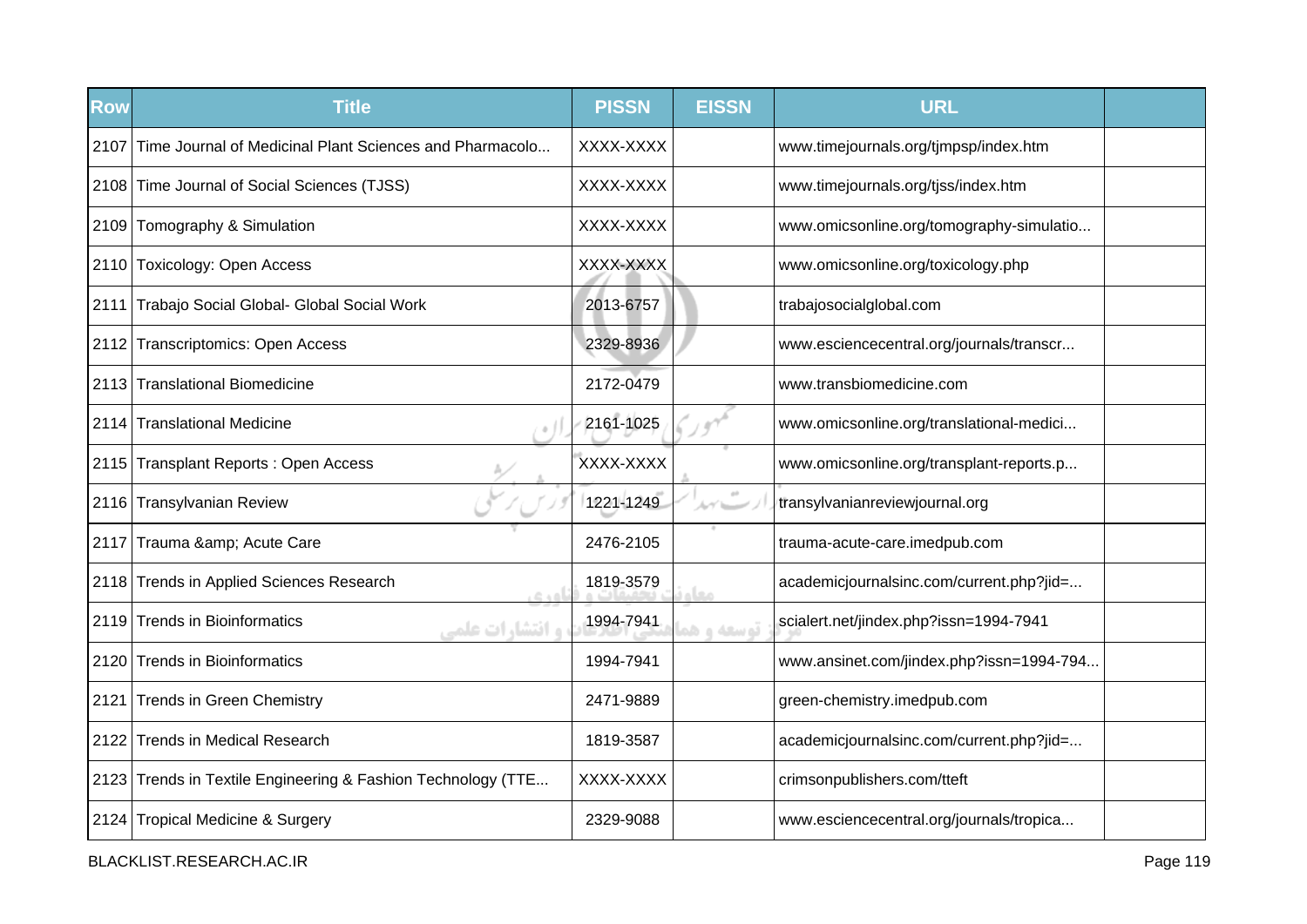| Row | Title | PISSN | EISSN | URL | |
|---|---|---|---|---|---|
| 2107 | Time Journal of Medicinal Plant Sciences and Pharmacolo... | XXXX-XXXX | | www.timejournals.org/tjmpsp/index.htm | |
| 2108 | Time Journal of Social Sciences (TJSS) | XXXX-XXXX | | www.timejournals.org/tjss/index.htm | |
| 2109 | Tomography & Simulation | XXXX-XXXX | | www.omicsonline.org/tomography-simulatio... | |
| 2110 | Toxicology: Open Access | XXXX-XXXX | | www.omicsonline.org/toxicology.php | |
| 2111 | Trabajo Social Global- Global Social Work | 2013-6757 | | trabajosocialglobal.com | |
| 2112 | Transcriptomics: Open Access | 2329-8936 | | www.esciencecentral.org/journals/transcr... | |
| 2113 | Translational Biomedicine | 2172-0479 | | www.transbiomedicine.com | |
| 2114 | Translational Medicine | 2161-1025 | | www.omicsonline.org/translational-medici... | |
| 2115 | Transplant Reports : Open Access | XXXX-XXXX | | www.omicsonline.org/transplant-reports.p... | |
| 2116 | Transylvanian Review | 1221-1249 | | transylvanianreviewjournal.org | |
| 2117 | Trauma &amp; Acute Care | 2476-2105 | | trauma-acute-care.imedpub.com | |
| 2118 | Trends in Applied Sciences Research | 1819-3579 | | academicjournalsinc.com/current.php?jid=... | |
| 2119 | Trends in Bioinformatics | 1994-7941 | | scialert.net/jindex.php?issn=1994-7941 | |
| 2120 | Trends in Bioinformatics | 1994-7941 | | www.ansinet.com/jindex.php?issn=1994-794... | |
| 2121 | Trends in Green Chemistry | 2471-9889 | | green-chemistry.imedpub.com | |
| 2122 | Trends in Medical Research | 1819-3587 | | academicjournalsinc.com/current.php?jid=... | |
| 2123 | Trends in Textile Engineering & Fashion Technology (TTE... | XXXX-XXXX | | crimsonpublishers.com/tteft | |
| 2124 | Tropical Medicine & Surgery | 2329-9088 | | www.esciencecentral.org/journals/tropica... | |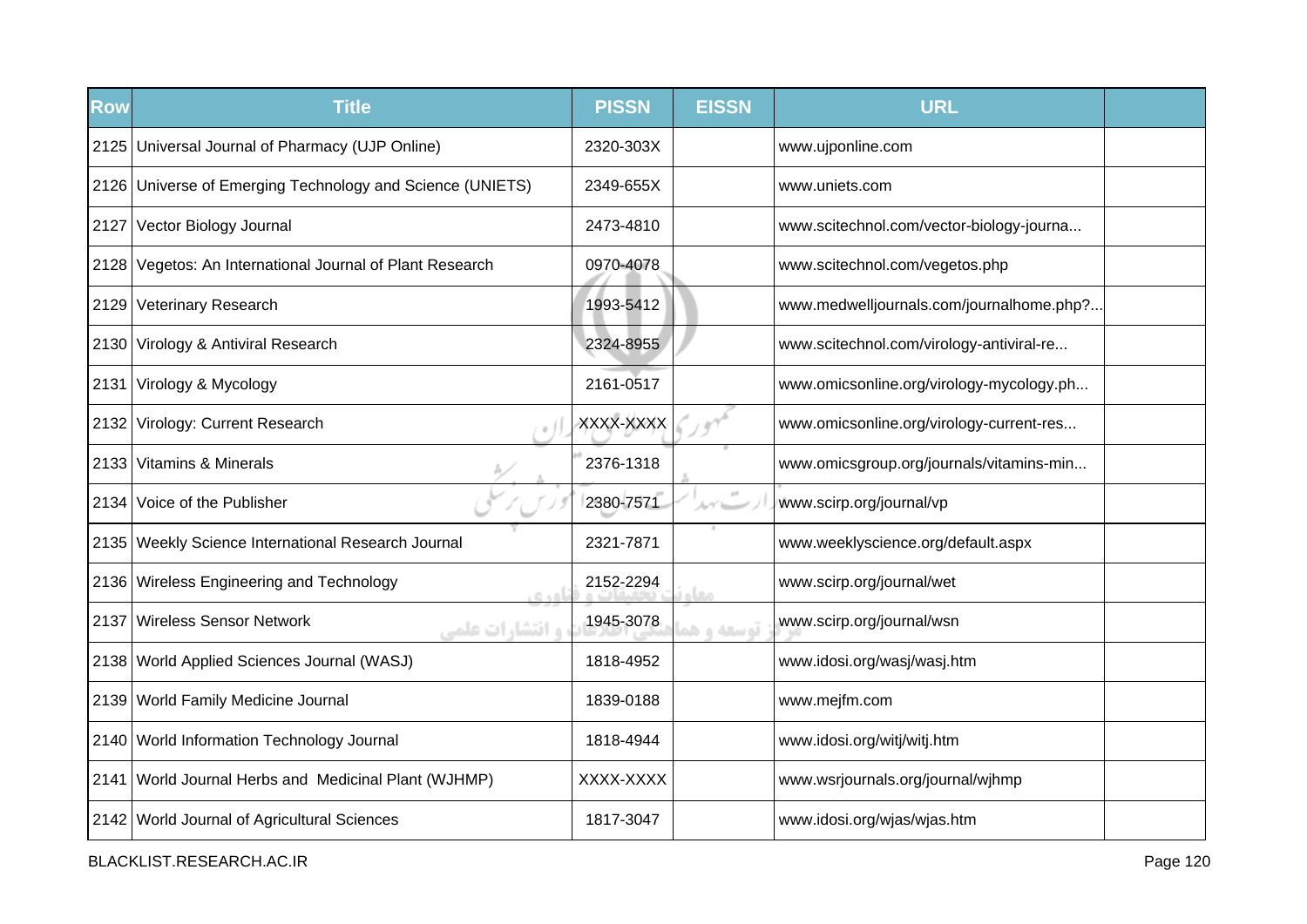| Row | Title | PISSN | EISSN | URL | |
|---|---|---|---|---|---|
| 2125 | Universal Journal of Pharmacy (UJP Online) | 2320-303X | | www.ujponline.com | |
| 2126 | Universe of Emerging Technology and Science (UNIETS) | 2349-655X | | www.uniets.com | |
| 2127 | Vector Biology Journal | 2473-4810 | | www.scitechnol.com/vector-biology-journa... | |
| 2128 | Vegetos: An International Journal of Plant Research | 0970-4078 | | www.scitechnol.com/vegetos.php | |
| 2129 | Veterinary Research | 1993-5412 | | www.medwelljournals.com/journalhome.php?... | |
| 2130 | Virology & Antiviral Research | 2324-8955 | | www.scitechnol.com/virology-antiviral-re... | |
| 2131 | Virology & Mycology | 2161-0517 | | www.omicsonline.org/virology-mycology.ph... | |
| 2132 | Virology: Current Research | XXXX-XXXX | | www.omicsonline.org/virology-current-res... | |
| 2133 | Vitamins & Minerals | 2376-1318 | | www.omicsgroup.org/journals/vitamins-min... | |
| 2134 | Voice of the Publisher | 2380-7571 | | www.scirp.org/journal/vp | |
| 2135 | Weekly Science International Research Journal | 2321-7871 | | www.weeklyscience.org/default.aspx | |
| 2136 | Wireless Engineering and Technology | 2152-2294 | | www.scirp.org/journal/wet | |
| 2137 | Wireless Sensor Network | 1945-3078 | | www.scirp.org/journal/wsn | |
| 2138 | World Applied Sciences Journal (WASJ) | 1818-4952 | | www.idosi.org/wasj/wasj.htm | |
| 2139 | World Family Medicine Journal | 1839-0188 | | www.mejfm.com | |
| 2140 | World Information Technology Journal | 1818-4944 | | www.idosi.org/witj/witj.htm | |
| 2141 | World Journal Herbs and Medicinal Plant (WJHMP) | XXXX-XXXX | | www.wsrjournals.org/journal/wjhmp | |
| 2142 | World Journal of Agricultural Sciences | 1817-3047 | | www.idosi.org/wjas/wjas.htm | |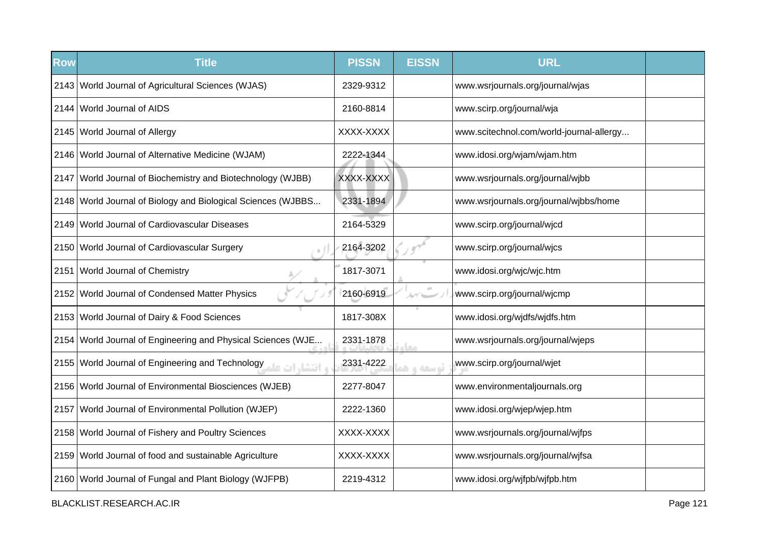| Row | Title | PISSN | EISSN | URL | |
|---|---|---|---|---|---|
| 2143 | World Journal of Agricultural Sciences (WJAS) | 2329-9312 | | www.wsrjournals.org/journal/wjas | |
| 2144 | World Journal of AIDS | 2160-8814 | | www.scirp.org/journal/wja | |
| 2145 | World Journal of Allergy | XXXX-XXXX | | www.scitechnol.com/world-journal-allergy... | |
| 2146 | World Journal of Alternative Medicine (WJAM) | 2222-1344 | | www.idosi.org/wjam/wjam.htm | |
| 2147 | World Journal of Biochemistry and Biotechnology (WJBB) | XXXX-XXXX | | www.wsrjournals.org/journal/wjbb | |
| 2148 | World Journal of Biology and Biological Sciences (WJBBS... | 2331-1894 | | www.wsrjournals.org/journal/wjbbs/home | |
| 2149 | World Journal of Cardiovascular Diseases | 2164-5329 | | www.scirp.org/journal/wjcd | |
| 2150 | World Journal of Cardiovascular Surgery | 2164-3202 | | www.scirp.org/journal/wjcs | |
| 2151 | World Journal of Chemistry | 1817-3071 | | www.idosi.org/wjc/wjc.htm | |
| 2152 | World Journal of Condensed Matter Physics | 2160-6919 | | www.scirp.org/journal/wjcmp | |
| 2153 | World Journal of Dairy & Food Sciences | 1817-308X | | www.idosi.org/wjdfs/wjdfs.htm | |
| 2154 | World Journal of Engineering and Physical Sciences (WJE... | 2331-1878 | | www.wsrjournals.org/journal/wjeps | |
| 2155 | World Journal of Engineering and Technology | 2331-4222 | | www.scirp.org/journal/wjet | |
| 2156 | World Journal of Environmental Biosciences (WJEB) | 2277-8047 | | www.environmentaljournals.org | |
| 2157 | World Journal of Environmental Pollution (WJEP) | 2222-1360 | | www.idosi.org/wjep/wjep.htm | |
| 2158 | World Journal of Fishery and Poultry Sciences | XXXX-XXXX | | www.wsrjournals.org/journal/wjfps | |
| 2159 | World Journal of food and sustainable Agriculture | XXXX-XXXX | | www.wsrjournals.org/journal/wjfsa | |
| 2160 | World Journal of Fungal and Plant Biology (WJFPB) | 2219-4312 | | www.idosi.org/wjfpb/wjfpb.htm | |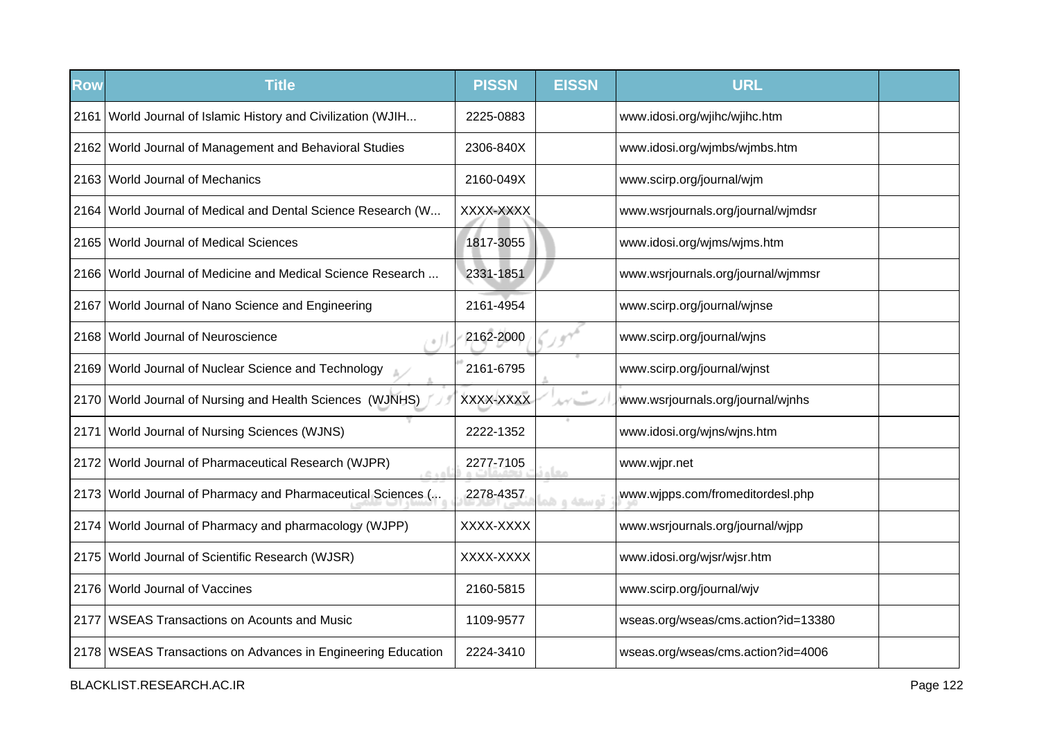| Row | Title | PISSN | EISSN | URL | |
|---|---|---|---|---|---|
| 2161 | World Journal of Islamic History and Civilization (WJIH... | 2225-0883 | | www.idosi.org/wjihc/wjihc.htm | |
| 2162 | World Journal of Management and Behavioral Studies | 2306-840X | | www.idosi.org/wjmbs/wjmbs.htm | |
| 2163 | World Journal of Mechanics | 2160-049X | | www.scirp.org/journal/wjm | |
| 2164 | World Journal of Medical and Dental Science Research (W... | XXXX-XXXX | | www.wsrjournals.org/journal/wjmdsr | |
| 2165 | World Journal of Medical Sciences | 1817-3055 | | www.idosi.org/wjms/wjms.htm | |
| 2166 | World Journal of Medicine and Medical Science Research ... | 2331-1851 | | www.wsrjournals.org/journal/wjmmsr | |
| 2167 | World Journal of Nano Science and Engineering | 2161-4954 | | www.scirp.org/journal/wjnse | |
| 2168 | World Journal of Neuroscience | 2162-2000 | | www.scirp.org/journal/wjns | |
| 2169 | World Journal of Nuclear Science and Technology | 2161-6795 | | www.scirp.org/journal/wjnst | |
| 2170 | World Journal of Nursing and Health Sciences (WJNHS) | XXXX-XXXX | | www.wsrjournals.org/journal/wjnhs | |
| 2171 | World Journal of Nursing Sciences (WJNS) | 2222-1352 | | www.idosi.org/wjns/wjns.htm | |
| 2172 | World Journal of Pharmaceutical Research (WJPR) | 2277-7105 | | www.wjpr.net | |
| 2173 | World Journal of Pharmacy and Pharmaceutical Sciences (... | 2278-4357 | | www.wjpps.com/fromeditordesl.php | |
| 2174 | World Journal of Pharmacy and pharmacology (WJPP) | XXXX-XXXX | | www.wsrjournals.org/journal/wjpp | |
| 2175 | World Journal of Scientific Research (WJSR) | XXXX-XXXX | | www.idosi.org/wjsr/wjsr.htm | |
| 2176 | World Journal of Vaccines | 2160-5815 | | www.scirp.org/journal/wjv | |
| 2177 | WSEAS Transactions on Acounts and Music | 1109-9577 | | wseas.org/wseas/cms.action?id=13380 | |
| 2178 | WSEAS Transactions on Advances in Engineering Education | 2224-3410 | | wseas.org/wseas/cms.action?id=4006 | |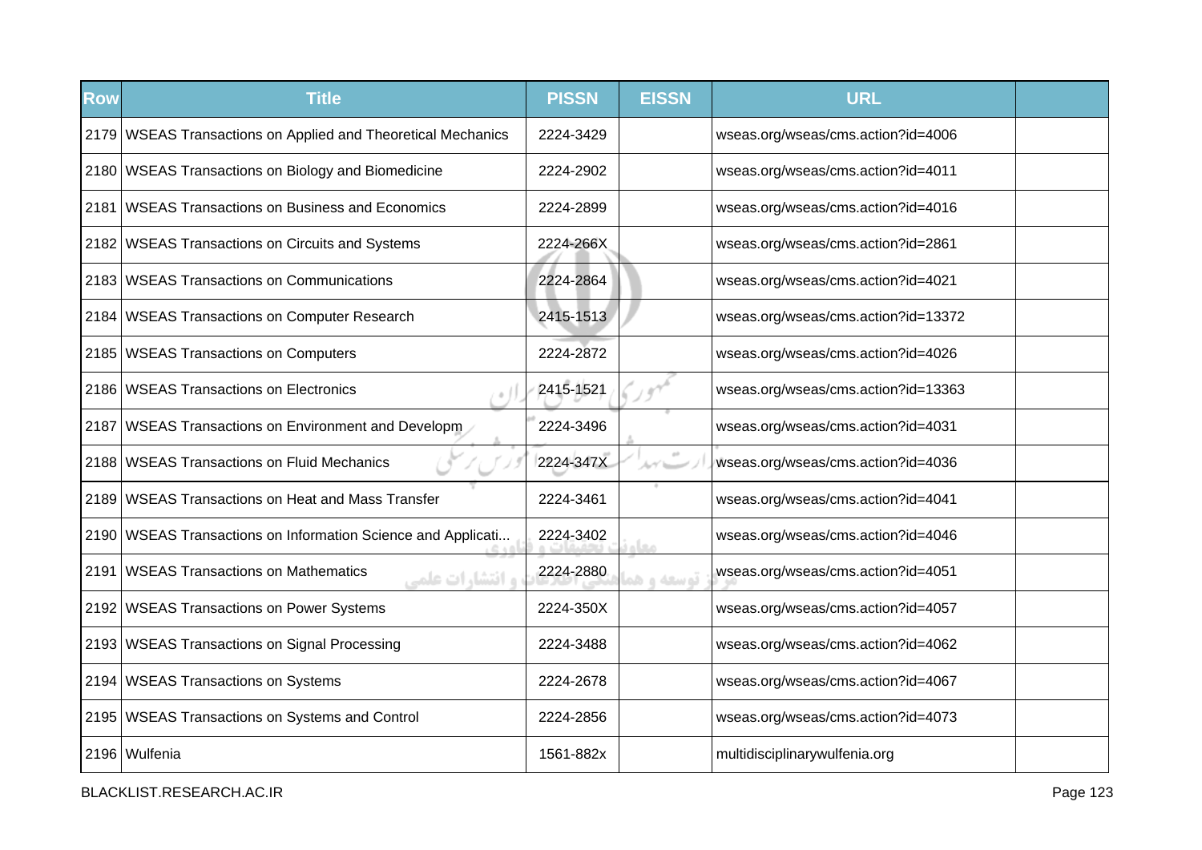| Row | Title | PISSN | EISSN | URL | |
|---|---|---|---|---|---|
| 2179 | WSEAS Transactions on Applied and Theoretical Mechanics | 2224-3429 | | wseas.org/wseas/cms.action?id=4006 | |
| 2180 | WSEAS Transactions on Biology and Biomedicine | 2224-2902 | | wseas.org/wseas/cms.action?id=4011 | |
| 2181 | WSEAS Transactions on Business and Economics | 2224-2899 | | wseas.org/wseas/cms.action?id=4016 | |
| 2182 | WSEAS Transactions on Circuits and Systems | 2224-266X | | wseas.org/wseas/cms.action?id=2861 | |
| 2183 | WSEAS Transactions on Communications | 2224-2864 | | wseas.org/wseas/cms.action?id=4021 | |
| 2184 | WSEAS Transactions on Computer Research | 2415-1513 | | wseas.org/wseas/cms.action?id=13372 | |
| 2185 | WSEAS Transactions on Computers | 2224-2872 | | wseas.org/wseas/cms.action?id=4026 | |
| 2186 | WSEAS Transactions on Electronics | 2415-1521 | | wseas.org/wseas/cms.action?id=13363 | |
| 2187 | WSEAS Transactions on Environment and Developm | 2224-3496 | | wseas.org/wseas/cms.action?id=4031 | |
| 2188 | WSEAS Transactions on Fluid Mechanics | 2224-347X | | wseas.org/wseas/cms.action?id=4036 | |
| 2189 | WSEAS Transactions on Heat and Mass Transfer | 2224-3461 | | wseas.org/wseas/cms.action?id=4041 | |
| 2190 | WSEAS Transactions on Information Science and Applicati... | 2224-3402 | | wseas.org/wseas/cms.action?id=4046 | |
| 2191 | WSEAS Transactions on Mathematics | 2224-2880 | | wseas.org/wseas/cms.action?id=4051 | |
| 2192 | WSEAS Transactions on Power Systems | 2224-350X | | wseas.org/wseas/cms.action?id=4057 | |
| 2193 | WSEAS Transactions on Signal Processing | 2224-3488 | | wseas.org/wseas/cms.action?id=4062 | |
| 2194 | WSEAS Transactions on Systems | 2224-2678 | | wseas.org/wseas/cms.action?id=4067 | |
| 2195 | WSEAS Transactions on Systems and Control | 2224-2856 | | wseas.org/wseas/cms.action?id=4073 | |
| 2196 | Wulfenia | 1561-882x | | multidisciplinarywulfenia.org | |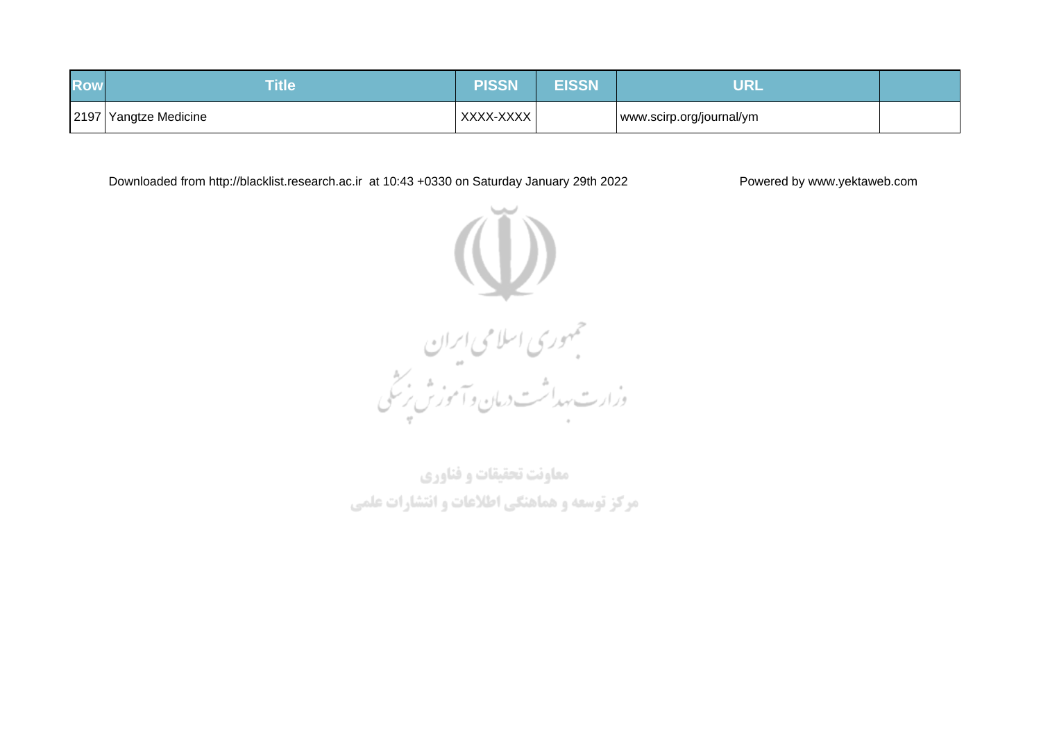| Row | Title | PISSN | EISSN | URL | |
|---|---|---|---|---|---|
| 2197 | Yangtze Medicine | XXXX-XXXX | | www.scirp.org/journal/ym | |

Downloaded from http://blacklist.research.ac.ir at 10:43 +0330 on Saturday January 29th 2022 Powered by www.yektaweb.com

جمهوری اسلامی ایران

وزارت بهداشت درمان و آموزش پزشکی

معاونت تحقیقات و فناوری

مرکز توسعه و هماهنگی اطلاعات و انتشارات علمی